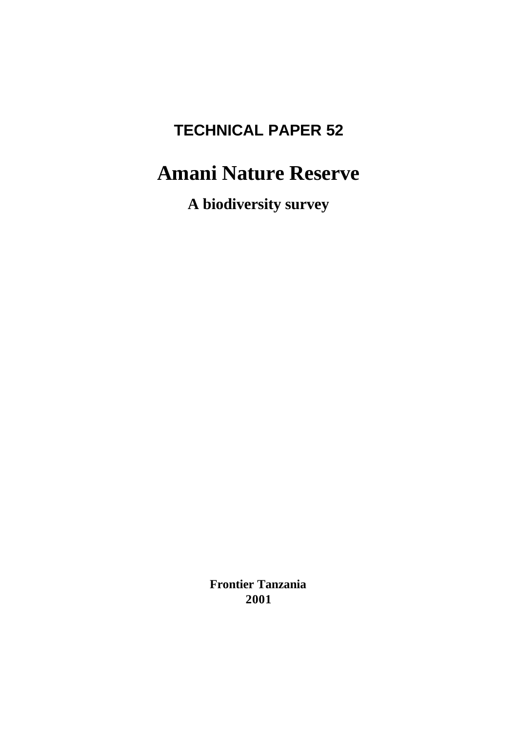## TECHNICAL PAPER 52

# Amani Nature Reserve

**A biodiversity survey**

**Frontier Tanzania**
**2001**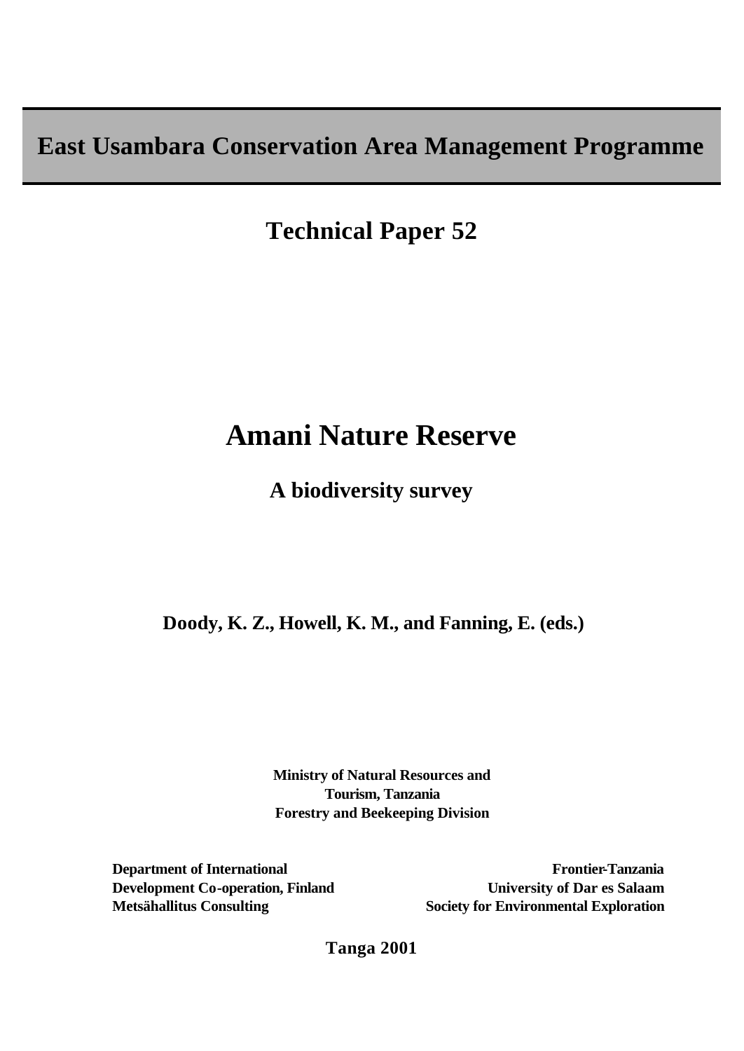# East Usambara Conservation Area Management Programme

## Technical Paper 52

# Amani Nature Reserve

## A biodiversity survey

**Doody, K. Z., Howell, K. M., and Fanning, E. (eds.)**

**Ministry of Natural Resources and Tourism, Tanzania**
**Forestry and Beekeeping Division**

**Department of International Development Co-operation, Finland**
**Metsähallitus Consulting**

**Frontier-Tanzania**
**University of Dar es Salaam**
**Society for Environmental Exploration**

**Tanga 2001**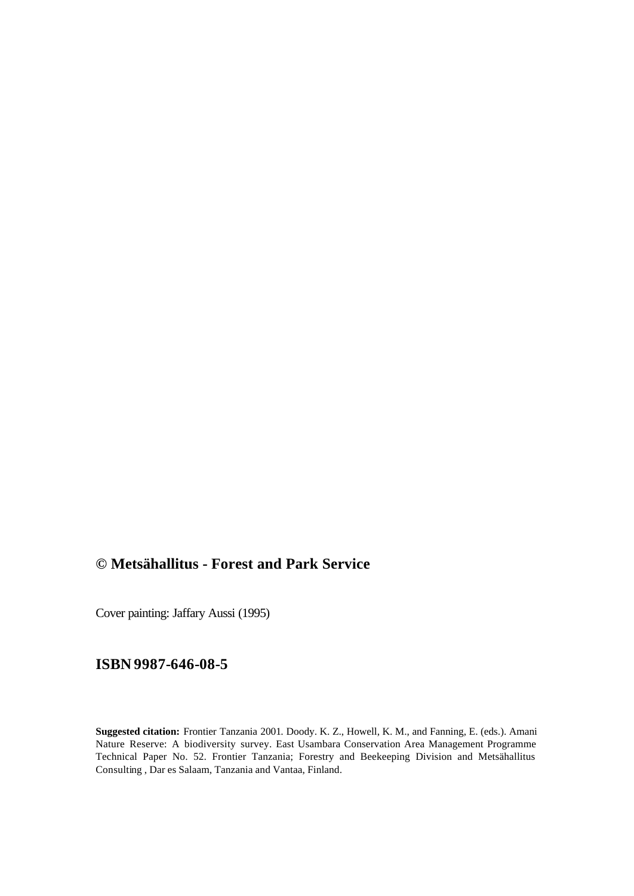**© Metsähallitus - Forest and Park Service**

Cover painting: Jaffary Aussi (1995)

**ISBN 9987-646-08-5**

**Suggested citation:** Frontier Tanzania 2001. Doody. K. Z., Howell, K. M., and Fanning, E. (eds.). Amani Nature Reserve: A biodiversity survey. East Usambara Conservation Area Management Programme Technical Paper No. 52. Frontier Tanzania; Forestry and Beekeeping Division and Metsähallitus Consulting , Dar es Salaam, Tanzania and Vantaa, Finland.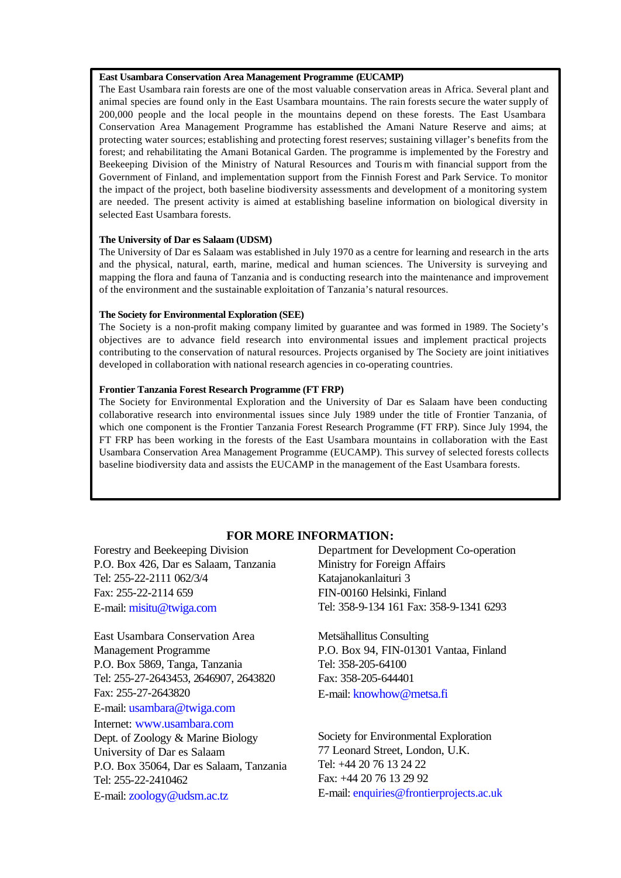**East Usambara Conservation Area Management Programme (EUCAMP)**

The East Usambara rain forests are one of the most valuable conservation areas in Africa. Several plant and animal species are found only in the East Usambara mountains. The rain forests secure the water supply of 200,000 people and the local people in the mountains depend on these forests. The East Usambara Conservation Area Management Programme has established the Amani Nature Reserve and aims; at protecting water sources; establishing and protecting forest reserves; sustaining villager's benefits from the forest; and rehabilitating the Amani Botanical Garden. The programme is implemented by the Forestry and Beekeeping Division of the Ministry of Natural Resources and Tourism with financial support from the Government of Finland, and implementation support from the Finnish Forest and Park Service. To monitor the impact of the project, both baseline biodiversity assessments and development of a monitoring system are needed. The present activity is aimed at establishing baseline information on biological diversity in selected East Usambara forests.

**The University of Dar es Salaam (UDSM)**

The University of Dar es Salaam was established in July 1970 as a centre for learning and research in the arts and the physical, natural, earth, marine, medical and human sciences. The University is surveying and mapping the flora and fauna of Tanzania and is conducting research into the maintenance and improvement of the environment and the sustainable exploitation of Tanzania's natural resources.

**The Society for Environmental Exploration (SEE)**

The Society is a non-profit making company limited by guarantee and was formed in 1989. The Society's objectives are to advance field research into environmental issues and implement practical projects contributing to the conservation of natural resources. Projects organised by The Society are joint initiatives developed in collaboration with national research agencies in co-operating countries.

**Frontier Tanzania Forest Research Programme (FT FRP)**

The Society for Environmental Exploration and the University of Dar es Salaam have been conducting collaborative research into environmental issues since July 1989 under the title of Frontier Tanzania, of which one component is the Frontier Tanzania Forest Research Programme (FT FRP). Since July 1994, the FT FRP has been working in the forests of the East Usambara mountains in collaboration with the East Usambara Conservation Area Management Programme (EUCAMP). This survey of selected forests collects baseline biodiversity data and assists the EUCAMP in the management of the East Usambara forests.

## FOR MORE INFORMATION:

Forestry and Beekeeping Division
P.O. Box 426, Dar es Salaam, Tanzania
Tel: 255-22-2111 062/3/4
Fax: 255-22-2114 659
E-mail: misitu@twiga.com

East Usambara Conservation Area Management Programme
P.O. Box 5869, Tanga, Tanzania
Tel: 255-27-2643453, 2646907, 2643820
Fax: 255-27-2643820
E-mail: usambara@twiga.com
Internet: www.usambara.com

Dept. of Zoology & Marine Biology
University of Dar es Salaam
P.O. Box 35064, Dar es Salaam, Tanzania
Tel: 255-22-2410462
E-mail: zoology@udsm.ac.tz

Department for Development Co-operation
Ministry for Foreign Affairs
Katajanokanlaituri 3
FIN-00160 Helsinki, Finland
Tel: 358-9-134 161 Fax: 358-9-1341 6293

Metsähallitus Consulting
P.O. Box 94, FIN-01301 Vantaa, Finland
Tel: 358-205-64100
Fax: 358-205-644401
E-mail: knowhow@metsa.fi

Society for Environmental Exploration
77 Leonard Street, London, U.K.
Tel: +44 20 76 13 24 22
Fax: +44 20 76 13 29 92
E-mail: enquiries@frontierprojects.ac.uk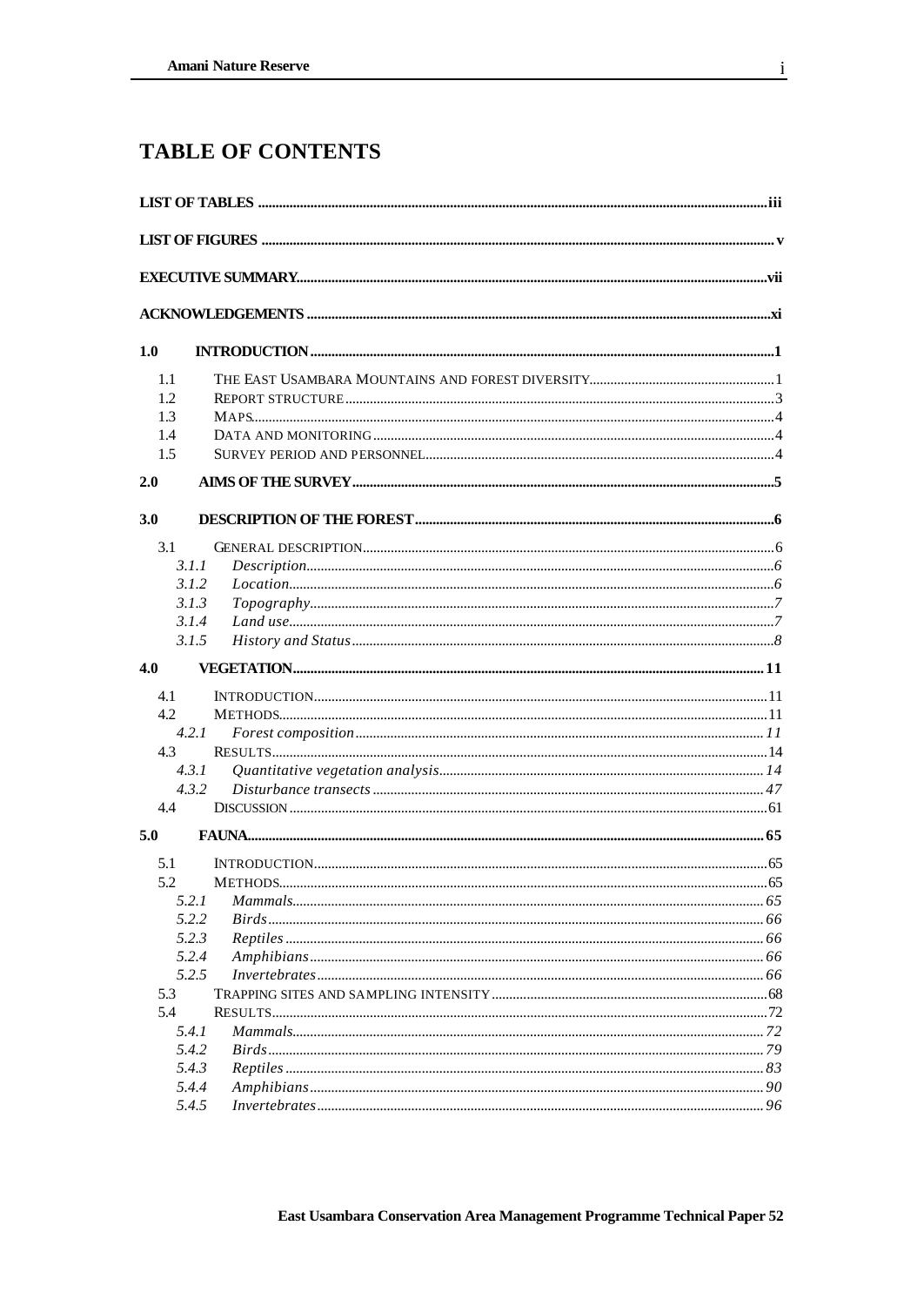# TABLE OF CONTENTS

**LIST OF TABLES** ..... iii

**LIST OF FIGURES** ..... v

**EXECUTIVE SUMMARY** ..... vii

**ACKNOWLEDGEMENTS** ..... xi

**1.0 INTRODUCTION** ..... 1

- 1.1 THE EAST USAMBARA MOUNTAINS AND FOREST DIVERSITY ..... 1
- 1.2 REPORT STRUCTURE ..... 3
- 1.3 MAPS ..... 4
- 1.4 DATA AND MONITORING ..... 4
- 1.5 SURVEY PERIOD AND PERSONNEL ..... 4

**2.0 AIMS OF THE SURVEY** ..... 5

**3.0 DESCRIPTION OF THE FOREST** ..... 6

- 3.1 GENERAL DESCRIPTION ..... 6
  - *3.1.1 Description* ..... 6
  - *3.1.2 Location* ..... 6
  - *3.1.3 Topography* ..... 7
  - *3.1.4 Land use* ..... 7
  - *3.1.5 History and Status* ..... 8

**4.0 VEGETATION** ..... 11

- 4.1 INTRODUCTION ..... 11
- 4.2 METHODS ..... 11
  - *4.2.1 Forest composition* ..... 11
- 4.3 RESULTS ..... 14
  - *4.3.1 Quantitative vegetation analysis* ..... 14
  - *4.3.2 Disturbance transects* ..... 47
- 4.4 DISCUSSION ..... 61

**5.0 FAUNA** ..... 65

- 5.1 INTRODUCTION ..... 65
- 5.2 METHODS ..... 65
  - *5.2.1 Mammals* ..... 65
  - *5.2.2 Birds* ..... 66
  - *5.2.3 Reptiles* ..... 66
  - *5.2.4 Amphibians* ..... 66
  - *5.2.5 Invertebrates* ..... 66
- 5.3 TRAPPING SITES AND SAMPLING INTENSITY ..... 68
- 5.4 RESULTS ..... 72
  - *5.4.1 Mammals* ..... 72
  - *5.4.2 Birds* ..... 79
  - *5.4.3 Reptiles* ..... 83
  - *5.4.4 Amphibians* ..... 90
  - *5.4.5 Invertebrates* ..... 96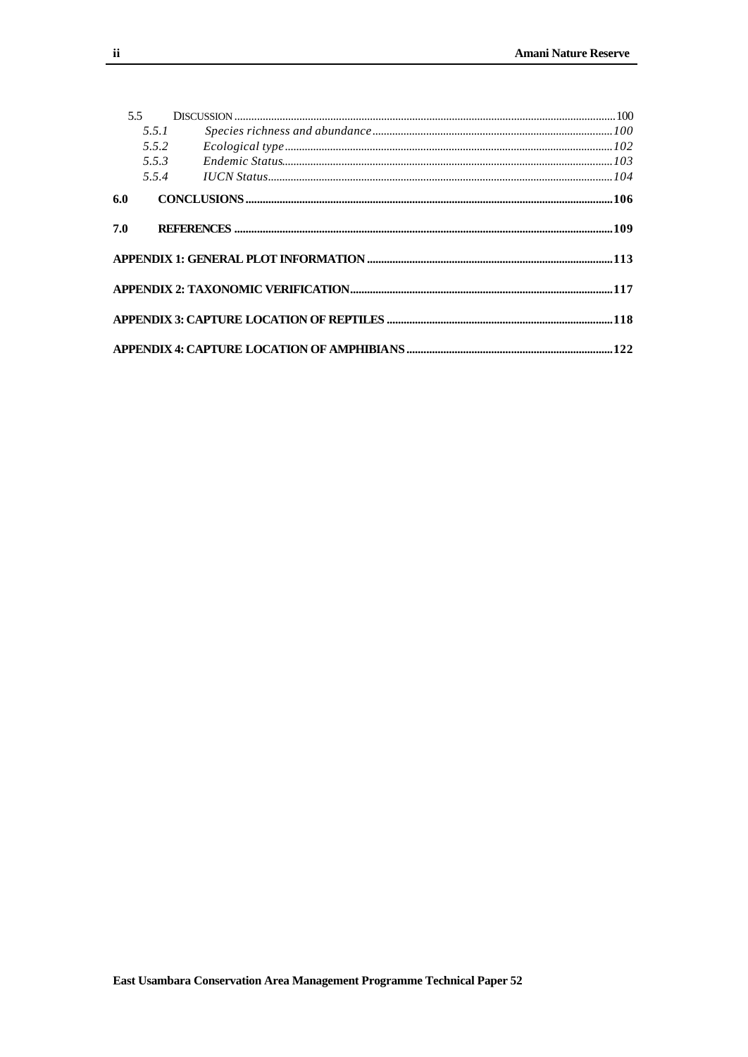5.5 DISCUSSION ........................................................................................................................................100

*5.5.1 Species richness and abundance ......................................................................................100*

*5.5.2 Ecological type .................................................................................................................102*

*5.5.3 Endemic Status.................................................................................................................103*

*5.5.4 IUCN Status......................................................................................................................104*

**6.0 CONCLUSIONS ....................................................................................................................106**

**7.0 REFERENCES .......................................................................................................................109**

**APPENDIX 1: GENERAL PLOT INFORMATION ..........................................................................113**

**APPENDIX 2: TAXONOMIC VERIFICATION...............................................................................117**

**APPENDIX 3: CAPTURE LOCATION OF REPTILES ....................................................................118**

**APPENDIX 4: CAPTURE LOCATION OF AMPHIBIANS .............................................................122**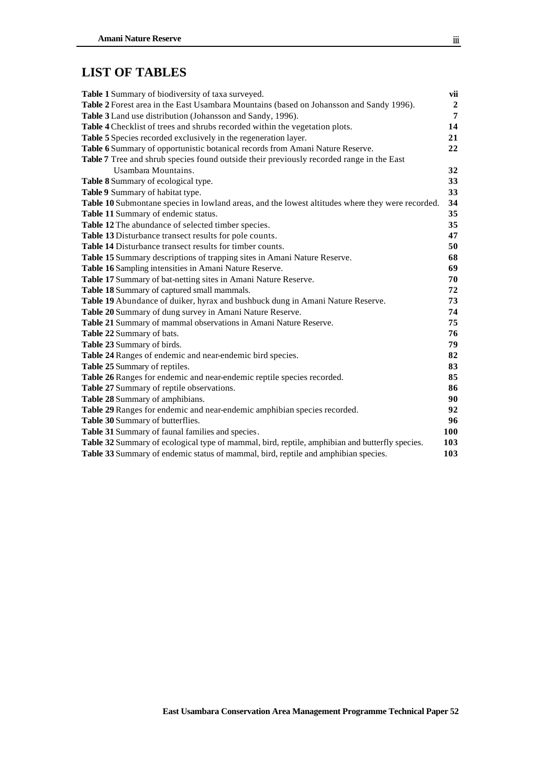# LIST OF TABLES

| | |
|---|---|
| **Table 1** Summary of biodiversity of taxa surveyed. | **vii** |
| **Table 2** Forest area in the East Usambara Mountains (based on Johansson and Sandy 1996). | **2** |
| **Table 3** Land use distribution (Johansson and Sandy, 1996). | **7** |
| **Table 4** Checklist of trees and shrubs recorded within the vegetation plots. | **14** |
| **Table 5** Species recorded exclusively in the regeneration layer. | **21** |
| **Table 6** Summary of opportunistic botanical records from Amani Nature Reserve. | **22** |
| **Table 7** Tree and shrub species found outside their previously recorded range in the East Usambara Mountains. | **32** |
| **Table 8** Summary of ecological type. | **33** |
| **Table 9** Summary of habitat type. | **33** |
| **Table 10** Submontane species in lowland areas, and the lowest altitudes where they were recorded. | **34** |
| **Table 11** Summary of endemic status. | **35** |
| **Table 12** The abundance of selected timber species. | **35** |
| **Table 13** Disturbance transect results for pole counts. | **47** |
| **Table 14** Disturbance transect results for timber counts. | **50** |
| **Table 15** Summary descriptions of trapping sites in Amani Nature Reserve. | **68** |
| **Table 16** Sampling intensities in Amani Nature Reserve. | **69** |
| **Table 17** Summary of bat-netting sites in Amani Nature Reserve. | **70** |
| **Table 18** Summary of captured small mammals. | **72** |
| **Table 19** Abundance of duiker, hyrax and bushbuck dung in Amani Nature Reserve. | **73** |
| **Table 20** Summary of dung survey in Amani Nature Reserve. | **74** |
| **Table 21** Summary of mammal observations in Amani Nature Reserve. | **75** |
| **Table 22** Summary of bats. | **76** |
| **Table 23** Summary of birds. | **79** |
| **Table 24** Ranges of endemic and near-endemic bird species. | **82** |
| **Table 25** Summary of reptiles. | **83** |
| **Table 26** Ranges for endemic and near-endemic reptile species recorded. | **85** |
| **Table 27** Summary of reptile observations. | **86** |
| **Table 28** Summary of amphibians. | **90** |
| **Table 29** Ranges for endemic and near-endemic amphibian species recorded. | **92** |
| **Table 30** Summary of butterflies. | **96** |
| **Table 31** Summary of faunal families and species. | **100** |
| **Table 32** Summary of ecological type of mammal, bird, reptile, amphibian and butterfly species. | **103** |
| **Table 33** Summary of endemic status of mammal, bird, reptile and amphibian species. | **103** |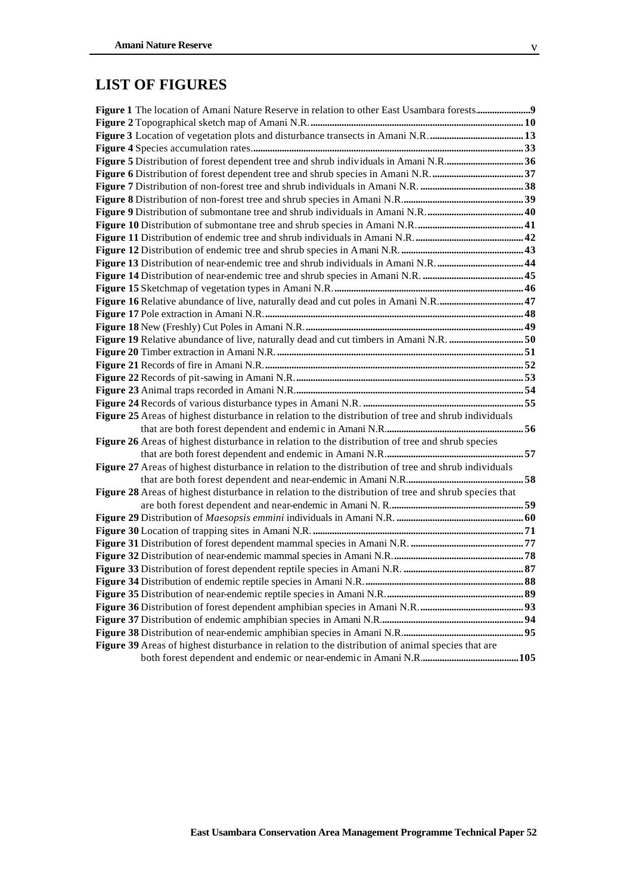## LIST OF FIGURES

**Figure 1** The location of Amani Nature Reserve in relation to other East Usambara forests......................9
**Figure 2** Topographical sketch map of Amani N.R. ........................................................................................10
**Figure 3** Location of vegetation plots and disturbance transects in Amani N.R. ........................................13
**Figure 4** Species accumulation rates..................................................................................................................33
**Figure 5** Distribution of forest dependent tree and shrub individuals in Amani N.R. .................................36
**Figure 6** Distribution of forest dependent tree and shrub species in Amani N.R. .......................................37
**Figure 7** Distribution of non-forest tree and shrub individuals in Amani N.R. ..........................................38
**Figure 8** Distribution of non-forest tree and shrub species in Amani N.R. ...................................................39
**Figure 9** Distribution of submontane tree and shrub individuals in Amani N.R. ........................................40
**Figure 10** Distribution of submontane tree and shrub species in Amani N.R. ...........................................41
**Figure 11** Distribution of endemic tree and shrub individuals in Amani N.R. ............................................42
**Figure 12** Distribution of endemic tree and shrub species in Amani N.R. ..................................................43
**Figure 13** Distribution of near-endemic tree and shrub individuals in Amani N.R. ....................................44
**Figure 14** Distribution of near-endemic tree and shrub species in Amani N.R. ..........................................45
**Figure 15** Sketchmap of vegetation types in Amani N.R. ..............................................................................46
**Figure 16** Relative abundance of live, naturally dead and cut poles in Amani N.R. ...................................47
**Figure 17** Pole extraction in Amani N.R. ..........................................................................................................48
**Figure 18** New (Freshly) Cut Poles in Amani N.R. ........................................................................................49
**Figure 19** Relative abundance of live, naturally dead and cut timbers in Amani N.R. ................................50
**Figure 20** Timber extraction in Amani N.R. .....................................................................................................51
**Figure 21** Records of fire in Amani N.R. ..........................................................................................................52
**Figure 22** Records of pit-sawing in Amani N.R. ..............................................................................................53
**Figure 23** Animal traps recorded in Amani N.R. .............................................................................................54
**Figure 24** Records of various disturbance types in Amani N.R. ...................................................................55
**Figure 25** Areas of highest disturbance in relation to the distribution of tree and shrub individuals that are both forest dependent and endemic in Amani N.R. ..........................................................56
**Figure 26** Areas of highest disturbance in relation to the distribution of tree and shrub species that are both forest dependent and endemic in Amani N.R. ..........................................................57
**Figure 27** Areas of highest disturbance in relation to the distribution of tree and shrub individuals that are both forest dependent and near-endemic in Amani N.R. ................................................58
**Figure 28** Areas of highest disturbance in relation to the distribution of tree and shrub species that are both forest dependent and near-endemic in Amani N. R. ........................................................59
**Figure 29** Distribution of *Maesopsis emmini* individuals in Amani N.R. ....................................................60
**Figure 30** Location of trapping sites in Amani N.R. .......................................................................................71
**Figure 31** Distribution of forest dependent mammal species in Amani N.R. ..............................................77
**Figure 32** Distribution of near-endemic mammal species in Amani N.R. ......................................................78
**Figure 33** Distribution of forest dependent reptile species in Amani N.R. ..................................................87
**Figure 34** Distribution of endemic reptile species in Amani N.R. .................................................................88
**Figure 35** Distribution of near-endemic reptile species in Amani N.R. .........................................................89
**Figure 36** Distribution of forest dependent amphibian species in Amani N.R. ...........................................93
**Figure 37** Distribution of endemic amphibian species in Amani N.R. ...........................................................94
**Figure 38** Distribution of near-endemic amphibian species in Amani N.R. ..................................................95
**Figure 39** Areas of highest disturbance in relation to the distribution of animal species that are both forest dependent and endemic or near-endemic in Amani N.R. ........................................105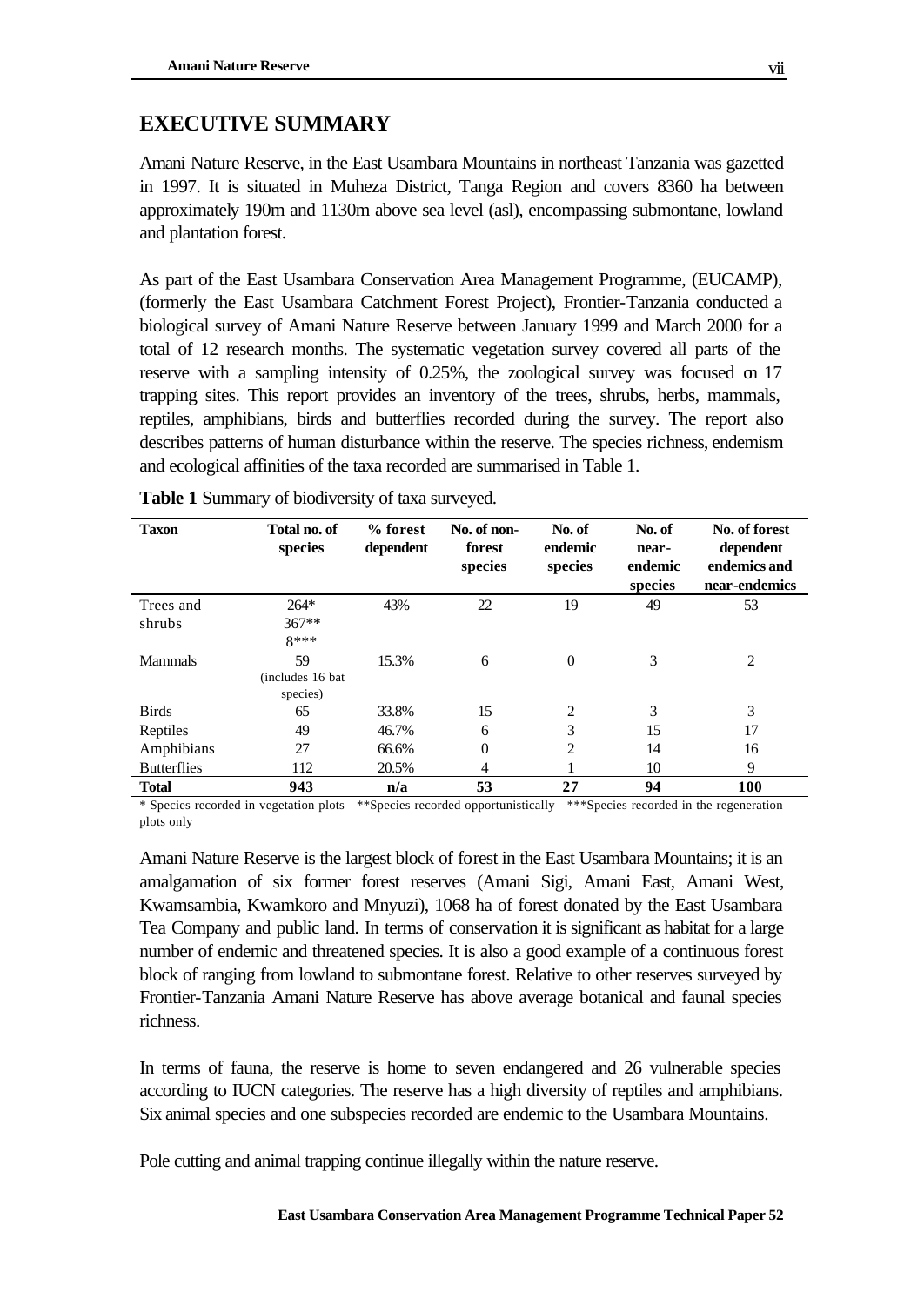## EXECUTIVE SUMMARY

Amani Nature Reserve, in the East Usambara Mountains in northeast Tanzania was gazetted in 1997. It is situated in Muheza District, Tanga Region and covers 8360 ha between approximately 190m and 1130m above sea level (asl), encompassing submontane, lowland and plantation forest.

As part of the East Usambara Conservation Area Management Programme, (EUCAMP), (formerly the East Usambara Catchment Forest Project), Frontier-Tanzania conducted a biological survey of Amani Nature Reserve between January 1999 and March 2000 for a total of 12 research months. The systematic vegetation survey covered all parts of the reserve with a sampling intensity of 0.25%, the zoological survey was focused on 17 trapping sites. This report provides an inventory of the trees, shrubs, herbs, mammals, reptiles, amphibians, birds and butterflies recorded during the survey. The report also describes patterns of human disturbance within the reserve. The species richness, endemism and ecological affinities of the taxa recorded are summarised in Table 1.

**Table 1** Summary of biodiversity of taxa surveyed.

| Taxon | Total no. of species | % forest dependent | No. of non-forest species | No. of endemic species | No. of near-endemic species | No. of forest dependent endemics and near-endemics |
|---|---|---|---|---|---|---|
| Trees and shrubs | 264* 367** 8*** | 43% | 22 | 19 | 49 | 53 |
| Mammals | 59 (includes 16 bat species) | 15.3% | 6 | 0 | 3 | 2 |
| Birds | 65 | 33.8% | 15 | 2 | 3 | 3 |
| Reptiles | 49 | 46.7% | 6 | 3 | 15 | 17 |
| Amphibians | 27 | 66.6% | 0 | 2 | 14 | 16 |
| Butterflies | 112 | 20.5% | 4 | 1 | 10 | 9 |
| **Total** | **943** | **n/a** | **53** | **27** | **94** | **100** |

\* Species recorded in vegetation plots \*\*Species recorded opportunistically \*\*\*Species recorded in the regeneration plots only

Amani Nature Reserve is the largest block of forest in the East Usambara Mountains; it is an amalgamation of six former forest reserves (Amani Sigi, Amani East, Amani West, Kwamsambia, Kwamkoro and Mnyuzi), 1068 ha of forest donated by the East Usambara Tea Company and public land. In terms of conservation it is significant as habitat for a large number of endemic and threatened species. It is also a good example of a continuous forest block of ranging from lowland to submontane forest. Relative to other reserves surveyed by Frontier-Tanzania Amani Nature Reserve has above average botanical and faunal species richness.

In terms of fauna, the reserve is home to seven endangered and 26 vulnerable species according to IUCN categories. The reserve has a high diversity of reptiles and amphibians. Six animal species and one subspecies recorded are endemic to the Usambara Mountains.

Pole cutting and animal trapping continue illegally within the nature reserve.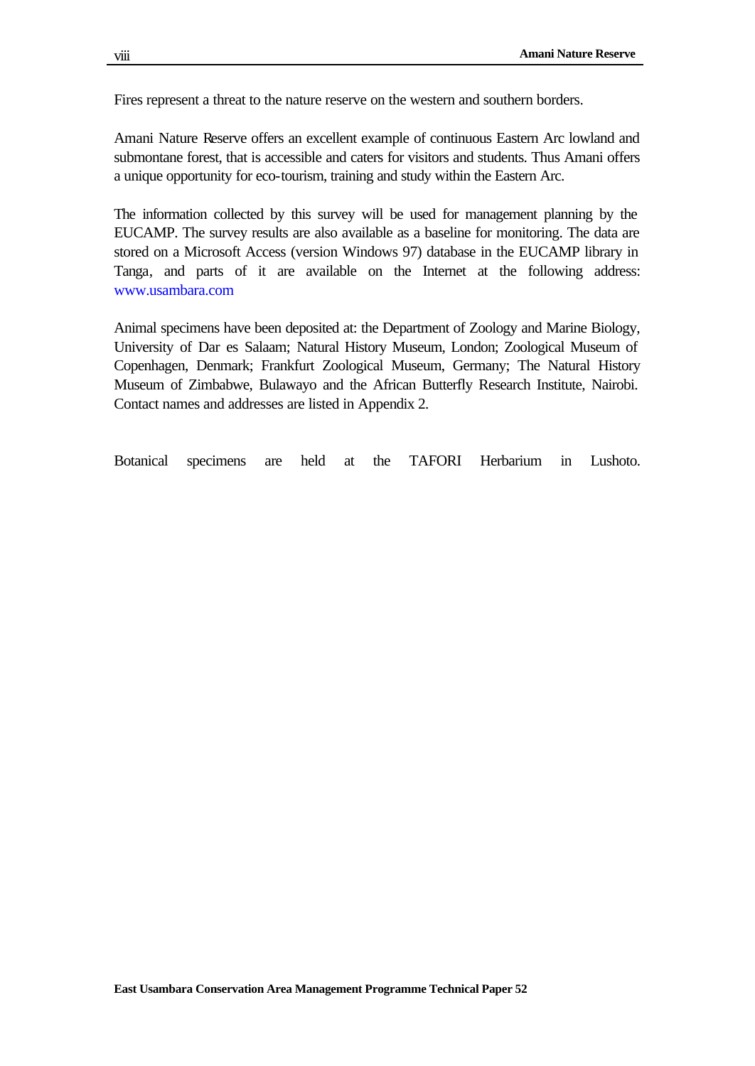Fires represent a threat to the nature reserve on the western and southern borders.

Amani Nature Reserve offers an excellent example of continuous Eastern Arc lowland and submontane forest, that is accessible and caters for visitors and students. Thus Amani offers a unique opportunity for eco-tourism, training and study within the Eastern Arc.

The information collected by this survey will be used for management planning by the EUCAMP. The survey results are also available as a baseline for monitoring. The data are stored on a Microsoft Access (version Windows 97) database in the EUCAMP library in Tanga, and parts of it are available on the Internet at the following address: www.usambara.com

Animal specimens have been deposited at: the Department of Zoology and Marine Biology, University of Dar es Salaam; Natural History Museum, London; Zoological Museum of Copenhagen, Denmark; Frankfurt Zoological Museum, Germany; The Natural History Museum of Zimbabwe, Bulawayo and the African Butterfly Research Institute, Nairobi. Contact names and addresses are listed in Appendix 2.

Botanical specimens are held at the TAFORI Herbarium in Lushoto.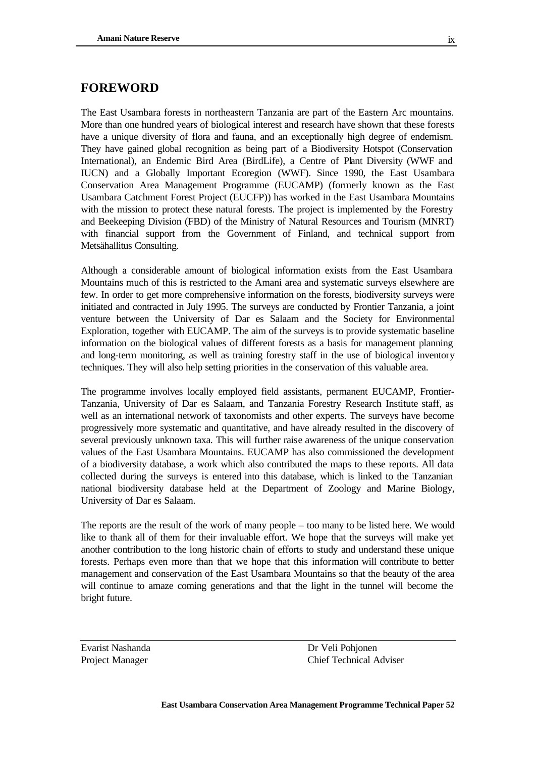## FOREWORD

The East Usambara forests in northeastern Tanzania are part of the Eastern Arc mountains. More than one hundred years of biological interest and research have shown that these forests have a unique diversity of flora and fauna, and an exceptionally high degree of endemism. They have gained global recognition as being part of a Biodiversity Hotspot (Conservation International), an Endemic Bird Area (BirdLife), a Centre of Plant Diversity (WWF and IUCN) and a Globally Important Ecoregion (WWF). Since 1990, the East Usambara Conservation Area Management Programme (EUCAMP) (formerly known as the East Usambara Catchment Forest Project (EUCFP)) has worked in the East Usambara Mountains with the mission to protect these natural forests. The project is implemented by the Forestry and Beekeeping Division (FBD) of the Ministry of Natural Resources and Tourism (MNRT) with financial support from the Government of Finland, and technical support from Metsähallitus Consulting.

Although a considerable amount of biological information exists from the East Usambara Mountains much of this is restricted to the Amani area and systematic surveys elsewhere are few. In order to get more comprehensive information on the forests, biodiversity surveys were initiated and contracted in July 1995. The surveys are conducted by Frontier Tanzania, a joint venture between the University of Dar es Salaam and the Society for Environmental Exploration, together with EUCAMP. The aim of the surveys is to provide systematic baseline information on the biological values of different forests as a basis for management planning and long-term monitoring, as well as training forestry staff in the use of biological inventory techniques. They will also help setting priorities in the conservation of this valuable area.

The programme involves locally employed field assistants, permanent EUCAMP, Frontier-Tanzania, University of Dar es Salaam, and Tanzania Forestry Research Institute staff, as well as an international network of taxonomists and other experts. The surveys have become progressively more systematic and quantitative, and have already resulted in the discovery of several previously unknown taxa. This will further raise awareness of the unique conservation values of the East Usambara Mountains. EUCAMP has also commissioned the development of a biodiversity database, a work which also contributed the maps to these reports. All data collected during the surveys is entered into this database, which is linked to the Tanzanian national biodiversity database held at the Department of Zoology and Marine Biology, University of Dar es Salaam.

The reports are the result of the work of many people – too many to be listed here. We would like to thank all of them for their invaluable effort. We hope that the surveys will make yet another contribution to the long historic chain of efforts to study and understand these unique forests. Perhaps even more than that we hope that this information will contribute to better management and conservation of the East Usambara Mountains so that the beauty of the area will continue to amaze coming generations and that the light in the tunnel will become the bright future.

| | |
|---|---|
| Evarist Nashanda | Dr Veli Pohjonen |
| Project Manager | Chief Technical Adviser |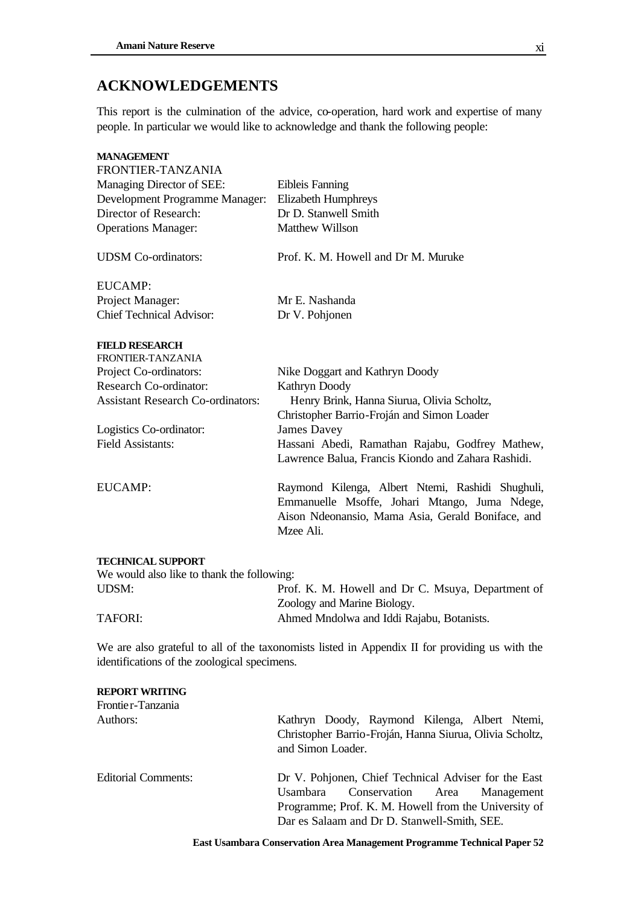## ACKNOWLEDGEMENTS

This report is the culmination of the advice, co-operation, hard work and expertise of many people. In particular we would like to acknowledge and thank the following people:

**MANAGEMENT**

FRONTIER-TANZANIA

| | |
|---|---|
| Managing Director of SEE: | Eibleis Fanning |
| Development Programme Manager: | Elizabeth Humphreys |
| Director of Research: | Dr D. Stanwell Smith |
| Operations Manager: | Matthew Willson |
| UDSM Co-ordinators: | Prof. K. M. Howell and Dr M. Muruke |

EUCAMP:

| | |
|---|---|
| Project Manager: | Mr E. Nashanda |
| Chief Technical Advisor: | Dr V. Pohjonen |

**FIELD RESEARCH**

FRONTIER-TANZANIA

| | |
|---|---|
| Project Co-ordinators: | Nike Doggart and Kathryn Doody |
| Research Co-ordinator: | Kathryn Doody |
| Assistant Research Co-ordinators: | Henry Brink, Hanna Siurua, Olivia Scholtz, Christopher Barrio-Froján and Simon Loader |
| Logistics Co-ordinator: | James Davey |
| Field Assistants: | Hassani Abedi, Ramathan Rajabu, Godfrey Mathew, Lawrence Balua, Francis Kiondo and Zahara Rashidi. |
| EUCAMP: | Raymond Kilenga, Albert Ntemi, Rashidi Shughuli, Emmanuelle Msoffe, Johari Mtango, Juma Ndege, Aison Ndeonansio, Mama Asia, Gerald Boniface, and Mzee Ali. |

**TECHNICAL SUPPORT**

We would also like to thank the following:

| | |
|---|---|
| UDSM: | Prof. K. M. Howell and Dr C. Msuya, Department of Zoology and Marine Biology. |
| TAFORI: | Ahmed Mndolwa and Iddi Rajabu, Botanists. |

We are also grateful to all of the taxonomists listed in Appendix II for providing us with the identifications of the zoological specimens.

**REPORT WRITING**

Frontier-Tanzania

| | |
|---|---|
| Authors: | Kathryn Doody, Raymond Kilenga, Albert Ntemi, Christopher Barrio-Froján, Hanna Siurua, Olivia Scholtz, and Simon Loader. |
| Editorial Comments: | Dr V. Pohjonen, Chief Technical Adviser for the East Usambara Conservation Area Management Programme; Prof. K. M. Howell from the University of Dar es Salaam and Dr D. Stanwell-Smith, SEE. |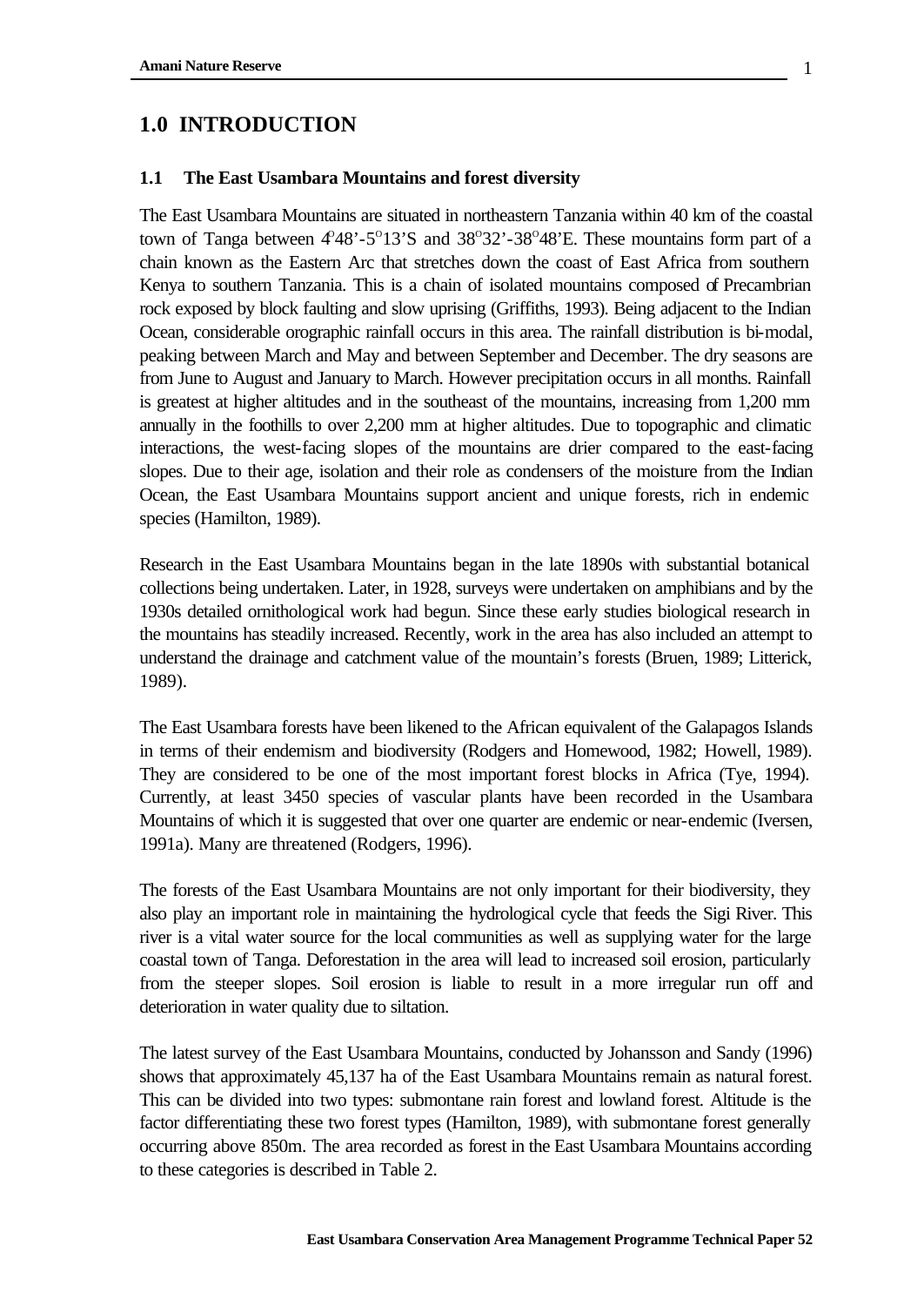# 1.0 INTRODUCTION

### 1.1 The East Usambara Mountains and forest diversity

The East Usambara Mountains are situated in northeastern Tanzania within 40 km of the coastal town of Tanga between 4°48'-5°13'S and 38°32'-38°48'E. These mountains form part of a chain known as the Eastern Arc that stretches down the coast of East Africa from southern Kenya to southern Tanzania. This is a chain of isolated mountains composed of Precambrian rock exposed by block faulting and slow uprising (Griffiths, 1993). Being adjacent to the Indian Ocean, considerable orographic rainfall occurs in this area. The rainfall distribution is bi-modal, peaking between March and May and between September and December. The dry seasons are from June to August and January to March. However precipitation occurs in all months. Rainfall is greatest at higher altitudes and in the southeast of the mountains, increasing from 1,200 mm annually in the foothills to over 2,200 mm at higher altitudes. Due to topographic and climatic interactions, the west-facing slopes of the mountains are drier compared to the east-facing slopes. Due to their age, isolation and their role as condensers of the moisture from the Indian Ocean, the East Usambara Mountains support ancient and unique forests, rich in endemic species (Hamilton, 1989).

Research in the East Usambara Mountains began in the late 1890s with substantial botanical collections being undertaken. Later, in 1928, surveys were undertaken on amphibians and by the 1930s detailed ornithological work had begun. Since these early studies biological research in the mountains has steadily increased. Recently, work in the area has also included an attempt to understand the drainage and catchment value of the mountain's forests (Bruen, 1989; Litterick, 1989).

The East Usambara forests have been likened to the African equivalent of the Galapagos Islands in terms of their endemism and biodiversity (Rodgers and Homewood, 1982; Howell, 1989). They are considered to be one of the most important forest blocks in Africa (Tye, 1994). Currently, at least 3450 species of vascular plants have been recorded in the Usambara Mountains of which it is suggested that over one quarter are endemic or near-endemic (Iversen, 1991a). Many are threatened (Rodgers, 1996).

The forests of the East Usambara Mountains are not only important for their biodiversity, they also play an important role in maintaining the hydrological cycle that feeds the Sigi River. This river is a vital water source for the local communities as well as supplying water for the large coastal town of Tanga. Deforestation in the area will lead to increased soil erosion, particularly from the steeper slopes. Soil erosion is liable to result in a more irregular run off and deterioration in water quality due to siltation.

The latest survey of the East Usambara Mountains, conducted by Johansson and Sandy (1996) shows that approximately 45,137 ha of the East Usambara Mountains remain as natural forest. This can be divided into two types: submontane rain forest and lowland forest. Altitude is the factor differentiating these two forest types (Hamilton, 1989), with submontane forest generally occurring above 850m. The area recorded as forest in the East Usambara Mountains according to these categories is described in Table 2.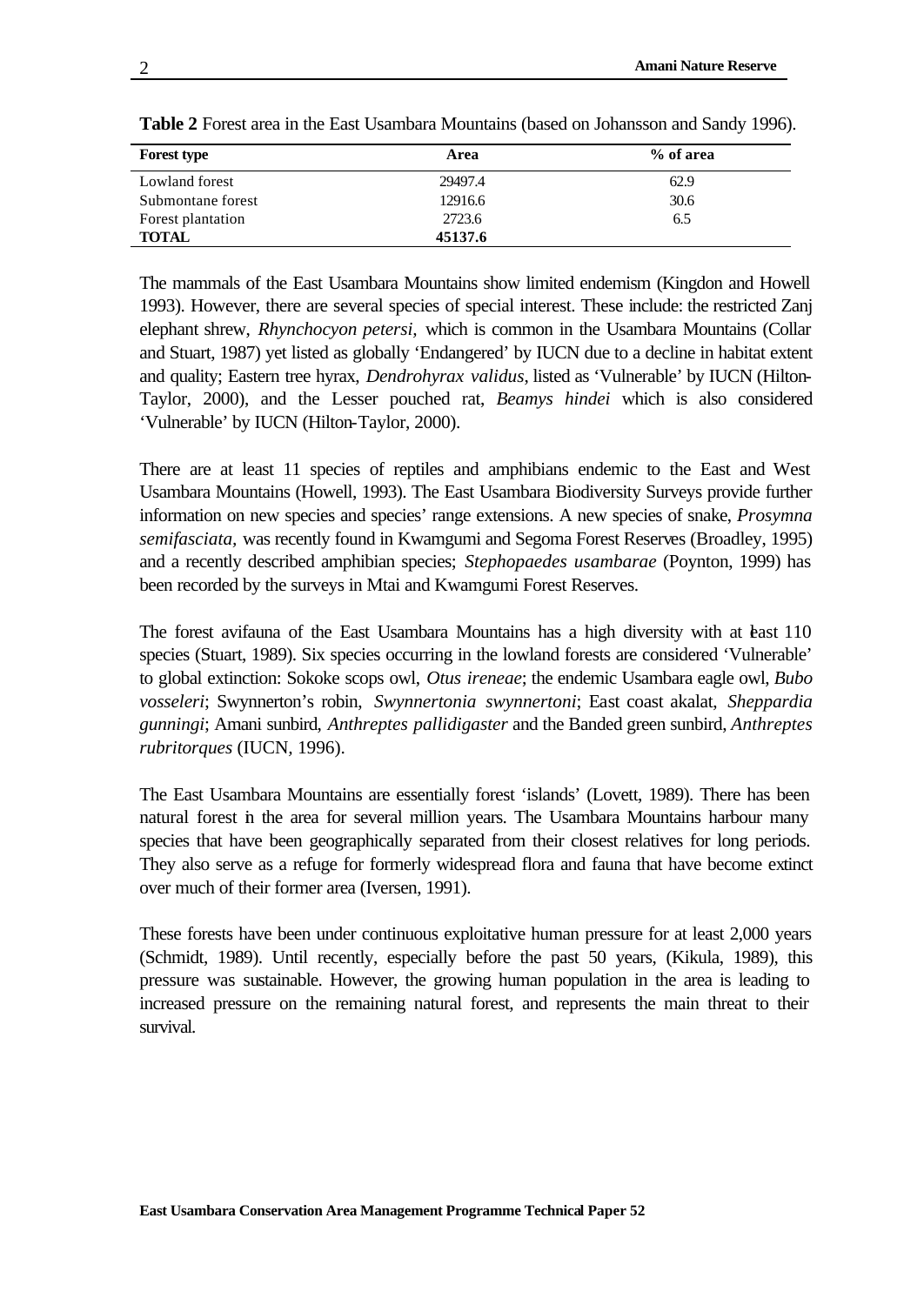**Table 2** Forest area in the East Usambara Mountains (based on Johansson and Sandy 1996).

| Forest type | Area | % of area |
|---|---|---|
| Lowland forest | 29497.4 | 62.9 |
| Submontane forest | 12916.6 | 30.6 |
| Forest plantation | 2723.6 | 6.5 |
| **TOTAL** | **45137.6** | |

The mammals of the East Usambara Mountains show limited endemism (Kingdon and Howell 1993). However, there are several species of special interest. These include: the restricted Zanj elephant shrew, *Rhynchocyon petersi,* which is common in the Usambara Mountains (Collar and Stuart, 1987) yet listed as globally 'Endangered' by IUCN due to a decline in habitat extent and quality; Eastern tree hyrax, *Dendrohyrax validus*, listed as 'Vulnerable' by IUCN (Hilton-Taylor, 2000), and the Lesser pouched rat, *Beamys hindei* which is also considered 'Vulnerable' by IUCN (Hilton-Taylor, 2000).

There are at least 11 species of reptiles and amphibians endemic to the East and West Usambara Mountains (Howell, 1993). The East Usambara Biodiversity Surveys provide further information on new species and species' range extensions. A new species of snake, *Prosymna semifasciata,* was recently found in Kwamgumi and Segoma Forest Reserves (Broadley, 1995) and a recently described amphibian species; *Stephopaedes usambarae* (Poynton, 1999) has been recorded by the surveys in Mtai and Kwamgumi Forest Reserves.

The forest avifauna of the East Usambara Mountains has a high diversity with at least 110 species (Stuart, 1989). Six species occurring in the lowland forests are considered 'Vulnerable' to global extinction: Sokoke scops owl, *Otus ireneae*; the endemic Usambara eagle owl, *Bubo vosseleri*; Swynnerton's robin, *Swynnertonia swynnertoni*; East coast akalat, *Sheppardia gunningi*; Amani sunbird, *Anthreptes pallidigaster* and the Banded green sunbird, *Anthreptes rubritorques* (IUCN, 1996).

The East Usambara Mountains are essentially forest 'islands' (Lovett, 1989). There has been natural forest in the area for several million years. The Usambara Mountains harbour many species that have been geographically separated from their closest relatives for long periods. They also serve as a refuge for formerly widespread flora and fauna that have become extinct over much of their former area (Iversen, 1991).

These forests have been under continuous exploitative human pressure for at least 2,000 years (Schmidt, 1989). Until recently, especially before the past 50 years, (Kikula, 1989), this pressure was sustainable. However, the growing human population in the area is leading to increased pressure on the remaining natural forest, and represents the main threat to their survival.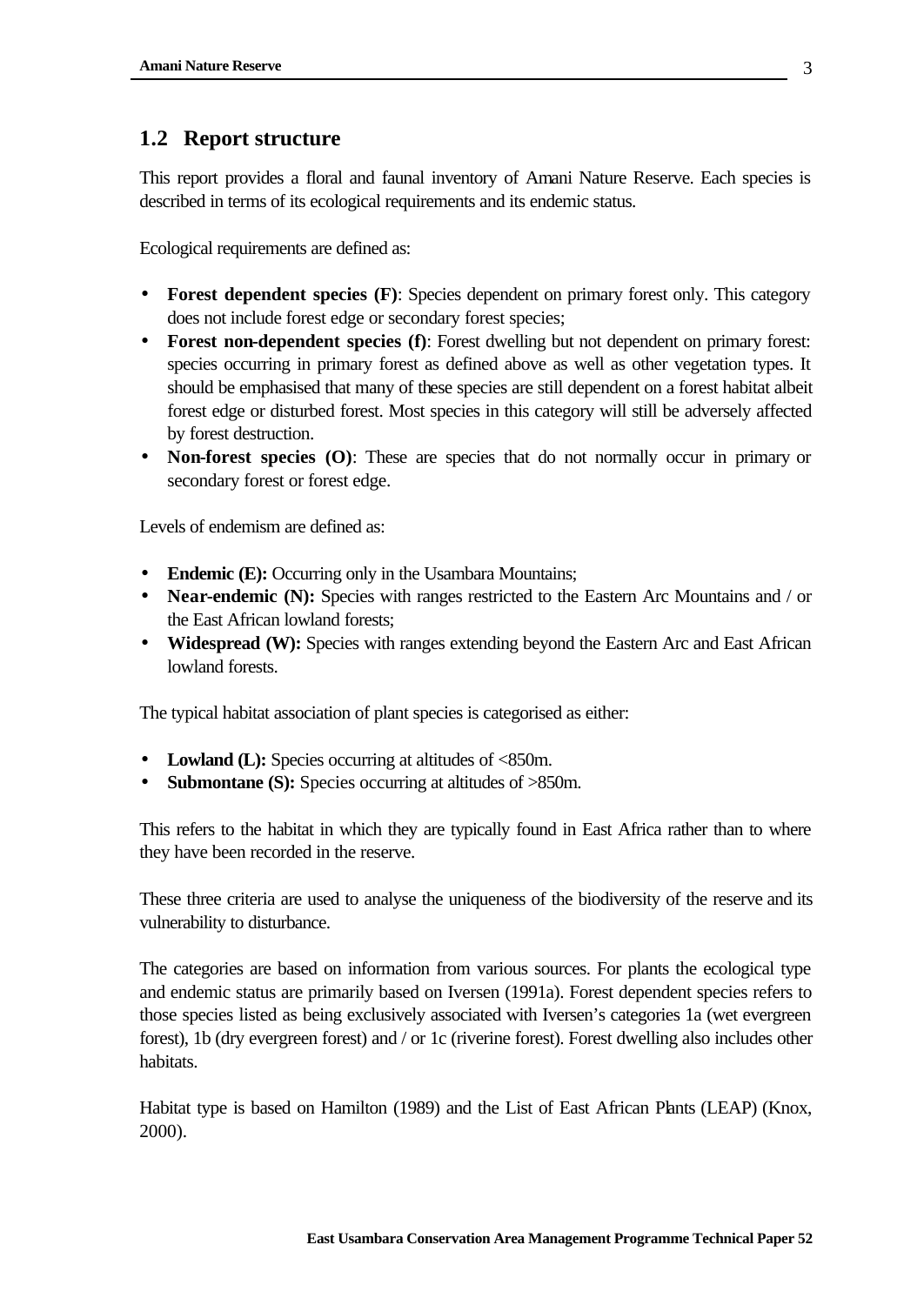## 1.2 Report structure

This report provides a floral and faunal inventory of Amani Nature Reserve. Each species is described in terms of its ecological requirements and its endemic status.

Ecological requirements are defined as:

- **Forest dependent species (F)**: Species dependent on primary forest only. This category does not include forest edge or secondary forest species;
- **Forest non-dependent species (f)**: Forest dwelling but not dependent on primary forest: species occurring in primary forest as defined above as well as other vegetation types. It should be emphasised that many of these species are still dependent on a forest habitat albeit forest edge or disturbed forest. Most species in this category will still be adversely affected by forest destruction.
- **Non-forest species (O)**: These are species that do not normally occur in primary or secondary forest or forest edge.

Levels of endemism are defined as:

- **Endemic (E):** Occurring only in the Usambara Mountains;
- **Near-endemic (N):** Species with ranges restricted to the Eastern Arc Mountains and / or the East African lowland forests;
- **Widespread (W):** Species with ranges extending beyond the Eastern Arc and East African lowland forests.

The typical habitat association of plant species is categorised as either:

- **Lowland (L):** Species occurring at altitudes of <850m.
- **Submontane (S):** Species occurring at altitudes of >850m.

This refers to the habitat in which they are typically found in East Africa rather than to where they have been recorded in the reserve.

These three criteria are used to analyse the uniqueness of the biodiversity of the reserve and its vulnerability to disturbance.

The categories are based on information from various sources. For plants the ecological type and endemic status are primarily based on Iversen (1991a). Forest dependent species refers to those species listed as being exclusively associated with Iversen's categories 1a (wet evergreen forest), 1b (dry evergreen forest) and / or 1c (riverine forest). Forest dwelling also includes other habitats.

Habitat type is based on Hamilton (1989) and the List of East African Plants (LEAP) (Knox, 2000).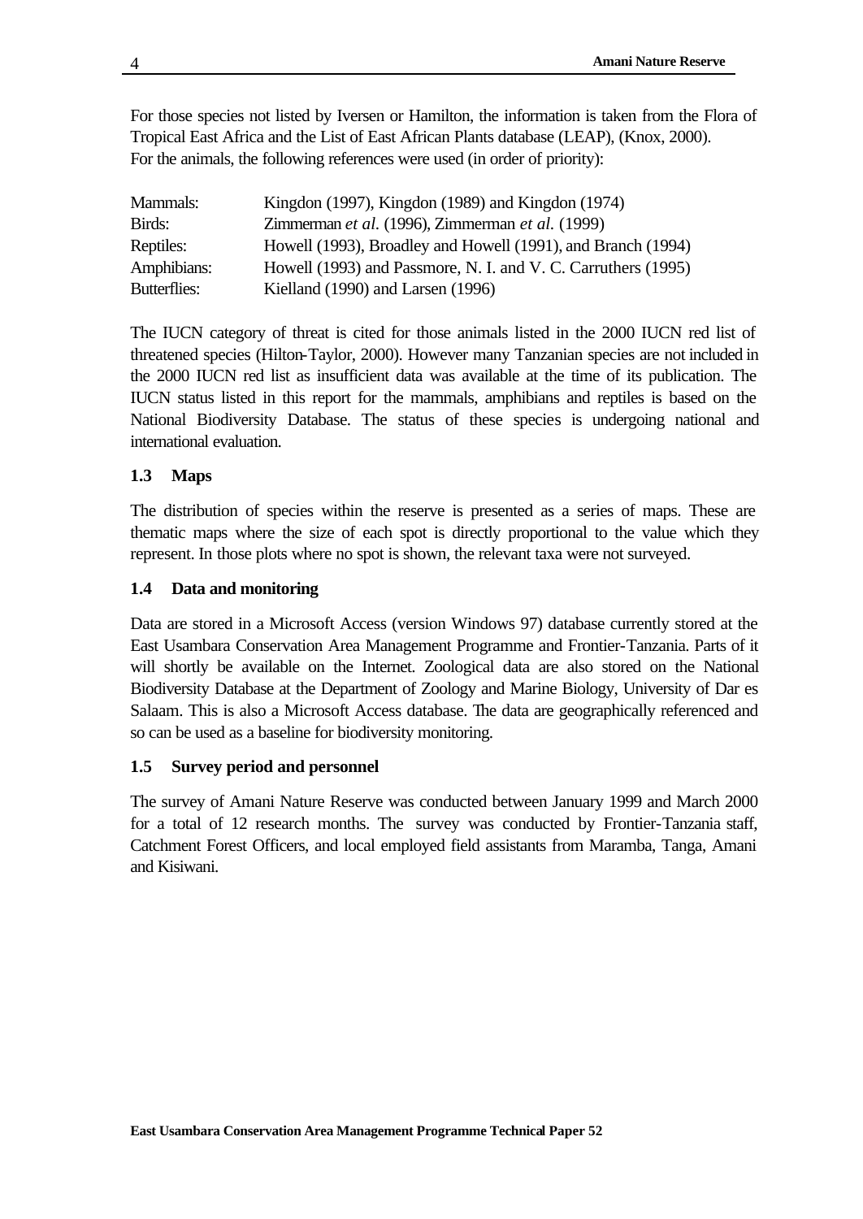For those species not listed by Iversen or Hamilton, the information is taken from the Flora of Tropical East Africa and the List of East African Plants database (LEAP), (Knox, 2000).
For the animals, the following references were used (in order of priority):

| | |
|---|---|
| Mammals: | Kingdon (1997), Kingdon (1989) and Kingdon (1974) |
| Birds: | Zimmerman *et al.* (1996), Zimmerman *et al.* (1999) |
| Reptiles: | Howell (1993), Broadley and Howell (1991), and Branch (1994) |
| Amphibians: | Howell (1993) and Passmore, N. I. and V. C. Carruthers (1995) |
| Butterflies: | Kielland (1990) and Larsen (1996) |

The IUCN category of threat is cited for those animals listed in the 2000 IUCN red list of threatened species (Hilton-Taylor, 2000). However many Tanzanian species are not included in the 2000 IUCN red list as insufficient data was available at the time of its publication. The IUCN status listed in this report for the mammals, amphibians and reptiles is based on the National Biodiversity Database. The status of these species is undergoing national and international evaluation.

### 1.3 Maps

The distribution of species within the reserve is presented as a series of maps. These are thematic maps where the size of each spot is directly proportional to the value which they represent. In those plots where no spot is shown, the relevant taxa were not surveyed.

### 1.4 Data and monitoring

Data are stored in a Microsoft Access (version Windows 97) database currently stored at the East Usambara Conservation Area Management Programme and Frontier-Tanzania. Parts of it will shortly be available on the Internet. Zoological data are also stored on the National Biodiversity Database at the Department of Zoology and Marine Biology, University of Dar es Salaam. This is also a Microsoft Access database. The data are geographically referenced and so can be used as a baseline for biodiversity monitoring.

### 1.5 Survey period and personnel

The survey of Amani Nature Reserve was conducted between January 1999 and March 2000 for a total of 12 research months. The survey was conducted by Frontier-Tanzania staff, Catchment Forest Officers, and local employed field assistants from Maramba, Tanga, Amani and Kisiwani.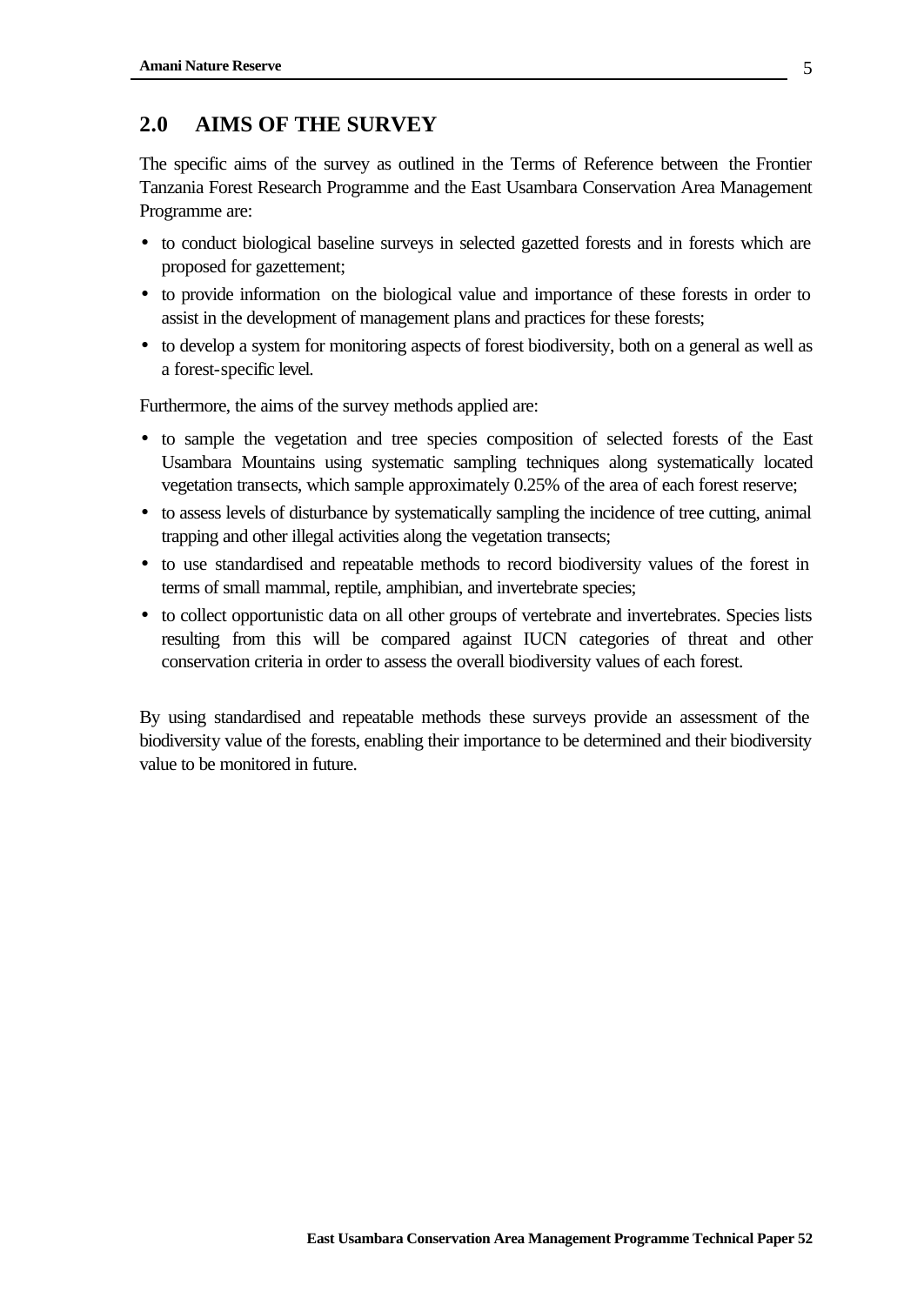## 2.0 AIMS OF THE SURVEY

The specific aims of the survey as outlined in the Terms of Reference between the Frontier Tanzania Forest Research Programme and the East Usambara Conservation Area Management Programme are:

- to conduct biological baseline surveys in selected gazetted forests and in forests which are proposed for gazettement;
- to provide information on the biological value and importance of these forests in order to assist in the development of management plans and practices for these forests;
- to develop a system for monitoring aspects of forest biodiversity, both on a general as well as a forest-specific level.

Furthermore, the aims of the survey methods applied are:

- to sample the vegetation and tree species composition of selected forests of the East Usambara Mountains using systematic sampling techniques along systematically located vegetation transects, which sample approximately 0.25% of the area of each forest reserve;
- to assess levels of disturbance by systematically sampling the incidence of tree cutting, animal trapping and other illegal activities along the vegetation transects;
- to use standardised and repeatable methods to record biodiversity values of the forest in terms of small mammal, reptile, amphibian, and invertebrate species;
- to collect opportunistic data on all other groups of vertebrate and invertebrates. Species lists resulting from this will be compared against IUCN categories of threat and other conservation criteria in order to assess the overall biodiversity values of each forest.

By using standardised and repeatable methods these surveys provide an assessment of the biodiversity value of the forests, enabling their importance to be determined and their biodiversity value to be monitored in future.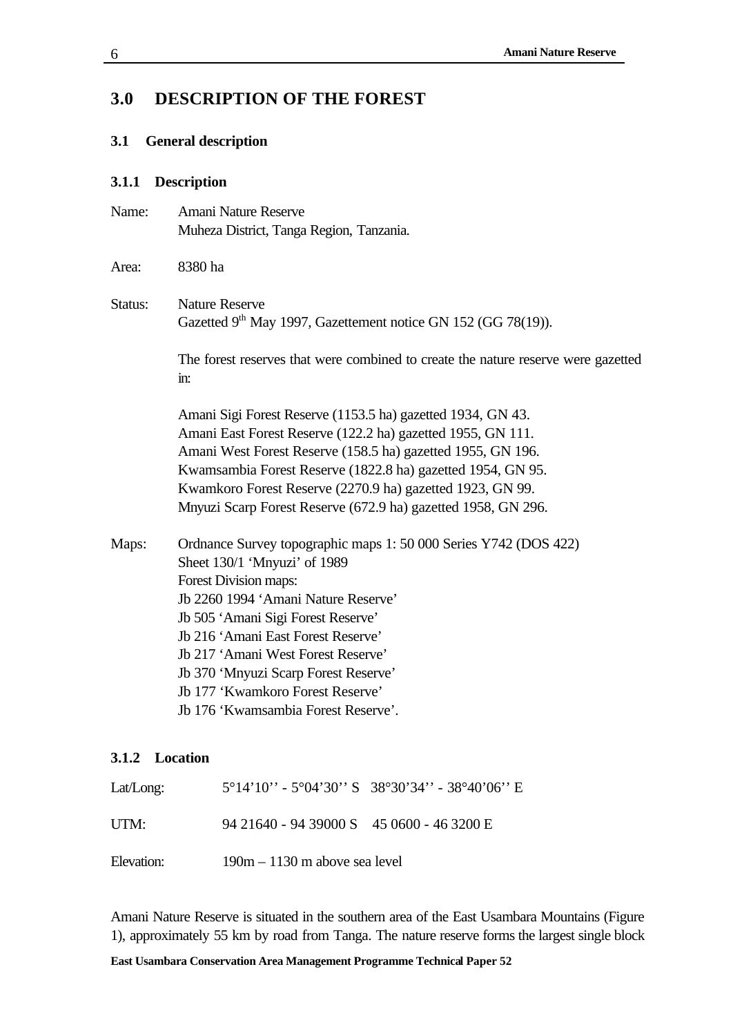# 3.0 DESCRIPTION OF THE FOREST

## 3.1 General description

### 3.1.1 Description

Name: Amani Nature Reserve
Muheza District, Tanga Region, Tanzania.

Area: 8380 ha

Status: Nature Reserve
Gazetted 9th May 1997, Gazettement notice GN 152 (GG 78(19)).

The forest reserves that were combined to create the nature reserve were gazetted in:

Amani Sigi Forest Reserve (1153.5 ha) gazetted 1934, GN 43.
Amani East Forest Reserve (122.2 ha) gazetted 1955, GN 111.
Amani West Forest Reserve (158.5 ha) gazetted 1955, GN 196.
Kwamsambia Forest Reserve (1822.8 ha) gazetted 1954, GN 95.
Kwamkoro Forest Reserve (2270.9 ha) gazetted 1923, GN 99.
Mnyuzi Scarp Forest Reserve (672.9 ha) gazetted 1958, GN 296.

Maps: Ordnance Survey topographic maps 1: 50 000 Series Y742 (DOS 422)
Sheet 130/1 'Mnyuzi' of 1989
Forest Division maps:
Jb 2260 1994 'Amani Nature Reserve'
Jb 505 'Amani Sigi Forest Reserve'
Jb 216 'Amani East Forest Reserve'
Jb 217 'Amani West Forest Reserve'
Jb 370 'Mnyuzi Scarp Forest Reserve'
Jb 177 'Kwamkoro Forest Reserve'
Jb 176 'Kwamsambia Forest Reserve'.

### 3.1.2 Location

Lat/Long: 5°14'10'' - 5°04'30'' S 38°30'34'' - 38°40'06'' E

UTM: 94 21640 - 94 39000 S 45 0600 - 46 3200 E

Elevation: 190m – 1130 m above sea level

Amani Nature Reserve is situated in the southern area of the East Usambara Mountains (Figure 1), approximately 55 km by road from Tanga. The nature reserve forms the largest single block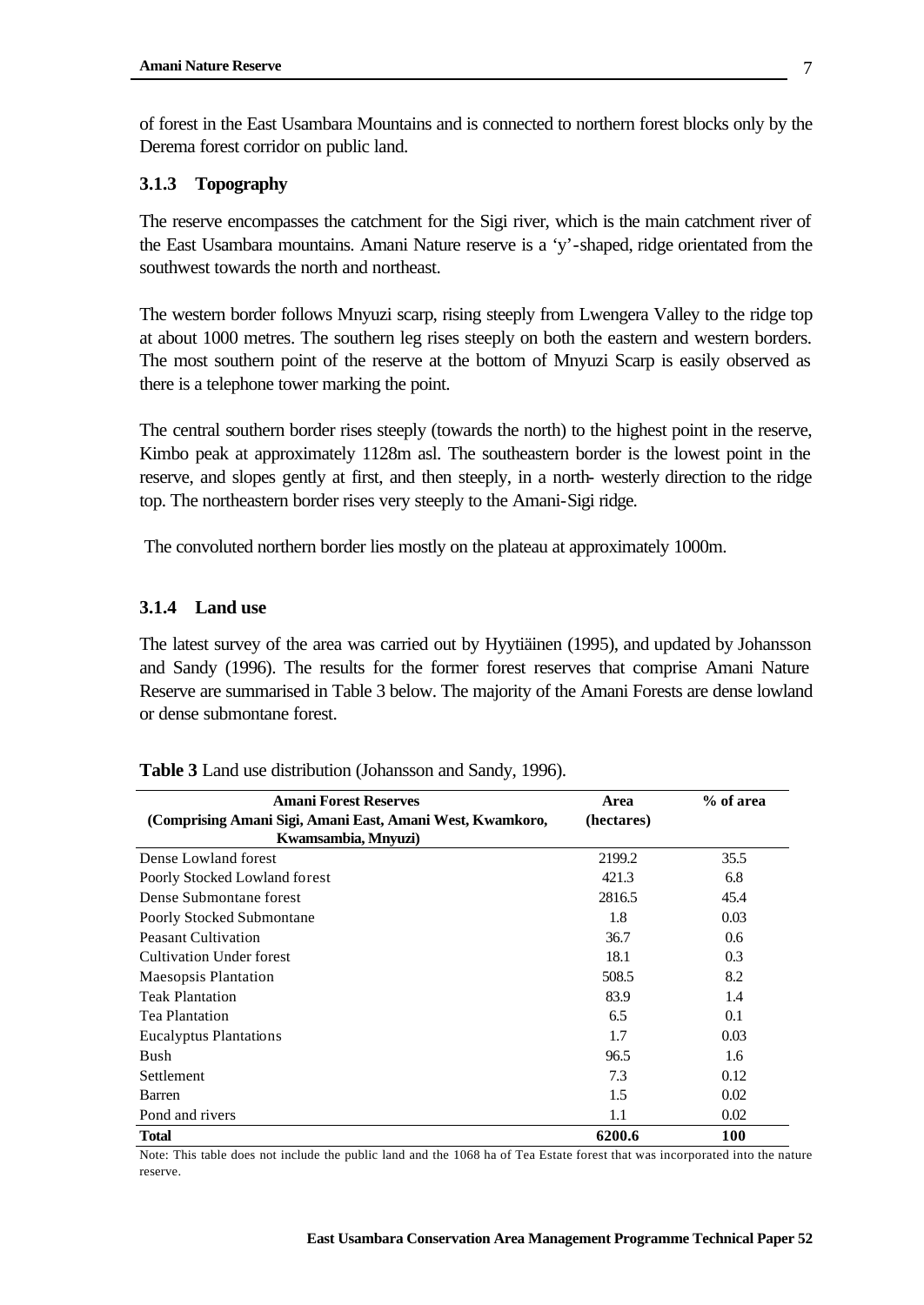of forest in the East Usambara Mountains and is connected to northern forest blocks only by the Derema forest corridor on public land.

### 3.1.3 Topography

The reserve encompasses the catchment for the Sigi river, which is the main catchment river of the East Usambara mountains. Amani Nature reserve is a 'y'-shaped, ridge orientated from the southwest towards the north and northeast.

The western border follows Mnyuzi scarp, rising steeply from Lwengera Valley to the ridge top at about 1000 metres. The southern leg rises steeply on both the eastern and western borders. The most southern point of the reserve at the bottom of Mnyuzi Scarp is easily observed as there is a telephone tower marking the point.

The central southern border rises steeply (towards the north) to the highest point in the reserve, Kimbo peak at approximately 1128m asl. The southeastern border is the lowest point in the reserve, and slopes gently at first, and then steeply, in a north- westerly direction to the ridge top. The northeastern border rises very steeply to the Amani-Sigi ridge.

The convoluted northern border lies mostly on the plateau at approximately 1000m.

### 3.1.4 Land use

The latest survey of the area was carried out by Hyytiäinen (1995), and updated by Johansson and Sandy (1996). The results for the former forest reserves that comprise Amani Nature Reserve are summarised in Table 3 below. The majority of the Amani Forests are dense lowland or dense submontane forest.

**Table 3** Land use distribution (Johansson and Sandy, 1996).

| **Amani Forest Reserves (Comprising Amani Sigi, Amani East, Amani West, Kwamkoro, Kwamsambia, Mnyuzi)** | **Area (hectares)** | **% of area** |
|---|---|---|
| Dense Lowland forest | 2199.2 | 35.5 |
| Poorly Stocked Lowland forest | 421.3 | 6.8 |
| Dense Submontane forest | 2816.5 | 45.4 |
| Poorly Stocked Submontane | 1.8 | 0.03 |
| Peasant Cultivation | 36.7 | 0.6 |
| Cultivation Under forest | 18.1 | 0.3 |
| Maesopsis Plantation | 508.5 | 8.2 |
| Teak Plantation | 83.9 | 1.4 |
| Tea Plantation | 6.5 | 0.1 |
| Eucalyptus Plantations | 1.7 | 0.03 |
| Bush | 96.5 | 1.6 |
| Settlement | 7.3 | 0.12 |
| Barren | 1.5 | 0.02 |
| Pond and rivers | 1.1 | 0.02 |
| **Total** | **6200.6** | **100** |

Note: This table does not include the public land and the 1068 ha of Tea Estate forest that was incorporated into the nature reserve.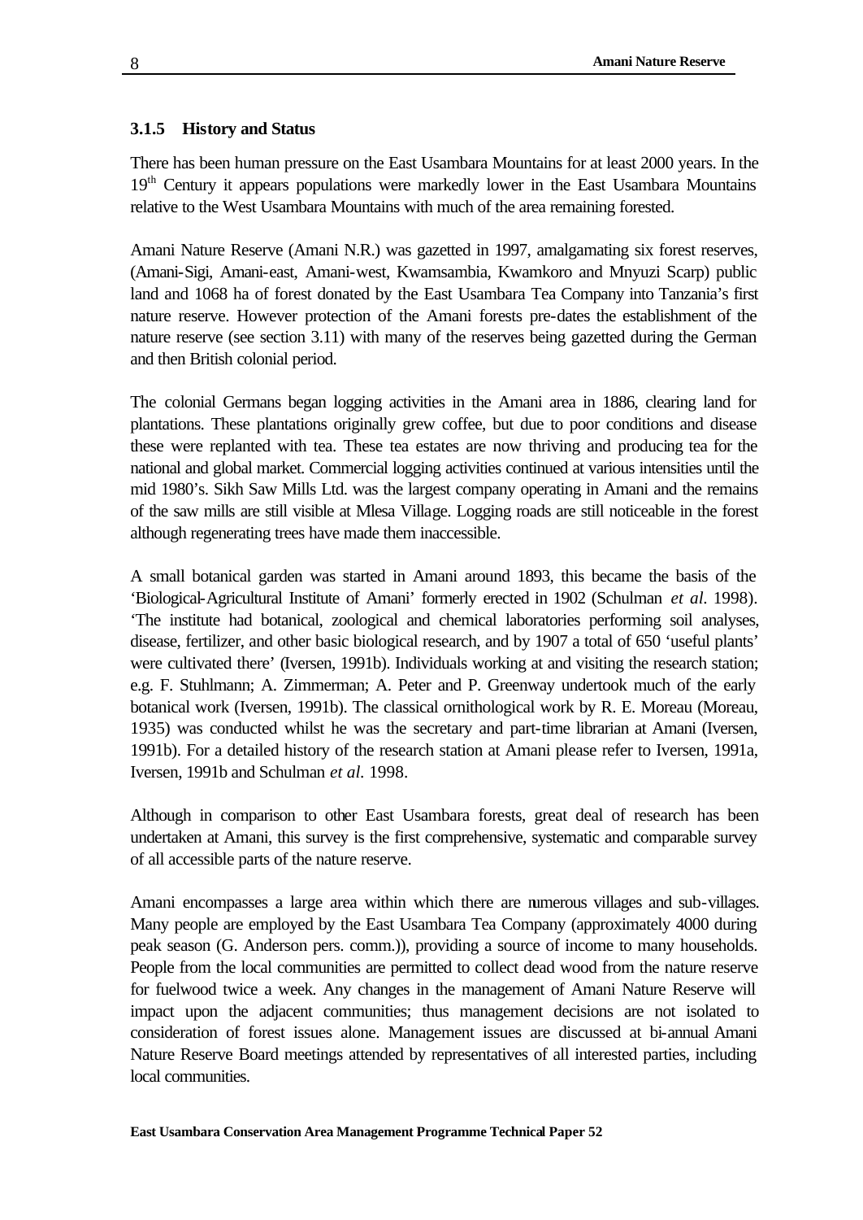### 3.1.5 History and Status

There has been human pressure on the East Usambara Mountains for at least 2000 years. In the 19$^{th}$ Century it appears populations were markedly lower in the East Usambara Mountains relative to the West Usambara Mountains with much of the area remaining forested.

Amani Nature Reserve (Amani N.R.) was gazetted in 1997, amalgamating six forest reserves, (Amani-Sigi, Amani-east, Amani-west, Kwamsambia, Kwamkoro and Mnyuzi Scarp) public land and 1068 ha of forest donated by the East Usambara Tea Company into Tanzania's first nature reserve. However protection of the Amani forests pre-dates the establishment of the nature reserve (see section 3.11) with many of the reserves being gazetted during the German and then British colonial period.

The colonial Germans began logging activities in the Amani area in 1886, clearing land for plantations. These plantations originally grew coffee, but due to poor conditions and disease these were replanted with tea. These tea estates are now thriving and producing tea for the national and global market. Commercial logging activities continued at various intensities until the mid 1980's. Sikh Saw Mills Ltd. was the largest company operating in Amani and the remains of the saw mills are still visible at Mlesa Village. Logging roads are still noticeable in the forest although regenerating trees have made them inaccessible.

A small botanical garden was started in Amani around 1893, this became the basis of the 'Biological-Agricultural Institute of Amani' formerly erected in 1902 (Schulman *et al.* 1998). 'The institute had botanical, zoological and chemical laboratories performing soil analyses, disease, fertilizer, and other basic biological research, and by 1907 a total of 650 'useful plants' were cultivated there' (Iversen, 1991b). Individuals working at and visiting the research station; e.g. F. Stuhlmann; A. Zimmerman; A. Peter and P. Greenway undertook much of the early botanical work (Iversen, 1991b). The classical ornithological work by R. E. Moreau (Moreau, 1935) was conducted whilst he was the secretary and part-time librarian at Amani (Iversen, 1991b). For a detailed history of the research station at Amani please refer to Iversen, 1991a, Iversen, 1991b and Schulman *et al.* 1998.

Although in comparison to other East Usambara forests, great deal of research has been undertaken at Amani, this survey is the first comprehensive, systematic and comparable survey of all accessible parts of the nature reserve.

Amani encompasses a large area within which there are numerous villages and sub-villages. Many people are employed by the East Usambara Tea Company (approximately 4000 during peak season (G. Anderson pers. comm.)), providing a source of income to many households. People from the local communities are permitted to collect dead wood from the nature reserve for fuelwood twice a week. Any changes in the management of Amani Nature Reserve will impact upon the adjacent communities; thus management decisions are not isolated to consideration of forest issues alone. Management issues are discussed at bi-annual Amani Nature Reserve Board meetings attended by representatives of all interested parties, including local communities.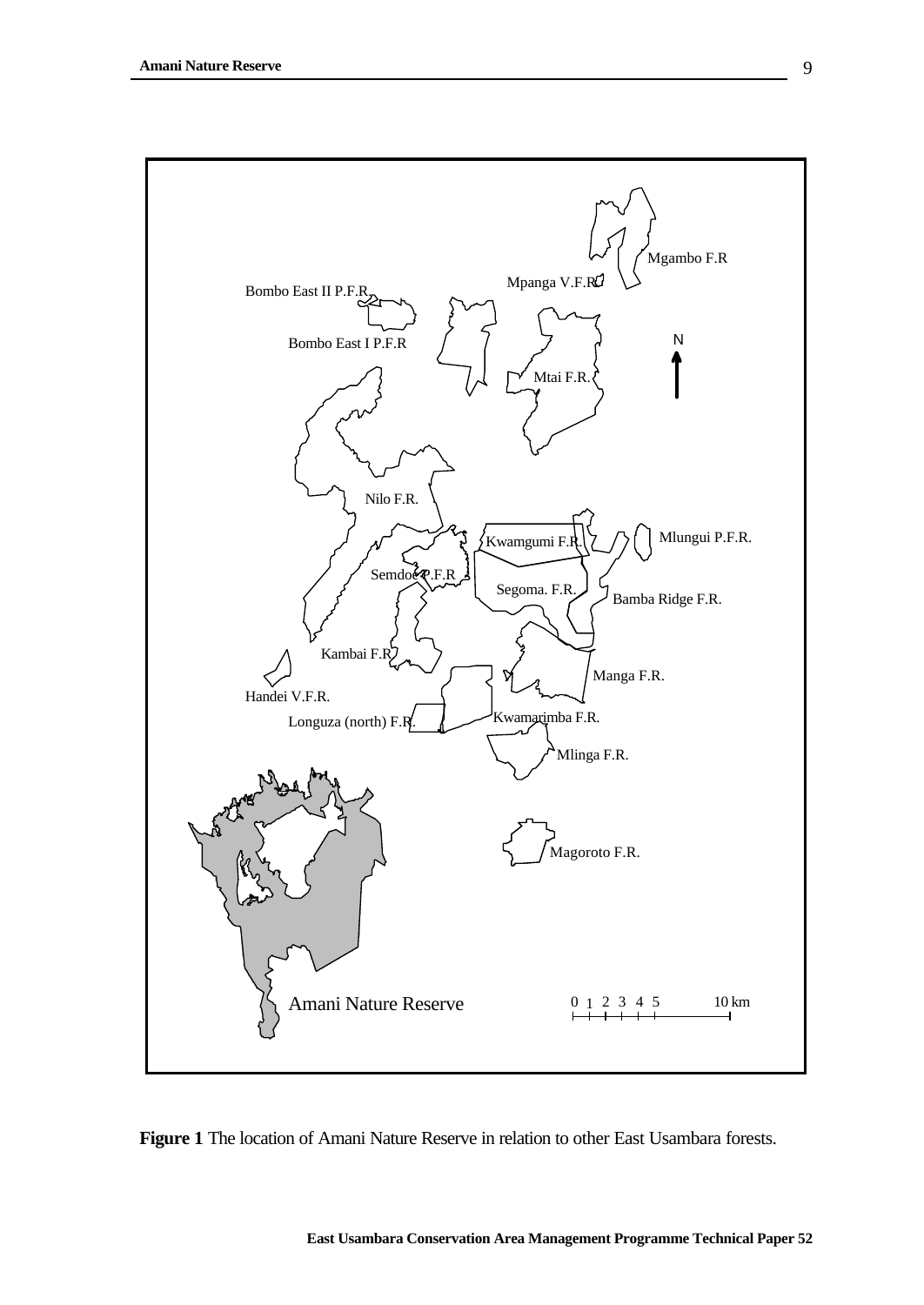**Figure 1** The location of Amani Nature Reserve in relation to other East Usambara forests.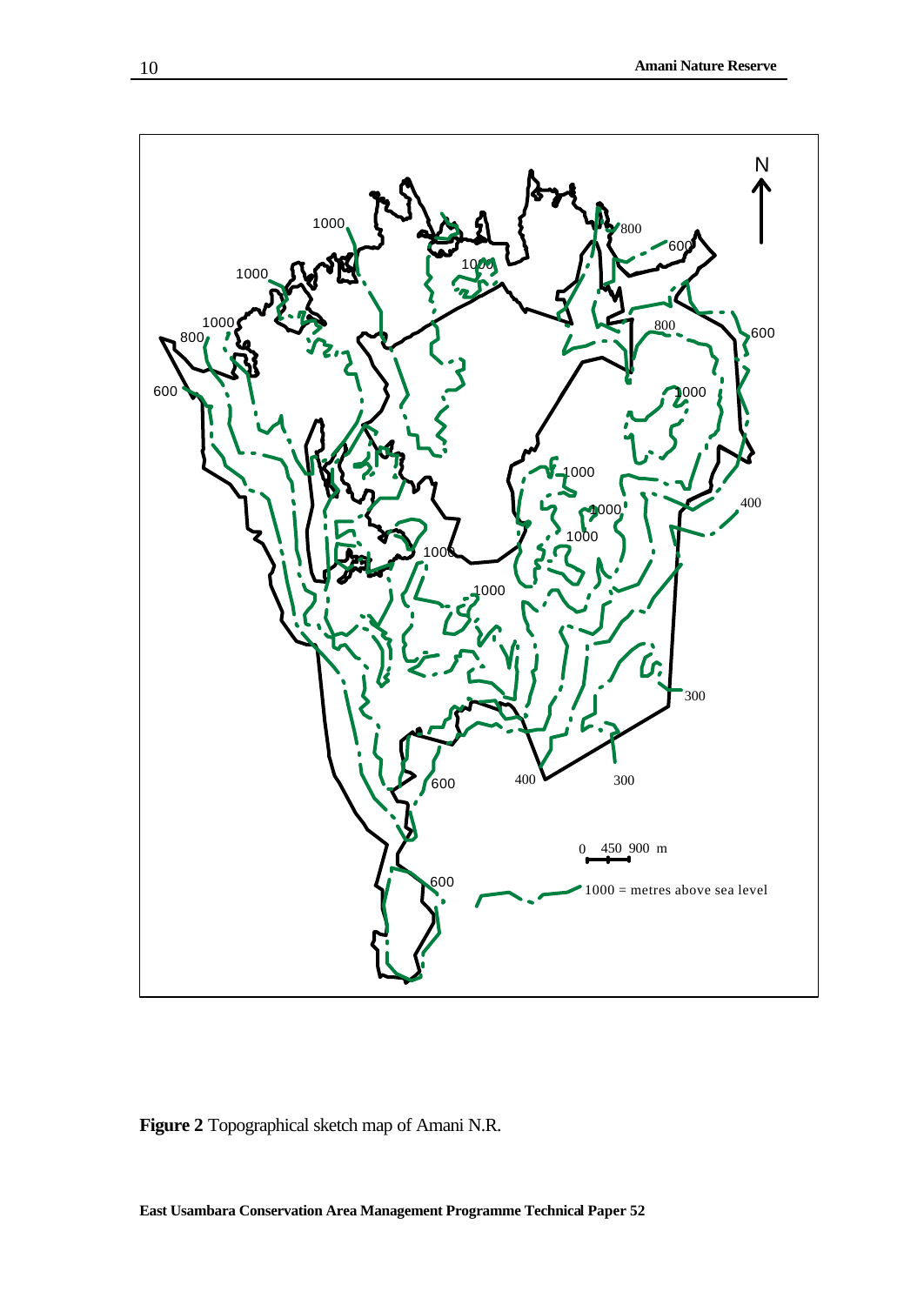**Figure 2** Topographical sketch map of Amani N.R.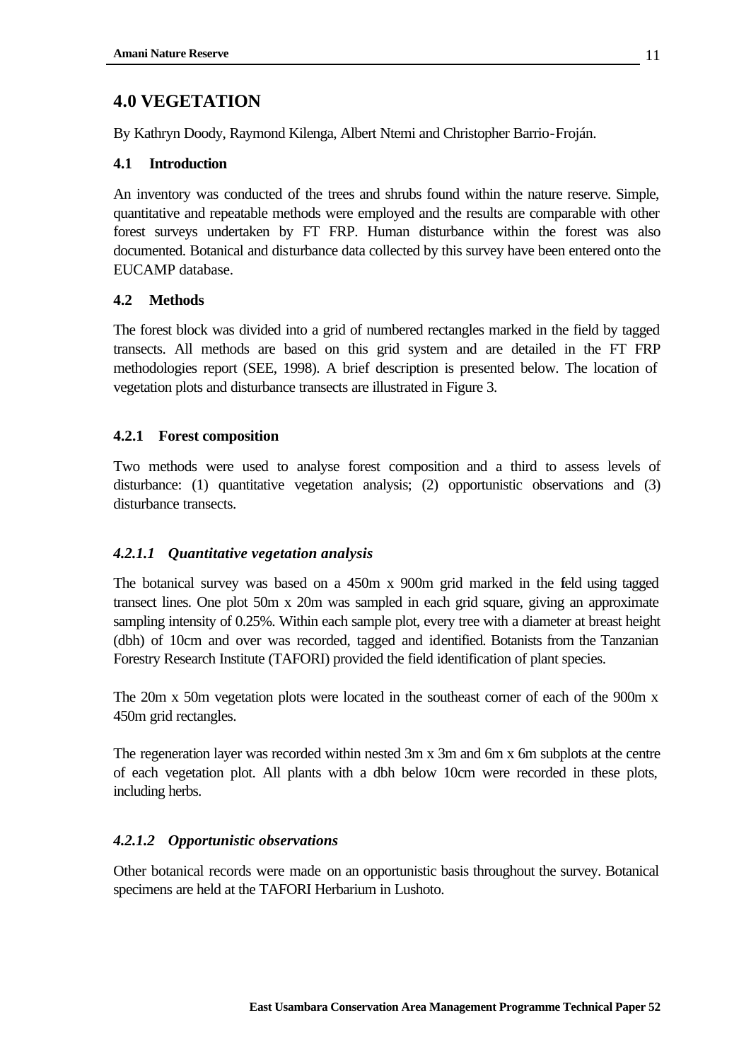# 4.0 VEGETATION

By Kathryn Doody, Raymond Kilenga, Albert Ntemi and Christopher Barrio-Froján.

## 4.1 Introduction

An inventory was conducted of the trees and shrubs found within the nature reserve. Simple, quantitative and repeatable methods were employed and the results are comparable with other forest surveys undertaken by FT FRP. Human disturbance within the forest was also documented. Botanical and disturbance data collected by this survey have been entered onto the EUCAMP database.

## 4.2 Methods

The forest block was divided into a grid of numbered rectangles marked in the field by tagged transects. All methods are based on this grid system and are detailed in the FT FRP methodologies report (SEE, 1998). A brief description is presented below. The location of vegetation plots and disturbance transects are illustrated in Figure 3.

### 4.2.1 Forest composition

Two methods were used to analyse forest composition and a third to assess levels of disturbance: (1) quantitative vegetation analysis; (2) opportunistic observations and (3) disturbance transects.

#### *4.2.1.1 Quantitative vegetation analysis*

The botanical survey was based on a 450m x 900m grid marked in the feld using tagged transect lines. One plot 50m x 20m was sampled in each grid square, giving an approximate sampling intensity of 0.25%. Within each sample plot, every tree with a diameter at breast height (dbh) of 10cm and over was recorded, tagged and identified. Botanists from the Tanzanian Forestry Research Institute (TAFORI) provided the field identification of plant species.

The 20m x 50m vegetation plots were located in the southeast corner of each of the 900m x 450m grid rectangles.

The regeneration layer was recorded within nested 3m x 3m and 6m x 6m subplots at the centre of each vegetation plot. All plants with a dbh below 10cm were recorded in these plots, including herbs.

#### *4.2.1.2 Opportunistic observations*

Other botanical records were made on an opportunistic basis throughout the survey. Botanical specimens are held at the TAFORI Herbarium in Lushoto.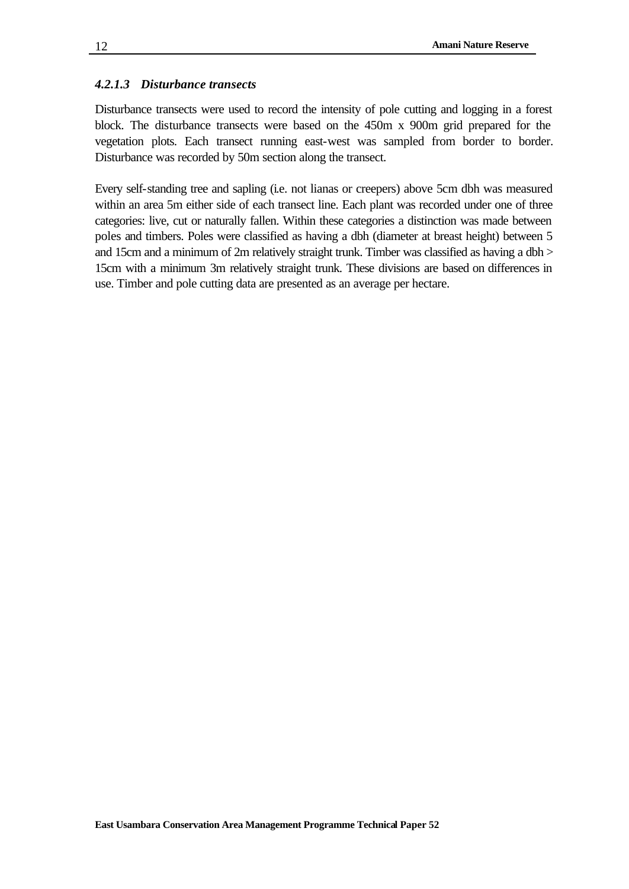#### *4.2.1.3 Disturbance transects*

Disturbance transects were used to record the intensity of pole cutting and logging in a forest block. The disturbance transects were based on the 450m x 900m grid prepared for the vegetation plots. Each transect running east-west was sampled from border to border. Disturbance was recorded by 50m section along the transect.

Every self-standing tree and sapling (i.e. not lianas or creepers) above 5cm dbh was measured within an area 5m either side of each transect line. Each plant was recorded under one of three categories: live, cut or naturally fallen. Within these categories a distinction was made between poles and timbers. Poles were classified as having a dbh (diameter at breast height) between 5 and 15cm and a minimum of 2m relatively straight trunk. Timber was classified as having a dbh > 15cm with a minimum 3m relatively straight trunk. These divisions are based on differences in use. Timber and pole cutting data are presented as an average per hectare.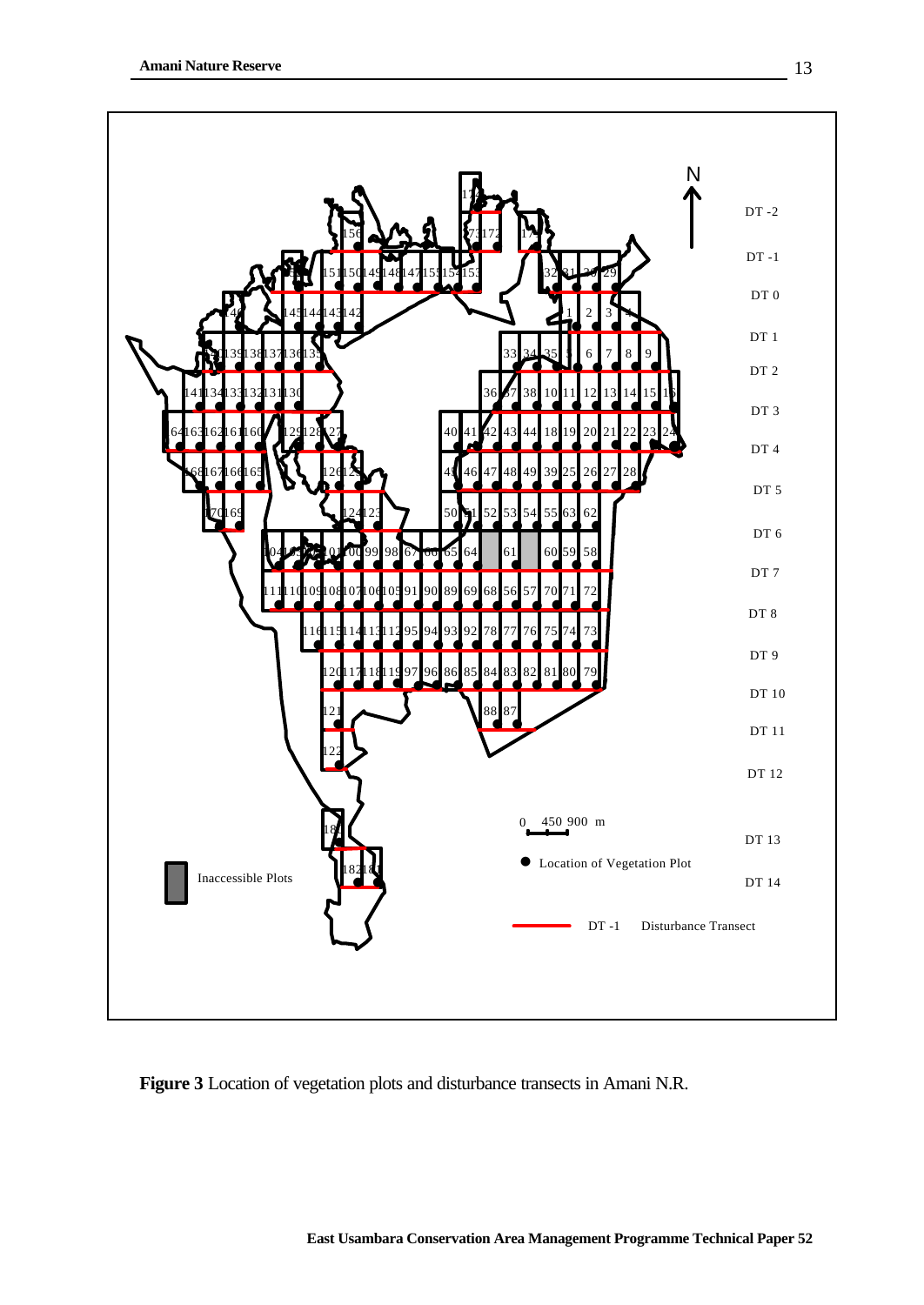**Figure 3** Location of vegetation plots and disturbance transects in Amani N.R.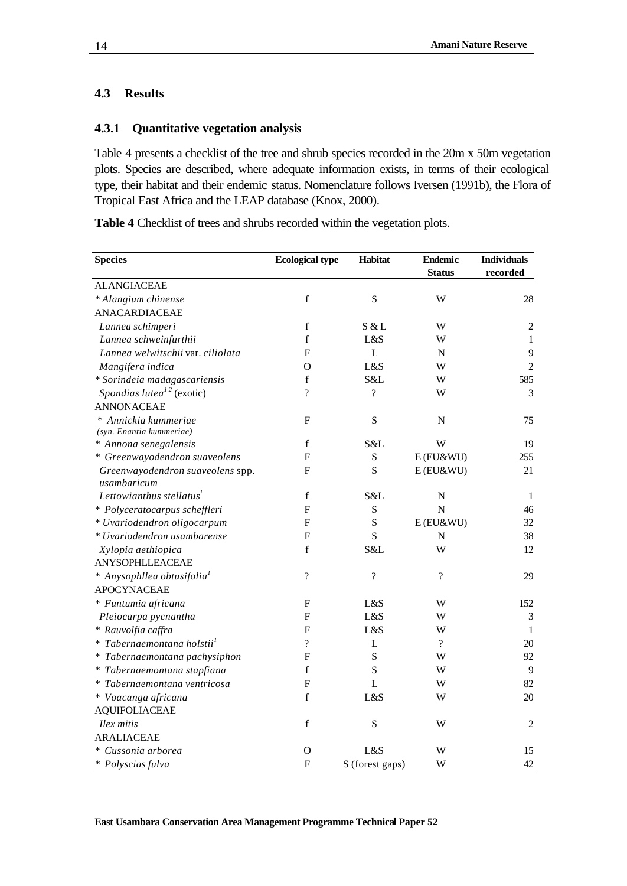## 4.3 Results

### 4.3.1 Quantitative vegetation analysis

Table 4 presents a checklist of the tree and shrub species recorded in the 20m x 50m vegetation plots. Species are described, where adequate information exists, in terms of their ecological type, their habitat and their endemic status. Nomenclature follows Iversen (1991b), the Flora of Tropical East Africa and the LEAP database (Knox, 2000).

**Table 4** Checklist of trees and shrubs recorded within the vegetation plots.

| Species | Ecological type | Habitat | Endemic Status | Individuals recorded |
|---|---|---|---|---|
| ALANGIACEAE | | | | |
| * *Alangium chinense* | f | S | W | 28 |
| ANACARDIACEAE | | | | |
| *Lannea schimperi* | f | S & L | W | 2 |
| *Lannea schweinfurthii* | f | L&S | W | 1 |
| *Lannea welwitschii* var. *ciliolata* | F | L | N | 9 |
| *Mangifera indica* | O | L&S | W | 2 |
| * *Sorindeia madagascariensis* | f | S&L | W | 585 |
| *Spondias lutea*[1 2] (exotic) | ? | ? | W | 3 |
| ANNONACEAE | | | | |
| * *Annickia kummeriae* (*syn. Enantia kummeriae*) | F | S | N | 75 |
| * *Annona senegalensis* | f | S&L | W | 19 |
| * *Greenwayodendron suaveolens* | F | S | E (EU&WU) | 255 |
| *Greenwayodendron suaveolens* spp. *usambaricum* | F | S | E (EU&WU) | 21 |
| *Lettowianthus stellatus*[1] | f | S&L | N | 1 |
| * *Polyceratocarpus scheffleri* | F | S | N | 46 |
| * *Uvariodendron oligocarpum* | F | S | E (EU&WU) | 32 |
| * *Uvariodendron usambarense* | F | S | N | 38 |
| *Xylopia aethiopica* | f | S&L | W | 12 |
| ANYSOPHLLEACEAE | | | | |
| * *Anysophllea obtusifolia*[1] | ? | ? | ? | 29 |
| APOCYNACEAE | | | | |
| * *Funtumia africana* | F | L&S | W | 152 |
| *Pleiocarpa pycnantha* | F | L&S | W | 3 |
| * *Rauvolfia caffra* | F | L&S | W | 1 |
| * *Tabernaemontana holstii*[1] | ? | L | ? | 20 |
| * *Tabernaemontana pachysiphon* | F | S | W | 92 |
| * *Tabernaemontana stapfiana* | f | S | W | 9 |
| * *Tabernaemontana ventricosa* | F | L | W | 82 |
| * *Voacanga africana* | f | L&S | W | 20 |
| AQUIFOLIACEAE | | | | |
| *Ilex mitis* | f | S | W | 2 |
| ARALIACEAE | | | | |
| * *Cussonia arborea* | O | L&S | W | 15 |
| * *Polyscias fulva* | F | S (forest gaps) | W | 42 |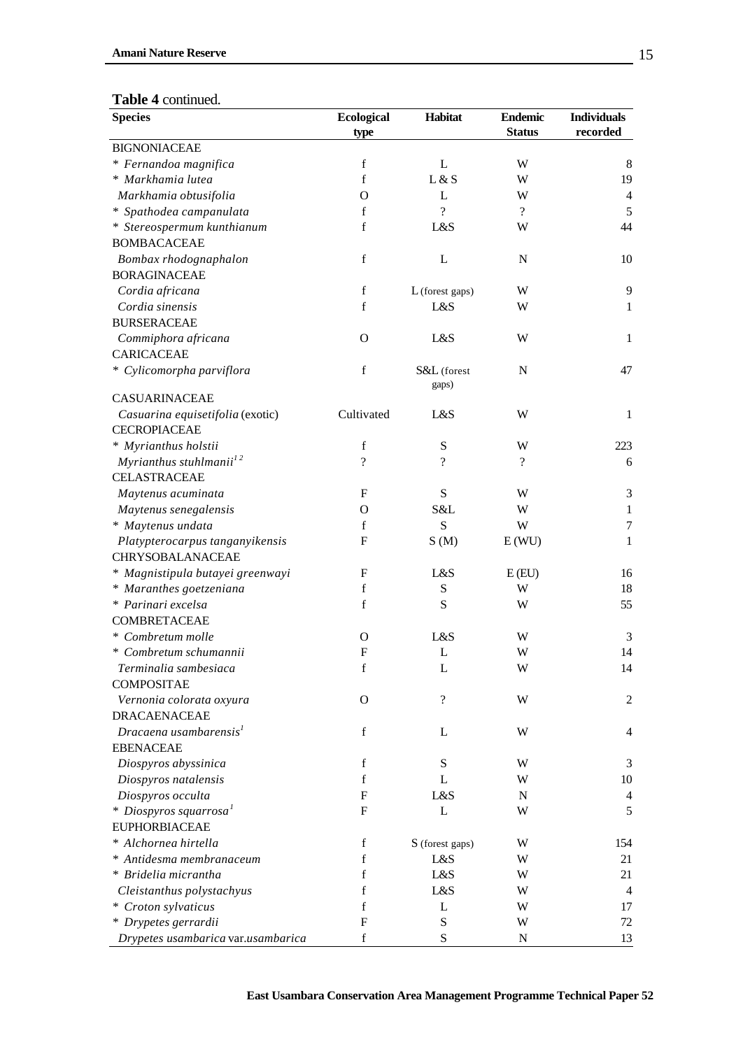**Table 4** continued.

| Species | Ecological type | Habitat | Endemic Status | Individuals recorded |
|---|---|---|---|---|
| BIGNONIACEAE | | | | |
| * *Fernandoa magnifica* | f | L | W | 8 |
| * *Markhamia lutea* | f | L & S | W | 19 |
| *Markhamia obtusifolia* | O | L | W | 4 |
| * *Spathodea campanulata* | f | ? | ? | 5 |
| * *Stereospermum kunthianum* | f | L&S | W | 44 |
| BOMBACACEAE | | | | |
| *Bombax rhodognaphalon* | f | L | N | 10 |
| BORAGINACEAE | | | | |
| *Cordia africana* | f | L (forest gaps) | W | 9 |
| *Cordia sinensis* | f | L&S | W | 1 |
| BURSERACEAE | | | | |
| *Commiphora africana* | O | L&S | W | 1 |
| CARICACEAE | | | | |
| * *Cylicomorpha parviflora* | f | S&L (forest gaps) | N | 47 |
| CASUARINACEAE | | | | |
| *Casuarina equisetifolia* (exotic) | Cultivated | L&S | W | 1 |
| CECROPIACEAE | | | | |
| * *Myrianthus holstii* | f | S | W | 223 |
| *Myrianthus stuhlmanii*[1 2] | ? | ? | ? | 6 |
| CELASTRACEAE | | | | |
| *Maytenus acuminata* | F | S | W | 3 |
| *Maytenus senegalensis* | O | S&L | W | 1 |
| * *Maytenus undata* | f | S | W | 7 |
| *Platypterocarpus tanganyikensis* | F | S (M) | E (WU) | 1 |
| CHRYSOBALANACEAE | | | | |
| * *Magnistipula butayei greenwayi* | F | L&S | E (EU) | 16 |
| * *Maranthes goetzeniana* | f | S | W | 18 |
| * *Parinari excelsa* | f | S | W | 55 |
| COMBRETACEAE | | | | |
| * *Combretum molle* | O | L&S | W | 3 |
| * *Combretum schumannii* | F | L | W | 14 |
| *Terminalia sambesiaca* | f | L | W | 14 |
| COMPOSITAE | | | | |
| *Vernonia colorata oxyura* | O | ? | W | 2 |
| DRACAENACEAE | | | | |
| *Dracaena usambarensis*[1] | f | L | W | 4 |
| EBENACEAE | | | | |
| *Diospyros abyssinica* | f | S | W | 3 |
| *Diospyros natalensis* | f | L | W | 10 |
| *Diospyros occulta* | F | L&S | N | 4 |
| * *Diospyros squarrosa*[1] | F | L | W | 5 |
| EUPHORBIACEAE | | | | |
| * *Alchornea hirtella* | f | S (forest gaps) | W | 154 |
| * *Antidesma membranaceum* | f | L&S | W | 21 |
| * *Bridelia micrantha* | f | L&S | W | 21 |
| *Cleistanthus polystachyus* | f | L&S | W | 4 |
| * *Croton sylvaticus* | f | L | W | 17 |
| * *Drypetes gerrardii* | F | S | W | 72 |
| *Drypetes usambarica* var. *usambarica* | f | S | N | 13 |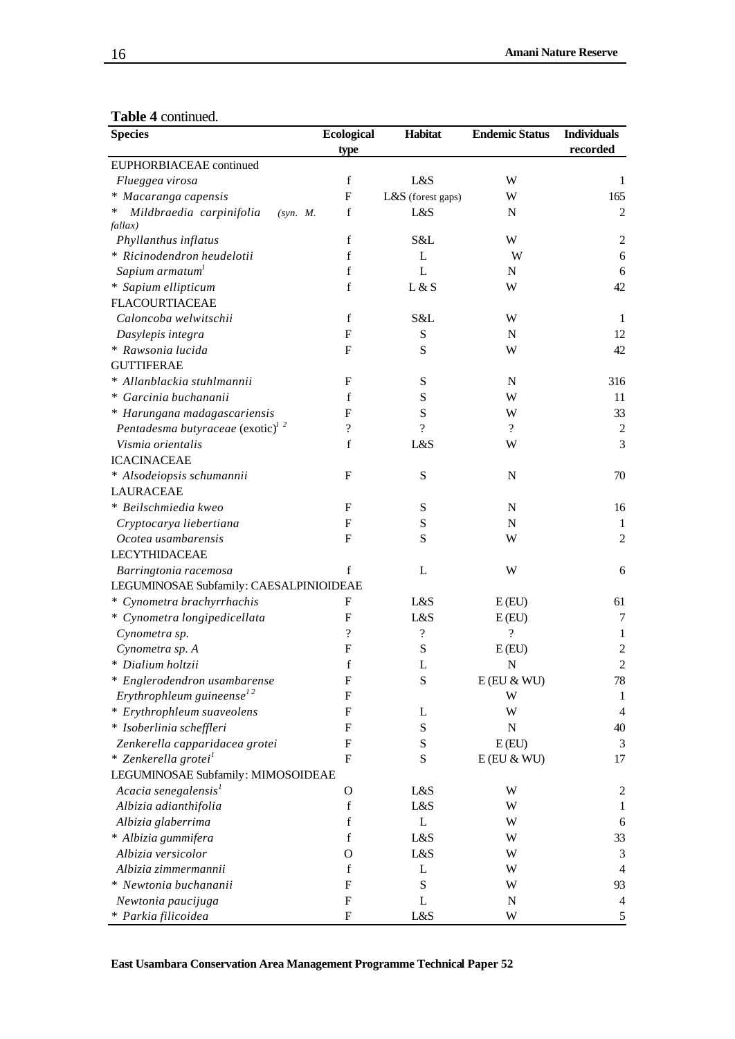**Table 4** continued.

| Species | Ecological type | Habitat | Endemic Status | Individuals recorded |
|---|---|---|---|---|
| EUPHORBIACEAE continued | | | | |
| *Flueggea virosa* | f | L&S | W | 1 |
| * *Macaranga capensis* | F | L&S (forest gaps) | W | 165 |
| * *Mildbraedia carpinifolia* (*syn. M. fallax*) | f | L&S | N | 2 |
| *Phyllanthus inflatus* | f | S&L | W | 2 |
| * *Ricinodendron heudelotii* | f | L | W | 6 |
| *Sapium armatum*[1] | f | L | N | 6 |
| * *Sapium ellipticum* | f | L & S | W | 42 |
| FLACOURTIACEAE | | | | |
| *Caloncoba welwitschii* | f | S&L | W | 1 |
| *Dasylepis integra* | F | S | N | 12 |
| * *Rawsonia lucida* | F | S | W | 42 |
| GUTTIFERAE | | | | |
| * *Allanblackia stuhlmannii* | F | S | N | 316 |
| * *Garcinia buchananii* | f | S | W | 11 |
| * *Harungana madagascariensis* | F | S | W | 33 |
| *Pentadesma butyraceae* (exotic)[1 2] | ? | ? | ? | 2 |
| *Vismia orientalis* | f | L&S | W | 3 |
| ICACINACEAE | | | | |
| * *Alsodeiopsis schumannii* | F | S | N | 70 |
| LAURACEAE | | | | |
| * *Beilschmiedia kweo* | F | S | N | 16 |
| *Cryptocarya liebertiana* | F | S | N | 1 |
| *Ocotea usambarensis* | F | S | W | 2 |
| LECYTHIDACEAE | | | | |
| *Barringtonia racemosa* | f | L | W | 6 |
| LEGUMINOSAE Subfamily: CAESALPINIOIDEAE | | | | |
| * *Cynometra brachyrrhachis* | F | L&S | E (EU) | 61 |
| * *Cynometra longipedicellata* | F | L&S | E (EU) | 7 |
| *Cynometra sp.* | ? | ? | ? | 1 |
| *Cynometra sp. A* | F | S | E (EU) | 2 |
| * *Dialium holtzii* | f | L | N | 2 |
| * *Englerodendron usambarense* | F | S | E (EU & WU) | 78 |
| *Erythrophleum guineense*[1 2] | F | | W | 1 |
| * *Erythrophleum suaveolens* | F | L | W | 4 |
| * *Isoberlinia scheffleri* | F | S | N | 40 |
| *Zenkerella capparidacea grotei* | F | S | E (EU) | 3 |
| * *Zenkerella grotei*[1] | F | S | E (EU & WU) | 17 |
| LEGUMINOSAE Subfamily: MIMOSOIDEAE | | | | |
| *Acacia senegalensis*[1] | O | L&S | W | 2 |
| *Albizia adianthifolia* | f | L&S | W | 1 |
| *Albizia glaberrima* | f | L | W | 6 |
| * *Albizia gummifera* | f | L&S | W | 33 |
| *Albizia versicolor* | O | L&S | W | 3 |
| *Albizia zimmermannii* | f | L | W | 4 |
| * *Newtonia buchananii* | F | S | W | 93 |
| *Newtonia paucijuga* | F | L | N | 4 |
| * *Parkia filicoidea* | F | L&S | W | 5 |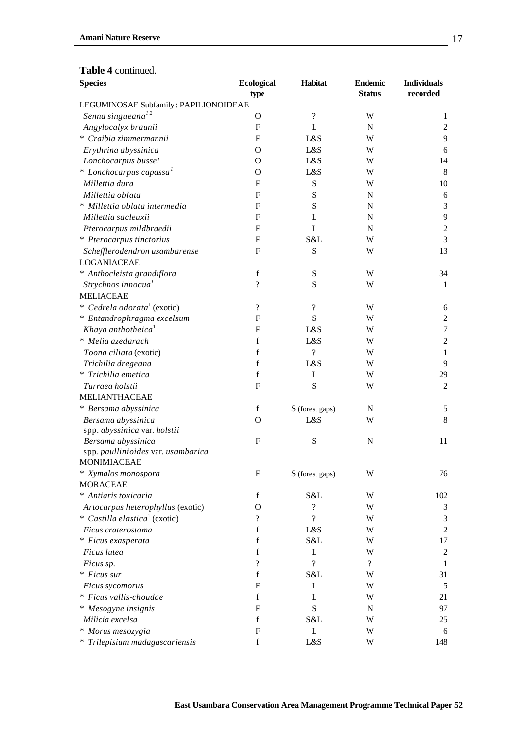**Table 4** continued.

| Species | Ecological type | Habitat | Endemic Status | Individuals recorded |
|---|---|---|---|---|
| LEGUMINOSAE Subfamily: PAPILIONOIDEAE | | | | |
| *Senna singueana*[1 2] | O | ? | W | 1 |
| *Angylocalyx braunii* | F | L | N | 2 |
| * *Craibia zimmermannii* | F | L&S | W | 9 |
| *Erythrina abyssinica* | O | L&S | W | 6 |
| *Lonchocarpus bussei* | O | L&S | W | 14 |
| * *Lonchocarpus capassa*[1] | O | L&S | W | 8 |
| *Millettia dura* | F | S | W | 10 |
| *Millettia oblata* | F | S | N | 6 |
| * *Millettia oblata intermedia* | F | S | N | 3 |
| *Millettia sacleuxii* | F | L | N | 9 |
| *Pterocarpus mildbraedii* | F | L | N | 2 |
| * *Pterocarpus tinctorius* | F | S&L | W | 3 |
| *Schefflerodendron usambarense* | F | S | W | 13 |
| LOGANIACEAE | | | | |
| * *Anthocleista grandiflora* | f | S | W | 34 |
| *Strychnos innocua*[1] | ? | S | W | 1 |
| MELIACEAE | | | | |
| * *Cedrela odorata*[1] (exotic) | ? | ? | W | 6 |
| * *Entandrophragma excelsum* | F | S | W | 2 |
| *Khaya anthotheica*[1] | F | L&S | W | 7 |
| * *Melia azedarach* | f | L&S | W | 2 |
| *Toona ciliata* (exotic) | f | ? | W | 1 |
| *Trichilia dregeana* | f | L&S | W | 9 |
| * *Trichilia emetica* | f | L | W | 29 |
| *Turraea holstii* | F | S | W | 2 |
| MELIANTHACEAE | | | | |
| * *Bersama abyssinica* | f | S (forest gaps) | N | 5 |
| *Bersama abyssinica* spp. *abyssinica* var. *holstii* | O | L&S | W | 8 |
| *Bersama abyssinica* spp. *paullinioides* var. *usambarica* | F | S | N | 11 |
| MONIMIACEAE | | | | |
| * *Xymalos monospora* | F | S (forest gaps) | W | 76 |
| MORACEAE | | | | |
| * *Antiaris toxicaria* | f | S&L | W | 102 |
| *Artocarpus heterophyllus* (exotic) | O | ? | W | 3 |
| * *Castilla elastica*[1] (exotic) | ? | ? | W | 3 |
| *Ficus craterostoma* | f | L&S | W | 2 |
| * *Ficus exasperata* | f | S&L | W | 17 |
| *Ficus lutea* | f | L | W | 2 |
| *Ficus sp.* | ? | ? | ? | 1 |
| * *Ficus sur* | f | S&L | W | 31 |
| *Ficus sycomorus* | F | L | W | 5 |
| * *Ficus vallis-choudae* | f | L | W | 21 |
| * *Mesogyne insignis* | F | S | N | 97 |
| *Milicia excelsa* | f | S&L | W | 25 |
| * *Morus mesozygia* | F | L | W | 6 |
| * *Trilepisium madagascariensis* | f | L&S | W | 148 |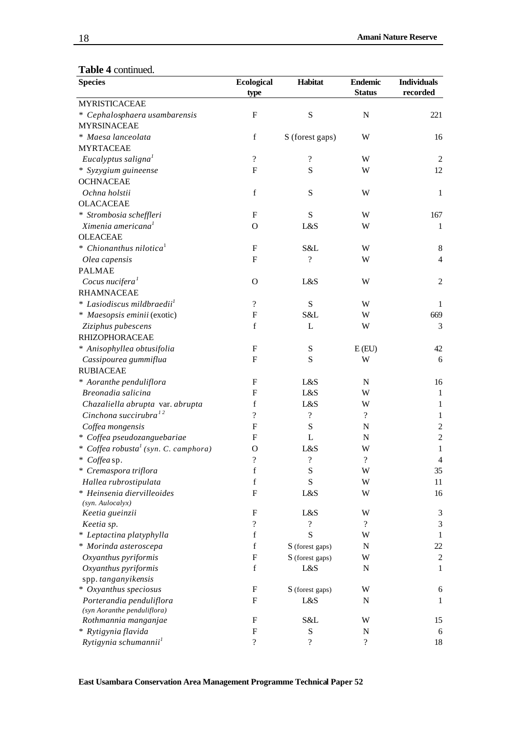**Table 4** continued.

| Species | Ecological type | Habitat | Endemic Status | Individuals recorded |
|---|---|---|---|---|
| MYRISTICACEAE | | | | |
| * *Cephalosphaera usambarensis* | F | S | N | 221 |
| MYRSINACEAE | | | | |
| * *Maesa lanceolata* | f | S (forest gaps) | W | 16 |
| MYRTACEAE | | | | |
| *Eucalyptus saligna*[1] | ? | ? | W | 2 |
| * *Syzygium guineense* | F | S | W | 12 |
| OCHNACEAE | | | | |
| *Ochna holstii* | f | S | W | 1 |
| OLACACEAE | | | | |
| * *Strombosia scheffleri* | F | S | W | 167 |
| *Ximenia americana*[1] | O | L&S | W | 1 |
| OLEACEAE | | | | |
| * *Chionanthus nilotica*[1] | F | S&L | W | 8 |
| *Olea capensis* | F | ? | W | 4 |
| PALMAE | | | | |
| *Cocus nucifera*[1] | O | L&S | W | 2 |
| RHAMNACEAE | | | | |
| * *Lasiodiscus mildbraedii*[1] | ? | S | W | 1 |
| * *Maesopsis eminii* (exotic) | F | S&L | W | 669 |
| *Ziziphus pubescens* | f | L | W | 3 |
| RHIZOPHORACEAE | | | | |
| * *Anisophyllea obtusifolia* | F | S | E (EU) | 42 |
| *Cassipourea gummiflua* | F | S | W | 6 |
| RUBIACEAE | | | | |
| * *Aoranthe penduliflora* | F | L&S | N | 16 |
| *Breonadia salicina* | F | L&S | W | 1 |
| *Chazaliella abrupta* var. *abrupta* | f | L&S | W | 1 |
| *Cinchona succirubra*[1 2] | ? | ? | ? | 1 |
| *Coffea mongensis* | F | S | N | 2 |
| * *Coffea pseudozanguebariae* | F | L | N | 2 |
| * *Coffea robusta*[1] *(syn. C. camphora)* | O | L&S | W | 1 |
| * *Coffea* sp. | ? | ? | ? | 4 |
| * *Cremaspora triflora* | f | S | W | 35 |
| *Hallea rubrostipulata* | f | S | W | 11 |
| * *Heinsenia diervilleoides* *(syn. Aulocalyx)* | F | L&S | W | 16 |
| *Keetia gueinzii* | F | L&S | W | 3 |
| *Keetia sp.* | ? | ? | ? | 3 |
| * *Leptactina platyphylla* | f | S | W | 1 |
| * *Morinda asteroscepa* | f | S (forest gaps) | N | 22 |
| *Oxyanthus pyriformis* | F | S (forest gaps) | W | 2 |
| *Oxyanthus pyriformis* spp. *tanganyikensis* | f | L&S | N | 1 |
| * *Oxyanthus speciosus* | F | S (forest gaps) | W | 6 |
| *Porterandia penduliflora* *(syn Aoranthe penduliflora)* | F | L&S | N | 1 |
| *Rothmannia manganjae* | F | S&L | W | 15 |
| * *Rytigynia flavida* | F | S | N | 6 |
| *Rytigynia schumannii*[1] | ? | ? | ? | 18 |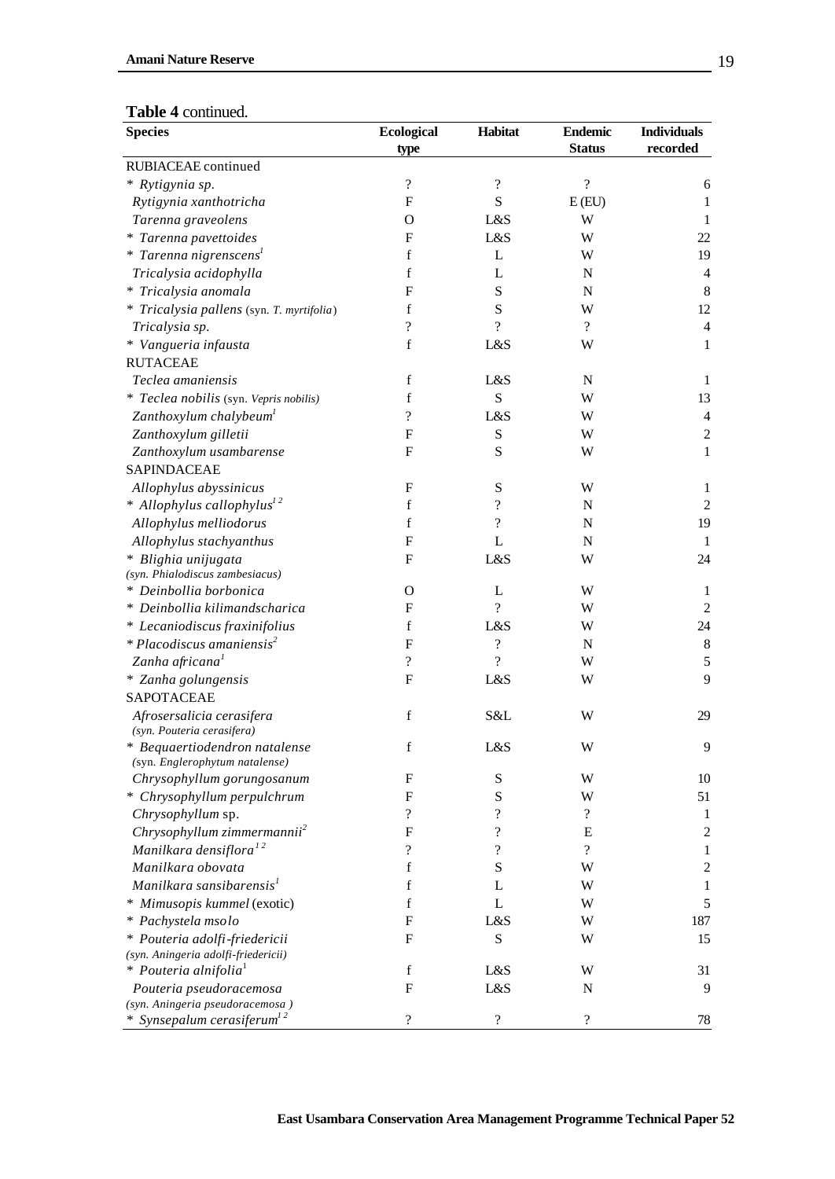**Table 4** continued.

| Species | Ecological type | Habitat | Endemic Status | Individuals recorded |
|---|---|---|---|---|
| RUBIACEAE continued | | | | |
| * *Rytigynia sp.* | ? | ? | ? | 6 |
| *Rytigynia xanthotricha* | F | S | E (EU) | 1 |
| *Tarenna graveolens* | O | L&S | W | 1 |
| * *Tarenna pavettoides* | F | L&S | W | 22 |
| * *Tarenna nigrenscens*[1] | f | L | W | 19 |
| *Tricalysia acidophylla* | f | L | N | 4 |
| * *Tricalysia anomala* | F | S | N | 8 |
| * *Tricalysia pallens* (syn. *T. myrtifolia*) | f | S | W | 12 |
| *Tricalysia sp.* | ? | ? | ? | 4 |
| * *Vangueria infausta* | f | L&S | W | 1 |
| RUTACEAE | | | | |
| *Teclea amaniensis* | f | L&S | N | 1 |
| * *Teclea nobilis* (syn. *Vepris nobilis*) | f | S | W | 13 |
| *Zanthoxylum chalybeum*[1] | ? | L&S | W | 4 |
| *Zanthoxylum gilletii* | F | S | W | 2 |
| *Zanthoxylum usambarense* | F | S | W | 1 |
| SAPINDACEAE | | | | |
| *Allophylus abyssinicus* | F | S | W | 1 |
| * *Allophylus callophylus*[1 2] | f | ? | N | 2 |
| *Allophylus melliodorus* | f | ? | N | 19 |
| *Allophylus stachyanthus* | F | L | N | 1 |
| * *Blighia unijugata* (*syn. Phialodiscus zambesiacus*) | F | L&S | W | 24 |
| * *Deinbollia borbonica* | O | L | W | 1 |
| * *Deinbollia kilimandscharica* | F | ? | W | 2 |
| * *Lecaniodiscus fraxinifolius* | f | L&S | W | 24 |
| * *Placodiscus amaniensis*[2] | F | ? | N | 8 |
| *Zanha africana*[1] | ? | ? | W | 5 |
| * *Zanha golungensis* | F | L&S | W | 9 |
| SAPOTACEAE | | | | |
| *Afrosersalicia cerasifera* (*syn. Pouteria cerasifera*) | f | S&L | W | 29 |
| * *Bequaertiodendron natalense* (syn. *Englerophytum natalense*) | f | L&S | W | 9 |
| *Chrysophyllum gorungosanum* | F | S | W | 10 |
| * *Chrysophyllum perpulchrum* | F | S | W | 51 |
| *Chrysophyllum* sp. | ? | ? | ? | 1 |
| *Chrysophyllum zimmermannii*[2] | F | ? | E | 2 |
| *Manilkara densiflora*[1 2] | ? | ? | ? | 1 |
| *Manilkara obovata* | f | S | W | 2 |
| *Manilkara sansibarensis*[1] | f | L | W | 1 |
| * *Mimusopis kummel* (exotic) | f | L | W | 5 |
| * *Pachystela msolo* | F | L&S | W | 187 |
| * *Pouteria adolfi-friedericii* (*syn. Aningeria adolfi-friedericii*) | F | S | W | 15 |
| * *Pouteria alnifolia*[1] | f | L&S | W | 31 |
| *Pouteria pseudoracemosa* (*syn. Aningeria pseudoracemosa* ) | F | L&S | N | 9 |
| * *Synsepalum cerasiferum*[1 2] | ? | ? | ? | 78 |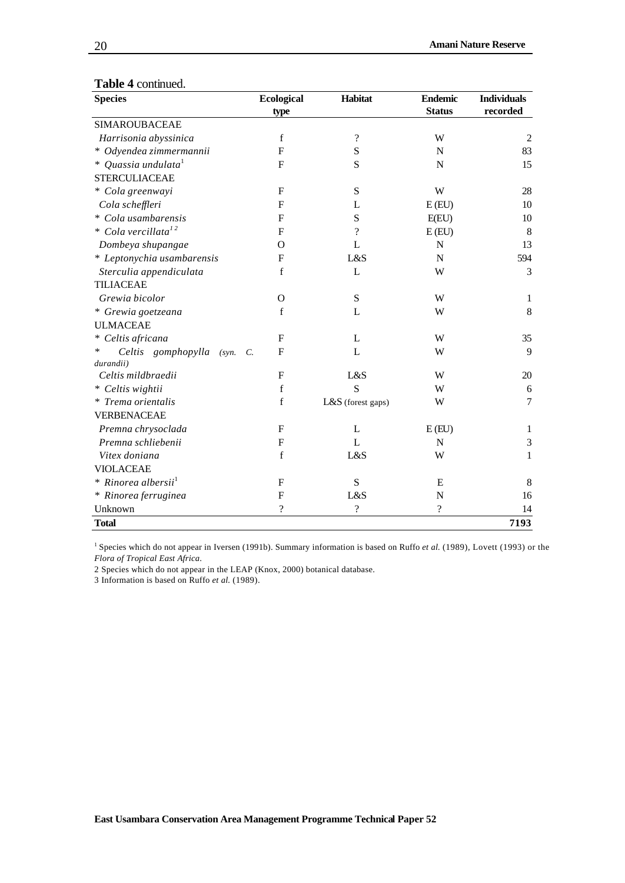**Table 4** continued.

| Species | Ecological type | Habitat | Endemic Status | Individuals recorded |
|---|---|---|---|---|
| SIMAROUBACEAE | | | | |
| *Harrisonia abyssinica* | f | ? | W | 2 |
| * *Odyendea zimmermannii* | F | S | N | 83 |
| * *Quassia undulata*[1] | F | S | N | 15 |
| STERCULIACEAE | | | | |
| * *Cola greenwayi* | F | S | W | 28 |
| *Cola scheffleri* | F | L | E (EU) | 10 |
| * *Cola usambarensis* | F | S | E(EU) | 10 |
| * *Cola vercillata*[1 2] | F | ? | E (EU) | 8 |
| *Dombeya shupangae* | O | L | N | 13 |
| * *Leptonychia usambarensis* | F | L&S | N | 594 |
| *Sterculia appendiculata* | f | L | W | 3 |
| TILIACEAE | | | | |
| *Grewia bicolor* | O | S | W | 1 |
| * *Grewia goetzeana* | f | L | W | 8 |
| ULMACEAE | | | | |
| * *Celtis africana* | F | L | W | 35 |
| * *Celtis gomphopylla* (syn. *C. durandii*) | F | L | W | 9 |
| *Celtis mildbraedii* | F | L&S | W | 20 |
| * *Celtis wightii* | f | S | W | 6 |
| * *Trema orientalis* | f | L&S (forest gaps) | W | 7 |
| VERBENACEAE | | | | |
| *Premna chrysoclada* | F | L | E (EU) | 1 |
| *Premna schliebenii* | F | L | N | 3 |
| *Vitex doniana* | f | L&S | W | 1 |
| VIOLACEAE | | | | |
| * *Rinorea albersii*[1] | F | S | E | 8 |
| * *Rinorea ferruginea* | F | L&S | N | 16 |
| Unknown | ? | ? | ? | 14 |
| **Total** | | | | **7193** |

[1] Species which do not appear in Iversen (1991b). Summary information is based on Ruffo *et al.* (1989), Lovett (1993) or the *Flora of Tropical East Africa*.

2 Species which do not appear in the LEAP (Knox, 2000) botanical database.

3 Information is based on Ruffo *et al.* (1989).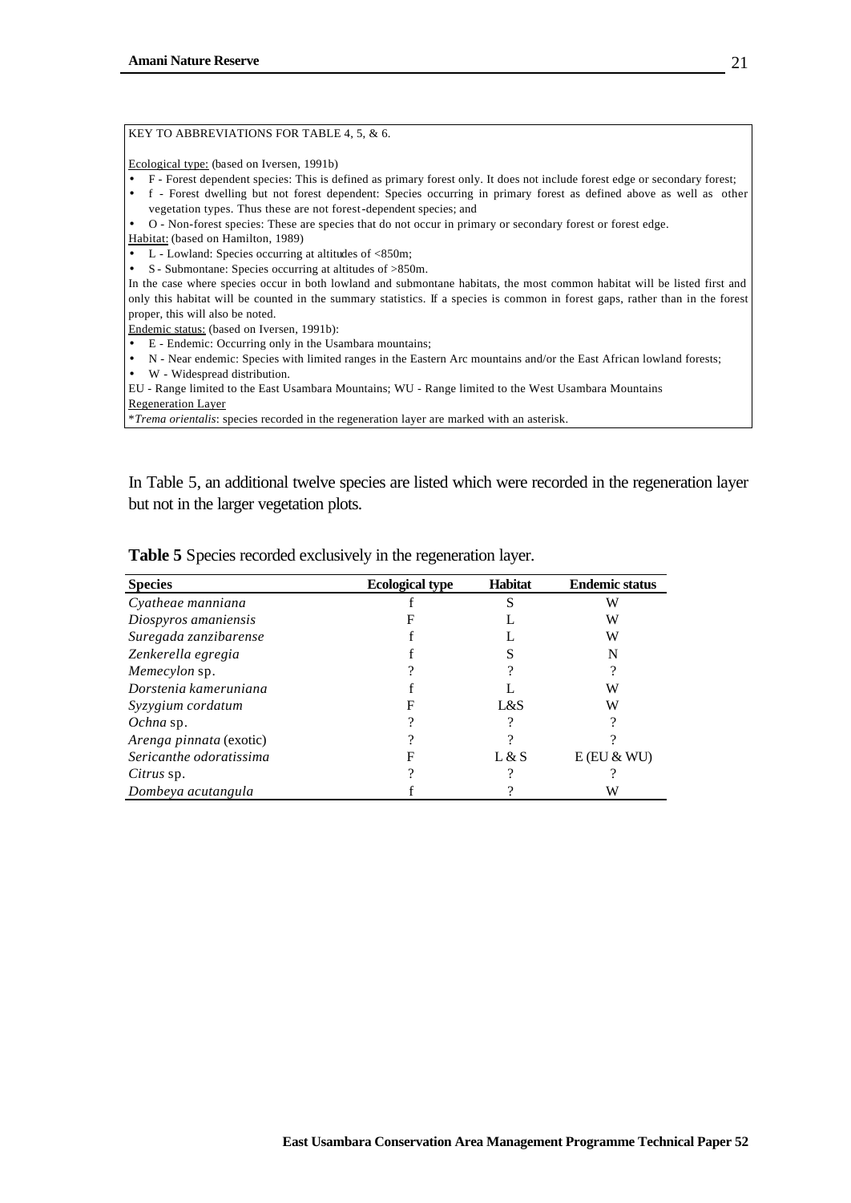KEY TO ABBREVIATIONS FOR TABLE 4, 5, & 6.

Ecological type: (based on Iversen, 1991b)

- F - Forest dependent species: This is defined as primary forest only. It does not include forest edge or secondary forest;
- f - Forest dwelling but not forest dependent: Species occurring in primary forest as defined above as well as other vegetation types. Thus these are not forest-dependent species; and
- O - Non-forest species: These are species that do not occur in primary or secondary forest or forest edge.

Habitat: (based on Hamilton, 1989)

- L - Lowland: Species occurring at altitudes of <850m;
- S - Submontane: Species occurring at altitudes of >850m.

In the case where species occur in both lowland and submontane habitats, the most common habitat will be listed first and only this habitat will be counted in the summary statistics. If a species is common in forest gaps, rather than in the forest proper, this will also be noted.

Endemic status: (based on Iversen, 1991b):

- E - Endemic: Occurring only in the Usambara mountains;
- N - Near endemic: Species with limited ranges in the Eastern Arc mountains and/or the East African lowland forests;
- W - Widespread distribution.

EU - Range limited to the East Usambara Mountains; WU - Range limited to the West Usambara Mountains

Regeneration Layer

**Trema orientalis*: species recorded in the regeneration layer are marked with an asterisk.

In Table 5, an additional twelve species are listed which were recorded in the regeneration layer but not in the larger vegetation plots.

**Table 5** Species recorded exclusively in the regeneration layer.

| Species | Ecological type | Habitat | Endemic status |
|---|---|---|---|
| *Cyatheae manniana* | f | S | W |
| *Diospyros amaniensis* | F | L | W |
| *Suregada zanzibarense* | f | L | W |
| *Zenkerella egregia* | f | S | N |
| *Memecylon* sp. | ? | ? | ? |
| *Dorstenia kameruniana* | f | L | W |
| *Syzygium cordatum* | F | L&S | W |
| *Ochna* sp. | ? | ? | ? |
| *Arenga pinnata* (exotic) | ? | ? | ? |
| *Sericanthe odoratissima* | F | L & S | E (EU & WU) |
| *Citrus* sp. | ? | ? | ? |
| *Dombeya acutangula* | f | ? | W |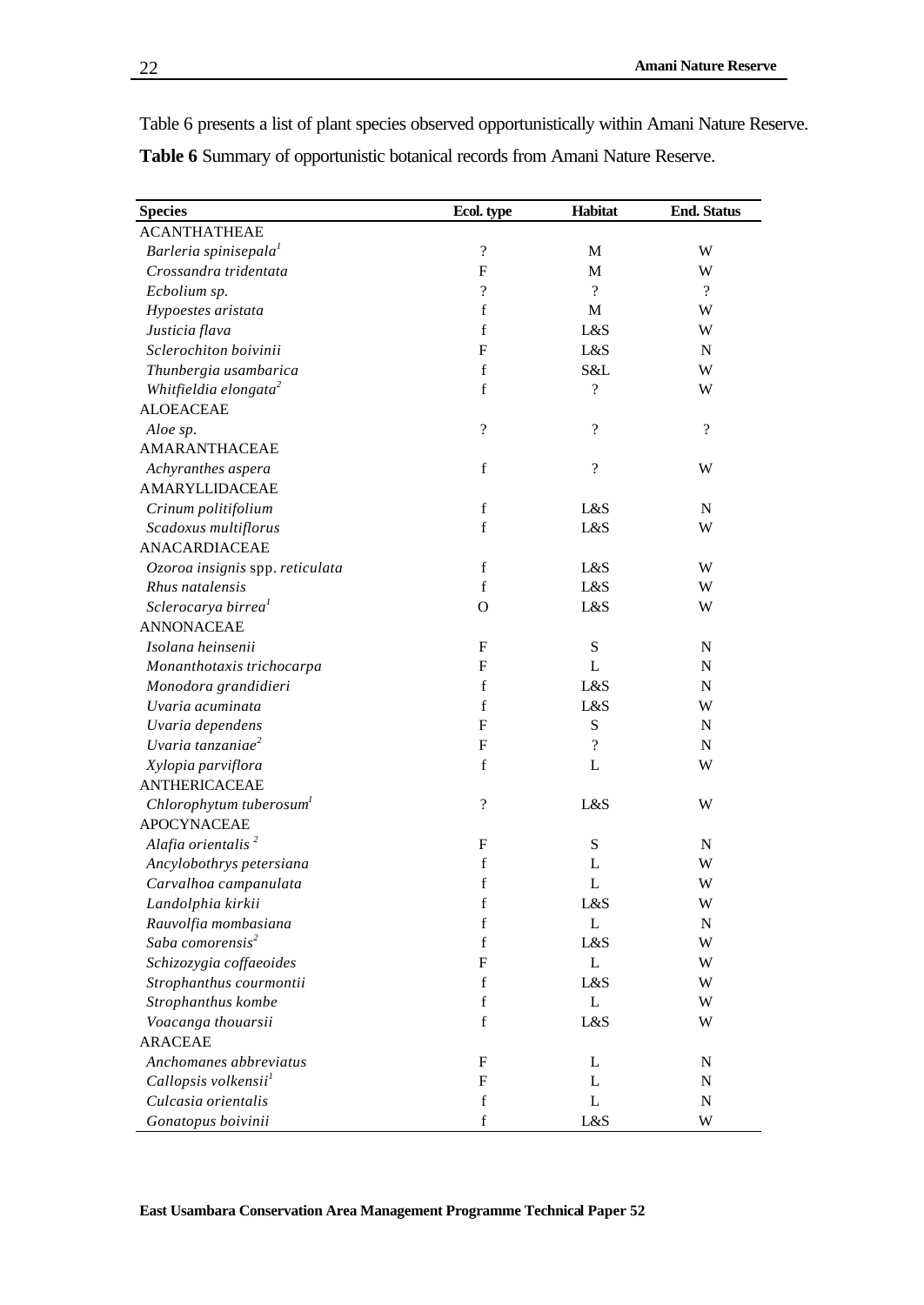Table 6 presents a list of plant species observed opportunistically within Amani Nature Reserve.

**Table 6** Summary of opportunistic botanical records from Amani Nature Reserve.

| Species | Ecol. type | Habitat | End. Status |
|---|---|---|---|
| ACANTHATHEAE | | | |
| *Barleria spinisepala*[1] | ? | M | W |
| *Crossandra tridentata* | F | M | W |
| *Ecbolium sp.* | ? | ? | ? |
| *Hypoestes aristata* | f | M | W |
| *Justicia flava* | f | L&S | W |
| *Sclerochiton boivinii* | F | L&S | N |
| *Thunbergia usambarica* | f | S&L | W |
| *Whitfieldia elongata*[2] | f | ? | W |
| ALOEACEAE | | | |
| *Aloe sp.* | ? | ? | ? |
| AMARANTHACEAE | | | |
| *Achyranthes aspera* | f | ? | W |
| AMARYLLIDACEAE | | | |
| *Crinum politifolium* | f | L&S | N |
| *Scadoxus multiflorus* | f | L&S | W |
| ANACARDIACEAE | | | |
| *Ozoroa insignis* spp. *reticulata* | f | L&S | W |
| *Rhus natalensis* | f | L&S | W |
| *Sclerocarya birrea*[1] | O | L&S | W |
| ANNONACEAE | | | |
| *Isolana heinsenii* | F | S | N |
| *Monanthotaxis trichocarpa* | F | L | N |
| *Monodora grandidieri* | f | L&S | N |
| *Uvaria acuminata* | f | L&S | W |
| *Uvaria dependens* | F | S | N |
| *Uvaria tanzaniae*[2] | F | ? | N |
| *Xylopia parviflora* | f | L | W |
| ANTHERICACEAE | | | |
| *Chlorophytum tuberosum*[1] | ? | L&S | W |
| APOCYNACEAE | | | |
| *Alafia orientalis*[2] | F | S | N |
| *Ancylobothrys petersiana* | f | L | W |
| *Carvalhoa campanulata* | f | L | W |
| *Landolphia kirkii* | f | L&S | W |
| *Rauvolfia mombasiana* | f | L | N |
| *Saba comorensis*[2] | f | L&S | W |
| *Schizozygia coffaeoides* | F | L | W |
| *Strophanthus courmontii* | f | L&S | W |
| *Strophanthus kombe* | f | L | W |
| *Voacanga thouarsii* | f | L&S | W |
| ARACEAE | | | |
| *Anchomanes abbreviatus* | F | L | N |
| *Callopsis volkensii*[1] | F | L | N |
| *Culcasia orientalis* | f | L | N |
| *Gonatopus boivinii* | f | L&S | W |

East Usambara Conservation Area Management Programme Technical Paper 52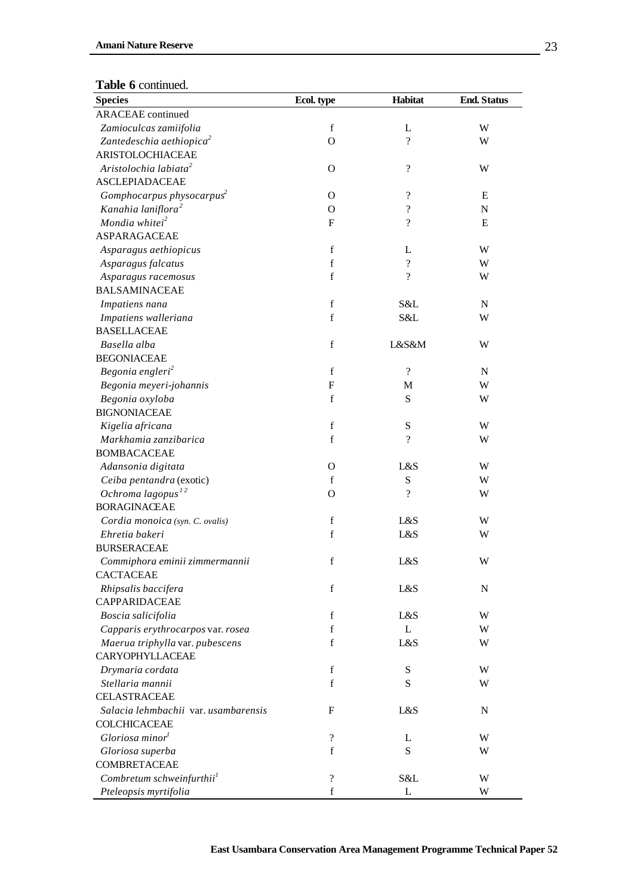**Table 6** continued.

| Species | Ecol. type | Habitat | End. Status |
|---|---|---|---|
| ARACEAE continued | | | |
| *Zamioculcas zamiifolia* | f | L | W |
| *Zantedeschia aethiopica*[2] | O | ? | W |
| ARISTOLOCHIACEAE | | | |
| *Aristolochia labiata*[2] | O | ? | W |
| ASCLEPIADACEAE | | | |
| *Gomphocarpus physocarpus*[2] | O | ? | E |
| *Kanahia laniflora*[2] | O | ? | N |
| *Mondia whitei*[2] | F | ? | E |
| ASPARAGACEAE | | | |
| *Asparagus aethiopicus* | f | L | W |
| *Asparagus falcatus* | f | ? | W |
| *Asparagus racemosus* | f | ? | W |
| BALSAMINACEAE | | | |
| *Impatiens nana* | f | S&L | N |
| *Impatiens walleriana* | f | S&L | W |
| BASELLACEAE | | | |
| *Basella alba* | f | L&S&M | W |
| BEGONIACEAE | | | |
| *Begonia engleri*[2] | f | ? | N |
| *Begonia meyeri-johannis* | F | M | W |
| *Begonia oxyloba* | f | S | W |
| BIGNONIACEAE | | | |
| *Kigelia africana* | f | S | W |
| *Markhamia zanzibarica* | f | ? | W |
| BOMBACACEAE | | | |
| *Adansonia digitata* | O | L&S | W |
| *Ceiba pentandra* (exotic) | f | S | W |
| *Ochroma lagopus*[1 2] | O | ? | W |
| BORAGINACEAE | | | |
| *Cordia monoica (syn. C. ovalis)* | f | L&S | W |
| *Ehretia bakeri* | f | L&S | W |
| BURSERACEAE | | | |
| *Commiphora eminii zimmermannii* | f | L&S | W |
| CACTACEAE | | | |
| *Rhipsalis baccifera* | f | L&S | N |
| CAPPARIDACEAE | | | |
| *Boscia salicifolia* | f | L&S | W |
| *Capparis erythrocarpos* var. *rosea* | f | L | W |
| *Maerua triphylla* var. *pubescens* | f | L&S | W |
| CARYOPHYLLACEAE | | | |
| *Drymaria cordata* | f | S | W |
| *Stellaria mannii* | f | S | W |
| CELASTRACEAE | | | |
| *Salacia lehmbachii* var. *usambarensis* | F | L&S | N |
| COLCHICACEAE | | | |
| *Gloriosa minor*[1] | ? | L | W |
| *Gloriosa superba* | f | S | W |
| COMBRETACEAE | | | |
| *Combretum schweinfurthii*[1] | ? | S&L | W |
| *Pteleopsis myrtifolia* | f | L | W |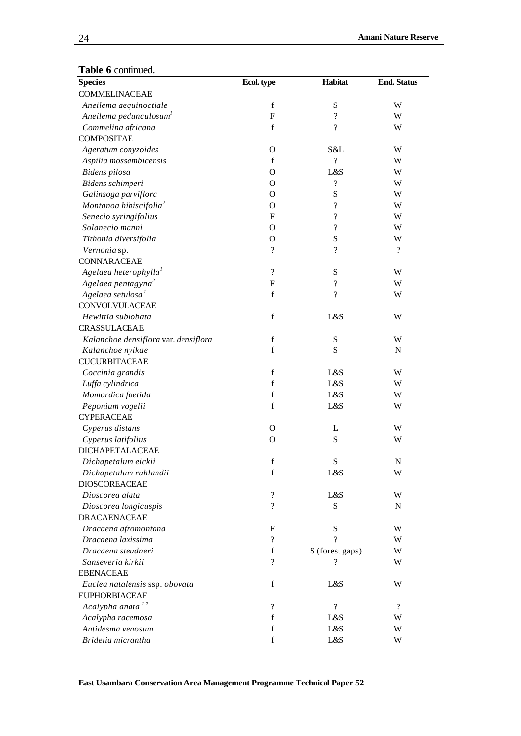**Table 6** continued.

| Species | Ecol. type | Habitat | End. Status |
|---|---|---|---|
| COMMELINACEAE | | | |
| *Aneilema aequinoctiale* | f | S | W |
| *Aneilema pedunculosum*[1] | F | ? | W |
| *Commelina africana* | f | ? | W |
| COMPOSITAE | | | |
| *Ageratum conyzoides* | O | S&L | W |
| *Aspilia mossambicensis* | f | ? | W |
| *Bidens pilosa* | O | L&S | W |
| *Bidens schimperi* | O | ? | W |
| *Galinsoga parviflora* | O | S | W |
| *Montanoa hibiscifolia*[2] | O | ? | W |
| *Senecio syringifolius* | F | ? | W |
| *Solanecio manni* | O | ? | W |
| *Tithonia diversifolia* | O | S | W |
| *Vernonia* sp. | ? | ? | ? |
| CONNARACEAE | | | |
| *Agelaea heterophylla*[1] | ? | S | W |
| *Agelaea pentagyna*[2] | F | ? | W |
| *Agelaea setulosa*[1] | f | ? | W |
| CONVOLVULACEAE | | | |
| *Hewittia sublobata* | f | L&S | W |
| CRASSULACEAE | | | |
| *Kalanchoe densiflora* var. *densiflora* | f | S | W |
| *Kalanchoe nyikae* | f | S | N |
| CUCURBITACEAE | | | |
| *Coccinia grandis* | f | L&S | W |
| *Luffa cylindrica* | f | L&S | W |
| *Momordica foetida* | f | L&S | W |
| *Peponium vogelii* | f | L&S | W |
| CYPERACEAE | | | |
| *Cyperus distans* | O | L | W |
| *Cyperus latifolius* | O | S | W |
| DICHAPETALACEAE | | | |
| *Dichapetalum eickii* | f | S | N |
| *Dichapetalum ruhlandii* | f | L&S | W |
| DIOSCOREACEAE | | | |
| *Dioscorea alata* | ? | L&S | W |
| *Dioscorea longicuspis* | ? | S | N |
| DRACAENACEAE | | | |
| *Dracaena afromontana* | F | S | W |
| *Dracaena laxissima* | ? | ? | W |
| *Dracaena steudneri* | f | S (forest gaps) | W |
| *Sanseveria kirkii* | ? | ? | W |
| EBENACEAE | | | |
| *Euclea natalensis* ssp. *obovata* | f | L&S | W |
| EUPHORBIACEAE | | | |
| *Acalypha anata*[1 2] | ? | ? | ? |
| *Acalypha racemosa* | f | L&S | W |
| *Antidesma venosum* | f | L&S | W |
| *Bridelia micrantha* | f | L&S | W |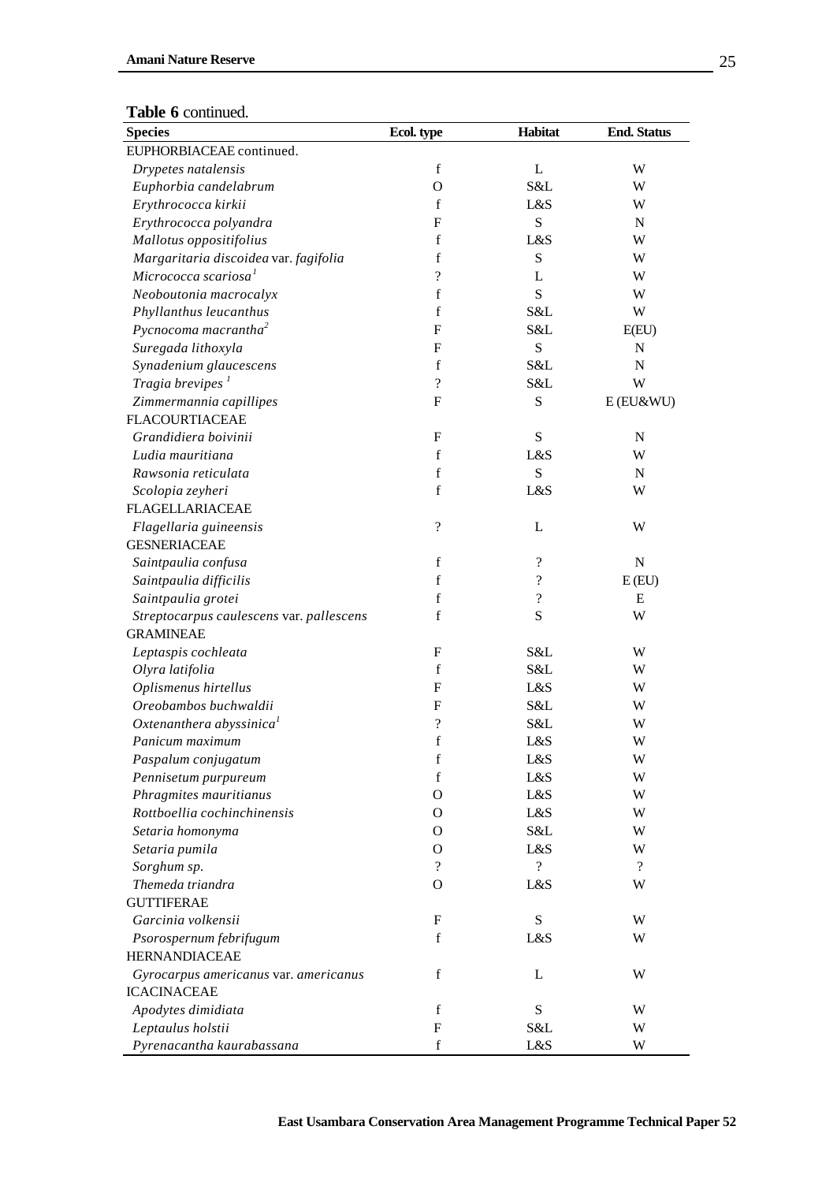**Table 6** continued.

| Species | Ecol. type | Habitat | End. Status |
|---|---|---|---|
| EUPHORBIACEAE continued. | | | |
| *Drypetes natalensis* | f | L | W |
| *Euphorbia candelabrum* | O | S&L | W |
| *Erythrococca kirkii* | f | L&S | W |
| *Erythrococca polyandra* | F | S | N |
| *Mallotus oppositifolius* | f | L&S | W |
| *Margaritaria discoidea* var. *fagifolia* | f | S | W |
| *Micrococca scariosa*[1] | ? | L | W |
| *Neoboutonia macrocalyx* | f | S | W |
| *Phyllanthus leucanthus* | f | S&L | W |
| *Pycnocoma macrantha*[2] | F | S&L | E(EU) |
| *Suregada lithoxyla* | F | S | N |
| *Synadenium glaucescens* | f | S&L | N |
| *Tragia brevipes* [1] | ? | S&L | W |
| *Zimmermannia capillipes* | F | S | E (EU&WU) |
| FLACOURTIACEAE | | | |
| *Grandidiera boivinii* | F | S | N |
| *Ludia mauritiana* | f | L&S | W |
| *Rawsonia reticulata* | f | S | N |
| *Scolopia zeyheri* | f | L&S | W |
| FLAGELLARIACEAE | | | |
| *Flagellaria guineensis* | ? | L | W |
| GESNERIACEAE | | | |
| *Saintpaulia confusa* | f | ? | N |
| *Saintpaulia difficilis* | f | ? | E (EU) |
| *Saintpaulia grotei* | f | ? | E |
| *Streptocarpus caulescens* var. *pallescens* | f | S | W |
| GRAMINEAE | | | |
| *Leptaspis cochleata* | F | S&L | W |
| *Olyra latifolia* | f | S&L | W |
| *Oplismenus hirtellus* | F | L&S | W |
| *Oreobambos buchwaldii* | F | S&L | W |
| *Oxtenanthera abyssinica*[1] | ? | S&L | W |
| *Panicum maximum* | f | L&S | W |
| *Paspalum conjugatum* | f | L&S | W |
| *Pennisetum purpureum* | f | L&S | W |
| *Phragmites mauritianus* | O | L&S | W |
| *Rottboellia cochinchinensis* | O | L&S | W |
| *Setaria homonyma* | O | S&L | W |
| *Setaria pumila* | O | L&S | W |
| *Sorghum sp.* | ? | ? | ? |
| *Themeda triandra* | O | L&S | W |
| GUTTIFERAE | | | |
| *Garcinia volkensii* | F | S | W |
| *Psorospernum febrifugum* | f | L&S | W |
| HERNANDIACEAE | | | |
| *Gyrocarpus americanus* var. *americanus* | f | L | W |
| ICACINACEAE | | | |
| *Apodytes dimidiata* | f | S | W |
| *Leptaulus holstii* | F | S&L | W |
| *Pyrenacantha kaurabassana* | f | L&S | W |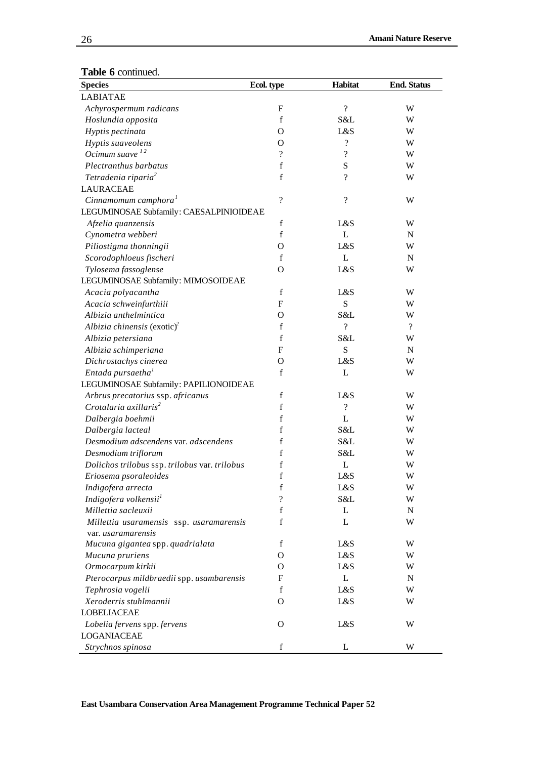**Table 6** continued.

| Species | Ecol. type | Habitat | End. Status |
|---|---|---|---|
| LABIATAE | | | |
| *Achyrospermum radicans* | F | ? | W |
| *Hoslundia opposita* | f | S&L | W |
| *Hyptis pectinata* | O | L&S | W |
| *Hyptis suaveolens* | O | ? | W |
| *Ocimum suave* [1 2] | ? | ? | W |
| *Plectranthus barbatus* | f | S | W |
| *Tetradenia riparia*[2] | f | ? | W |
| LAURACEAE | | | |
| *Cinnamomum camphora*[1] | ? | ? | W |
| LEGUMINOSAE Subfamily: CAESALPINIOIDEAE | | | |
| *Afzelia quanzensis* | f | L&S | W |
| *Cynometra webberi* | f | L | N |
| *Piliostigma thonningii* | O | L&S | W |
| *Scorodophloeus fischeri* | f | L | N |
| *Tylosema fassoglense* | O | L&S | W |
| LEGUMINOSAE Subfamily: MIMOSOIDEAE | | | |
| *Acacia polyacantha* | f | L&S | W |
| *Acacia schweinfurthiii* | F | S | W |
| *Albizia anthelmintica* | O | S&L | W |
| *Albizia chinensis* (exotic)[2] | f | ? | ? |
| *Albizia petersiana* | f | S&L | W |
| *Albizia schimperiana* | F | S | N |
| *Dichrostachys cinerea* | O | L&S | W |
| *Entada pursaetha*[1] | f | L | W |
| LEGUMINOSAE Subfamily: PAPILIONOIDEAE | | | |
| *Arbrus precatorius* ssp. *africanus* | f | L&S | W |
| *Crotalaria axillaris*[2] | f | ? | W |
| *Dalbergia boehmii* | f | L | W |
| *Dalbergia lacteal* | f | S&L | W |
| *Desmodium adscendens* var. *adscendens* | f | S&L | W |
| *Desmodium triflorum* | f | S&L | W |
| *Dolichos trilobus* ssp. *trilobus* var. *trilobus* | f | L | W |
| *Eriosema psoraleoides* | f | L&S | W |
| *Indigofera arrecta* | f | L&S | W |
| *Indigofera volkensii*[1] | ? | S&L | W |
| *Millettia sacleuxii* | f | L | N |
| *Millettia usaramensis* ssp. *usaramarensis* var. *usaramarensis* | f | L | W |
| *Mucuna gigantea* spp. *quadrialata* | f | L&S | W |
| *Mucuna pruriens* | O | L&S | W |
| *Ormocarpum kirkii* | O | L&S | W |
| *Pterocarpus mildbraedii* spp. *usambarensis* | F | L | N |
| *Tephrosia vogelii* | f | L&S | W |
| *Xeroderris stuhlmannii* | O | L&S | W |
| LOBELIACEAE | | | |
| *Lobelia fervens* spp. *fervens* | O | L&S | W |
| LOGANIACEAE | | | |
| *Strychnos spinosa* | f | L | W |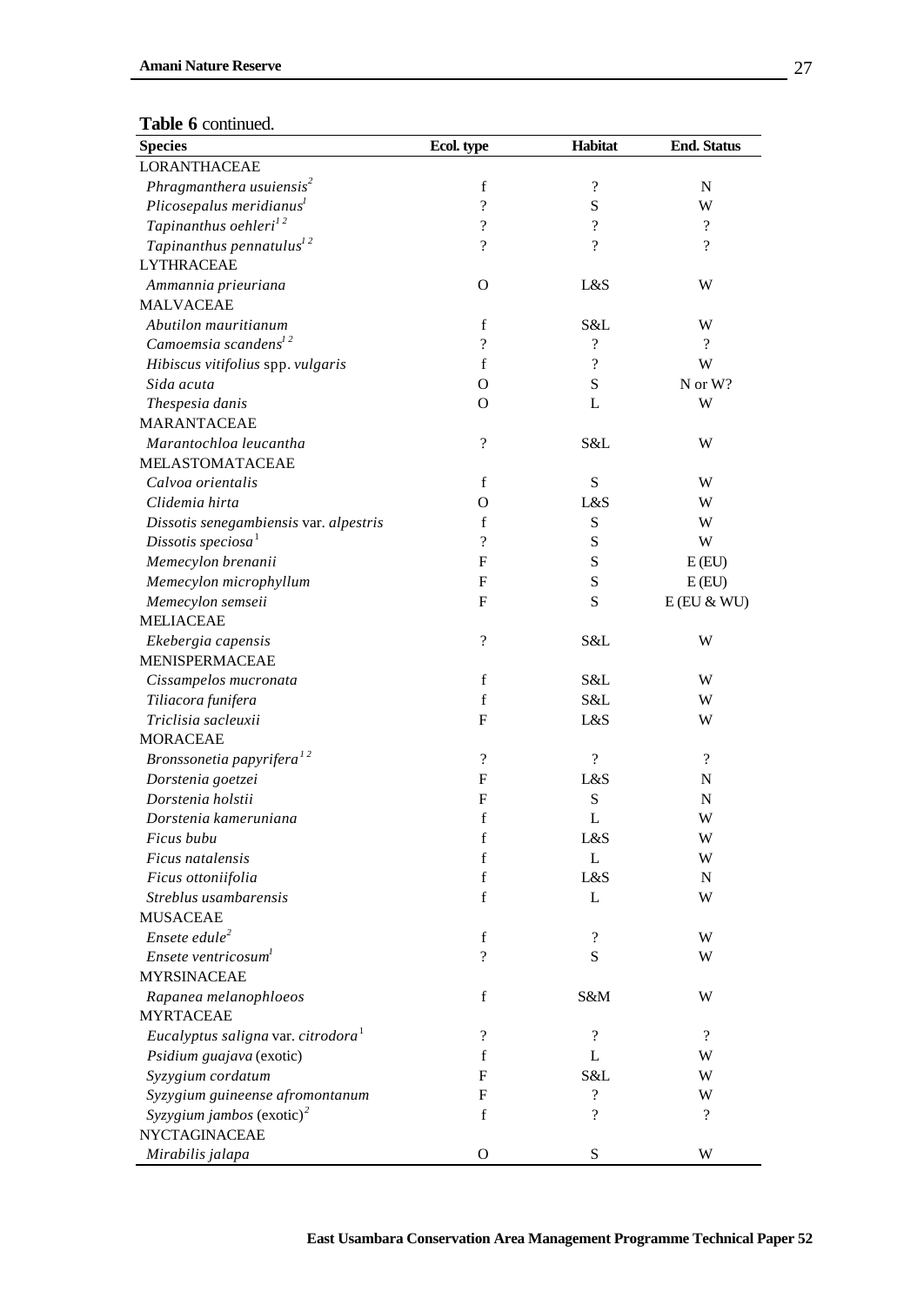**Table 6** continued.

| Species | Ecol. type | Habitat | End. Status |
|---|---|---|---|
| LORANTHACEAE | | | |
| *Phragmanthera usuiensis*[2] | f | ? | N |
| *Plicosepalus meridianus*[1] | ? | S | W |
| *Tapinanthus oehleri*[1 2] | ? | ? | ? |
| *Tapinanthus pennatulus*[1 2] | ? | ? | ? |
| LYTHRACEAE | | | |
| *Ammannia prieuriana* | O | L&S | W |
| MALVACEAE | | | |
| *Abutilon mauritianum* | f | S&L | W |
| *Camoemsia scandens*[1 2] | ? | ? | ? |
| *Hibiscus vitifolius* spp. *vulgaris* | f | ? | W |
| *Sida acuta* | O | S | N or W? |
| *Thespesia danis* | O | L | W |
| MARANTACEAE | | | |
| *Marantochloa leucantha* | ? | S&L | W |
| MELASTOMATACEAE | | | |
| *Calvoa orientalis* | f | S | W |
| *Clidemia hirta* | O | L&S | W |
| *Dissotis senegambiensis* var. *alpestris* | f | S | W |
| *Dissotis speciosa*[1] | ? | S | W |
| *Memecylon brenanii* | F | S | E (EU) |
| *Memecylon microphyllum* | F | S | E (EU) |
| *Memecylon semseii* | F | S | E (EU & WU) |
| MELIACEAE | | | |
| *Ekebergia capensis* | ? | S&L | W |
| MENISPERMACEAE | | | |
| *Cissampelos mucronata* | f | S&L | W |
| *Tiliacora funifera* | f | S&L | W |
| *Triclisia sacleuxii* | F | L&S | W |
| MORACEAE | | | |
| *Bronssonetia papyrifera*[1 2] | ? | ? | ? |
| *Dorstenia goetzei* | F | L&S | N |
| *Dorstenia holstii* | F | S | N |
| *Dorstenia kameruniana* | f | L | W |
| *Ficus bubu* | f | L&S | W |
| *Ficus natalensis* | f | L | W |
| *Ficus ottoniifolia* | f | L&S | N |
| *Streblus usambarensis* | f | L | W |
| MUSACEAE | | | |
| *Ensete edule*[2] | f | ? | W |
| *Ensete ventricosum*[1] | ? | S | W |
| MYRSINACEAE | | | |
| *Rapanea melanophloeos* | f | S&M | W |
| MYRTACEAE | | | |
| *Eucalyptus saligna* var. *citrodora*[1] | ? | ? | ? |
| *Psidium guajava* (exotic) | f | L | W |
| *Syzygium cordatum* | F | S&L | W |
| *Syzygium guineense afromontanum* | F | ? | W |
| *Syzygium jambos* (exotic)[2] | f | ? | ? |
| NYCTAGINACEAE | | | |
| *Mirabilis jalapa* | O | S | W |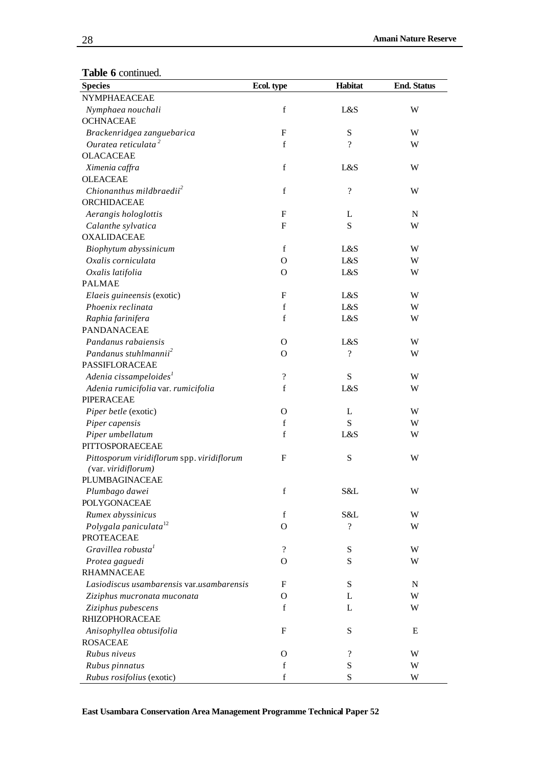**Table 6** continued.

| Species | Ecol. type | Habitat | End. Status |
|---|---|---|---|
| NYMPHAEACEAE | | | |
| *Nymphaea nouchali* | f | L&S | W |
| OCHNACEAE | | | |
| *Brackenridgea zanguebarica* | F | S | W |
| *Ouratea reticulata*[2] | f | ? | W |
| OLACACEAE | | | |
| *Ximenia caffra* | f | L&S | W |
| OLEACEAE | | | |
| *Chionanthus mildbraedii*[2] | f | ? | W |
| ORCHIDACEAE | | | |
| *Aerangis hologlottis* | F | L | N |
| *Calanthe sylvatica* | F | S | W |
| OXALIDACEAE | | | |
| *Biophytum abyssinicum* | f | L&S | W |
| *Oxalis corniculata* | O | L&S | W |
| *Oxalis latifolia* | O | L&S | W |
| PALMAE | | | |
| *Elaeis guineensis* (exotic) | F | L&S | W |
| *Phoenix reclinata* | f | L&S | W |
| *Raphia farinifera* | f | L&S | W |
| PANDANACEAE | | | |
| *Pandanus rabaiensis* | O | L&S | W |
| *Pandanus stuhlmannii*[2] | O | ? | W |
| PASSIFLORACEAE | | | |
| *Adenia cissampeloides*[1] | ? | S | W |
| *Adenia rumicifolia* var. *rumicifolia* | f | L&S | W |
| PIPERACEAE | | | |
| *Piper betle* (exotic) | O | L | W |
| *Piper capensis* | f | S | W |
| *Piper umbellatum* | f | L&S | W |
| PITTOSPORAECEAE | | | |
| *Pittosporum viridiflorum* spp. *viridiflorum* (var. *viridiflorum*) | F | S | W |
| PLUMBAGINACEAE | | | |
| *Plumbago dawei* | f | S&L | W |
| POLYGONACEAE | | | |
| *Rumex abyssinicus* | f | S&L | W |
| *Polygala paniculata*[12] | O | ? | W |
| PROTEACEAE | | | |
| *Gravillea robusta*[1] | ? | S | W |
| *Protea gaguedi* | O | S | W |
| RHAMNACEAE | | | |
| *Lasiodiscus usambarensis* var.*usambarensis* | F | S | N |
| *Ziziphus mucronata muconata* | O | L | W |
| *Ziziphus pubescens* | f | L | W |
| RHIZOPHORACEAE | | | |
| *Anisophyllea obtusifolia* | F | S | E |
| ROSACEAE | | | |
| *Rubus niveus* | O | ? | W |
| *Rubus pinnatus* | f | S | W |
| *Rubus rosifolius* (exotic) | f | S | W |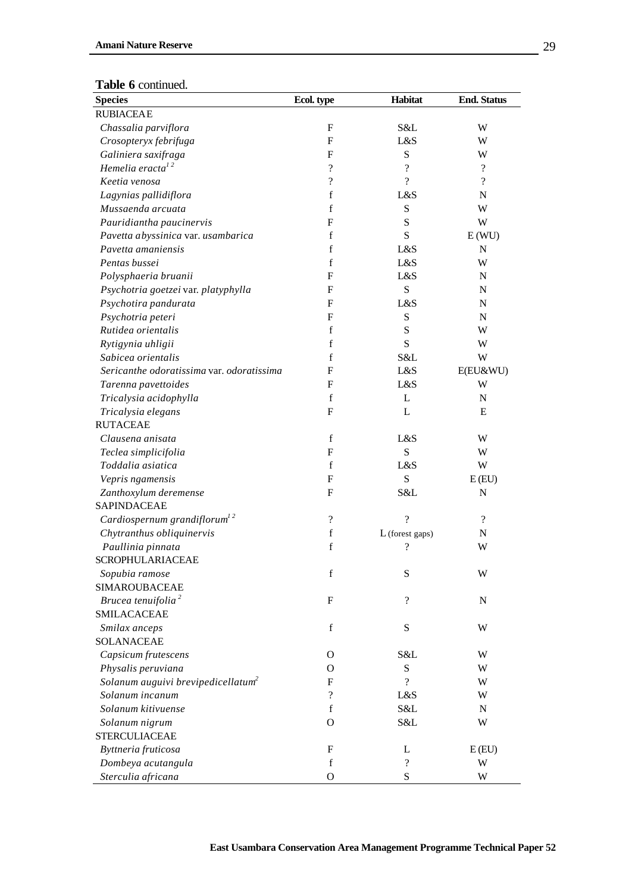**Table 6** continued.

| Species | Ecol. type | Habitat | End. Status |
|---|---|---|---|
| RUBIACEAE | | | |
| *Chassalia parviflora* | F | S&L | W |
| *Crosopteryx febrifuga* | F | L&S | W |
| *Galiniera saxifraga* | F | S | W |
| *Hemelia eracta*[1 2] | ? | ? | ? |
| *Keetia venosa* | ? | ? | ? |
| *Lagynias pallidiflora* | f | L&S | N |
| *Mussaenda arcuata* | f | S | W |
| *Pauridiantha paucinervis* | F | S | W |
| *Pavetta abyssinica* var. *usambarica* | f | S | E (WU) |
| *Pavetta amaniensis* | f | L&S | N |
| *Pentas bussei* | f | L&S | W |
| *Polysphaeria bruanii* | F | L&S | N |
| *Psychotria goetzei* var. *platyphylla* | F | S | N |
| *Psychotira pandurata* | F | L&S | N |
| *Psychotria peteri* | F | S | N |
| *Rutidea orientalis* | f | S | W |
| *Rytigynia uhligii* | f | S | W |
| *Sabicea orientalis* | f | S&L | W |
| *Sericanthe odoratissima* var. *odoratissima* | F | L&S | E(EU&WU) |
| *Tarenna pavettoides* | F | L&S | W |
| *Tricalysia acidophylla* | f | L | N |
| *Tricalysia elegans* | F | L | E |
| RUTACEAE | | | |
| *Clausena anisata* | f | L&S | W |
| *Teclea simplicifolia* | F | S | W |
| *Toddalia asiatica* | f | L&S | W |
| *Vepris ngamensis* | F | S | E (EU) |
| *Zanthoxylum deremense* | F | S&L | N |
| SAPINDACEAE | | | |
| *Cardiospernum grandiflorum*[1 2] | ? | ? | ? |
| *Chytranthus obliquinervis* | f | L (forest gaps) | N |
| *Paullinia pinnata* | f | ? | W |
| SCROPHULARIACEAE | | | |
| *Sopubia ramose* | f | S | W |
| SIMAROUBACEAE | | | |
| *Brucea tenuifolia*[2] | F | ? | N |
| SMILACACEAE | | | |
| *Smilax anceps* | f | S | W |
| SOLANACEAE | | | |
| *Capsicum frutescens* | O | S&L | W |
| *Physalis peruviana* | O | S | W |
| *Solanum auguivi brevipedicellatum*[2] | F | ? | W |
| *Solanum incanum* | ? | L&S | W |
| *Solanum kitivuense* | f | S&L | N |
| *Solanum nigrum* | O | S&L | W |
| STERCULIACEAE | | | |
| *Byttneria fruticosa* | F | L | E (EU) |
| *Dombeya acutangula* | f | ? | W |
| *Sterculia africana* | O | S | W |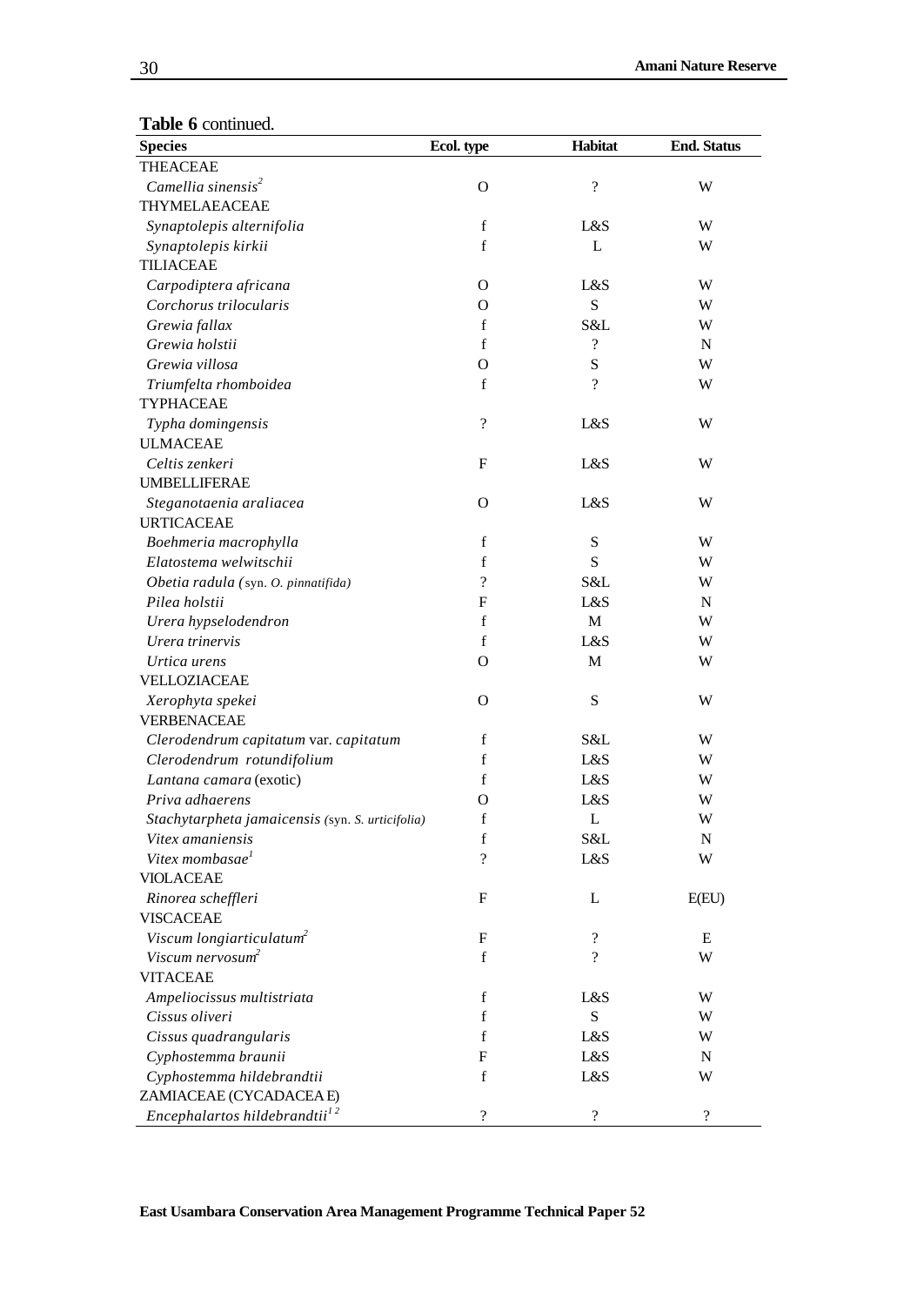**Table 6** continued.

| Species | Ecol. type | Habitat | End. Status |
|---|---|---|---|
| THEACEAE | | | |
| *Camellia sinensis*[2] | O | ? | W |
| THYMELAEACEAE | | | |
| *Synaptolepis alternifolia* | f | L&S | W |
| *Synaptolepis kirkii* | f | L | W |
| TILIACEAE | | | |
| *Carpodiptera africana* | O | L&S | W |
| *Corchorus trilocularis* | O | S | W |
| *Grewia fallax* | f | S&L | W |
| *Grewia holstii* | f | ? | N |
| *Grewia villosa* | O | S | W |
| *Triumfelta rhomboidea* | f | ? | W |
| TYPHACEAE | | | |
| *Typha domingensis* | ? | L&S | W |
| ULMACEAE | | | |
| *Celtis zenkeri* | F | L&S | W |
| UMBELLIFERAE | | | |
| *Steganotaenia araliacea* | O | L&S | W |
| URTICACEAE | | | |
| *Boehmeria macrophylla* | f | S | W |
| *Elatostema welwitschii* | f | S | W |
| *Obetia radula* (syn. *O. pinnatifida*) | ? | S&L | W |
| *Pilea holstii* | F | L&S | N |
| *Urera hypselodendron* | f | M | W |
| *Urera trinervis* | f | L&S | W |
| *Urtica urens* | O | M | W |
| VELLOZIACEAE | | | |
| *Xerophyta spekei* | O | S | W |
| VERBENACEAE | | | |
| *Clerodendrum capitatum* var. *capitatum* | f | S&L | W |
| *Clerodendrum rotundifolium* | f | L&S | W |
| *Lantana camara* (exotic) | f | L&S | W |
| *Priva adhaerens* | O | L&S | W |
| *Stachytarpheta jamaicensis* (syn. *S. urticifolia*) | f | L | W |
| *Vitex amaniensis* | f | S&L | N |
| *Vitex mombasae*[1] | ? | L&S | W |
| VIOLACEAE | | | |
| *Rinorea scheffleri* | F | L | E(EU) |
| VISCACEAE | | | |
| *Viscum longiarticulatum*[2] | F | ? | E |
| *Viscum nervosum*[2] | f | ? | W |
| VITACEAE | | | |
| *Ampeliocissus multistriata* | f | L&S | W |
| *Cissus oliveri* | f | S | W |
| *Cissus quadrangularis* | f | L&S | W |
| *Cyphostemma braunii* | F | L&S | N |
| *Cyphostemma hildebrandtii* | f | L&S | W |
| ZAMIACEAE (CYCADACEAE) | | | |
| *Encephalartos hildebrandtii*[1 2] | ? | ? | ? |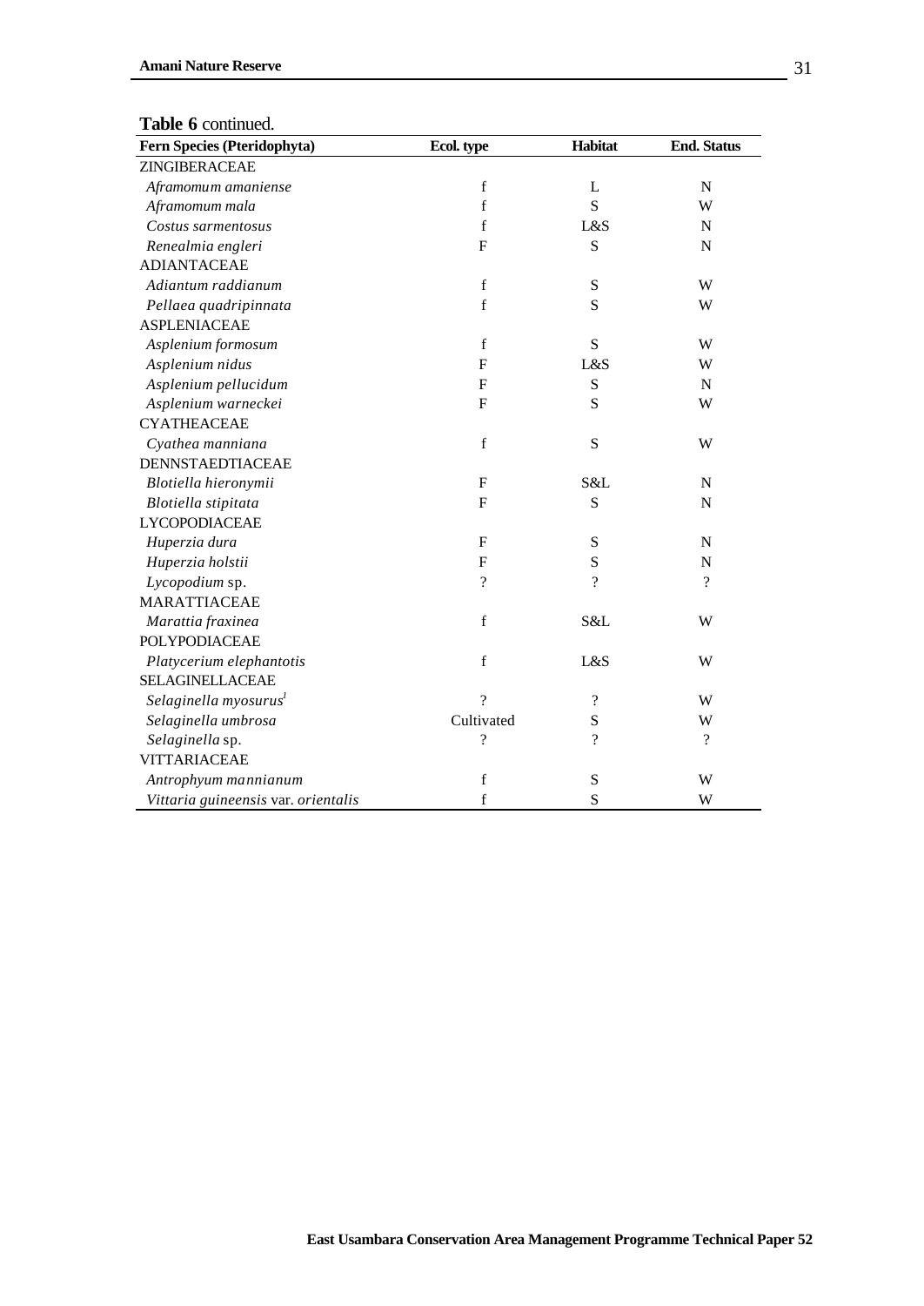**Table 6** continued.

| Fern Species (Pteridophyta) | Ecol. type | Habitat | End. Status |
|---|---|---|---|
| ZINGIBERACEAE | | | |
| *Aframomum amaniense* | f | L | N |
| *Aframomum mala* | f | S | W |
| *Costus sarmentosus* | f | L&S | N |
| *Renealmia engleri* | F | S | N |
| ADIANTACEAE | | | |
| *Adiantum raddianum* | f | S | W |
| *Pellaea quadripinnata* | f | S | W |
| ASPLENIACEAE | | | |
| *Asplenium formosum* | f | S | W |
| *Asplenium nidus* | F | L&S | W |
| *Asplenium pellucidum* | F | S | N |
| *Asplenium warneckei* | F | S | W |
| CYATHEACEAE | | | |
| *Cyathea manniana* | f | S | W |
| DENNSTAEDTIACEAE | | | |
| *Blotiella hieronymii* | F | S&L | N |
| *Blotiella stipitata* | F | S | N |
| LYCOPODIACEAE | | | |
| *Huperzia dura* | F | S | N |
| *Huperzia holstii* | F | S | N |
| *Lycopodium* sp. | ? | ? | ? |
| MARATTIACEAE | | | |
| *Marattia fraxinea* | f | S&L | W |
| POLYPODIACEAE | | | |
| *Platycerium elephantotis* | f | L&S | W |
| SELAGINELLACEAE | | | |
| *Selaginella myosurus*[1] | ? | ? | W |
| *Selaginella umbrosa* | Cultivated | S | W |
| *Selaginella* sp. | ? | ? | ? |
| VITTARIACEAE | | | |
| *Antrophyum mannianum* | f | S | W |
| *Vittaria guineensis* var. *orientalis* | f | S | W |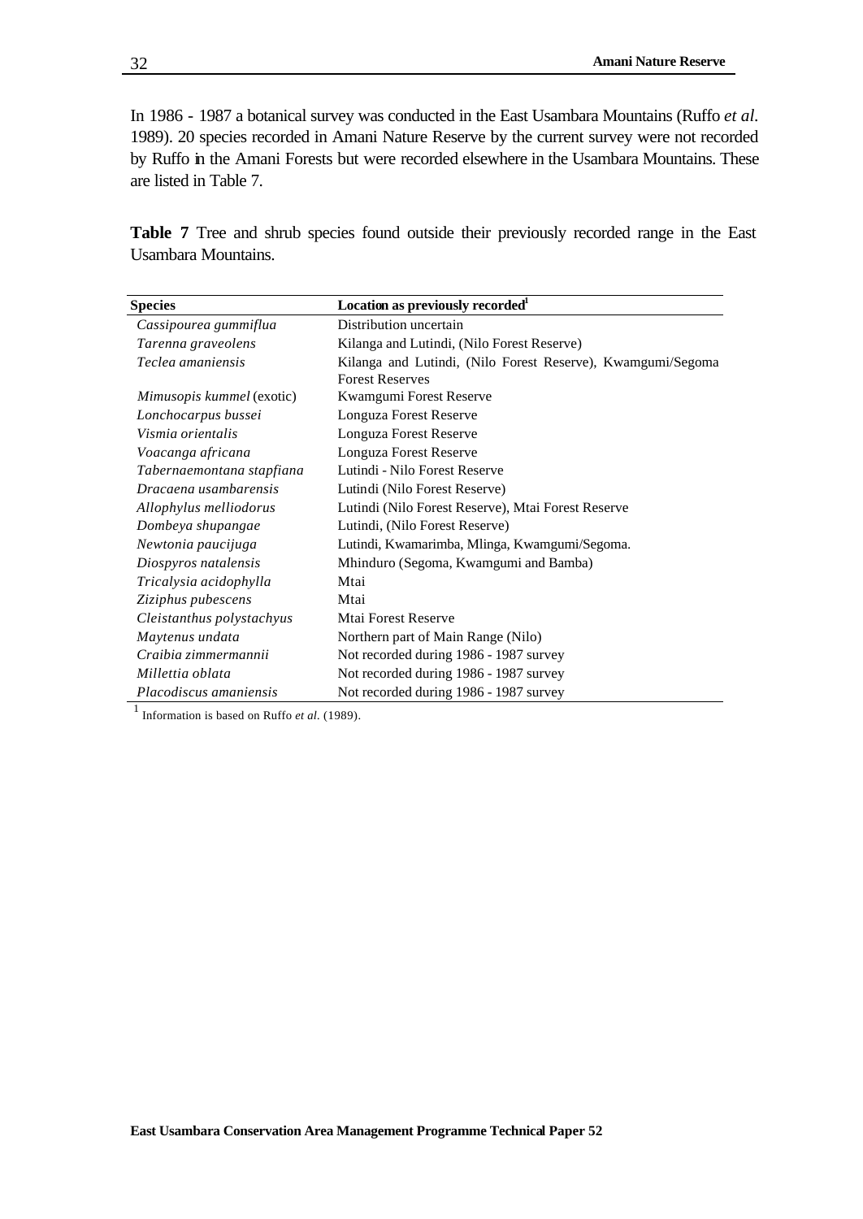In 1986 - 1987 a botanical survey was conducted in the East Usambara Mountains (Ruffo *et al.* 1989). 20 species recorded in Amani Nature Reserve by the current survey were not recorded by Ruffo in the Amani Forests but were recorded elsewhere in the Usambara Mountains. These are listed in Table 7.

**Table 7** Tree and shrub species found outside their previously recorded range in the East Usambara Mountains.

| Species | Location as previously recorded[1] |
|---|---|
| *Cassipourea gummiflua* | Distribution uncertain |
| *Tarenna graveolens* | Kilanga and Lutindi, (Nilo Forest Reserve) |
| *Teclea amaniensis* | Kilanga and Lutindi, (Nilo Forest Reserve), Kwamgumi/Segoma Forest Reserves |
| *Mimusopis kummel* (exotic) | Kwamgumi Forest Reserve |
| *Lonchocarpus bussei* | Longuza Forest Reserve |
| *Vismia orientalis* | Longuza Forest Reserve |
| *Voacanga africana* | Longuza Forest Reserve |
| *Tabernaemontana stapfiana* | Lutindi - Nilo Forest Reserve |
| *Dracaena usambarensis* | Lutindi (Nilo Forest Reserve) |
| *Allophylus melliodorus* | Lutindi (Nilo Forest Reserve), Mtai Forest Reserve |
| *Dombeya shupangae* | Lutindi, (Nilo Forest Reserve) |
| *Newtonia paucijuga* | Lutindi, Kwamarimba, Mlinga, Kwamgumi/Segoma. |
| *Diospyros natalensis* | Mhinduro (Segoma, Kwamgumi and Bamba) |
| *Tricalysia acidophylla* | Mtai |
| *Ziziphus pubescens* | Mtai |
| *Cleistanthus polystachyus* | Mtai Forest Reserve |
| *Maytenus undata* | Northern part of Main Range (Nilo) |
| *Craibia zimmermannii* | Not recorded during 1986 - 1987 survey |
| *Millettia oblata* | Not recorded during 1986 - 1987 survey |
| *Placodiscus amaniensis* | Not recorded during 1986 - 1987 survey |

[1] Information is based on Ruffo *et al.* (1989).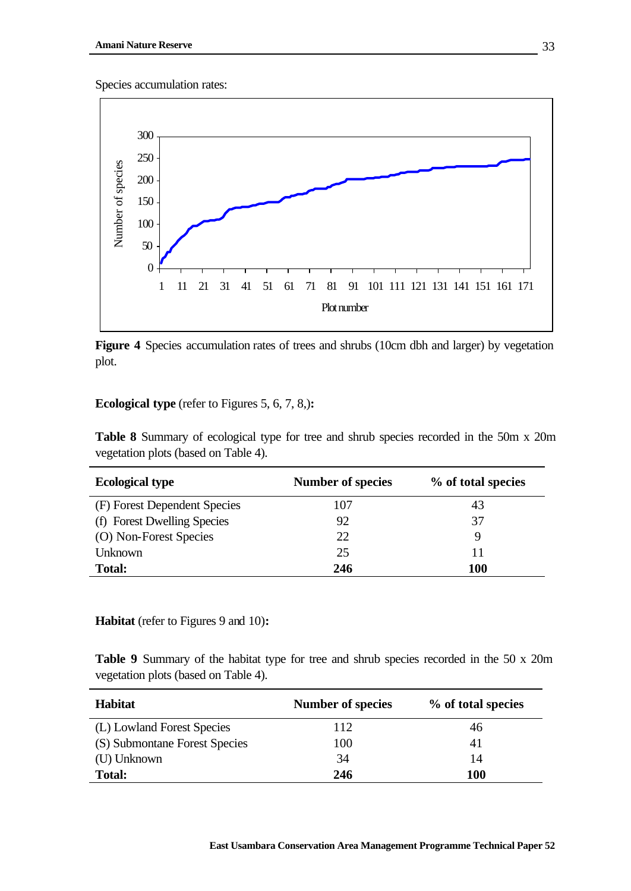Species accumulation rates:

**Figure 4** Species accumulation rates of trees and shrubs (10cm dbh and larger) by vegetation plot.

**Ecological type** (refer to Figures 5, 6, 7, 8,)**:**

**Table 8** Summary of ecological type for tree and shrub species recorded in the 50m x 20m vegetation plots (based on Table 4).

| Ecological type | Number of species | % of total species |
|---|---|---|
| (F) Forest Dependent Species | 107 | 43 |
| (f) Forest Dwelling Species | 92 | 37 |
| (O) Non-Forest Species | 22 | 9 |
| Unknown | 25 | 11 |
| **Total:** | **246** | **100** |

**Habitat** (refer to Figures 9 and 10)**:**

**Table 9** Summary of the habitat type for tree and shrub species recorded in the 50 x 20m vegetation plots (based on Table 4).

| Habitat | Number of species | % of total species |
|---|---|---|
| (L) Lowland Forest Species | 112 | 46 |
| (S) Submontane Forest Species | 100 | 41 |
| (U) Unknown | 34 | 14 |
| **Total:** | **246** | **100** |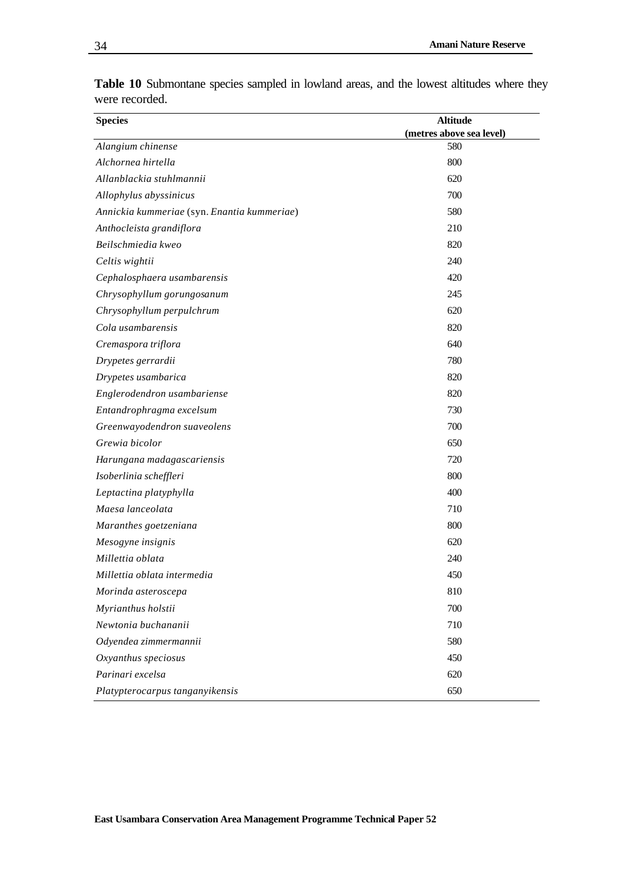**Table 10** Submontane species sampled in lowland areas, and the lowest altitudes where they were recorded.

| Species | Altitude (metres above sea level) |
|---|---|
| *Alangium chinense* | 580 |
| *Alchornea hirtella* | 800 |
| *Allanblackia stuhlmannii* | 620 |
| *Allophylus abyssinicus* | 700 |
| *Annickia kummeriae* (syn. *Enantia kummeriae*) | 580 |
| *Anthocleista grandiflora* | 210 |
| *Beilschmiedia kweo* | 820 |
| *Celtis wightii* | 240 |
| *Cephalosphaera usambarensis* | 420 |
| *Chrysophyllum gorungosanum* | 245 |
| *Chrysophyllum perpulchrum* | 620 |
| *Cola usambarensis* | 820 |
| *Cremaspora triflora* | 640 |
| *Drypetes gerrardii* | 780 |
| *Drypetes usambarica* | 820 |
| *Englerodendron usambariense* | 820 |
| *Entandrophragma excelsum* | 730 |
| *Greenwayodendron suaveolens* | 700 |
| *Grewia bicolor* | 650 |
| *Harungana madagascariensis* | 720 |
| *Isoberlinia scheffleri* | 800 |
| *Leptactina platyphylla* | 400 |
| *Maesa lanceolata* | 710 |
| *Maranthes goetzeniana* | 800 |
| *Mesogyne insignis* | 620 |
| *Millettia oblata* | 240 |
| *Millettia oblata intermedia* | 450 |
| *Morinda asteroscepa* | 810 |
| *Myrianthus holstii* | 700 |
| *Newtonia buchananii* | 710 |
| *Odyendea zimmermannii* | 580 |
| *Oxyanthus speciosus* | 450 |
| *Parinari excelsa* | 620 |
| *Platypterocarpus tanganyikensis* | 650 |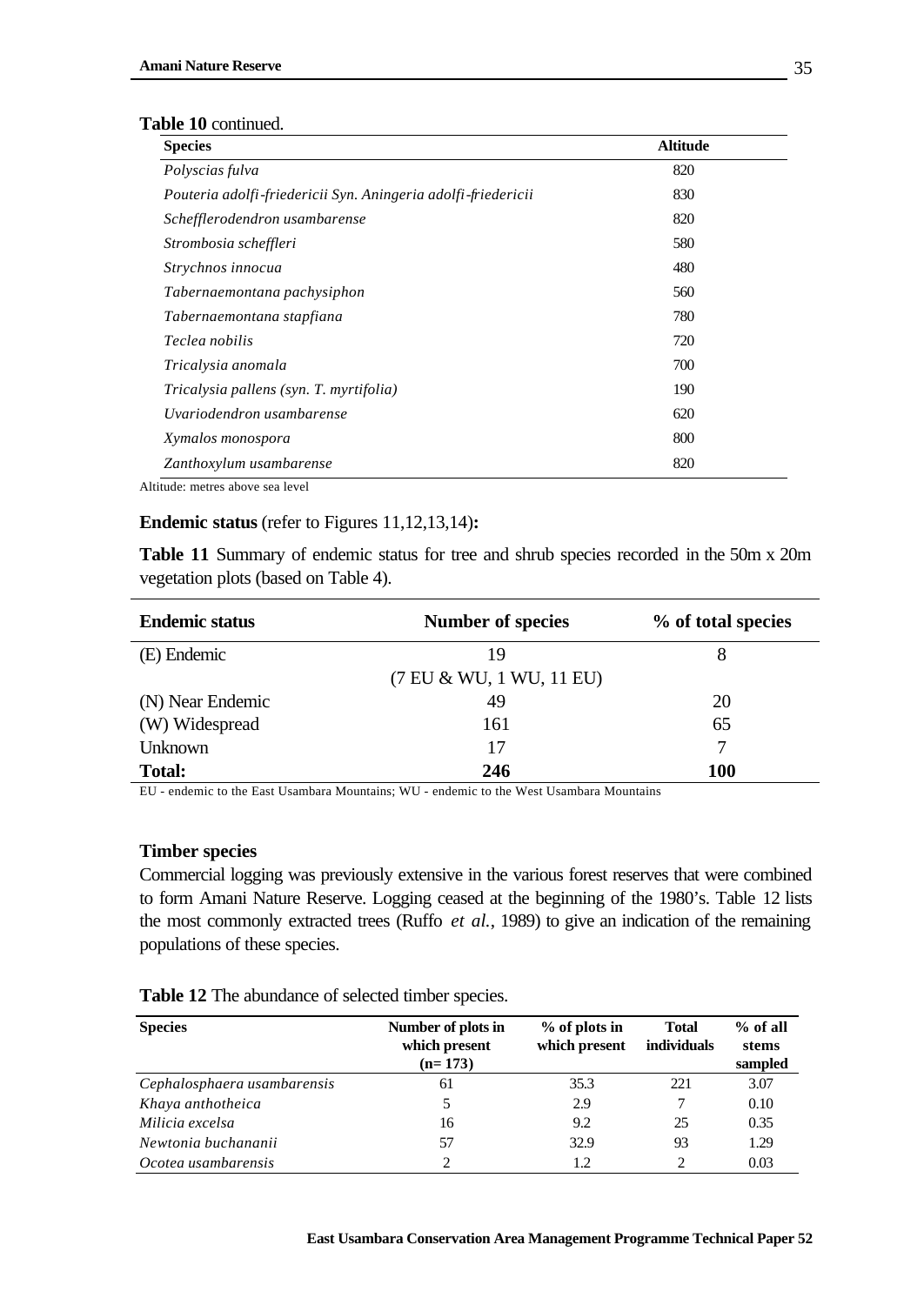**Table 10** continued.

| Species | Altitude |
|---|---|
| *Polyscias fulva* | 820 |
| *Pouteria adolfi-friedericii Syn. Aningeria adolfi-friedericii* | 830 |
| *Schefflerodendron usambarense* | 820 |
| *Strombosia scheffleri* | 580 |
| *Strychnos innocua* | 480 |
| *Tabernaemontana pachysiphon* | 560 |
| *Tabernaemontana stapfiana* | 780 |
| *Teclea nobilis* | 720 |
| *Tricalysia anomala* | 700 |
| *Tricalysia pallens (syn. T. myrtifolia)* | 190 |
| *Uvariodendron usambarense* | 620 |
| *Xymalos monospora* | 800 |
| *Zanthoxylum usambarense* | 820 |

Altitude: metres above sea level

**Endemic status** (refer to Figures 11,12,13,14)**:**

**Table 11** Summary of endemic status for tree and shrub species recorded in the 50m x 20m vegetation plots (based on Table 4).

| Endemic status | Number of species | % of total species |
|---|---|---|
| (E) Endemic | 19 | 8 |
| | (7 EU & WU, 1 WU, 11 EU) | |
| (N) Near Endemic | 49 | 20 |
| (W) Widespread | 161 | 65 |
| Unknown | 17 | 7 |
| **Total:** | **246** | **100** |

EU - endemic to the East Usambara Mountains; WU - endemic to the West Usambara Mountains

### Timber species

Commercial logging was previously extensive in the various forest reserves that were combined to form Amani Nature Reserve. Logging ceased at the beginning of the 1980's. Table 12 lists the most commonly extracted trees (Ruffo *et al.*, 1989) to give an indication of the remaining populations of these species.

**Table 12** The abundance of selected timber species.

| Species | Number of plots in which present (n= 173) | % of plots in which present | Total individuals | % of all stems sampled |
|---|---|---|---|---|
| *Cephalosphaera usambarensis* | 61 | 35.3 | 221 | 3.07 |
| *Khaya anthotheica* | 5 | 2.9 | 7 | 0.10 |
| *Milicia excelsa* | 16 | 9.2 | 25 | 0.35 |
| *Newtonia buchananii* | 57 | 32.9 | 93 | 1.29 |
| *Ocotea usambarensis* | 2 | 1.2 | 2 | 0.03 |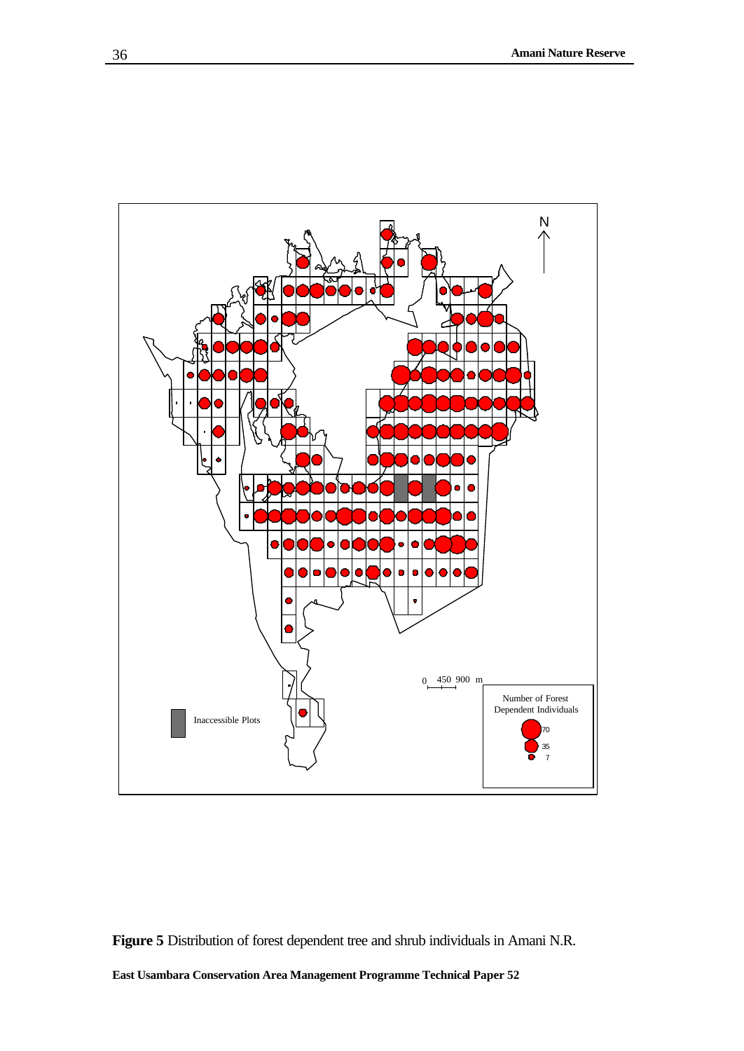**Figure 5** Distribution of forest dependent tree and shrub individuals in Amani N.R.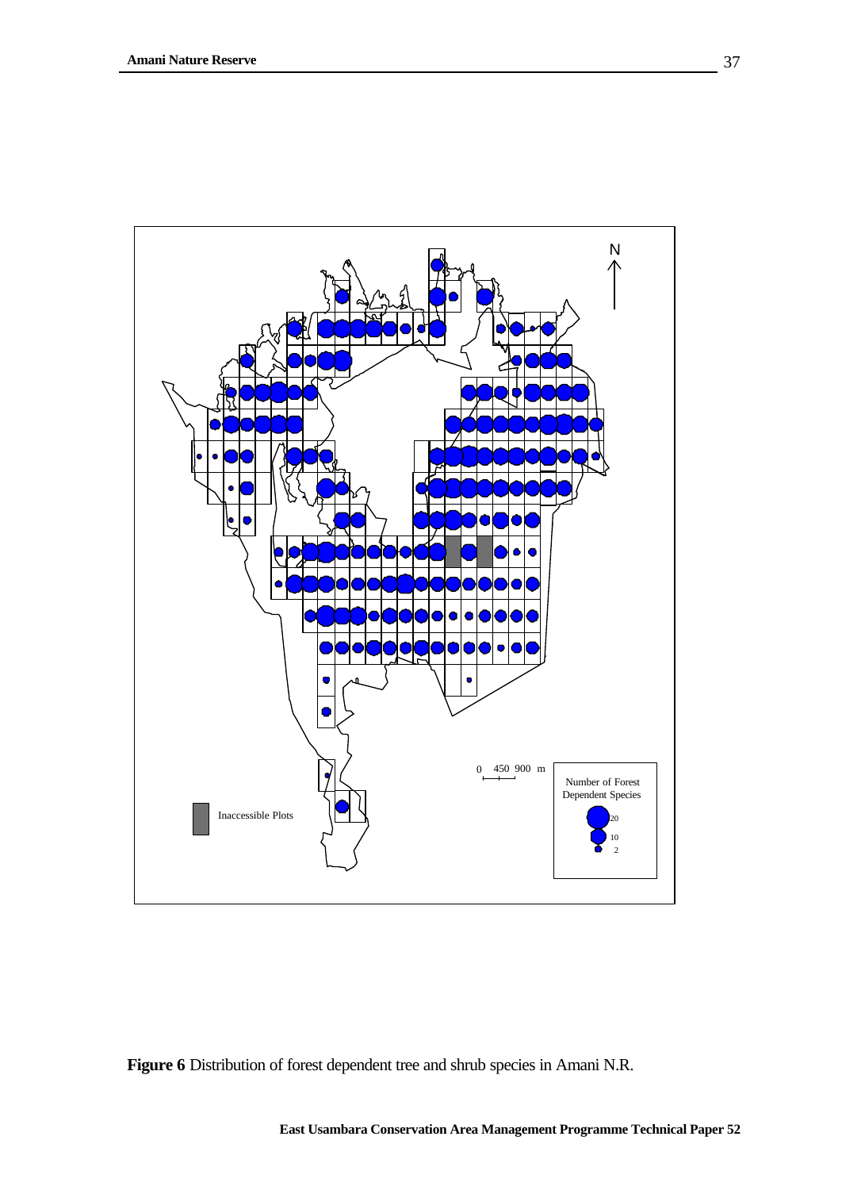**Figure 6** Distribution of forest dependent tree and shrub species in Amani N.R.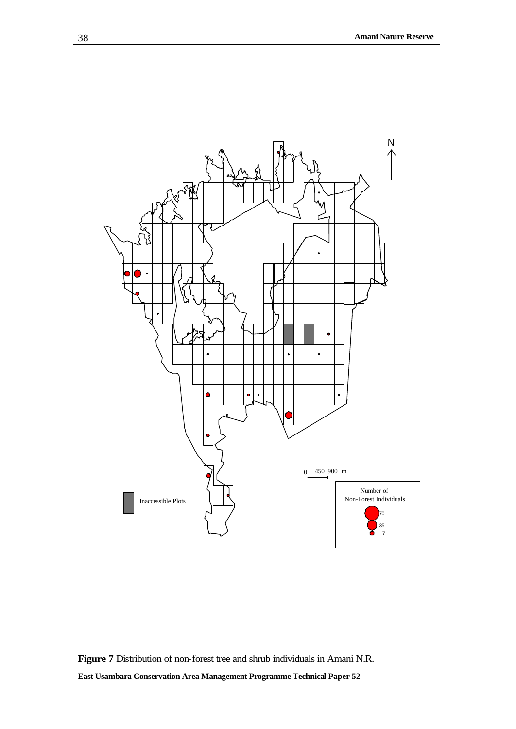**Figure 7** Distribution of non-forest tree and shrub individuals in Amani N.R.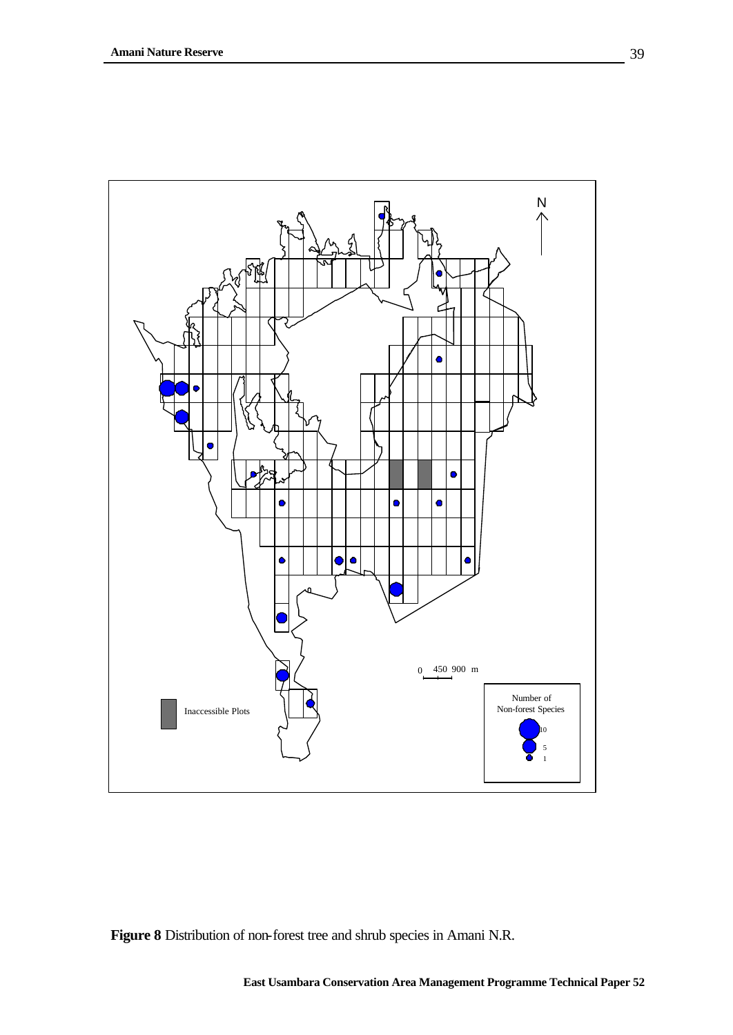**Figure 8** Distribution of non-forest tree and shrub species in Amani N.R.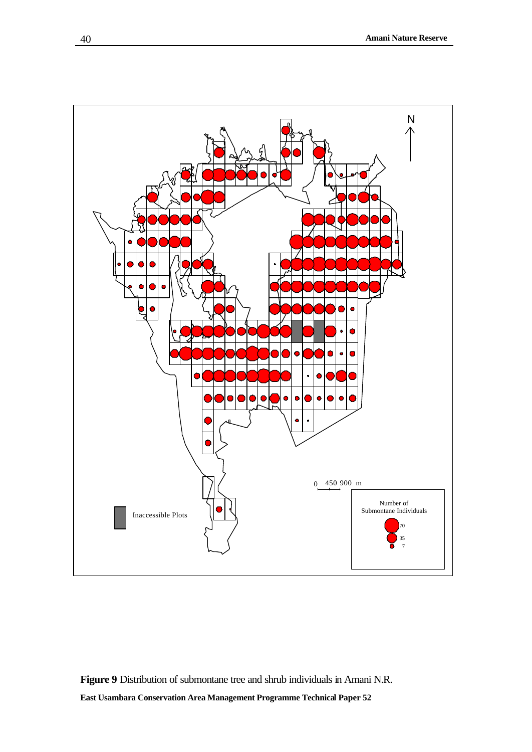**Figure 9** Distribution of submontane tree and shrub individuals in Amani N.R.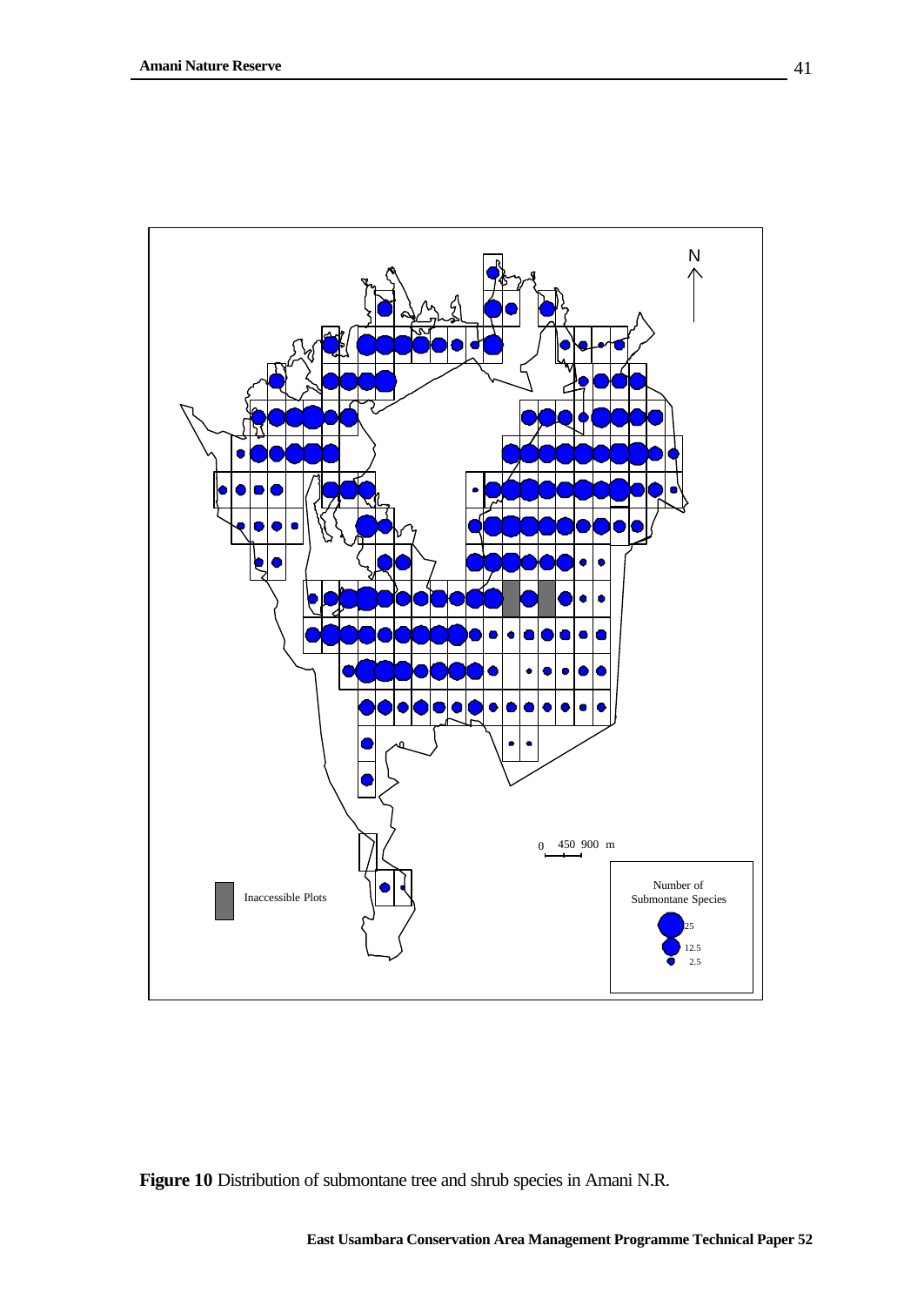**Figure 10** Distribution of submontane tree and shrub species in Amani N.R.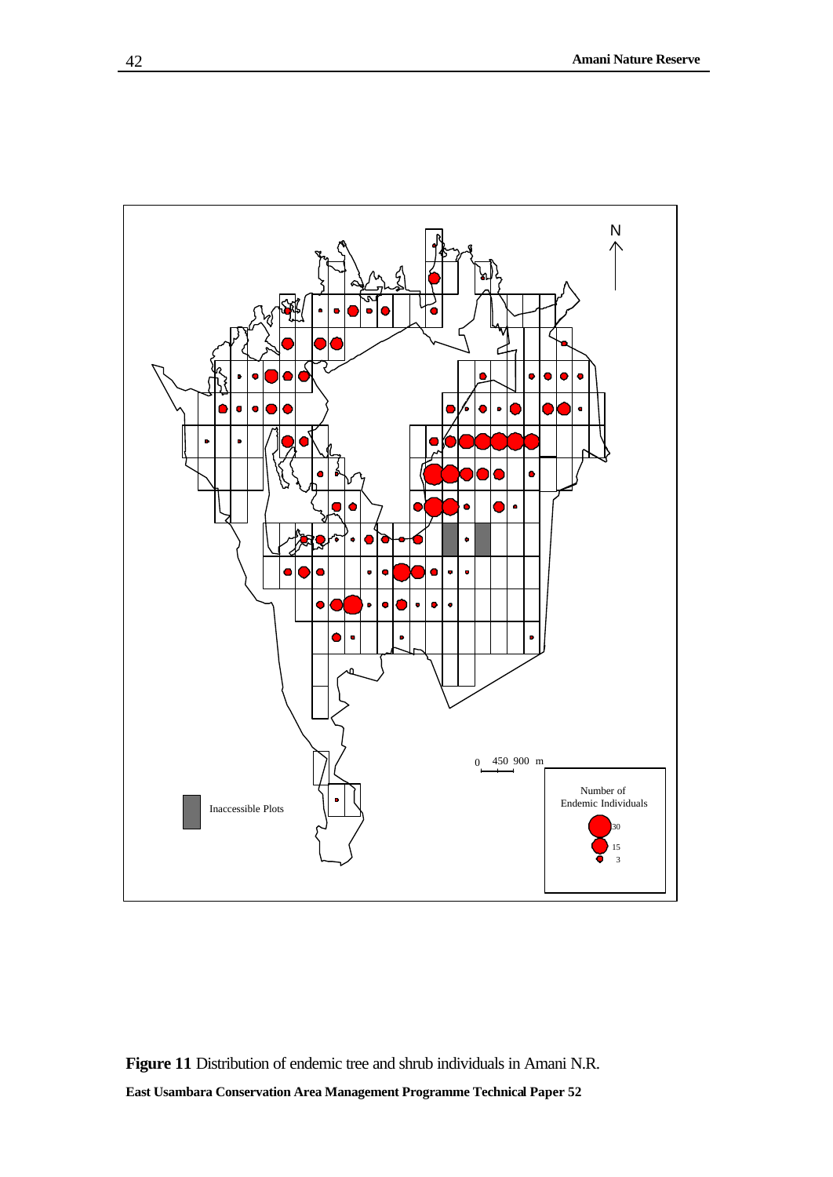**Figure 11** Distribution of endemic tree and shrub individuals in Amani N.R.

**East Usambara Conservation Area Management Programme Technical Paper 52**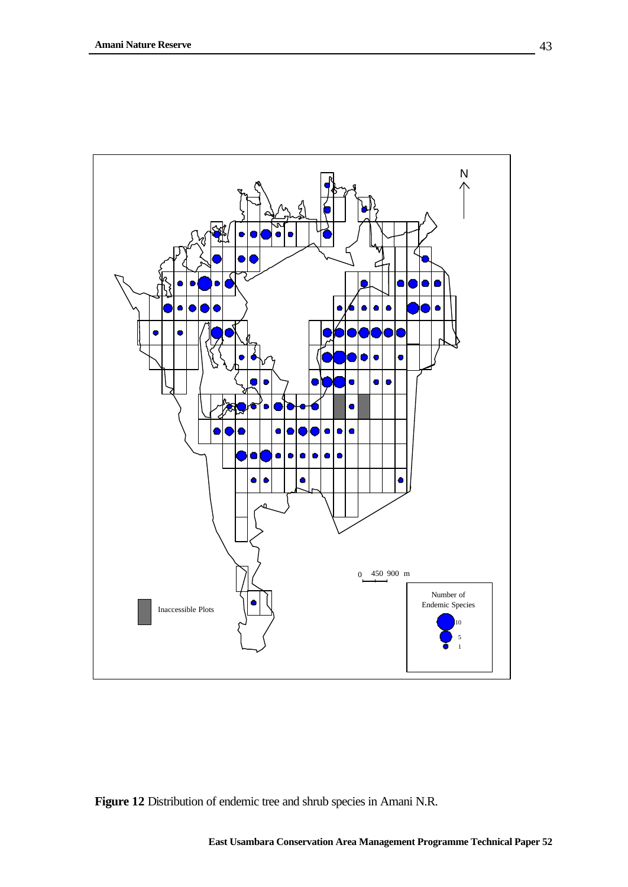**Figure 12** Distribution of endemic tree and shrub species in Amani N.R.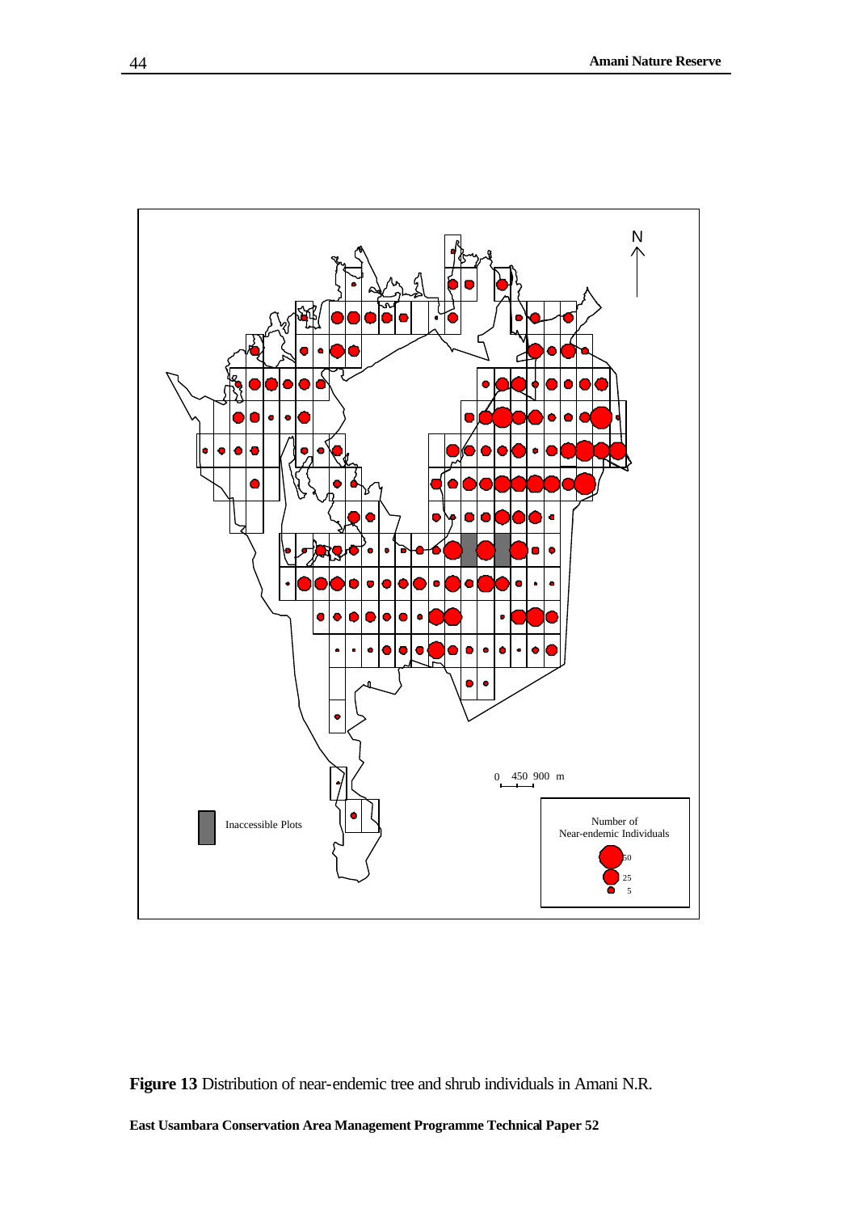**Figure 13** Distribution of near-endemic tree and shrub individuals in Amani N.R.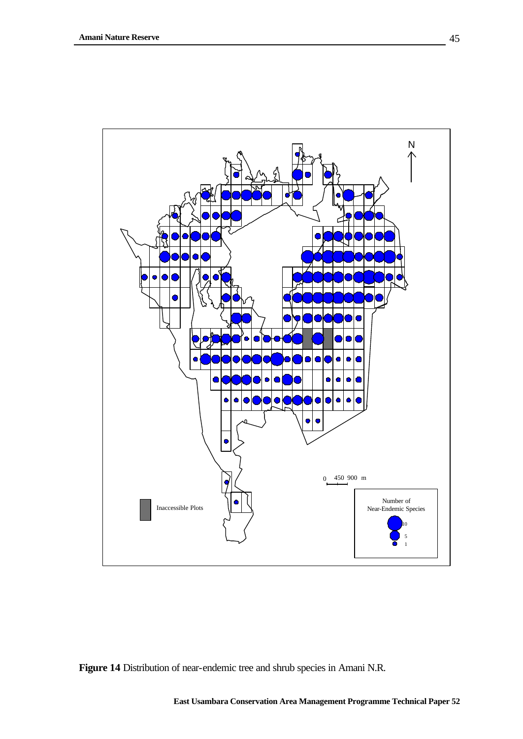**Figure 14** Distribution of near-endemic tree and shrub species in Amani N.R.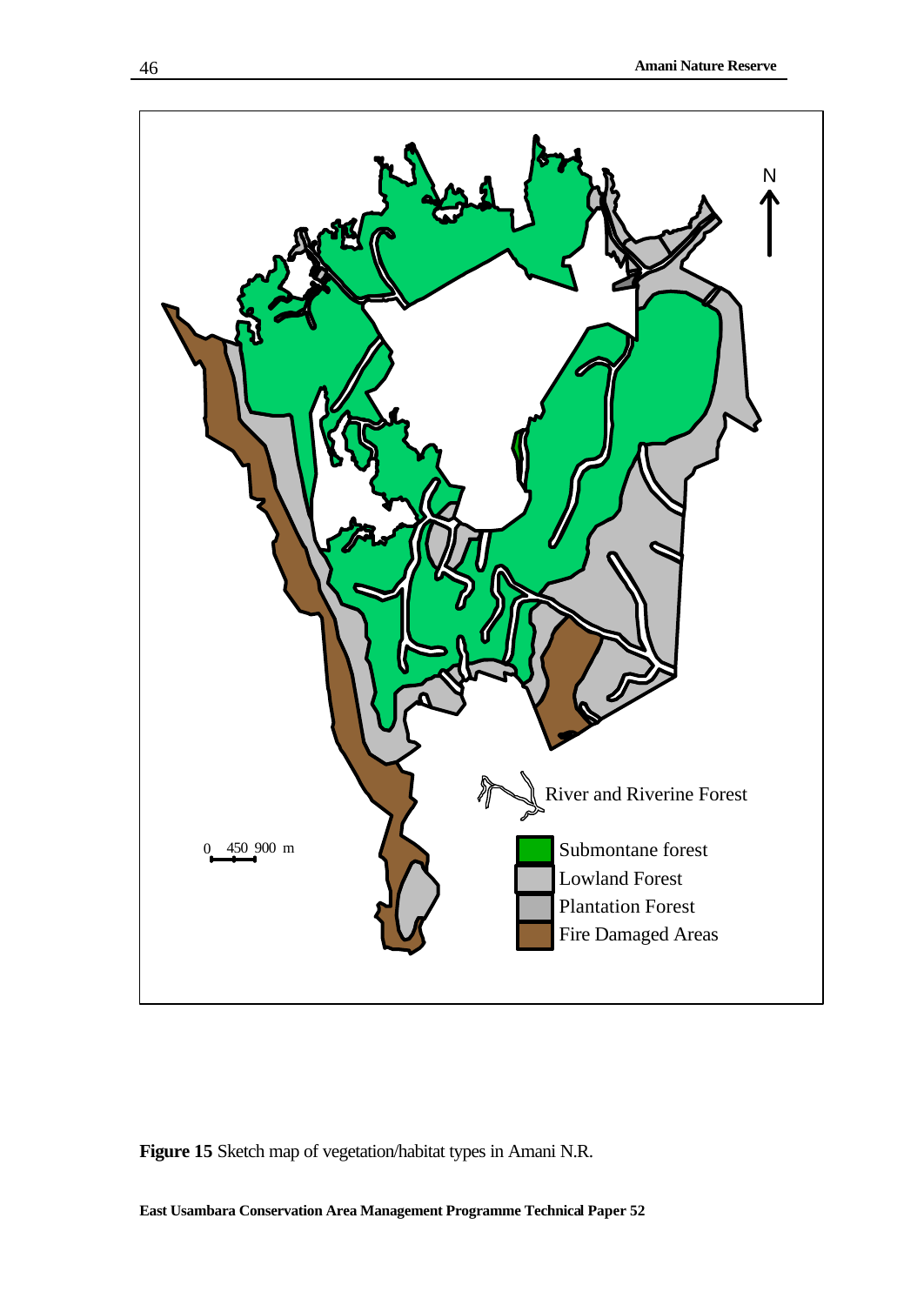**Figure 15** Sketch map of vegetation/habitat types in Amani N.R.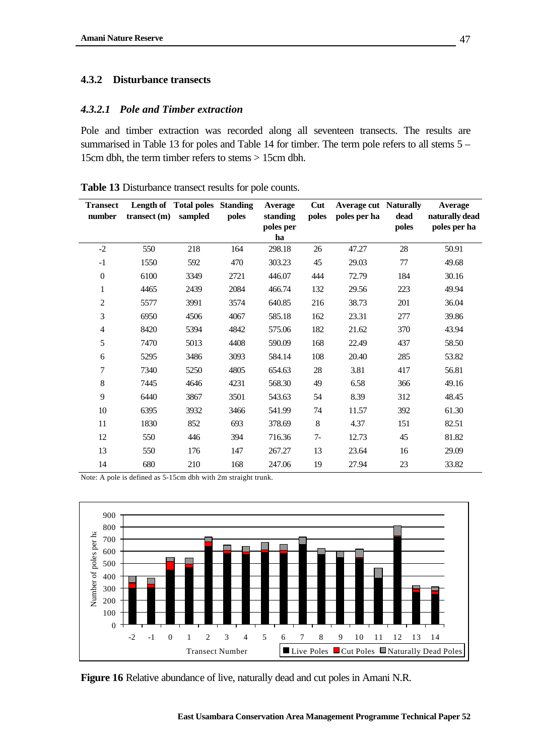### 4.3.2 Disturbance transects

#### *4.3.2.1 Pole and Timber extraction*

Pole and timber extraction was recorded along all seventeen transects. The results are summarised in Table 13 for poles and Table 14 for timber. The term pole refers to all stems 5 – 15cm dbh, the term timber refers to stems > 15cm dbh.

**Table 13** Disturbance transect results for pole counts.

| Transect number | Length of transect (m) | Total poles sampled | Standing poles | Average standing poles per ha | Cut poles | Average cut poles per ha | Naturally dead poles | Average naturally dead poles per ha |
|---|---|---|---|---|---|---|---|---|
| -2 | 550 | 218 | 164 | 298.18 | 26 | 47.27 | 28 | 50.91 |
| -1 | 1550 | 592 | 470 | 303.23 | 45 | 29.03 | 77 | 49.68 |
| 0 | 6100 | 3349 | 2721 | 446.07 | 444 | 72.79 | 184 | 30.16 |
| 1 | 4465 | 2439 | 2084 | 466.74 | 132 | 29.56 | 223 | 49.94 |
| 2 | 5577 | 3991 | 3574 | 640.85 | 216 | 38.73 | 201 | 36.04 |
| 3 | 6950 | 4506 | 4067 | 585.18 | 162 | 23.31 | 277 | 39.86 |
| 4 | 8420 | 5394 | 4842 | 575.06 | 182 | 21.62 | 370 | 43.94 |
| 5 | 7470 | 5013 | 4408 | 590.09 | 168 | 22.49 | 437 | 58.50 |
| 6 | 5295 | 3486 | 3093 | 584.14 | 108 | 20.40 | 285 | 53.82 |
| 7 | 7340 | 5250 | 4805 | 654.63 | 28 | 3.81 | 417 | 56.81 |
| 8 | 7445 | 4646 | 4231 | 568.30 | 49 | 6.58 | 366 | 49.16 |
| 9 | 6440 | 3867 | 3501 | 543.63 | 54 | 8.39 | 312 | 48.45 |
| 10 | 6395 | 3932 | 3466 | 541.99 | 74 | 11.57 | 392 | 61.30 |
| 11 | 1830 | 852 | 693 | 378.69 | 8 | 4.37 | 151 | 82.51 |
| 12 | 550 | 446 | 394 | 716.36 | 7- | 12.73 | 45 | 81.82 |
| 13 | 550 | 176 | 147 | 267.27 | 13 | 23.64 | 16 | 29.09 |
| 14 | 680 | 210 | 168 | 247.06 | 19 | 27.94 | 23 | 33.82 |

Note: A pole is defined as 5-15cm dbh with 2m straight trunk.

**Figure 16** Relative abundance of live, naturally dead and cut poles in Amani N.R.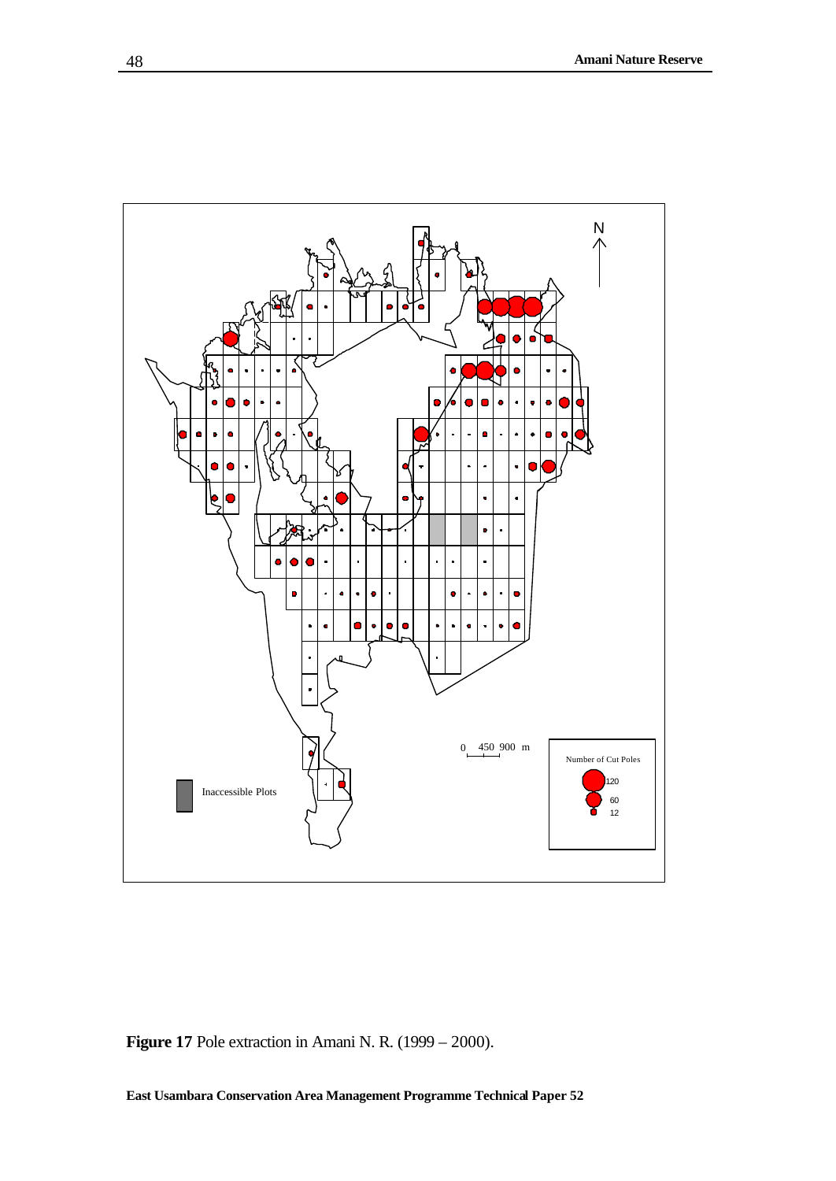**Figure 17** Pole extraction in Amani N. R. (1999 – 2000).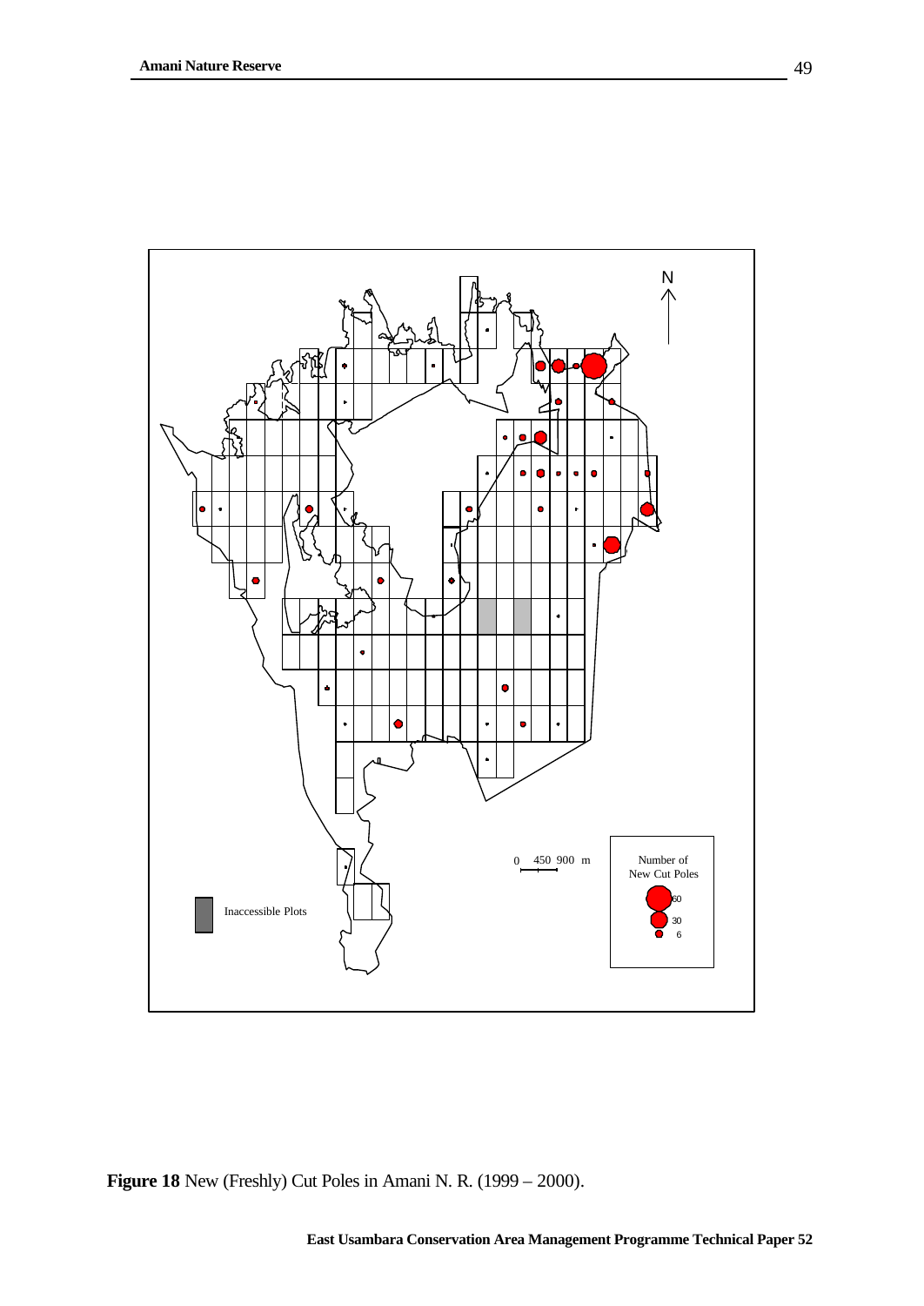**Figure 18** New (Freshly) Cut Poles in Amani N. R. (1999 – 2000).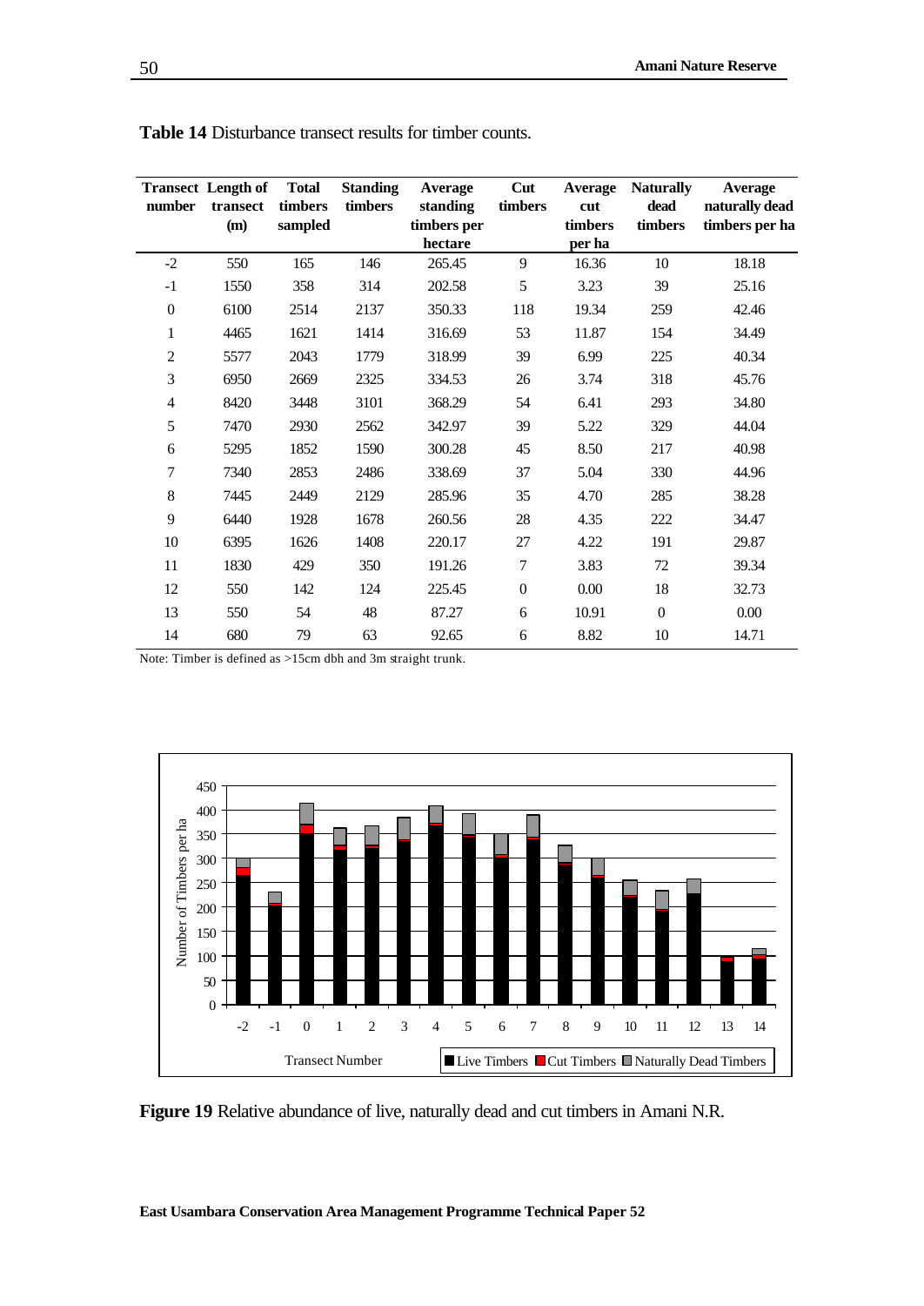**Table 14** Disturbance transect results for timber counts.

| Transect number | Length of transect (m) | Total timbers sampled | Standing timbers | Average standing timbers per hectare | Cut timbers | Average cut timbers per ha | Naturally dead timbers | Average naturally dead timbers per ha |
|---|---|---|---|---|---|---|---|---|
| -2 | 550 | 165 | 146 | 265.45 | 9 | 16.36 | 10 | 18.18 |
| -1 | 1550 | 358 | 314 | 202.58 | 5 | 3.23 | 39 | 25.16 |
| 0 | 6100 | 2514 | 2137 | 350.33 | 118 | 19.34 | 259 | 42.46 |
| 1 | 4465 | 1621 | 1414 | 316.69 | 53 | 11.87 | 154 | 34.49 |
| 2 | 5577 | 2043 | 1779 | 318.99 | 39 | 6.99 | 225 | 40.34 |
| 3 | 6950 | 2669 | 2325 | 334.53 | 26 | 3.74 | 318 | 45.76 |
| 4 | 8420 | 3448 | 3101 | 368.29 | 54 | 6.41 | 293 | 34.80 |
| 5 | 7470 | 2930 | 2562 | 342.97 | 39 | 5.22 | 329 | 44.04 |
| 6 | 5295 | 1852 | 1590 | 300.28 | 45 | 8.50 | 217 | 40.98 |
| 7 | 7340 | 2853 | 2486 | 338.69 | 37 | 5.04 | 330 | 44.96 |
| 8 | 7445 | 2449 | 2129 | 285.96 | 35 | 4.70 | 285 | 38.28 |
| 9 | 6440 | 1928 | 1678 | 260.56 | 28 | 4.35 | 222 | 34.47 |
| 10 | 6395 | 1626 | 1408 | 220.17 | 27 | 4.22 | 191 | 29.87 |
| 11 | 1830 | 429 | 350 | 191.26 | 7 | 3.83 | 72 | 39.34 |
| 12 | 550 | 142 | 124 | 225.45 | 0 | 0.00 | 18 | 32.73 |
| 13 | 550 | 54 | 48 | 87.27 | 6 | 10.91 | 0 | 0.00 |
| 14 | 680 | 79 | 63 | 92.65 | 6 | 8.82 | 10 | 14.71 |

Note: Timber is defined as >15cm dbh and 3m straight trunk.

**Figure 19** Relative abundance of live, naturally dead and cut timbers in Amani N.R.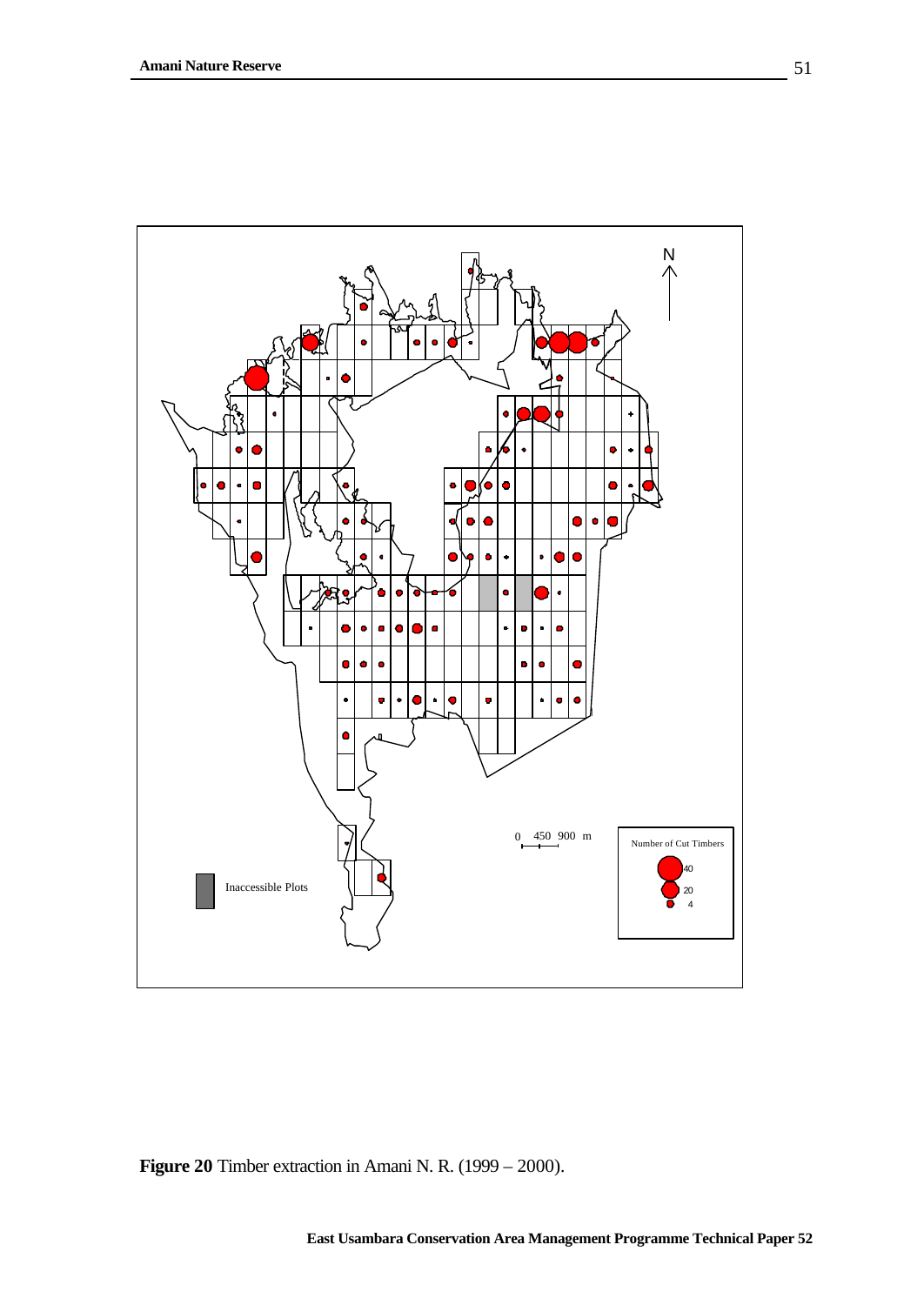**Figure 20** Timber extraction in Amani N. R. (1999 – 2000).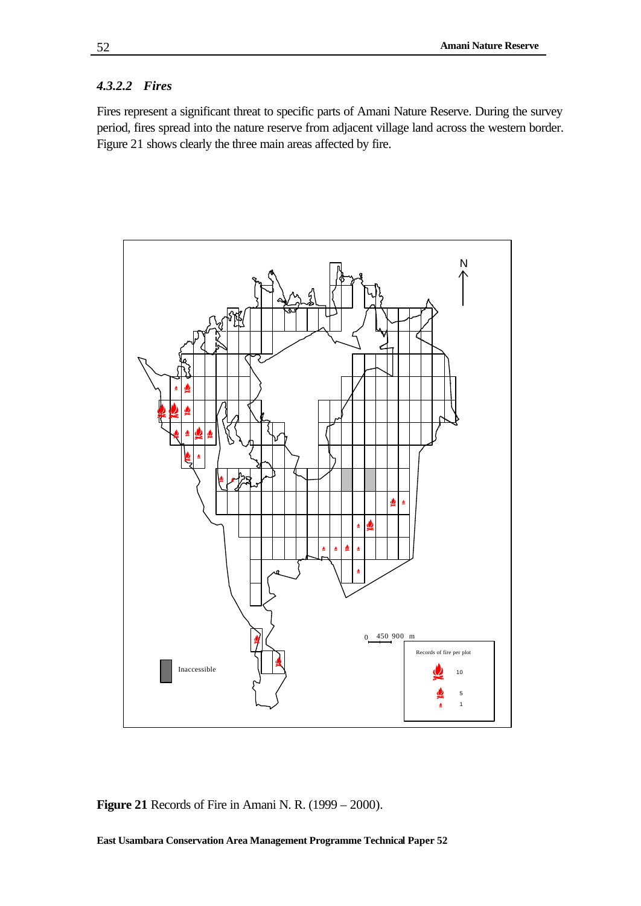#### *4.3.2.2 Fires*

Fires represent a significant threat to specific parts of Amani Nature Reserve. During the survey period, fires spread into the nature reserve from adjacent village land across the western border. Figure 21 shows clearly the three main areas affected by fire.

**Figure 21** Records of Fire in Amani N. R. (1999 – 2000).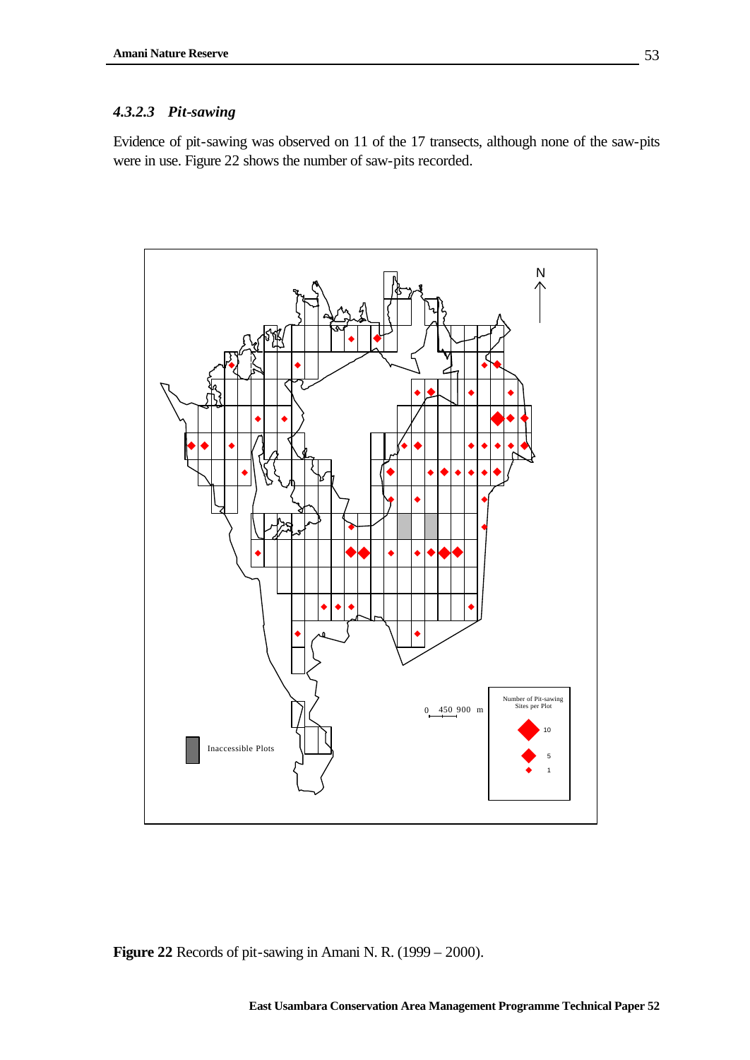#### *4.3.2.3 Pit-sawing*

Evidence of pit-sawing was observed on 11 of the 17 transects, although none of the saw-pits were in use. Figure 22 shows the number of saw-pits recorded.

**Figure 22** Records of pit-sawing in Amani N. R. (1999 – 2000).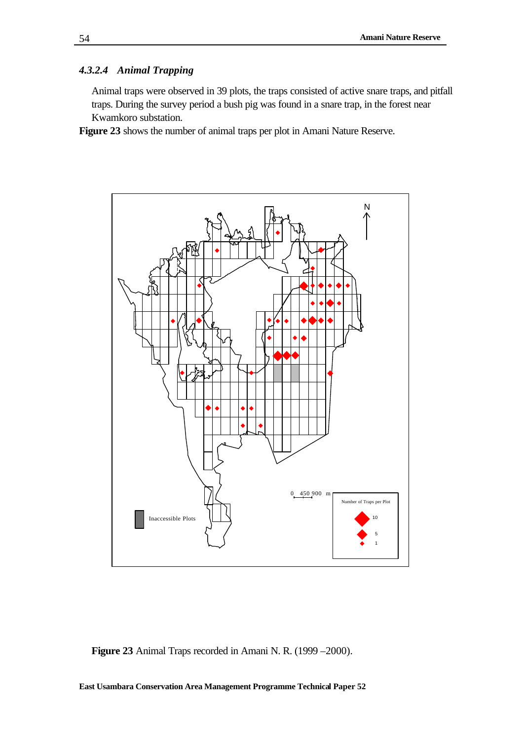#### 4.3.2.4 Animal Trapping

Animal traps were observed in 39 plots, the traps consisted of active snare traps, and pitfall traps. During the survey period a bush pig was found in a snare trap, in the forest near Kwamkoro substation.

**Figure 23** shows the number of animal traps per plot in Amani Nature Reserve.

**Figure 23** Animal Traps recorded in Amani N. R. (1999 –2000).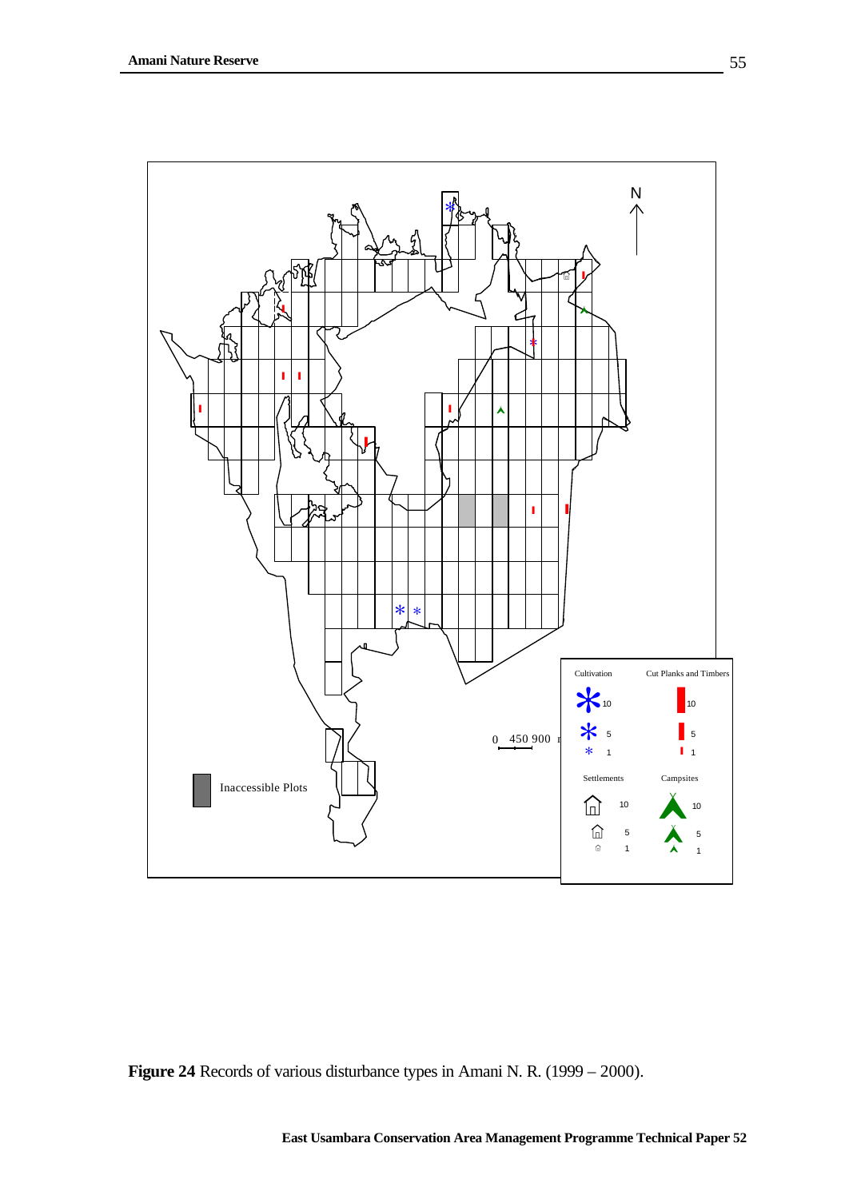Figure 24 Records of various disturbance types in Amani N. R. (1999 – 2000).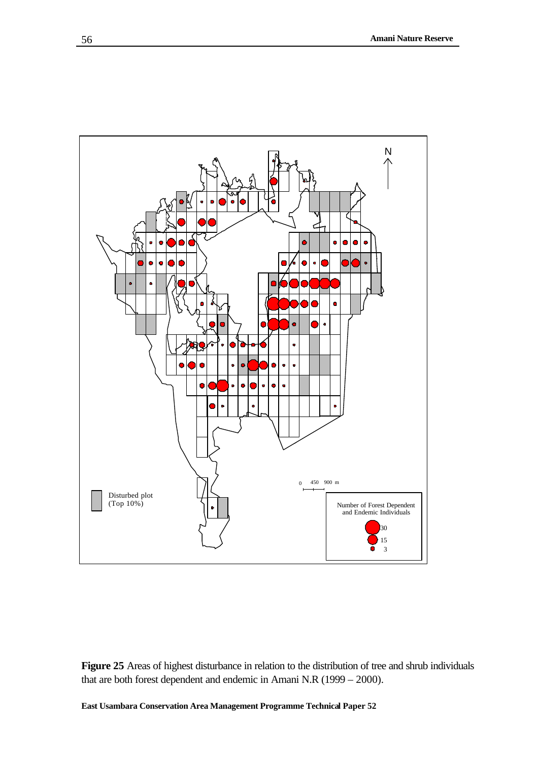**Figure 25** Areas of highest disturbance in relation to the distribution of tree and shrub individuals that are both forest dependent and endemic in Amani N.R (1999 – 2000).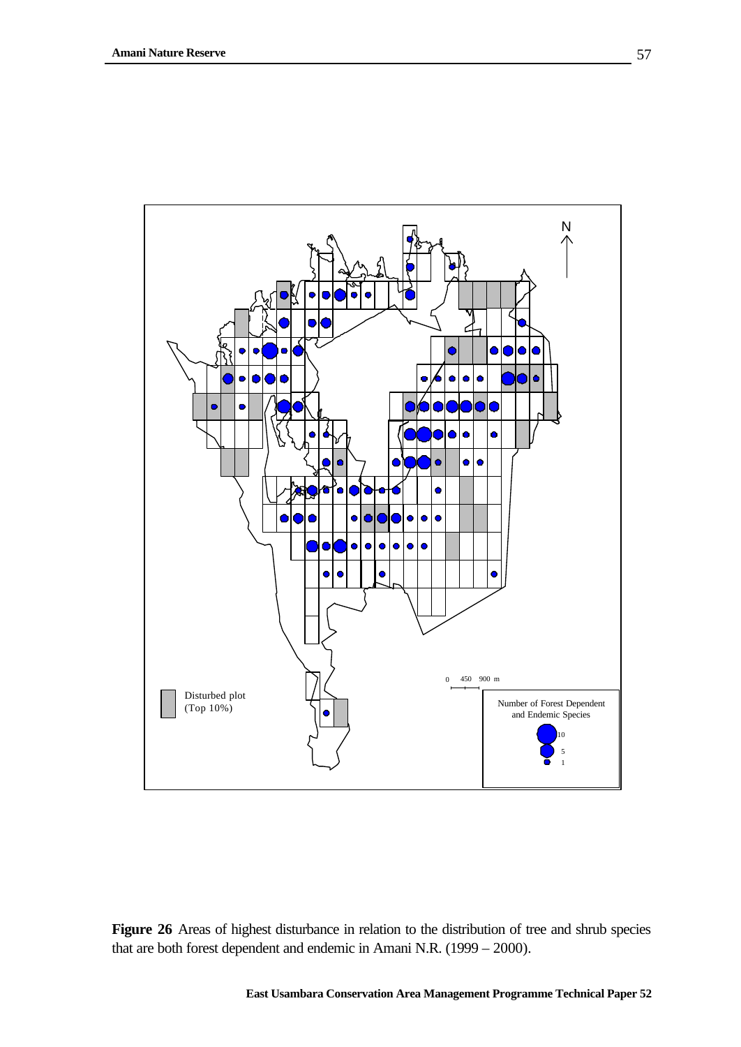**Figure 26** Areas of highest disturbance in relation to the distribution of tree and shrub species that are both forest dependent and endemic in Amani N.R. (1999 – 2000).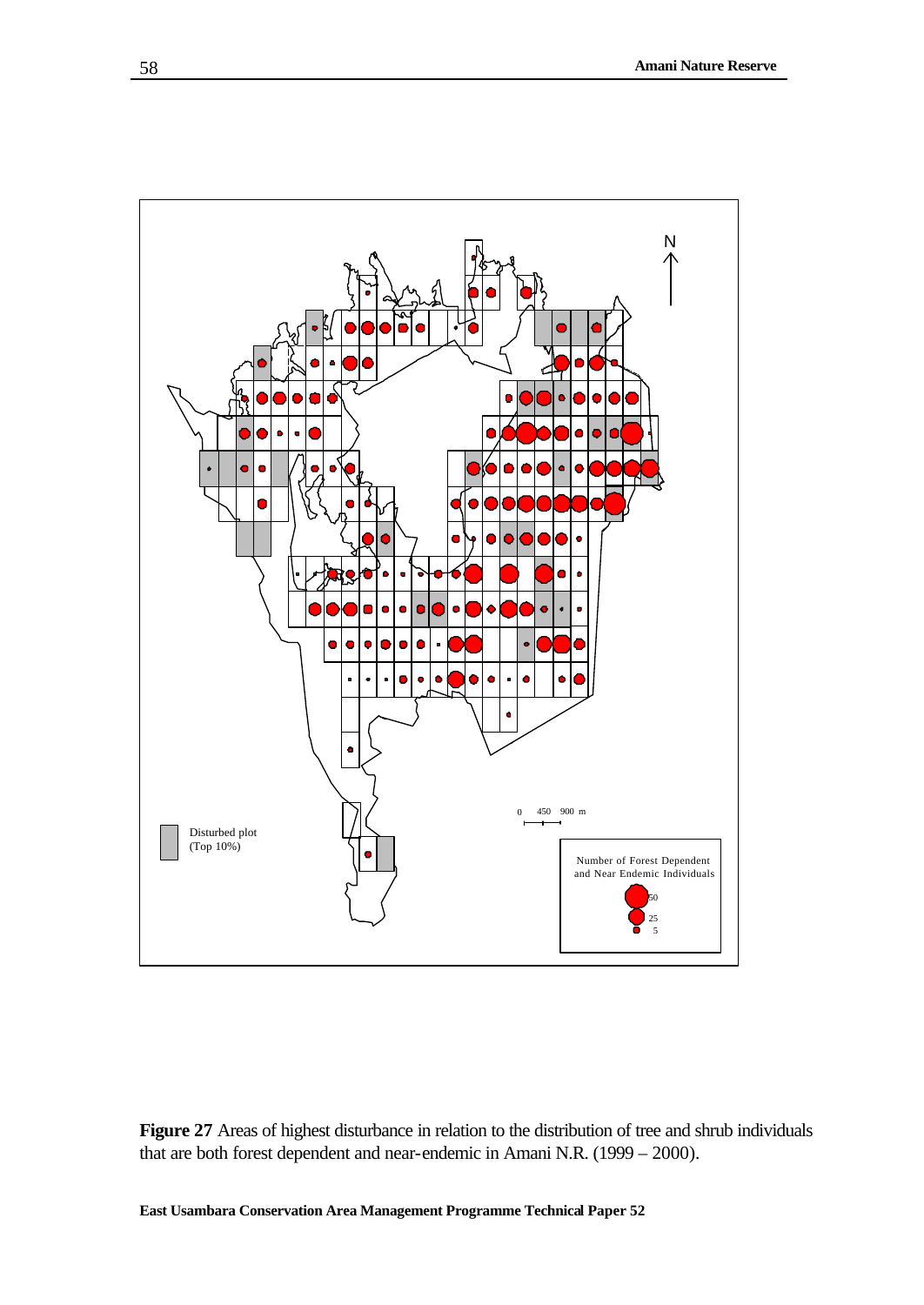**Figure 27** Areas of highest disturbance in relation to the distribution of tree and shrub individuals that are both forest dependent and near-endemic in Amani N.R. (1999 – 2000).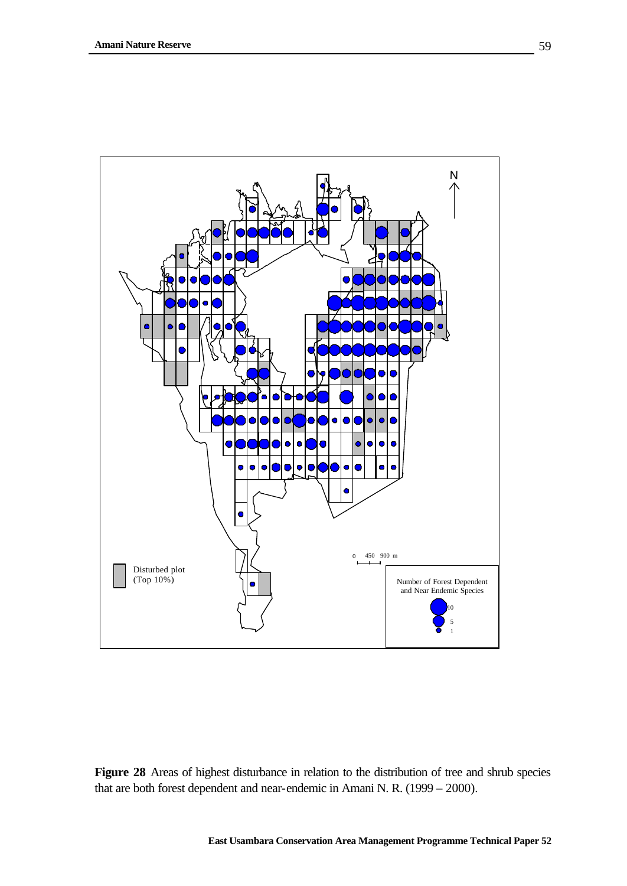**Figure 28** Areas of highest disturbance in relation to the distribution of tree and shrub species that are both forest dependent and near-endemic in Amani N. R. (1999 – 2000).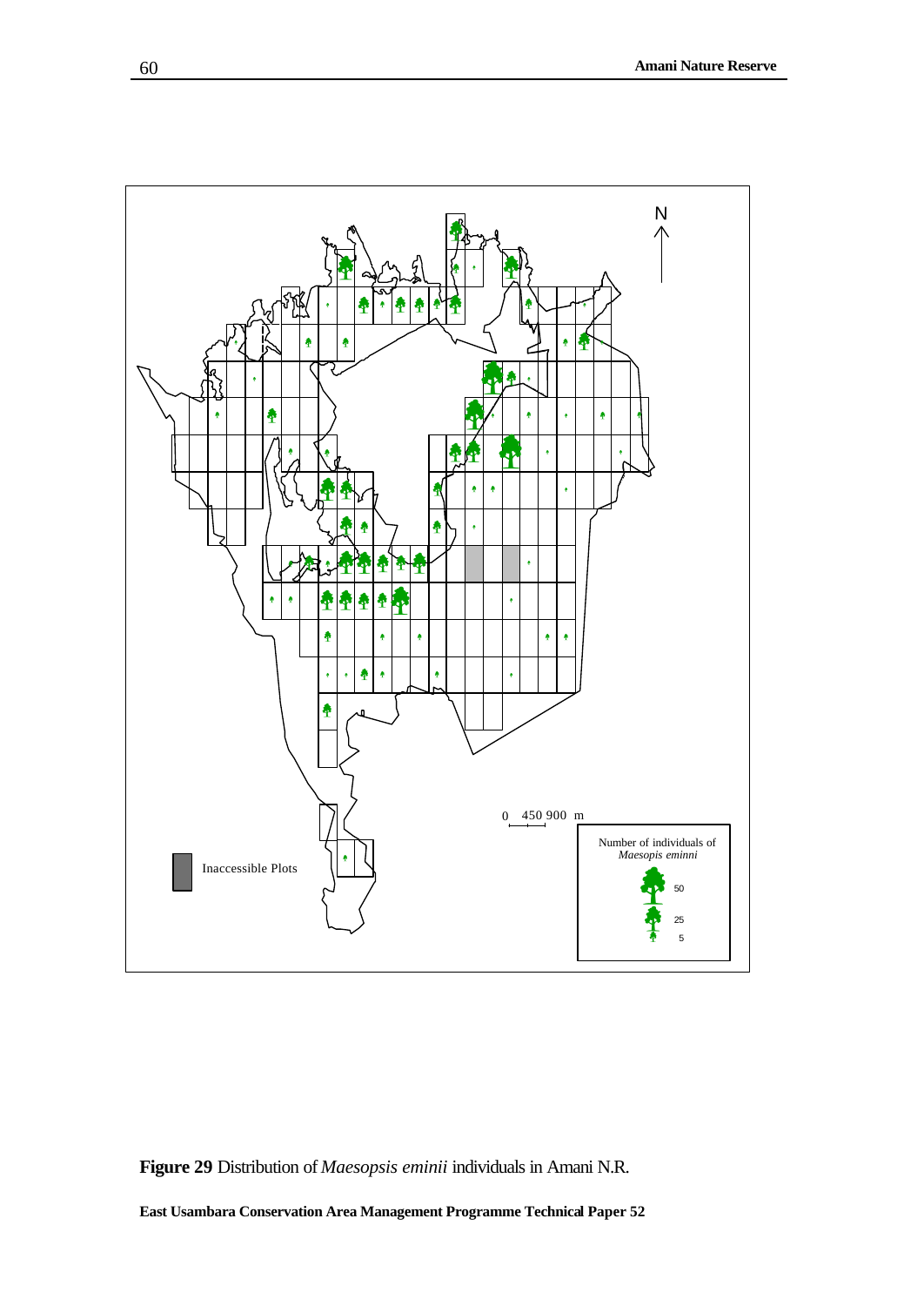N

0 450 900 m

Number of individuals of *Maesopis eminni*

50

25

5

Inaccessible Plots

**Figure 29** Distribution of *Maesopsis eminii* individuals in Amani N.R.

**East Usambara Conservation Area Management Programme Technical Paper 52**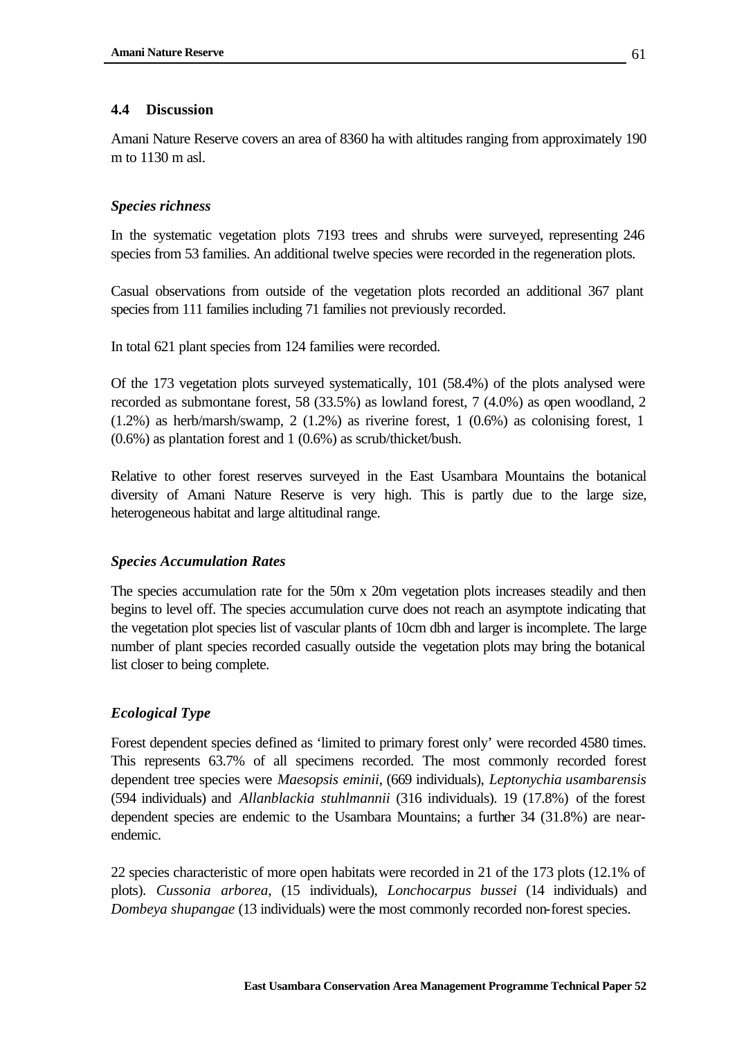## 4.4 Discussion

Amani Nature Reserve covers an area of 8360 ha with altitudes ranging from approximately 190 m to 1130 m asl.

### *Species richness*

In the systematic vegetation plots 7193 trees and shrubs were surveyed, representing 246 species from 53 families. An additional twelve species were recorded in the regeneration plots.

Casual observations from outside of the vegetation plots recorded an additional 367 plant species from 111 families including 71 families not previously recorded.

In total 621 plant species from 124 families were recorded.

Of the 173 vegetation plots surveyed systematically, 101 (58.4%) of the plots analysed were recorded as submontane forest, 58 (33.5%) as lowland forest, 7 (4.0%) as open woodland, 2 (1.2%) as herb/marsh/swamp, 2 (1.2%) as riverine forest, 1 (0.6%) as colonising forest, 1 (0.6%) as plantation forest and 1 (0.6%) as scrub/thicket/bush.

Relative to other forest reserves surveyed in the East Usambara Mountains the botanical diversity of Amani Nature Reserve is very high. This is partly due to the large size, heterogeneous habitat and large altitudinal range.

### *Species Accumulation Rates*

The species accumulation rate for the 50m x 20m vegetation plots increases steadily and then begins to level off. The species accumulation curve does not reach an asymptote indicating that the vegetation plot species list of vascular plants of 10cm dbh and larger is incomplete. The large number of plant species recorded casually outside the vegetation plots may bring the botanical list closer to being complete.

### *Ecological Type*

Forest dependent species defined as 'limited to primary forest only' were recorded 4580 times. This represents 63.7% of all specimens recorded. The most commonly recorded forest dependent tree species were *Maesopsis eminii*, (669 individuals), *Leptonychia usambarensis* (594 individuals) and *Allanblackia stuhlmannii* (316 individuals). 19 (17.8%) of the forest dependent species are endemic to the Usambara Mountains; a further 34 (31.8%) are near-endemic.

22 species characteristic of more open habitats were recorded in 21 of the 173 plots (12.1% of plots). *Cussonia arborea*, (15 individuals), *Lonchocarpus bussei* (14 individuals) and *Dombeya shupangae* (13 individuals) were the most commonly recorded non-forest species.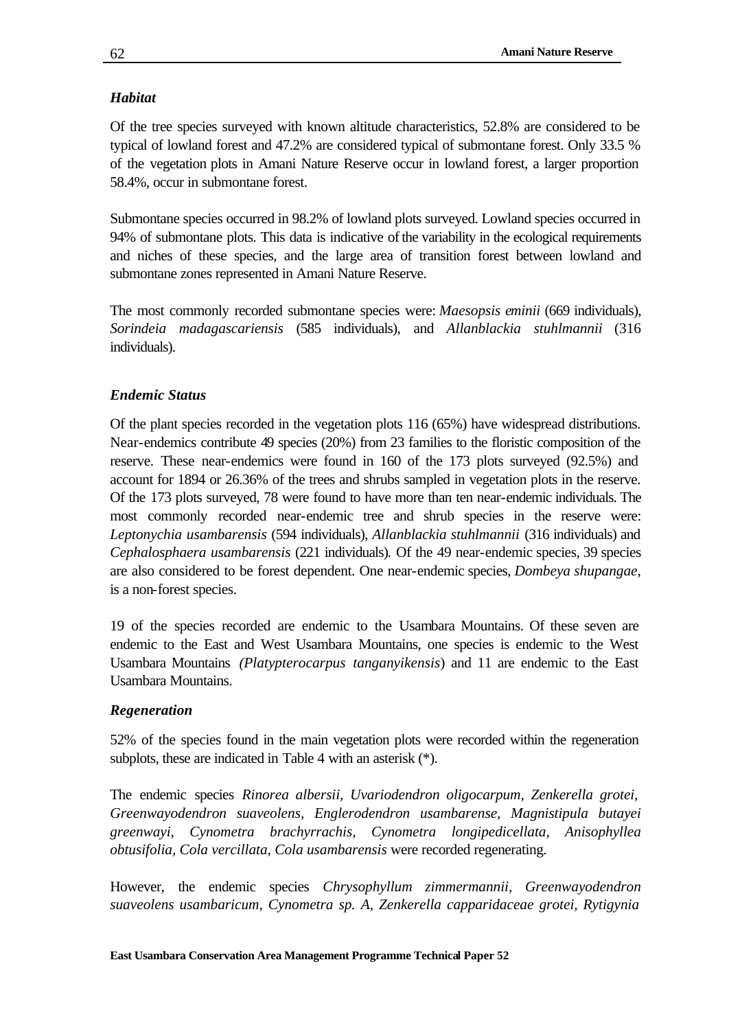### *Habitat*

Of the tree species surveyed with known altitude characteristics, 52.8% are considered to be typical of lowland forest and 47.2% are considered typical of submontane forest. Only 33.5 % of the vegetation plots in Amani Nature Reserve occur in lowland forest, a larger proportion 58.4%, occur in submontane forest.

Submontane species occurred in 98.2% of lowland plots surveyed. Lowland species occurred in 94% of submontane plots. This data is indicative of the variability in the ecological requirements and niches of these species, and the large area of transition forest between lowland and submontane zones represented in Amani Nature Reserve.

The most commonly recorded submontane species were: *Maesopsis eminii* (669 individuals), *Sorindeia madagascariensis* (585 individuals), and *Allanblackia stuhlmannii* (316 individuals).

### *Endemic Status*

Of the plant species recorded in the vegetation plots 116 (65%) have widespread distributions. Near-endemics contribute 49 species (20%) from 23 families to the floristic composition of the reserve. These near-endemics were found in 160 of the 173 plots surveyed (92.5%) and account for 1894 or 26.36% of the trees and shrubs sampled in vegetation plots in the reserve. Of the 173 plots surveyed, 78 were found to have more than ten near-endemic individuals. The most commonly recorded near-endemic tree and shrub species in the reserve were: *Leptonychia usambarensis* (594 individuals), *Allanblackia stuhlmannii* (316 individuals) and *Cephalosphaera usambarensis* (221 individuals). Of the 49 near-endemic species, 39 species are also considered to be forest dependent. One near-endemic species, *Dombeya shupangae*, is a non-forest species.

19 of the species recorded are endemic to the Usambara Mountains. Of these seven are endemic to the East and West Usambara Mountains, one species is endemic to the West Usambara Mountains *(Platypterocarpus tanganyikensis*) and 11 are endemic to the East Usambara Mountains.

### *Regeneration*

52% of the species found in the main vegetation plots were recorded within the regeneration subplots, these are indicated in Table 4 with an asterisk (*).

The endemic species *Rinorea albersii, Uvariodendron oligocarpum, Zenkerella grotei, Greenwayodendron suaveolens, Englerodendron usambarense, Magnistipula butayei greenwayi, Cynometra brachyrrachis, Cynometra longipedicellata, Anisophyllea obtusifolia, Cola vercillata, Cola usambarensis* were recorded regenerating.

However, the endemic species *Chrysophyllum zimmermannii, Greenwayodendron suaveolens usambaricum, Cynometra sp. A, Zenkerella capparidaceae grotei, Rytigynia*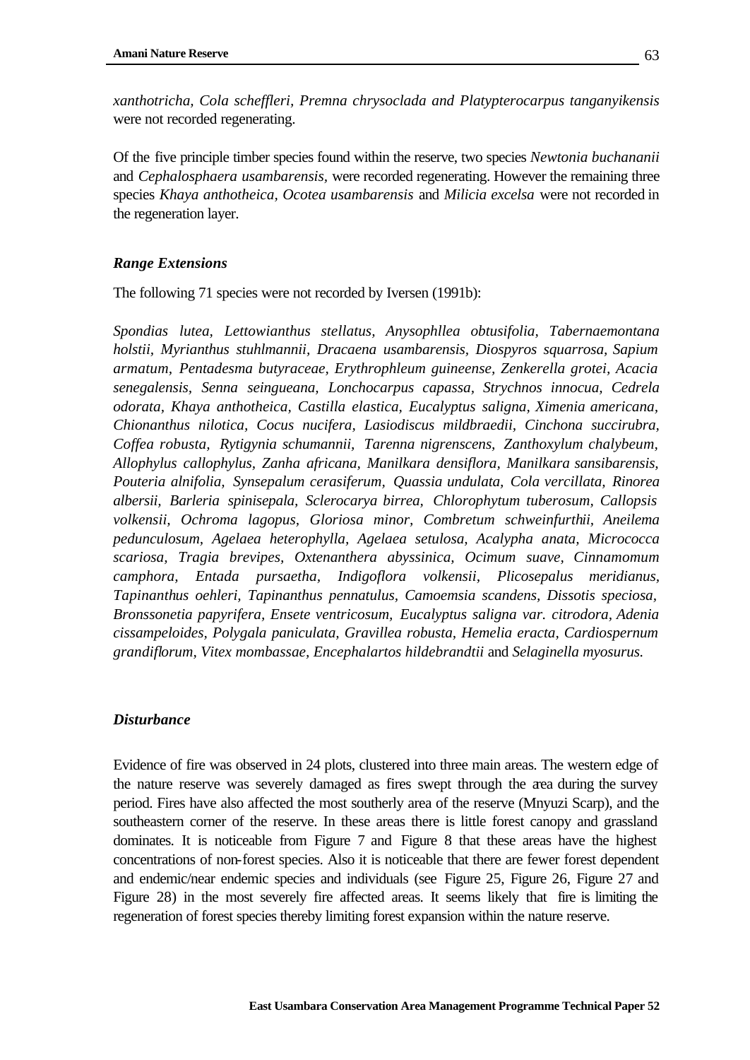*xanthotricha, Cola scheffleri, Premna chrysoclada and Platypterocarpus tanganyikensis* were not recorded regenerating.

Of the five principle timber species found within the reserve, two species *Newtonia buchananii* and *Cephalosphaera usambarensis,* were recorded regenerating. However the remaining three species *Khaya anthotheica, Ocotea usambarensis* and *Milicia excelsa* were not recorded in the regeneration layer.

### *Range Extensions*

The following 71 species were not recorded by Iversen (1991b):

*Spondias lutea, Lettowianthus stellatus, Anysophllea obtusifolia, Tabernaemontana holstii, Myrianthus stuhlmannii, Dracaena usambarensis, Diospyros squarrosa, Sapium armatum, Pentadesma butyraceae, Erythrophleum guineense, Zenkerella grotei, Acacia senegalensis, Senna seingueana, Lonchocarpus capassa, Strychnos innocua, Cedrela odorata, Khaya anthotheica, Castilla elastica, Eucalyptus saligna, Ximenia americana, Chionanthus nilotica, Cocus nucifera, Lasiodiscus mildbraedii, Cinchona succirubra, Coffea robusta, Rytigynia schumannii, Tarenna nigrenscens, Zanthoxylum chalybeum, Allophylus callophylus, Zanha africana, Manilkara densiflora, Manilkara sansibarensis, Pouteria alnifolia, Synsepalum cerasiferum, Quassia undulata, Cola vercillata, Rinorea albersii, Barleria spinisepala, Sclerocarya birrea, Chlorophytum tuberosum, Callopsis volkensii, Ochroma lagopus, Gloriosa minor, Combretum schweinfurthii, Aneilema pedunculosum, Agelaea heterophylla, Agelaea setulosa, Acalypha anata, Micrococca scariosa, Tragia brevipes, Oxtenanthera abyssinica, Ocimum suave, Cinnamomum camphora, Entada pursaetha, Indigoflora volkensii, Plicosepalus meridianus, Tapinanthus oehleri, Tapinanthus pennatulus, Camoemsia scandens, Dissotis speciosa, Bronssonetia papyrifera, Ensete ventricosum, Eucalyptus saligna var. citrodora, Adenia cissampeloides, Polygala paniculata, Gravillea robusta, Hemelia eracta, Cardiospernum grandiflorum, Vitex mombassae, Encephalartos hildebrandtii* and *Selaginella myosurus.*

### *Disturbance*

Evidence of fire was observed in 24 plots, clustered into three main areas. The western edge of the nature reserve was severely damaged as fires swept through the area during the survey period. Fires have also affected the most southerly area of the reserve (Mnyuzi Scarp), and the southeastern corner of the reserve. In these areas there is little forest canopy and grassland dominates. It is noticeable from Figure 7 and Figure 8 that these areas have the highest concentrations of non-forest species. Also it is noticeable that there are fewer forest dependent and endemic/near endemic species and individuals (see Figure 25, Figure 26, Figure 27 and Figure 28) in the most severely fire affected areas. It seems likely that fire is limiting the regeneration of forest species thereby limiting forest expansion within the nature reserve.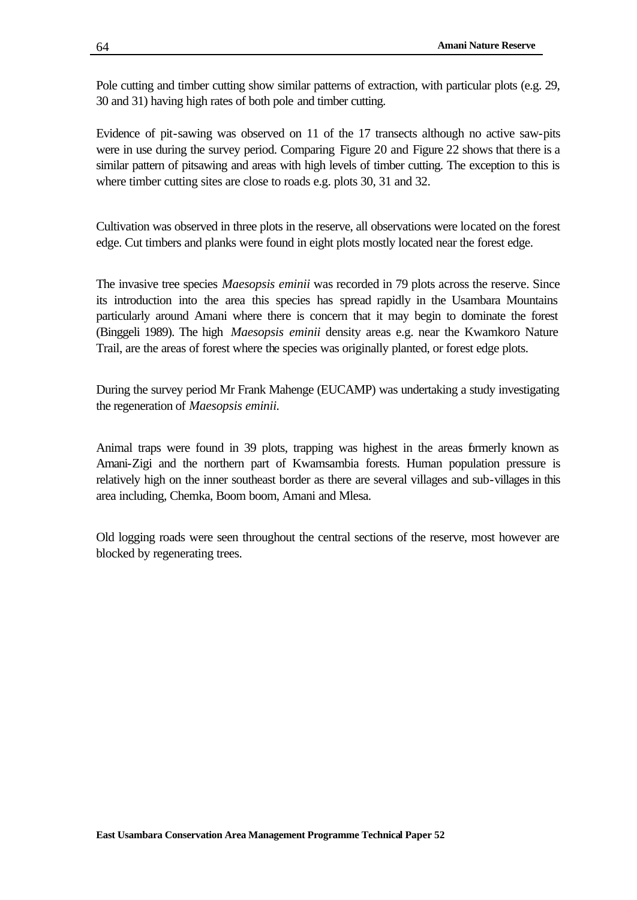Pole cutting and timber cutting show similar patterns of extraction, with particular plots (e.g. 29, 30 and 31) having high rates of both pole and timber cutting.

Evidence of pit-sawing was observed on 11 of the 17 transects although no active saw-pits were in use during the survey period. Comparing Figure 20 and Figure 22 shows that there is a similar pattern of pitsawing and areas with high levels of timber cutting. The exception to this is where timber cutting sites are close to roads e.g. plots 30, 31 and 32.

Cultivation was observed in three plots in the reserve, all observations were located on the forest edge. Cut timbers and planks were found in eight plots mostly located near the forest edge.

The invasive tree species *Maesopsis eminii* was recorded in 79 plots across the reserve. Since its introduction into the area this species has spread rapidly in the Usambara Mountains particularly around Amani where there is concern that it may begin to dominate the forest (Binggeli 1989). The high *Maesopsis eminii* density areas e.g. near the Kwamkoro Nature Trail, are the areas of forest where the species was originally planted, or forest edge plots.

During the survey period Mr Frank Mahenge (EUCAMP) was undertaking a study investigating the regeneration of *Maesopsis eminii.*

Animal traps were found in 39 plots, trapping was highest in the areas formerly known as Amani-Zigi and the northern part of Kwamsambia forests. Human population pressure is relatively high on the inner southeast border as there are several villages and sub-villages in this area including, Chemka, Boom boom, Amani and Mlesa.

Old logging roads were seen throughout the central sections of the reserve, most however are blocked by regenerating trees.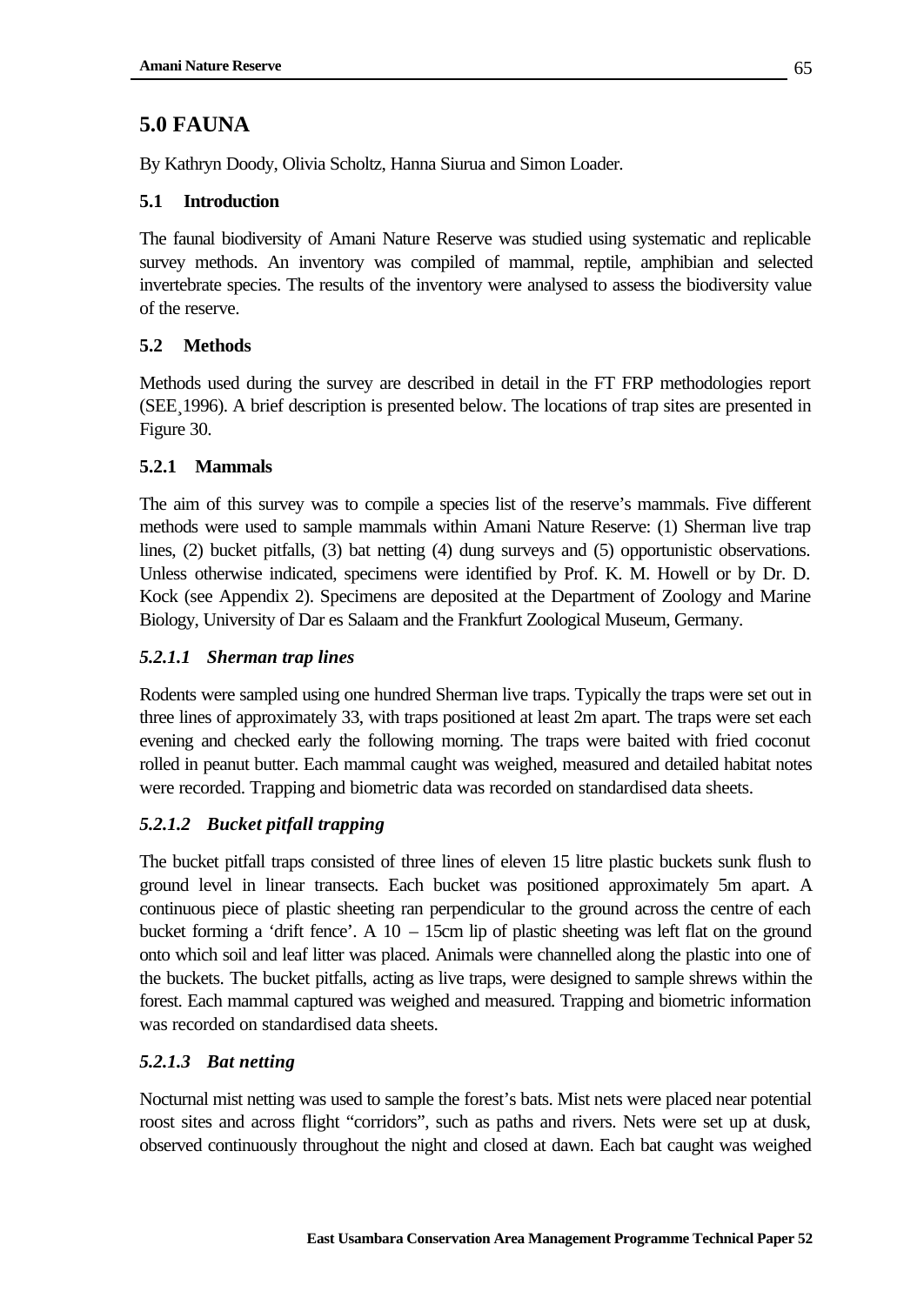# 5.0 FAUNA

By Kathryn Doody, Olivia Scholtz, Hanna Siurua and Simon Loader.

## 5.1 Introduction

The faunal biodiversity of Amani Nature Reserve was studied using systematic and replicable survey methods. An inventory was compiled of mammal, reptile, amphibian and selected invertebrate species. The results of the inventory were analysed to assess the biodiversity value of the reserve.

## 5.2 Methods

Methods used during the survey are described in detail in the FT FRP methodologies report (SEE¸1996). A brief description is presented below. The locations of trap sites are presented in Figure 30.

### 5.2.1 Mammals

The aim of this survey was to compile a species list of the reserve's mammals. Five different methods were used to sample mammals within Amani Nature Reserve: (1) Sherman live trap lines, (2) bucket pitfalls, (3) bat netting (4) dung surveys and (5) opportunistic observations. Unless otherwise indicated, specimens were identified by Prof. K. M. Howell or by Dr. D. Kock (see Appendix 2). Specimens are deposited at the Department of Zoology and Marine Biology, University of Dar es Salaam and the Frankfurt Zoological Museum, Germany.

#### *5.2.1.1 Sherman trap lines*

Rodents were sampled using one hundred Sherman live traps. Typically the traps were set out in three lines of approximately 33, with traps positioned at least 2m apart. The traps were set each evening and checked early the following morning. The traps were baited with fried coconut rolled in peanut butter. Each mammal caught was weighed, measured and detailed habitat notes were recorded. Trapping and biometric data was recorded on standardised data sheets.

#### *5.2.1.2 Bucket pitfall trapping*

The bucket pitfall traps consisted of three lines of eleven 15 litre plastic buckets sunk flush to ground level in linear transects. Each bucket was positioned approximately 5m apart. A continuous piece of plastic sheeting ran perpendicular to the ground across the centre of each bucket forming a 'drift fence'. A 10 – 15cm lip of plastic sheeting was left flat on the ground onto which soil and leaf litter was placed. Animals were channelled along the plastic into one of the buckets. The bucket pitfalls, acting as live traps, were designed to sample shrews within the forest. Each mammal captured was weighed and measured. Trapping and biometric information was recorded on standardised data sheets.

#### *5.2.1.3 Bat netting*

Nocturnal mist netting was used to sample the forest's bats. Mist nets were placed near potential roost sites and across flight "corridors", such as paths and rivers. Nets were set up at dusk, observed continuously throughout the night and closed at dawn. Each bat caught was weighed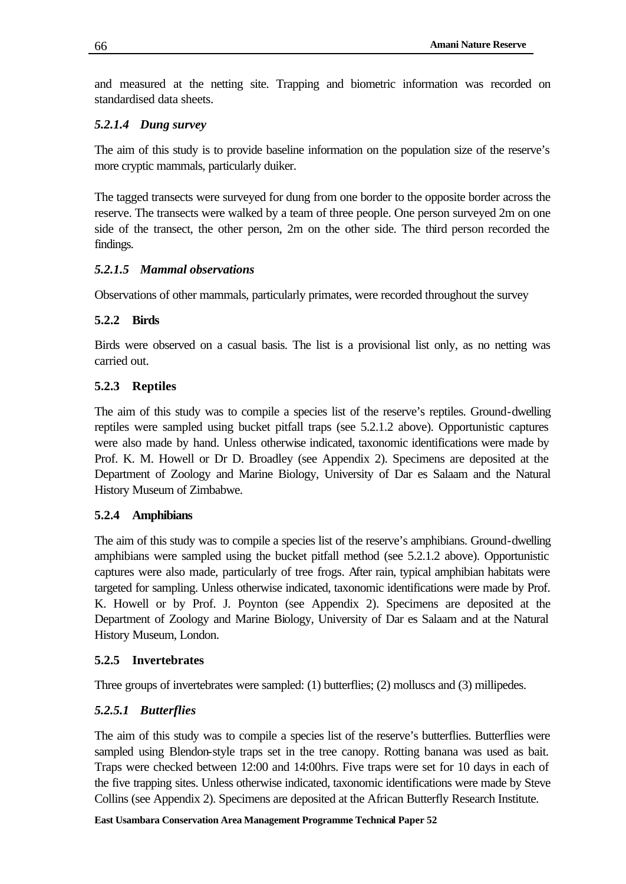and measured at the netting site. Trapping and biometric information was recorded on standardised data sheets.

#### *5.2.1.4 Dung survey*

The aim of this study is to provide baseline information on the population size of the reserve's more cryptic mammals, particularly duiker.

The tagged transects were surveyed for dung from one border to the opposite border across the reserve. The transects were walked by a team of three people. One person surveyed 2m on one side of the transect, the other person, 2m on the other side. The third person recorded the findings.

#### *5.2.1.5 Mammal observations*

Observations of other mammals, particularly primates, were recorded throughout the survey

### 5.2.2 Birds

Birds were observed on a casual basis. The list is a provisional list only, as no netting was carried out.

### 5.2.3 Reptiles

The aim of this study was to compile a species list of the reserve's reptiles. Ground-dwelling reptiles were sampled using bucket pitfall traps (see 5.2.1.2 above). Opportunistic captures were also made by hand. Unless otherwise indicated, taxonomic identifications were made by Prof. K. M. Howell or Dr D. Broadley (see Appendix 2). Specimens are deposited at the Department of Zoology and Marine Biology, University of Dar es Salaam and the Natural History Museum of Zimbabwe.

### 5.2.4 Amphibians

The aim of this study was to compile a species list of the reserve's amphibians. Ground-dwelling amphibians were sampled using the bucket pitfall method (see 5.2.1.2 above). Opportunistic captures were also made, particularly of tree frogs. After rain, typical amphibian habitats were targeted for sampling. Unless otherwise indicated, taxonomic identifications were made by Prof. K. Howell or by Prof. J. Poynton (see Appendix 2). Specimens are deposited at the Department of Zoology and Marine Biology, University of Dar es Salaam and at the Natural History Museum, London.

### 5.2.5 Invertebrates

Three groups of invertebrates were sampled: (1) butterflies; (2) molluscs and (3) millipedes.

#### *5.2.5.1 Butterflies*

The aim of this study was to compile a species list of the reserve's butterflies. Butterflies were sampled using Blendon-style traps set in the tree canopy. Rotting banana was used as bait. Traps were checked between 12:00 and 14:00hrs. Five traps were set for 10 days in each of the five trapping sites. Unless otherwise indicated, taxonomic identifications were made by Steve Collins (see Appendix 2). Specimens are deposited at the African Butterfly Research Institute.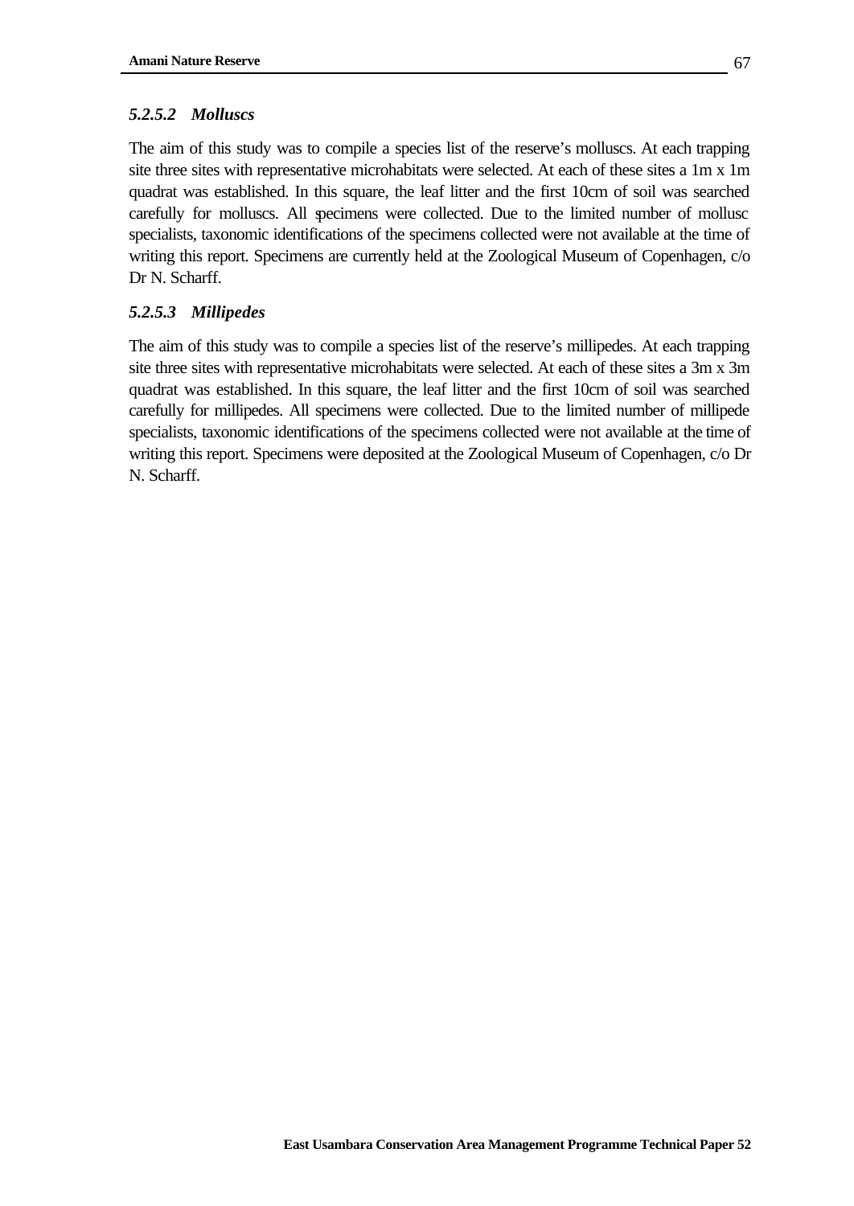#### *5.2.5.2 Molluscs*

The aim of this study was to compile a species list of the reserve's molluscs. At each trapping site three sites with representative microhabitats were selected. At each of these sites a 1m x 1m quadrat was established. In this square, the leaf litter and the first 10cm of soil was searched carefully for molluscs. All specimens were collected. Due to the limited number of mollusc specialists, taxonomic identifications of the specimens collected were not available at the time of writing this report. Specimens are currently held at the Zoological Museum of Copenhagen, c/o Dr N. Scharff.

#### *5.2.5.3 Millipedes*

The aim of this study was to compile a species list of the reserve's millipedes. At each trapping site three sites with representative microhabitats were selected. At each of these sites a 3m x 3m quadrat was established. In this square, the leaf litter and the first 10cm of soil was searched carefully for millipedes. All specimens were collected. Due to the limited number of millipede specialists, taxonomic identifications of the specimens collected were not available at the time of writing this report. Specimens were deposited at the Zoological Museum of Copenhagen, c/o Dr N. Scharff.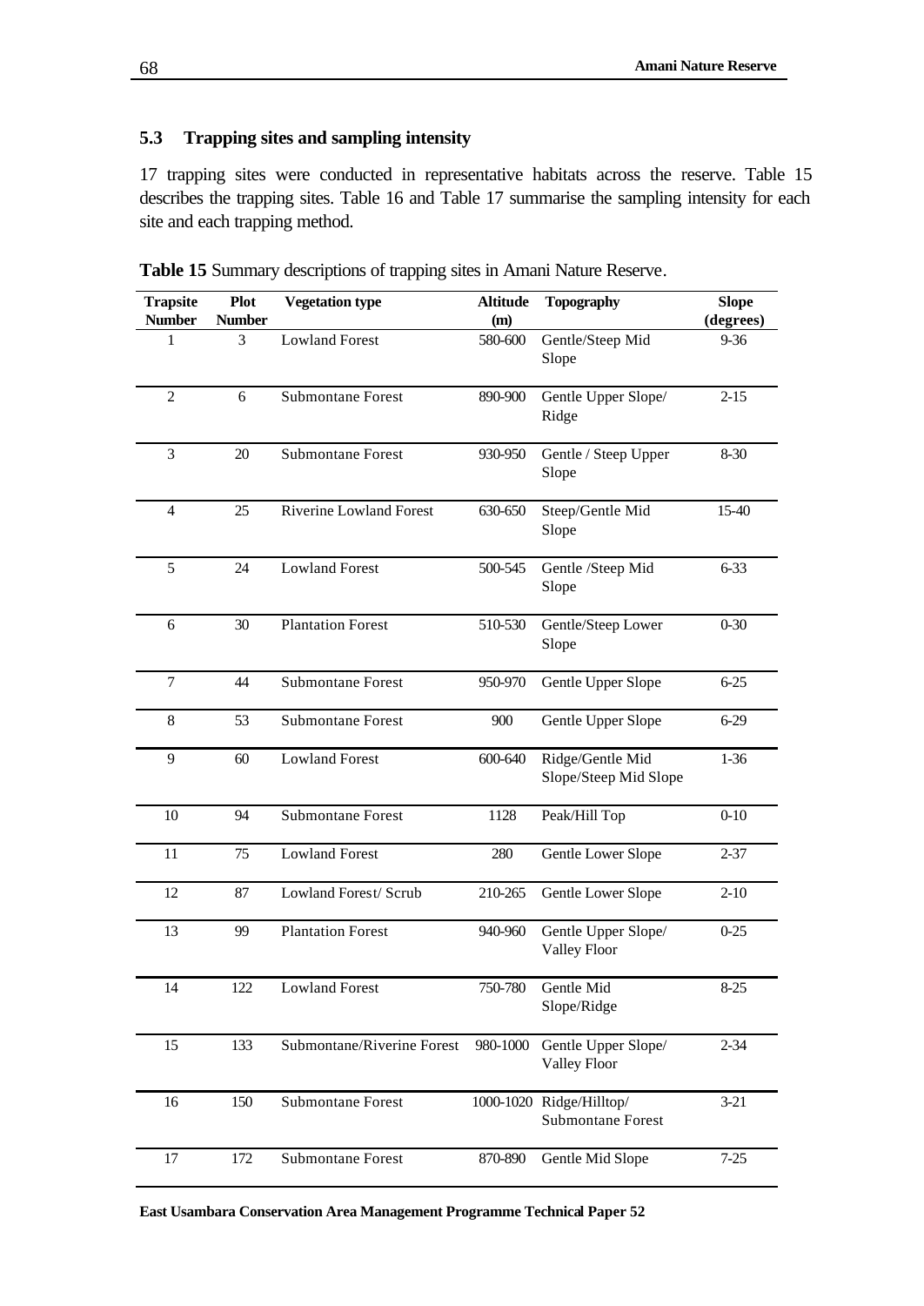### 5.3 Trapping sites and sampling intensity

17 trapping sites were conducted in representative habitats across the reserve. Table 15 describes the trapping sites. Table 16 and Table 17 summarise the sampling intensity for each site and each trapping method.

**Table 15** Summary descriptions of trapping sites in Amani Nature Reserve.

| Trapsite Number | Plot Number | Vegetation type | Altitude (m) | Topography | Slope (degrees) |
|---|---|---|---|---|---|
| 1 | 3 | Lowland Forest | 580-600 | Gentle/Steep Mid Slope | 9-36 |
| 2 | 6 | Submontane Forest | 890-900 | Gentle Upper Slope/ Ridge | 2-15 |
| 3 | 20 | Submontane Forest | 930-950 | Gentle / Steep Upper Slope | 8-30 |
| 4 | 25 | Riverine Lowland Forest | 630-650 | Steep/Gentle Mid Slope | 15-40 |
| 5 | 24 | Lowland Forest | 500-545 | Gentle /Steep Mid Slope | 6-33 |
| 6 | 30 | Plantation Forest | 510-530 | Gentle/Steep Lower Slope | 0-30 |
| 7 | 44 | Submontane Forest | 950-970 | Gentle Upper Slope | 6-25 |
| 8 | 53 | Submontane Forest | 900 | Gentle Upper Slope | 6-29 |
| 9 | 60 | Lowland Forest | 600-640 | Ridge/Gentle Mid Slope/Steep Mid Slope | 1-36 |
| 10 | 94 | Submontane Forest | 1128 | Peak/Hill Top | 0-10 |
| 11 | 75 | Lowland Forest | 280 | Gentle Lower Slope | 2-37 |
| 12 | 87 | Lowland Forest/ Scrub | 210-265 | Gentle Lower Slope | 2-10 |
| 13 | 99 | Plantation Forest | 940-960 | Gentle Upper Slope/ Valley Floor | 0-25 |
| 14 | 122 | Lowland Forest | 750-780 | Gentle Mid Slope/Ridge | 8-25 |
| 15 | 133 | Submontane/Riverine Forest | 980-1000 | Gentle Upper Slope/ Valley Floor | 2-34 |
| 16 | 150 | Submontane Forest | 1000-1020 | Ridge/Hilltop/ Submontane Forest | 3-21 |
| 17 | 172 | Submontane Forest | 870-890 | Gentle Mid Slope | 7-25 |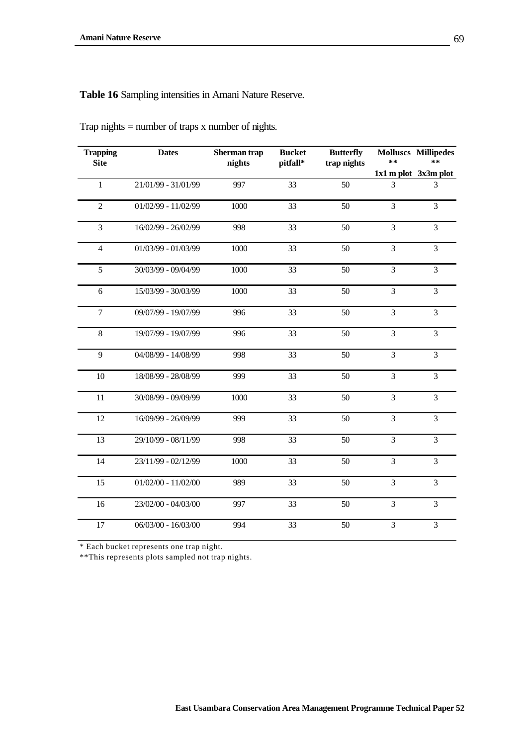**Table 16** Sampling intensities in Amani Nature Reserve.

Trap nights = number of traps x number of nights.

| Trapping Site | Dates | Sherman trap nights | Bucket pitfall* | Butterfly trap nights | Molluscs ** 1x1 m plot | Millipedes ** 3x3m plot |
|---|---|---|---|---|---|---|
| 1 | 21/01/99 - 31/01/99 | 997 | 33 | 50 | 3 | 3 |
| 2 | 01/02/99 - 11/02/99 | 1000 | 33 | 50 | 3 | 3 |
| 3 | 16/02/99 - 26/02/99 | 998 | 33 | 50 | 3 | 3 |
| 4 | 01/03/99 - 01/03/99 | 1000 | 33 | 50 | 3 | 3 |
| 5 | 30/03/99 - 09/04/99 | 1000 | 33 | 50 | 3 | 3 |
| 6 | 15/03/99 - 30/03/99 | 1000 | 33 | 50 | 3 | 3 |
| 7 | 09/07/99 - 19/07/99 | 996 | 33 | 50 | 3 | 3 |
| 8 | 19/07/99 - 19/07/99 | 996 | 33 | 50 | 3 | 3 |
| 9 | 04/08/99 - 14/08/99 | 998 | 33 | 50 | 3 | 3 |
| 10 | 18/08/99 - 28/08/99 | 999 | 33 | 50 | 3 | 3 |
| 11 | 30/08/99 - 09/09/99 | 1000 | 33 | 50 | 3 | 3 |
| 12 | 16/09/99 - 26/09/99 | 999 | 33 | 50 | 3 | 3 |
| 13 | 29/10/99 - 08/11/99 | 998 | 33 | 50 | 3 | 3 |
| 14 | 23/11/99 - 02/12/99 | 1000 | 33 | 50 | 3 | 3 |
| 15 | 01/02/00 - 11/02/00 | 989 | 33 | 50 | 3 | 3 |
| 16 | 23/02/00 - 04/03/00 | 997 | 33 | 50 | 3 | 3 |
| 17 | 06/03/00 - 16/03/00 | 994 | 33 | 50 | 3 | 3 |

* Each bucket represents one trap night.
**This represents plots sampled not trap nights.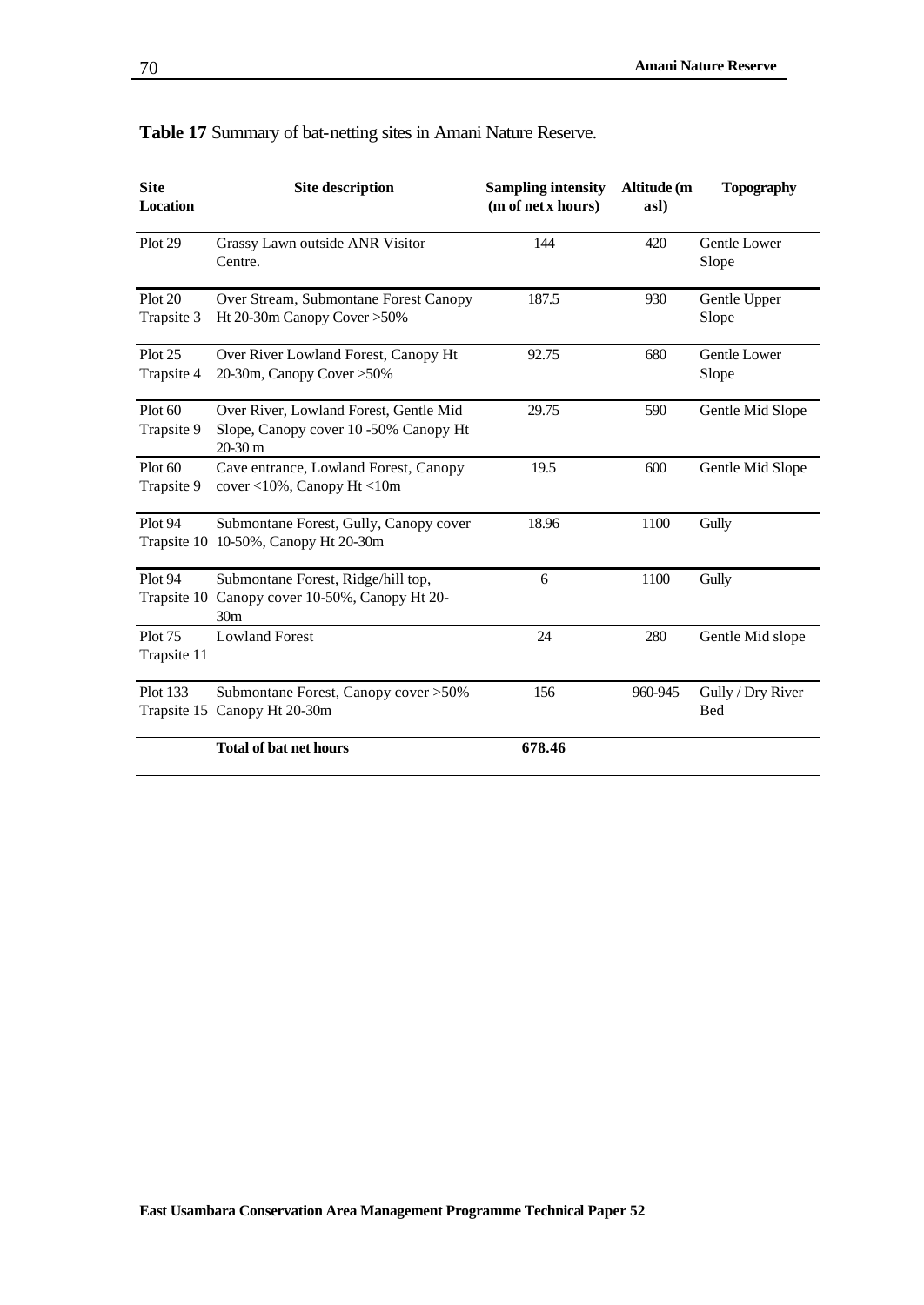**Table 17** Summary of bat-netting sites in Amani Nature Reserve.

| Site Location | Site description | Sampling intensity (m of net x hours) | Altitude (m asl) | Topography |
|---|---|---|---|---|
| Plot 29 | Grassy Lawn outside ANR Visitor Centre. | 144 | 420 | Gentle Lower Slope |
| Plot 20 Trapsite 3 | Over Stream, Submontane Forest Canopy Ht 20-30m Canopy Cover >50% | 187.5 | 930 | Gentle Upper Slope |
| Plot 25 Trapsite 4 | Over River Lowland Forest, Canopy Ht 20-30m, Canopy Cover >50% | 92.75 | 680 | Gentle Lower Slope |
| Plot 60 Trapsite 9 | Over River, Lowland Forest, Gentle Mid Slope, Canopy cover 10 -50% Canopy Ht 20-30 m | 29.75 | 590 | Gentle Mid Slope |
| Plot 60 Trapsite 9 | Cave entrance, Lowland Forest, Canopy cover <10%, Canopy Ht <10m | 19.5 | 600 | Gentle Mid Slope |
| Plot 94 Trapsite 10 | Submontane Forest, Gully, Canopy cover 10-50%, Canopy Ht 20-30m | 18.96 | 1100 | Gully |
| Plot 94 Trapsite 10 | Submontane Forest, Ridge/hill top, Canopy cover 10-50%, Canopy Ht 20-30m | 6 | 1100 | Gully |
| Plot 75 Trapsite 11 | Lowland Forest | 24 | 280 | Gentle Mid slope |
| Plot 133 Trapsite 15 | Submontane Forest, Canopy cover >50% Canopy Ht 20-30m | 156 | 960-945 | Gully / Dry River Bed |
| | **Total of bat net hours** | **678.46** | | |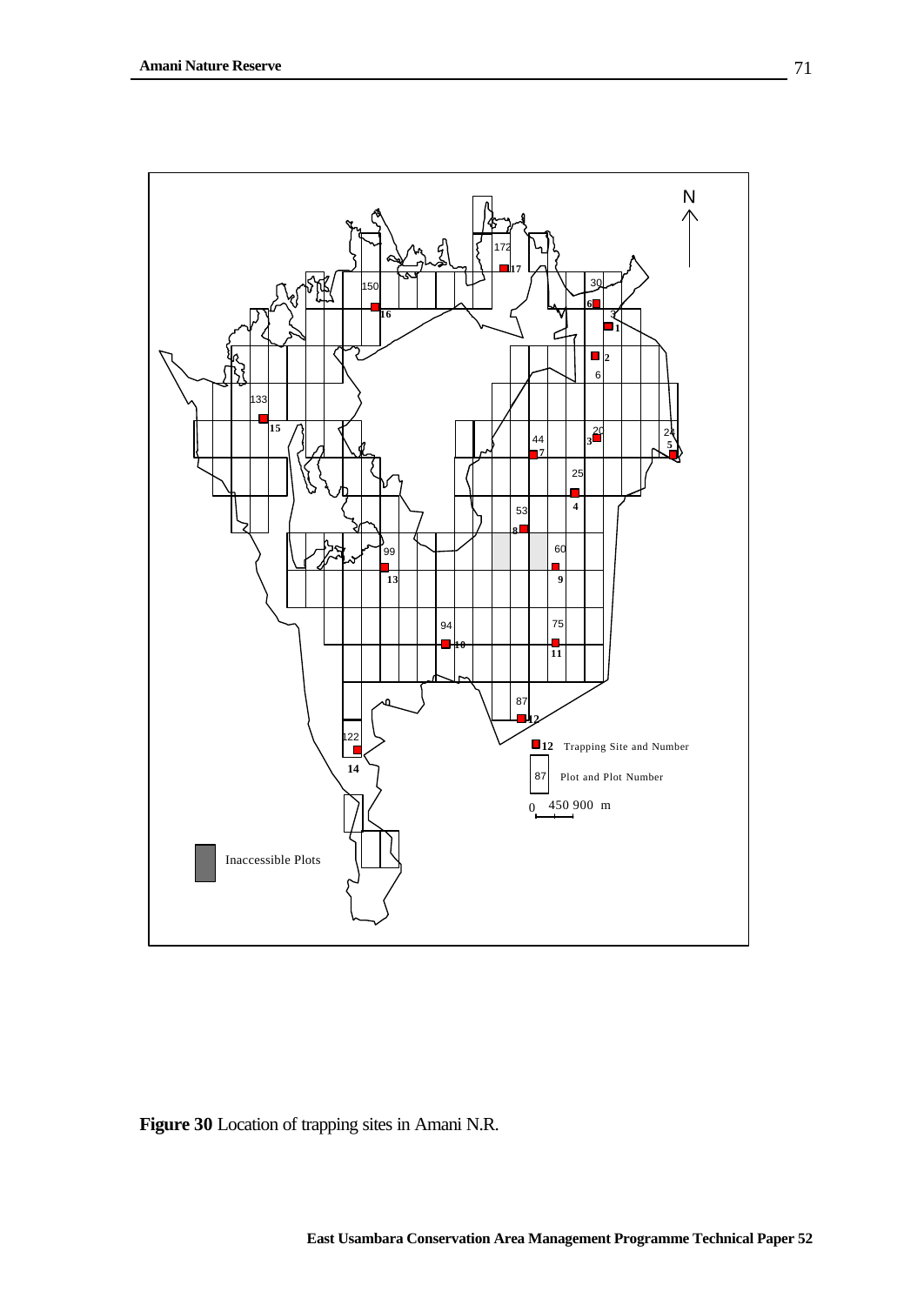**Figure 30** Location of trapping sites in Amani N.R.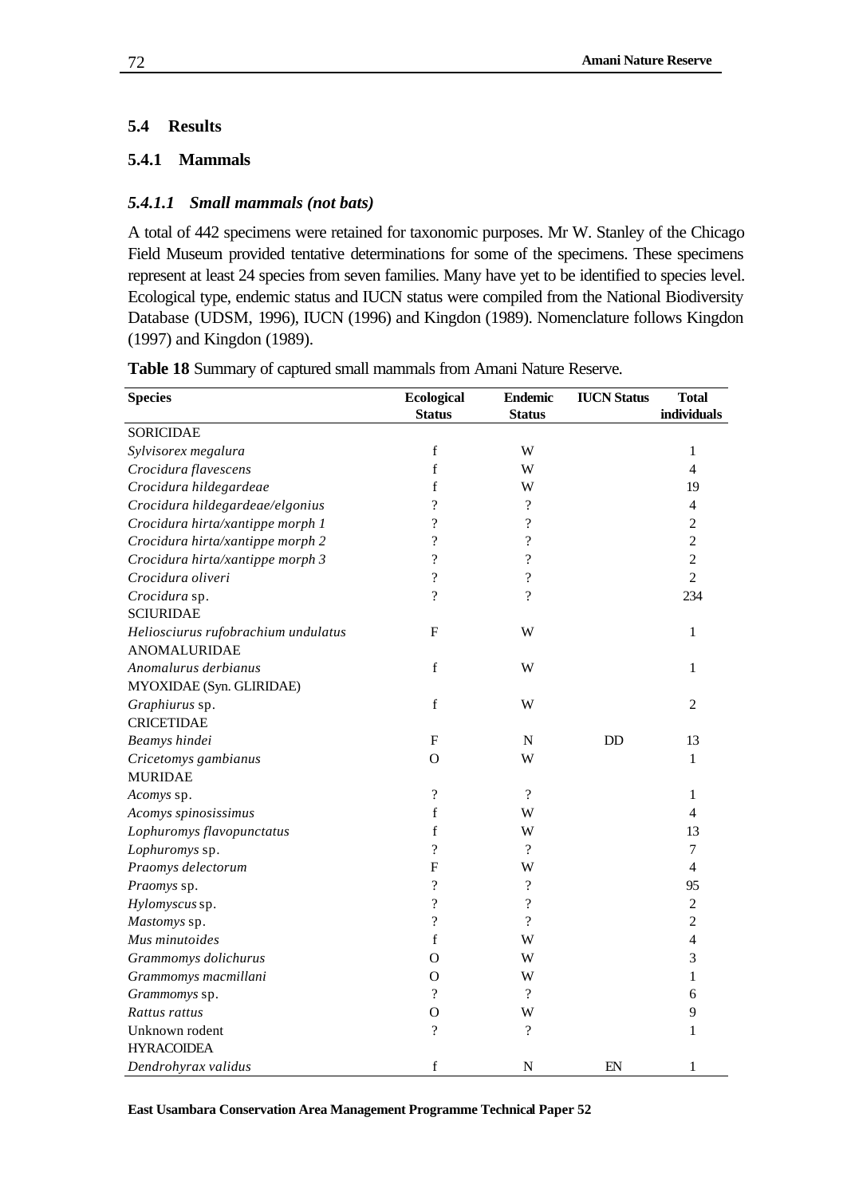## 5.4 Results

### 5.4.1 Mammals

#### *5.4.1.1 Small mammals (not bats)*

A total of 442 specimens were retained for taxonomic purposes. Mr W. Stanley of the Chicago Field Museum provided tentative determinations for some of the specimens. These specimens represent at least 24 species from seven families. Many have yet to be identified to species level. Ecological type, endemic status and IUCN status were compiled from the National Biodiversity Database (UDSM, 1996), IUCN (1996) and Kingdon (1989). Nomenclature follows Kingdon (1997) and Kingdon (1989).

**Table 18** Summary of captured small mammals from Amani Nature Reserve.

| Species | Ecological Status | Endemic Status | IUCN Status | Total individuals |
|---|---|---|---|---|
| SORICIDAE | | | | |
| *Sylvisorex megalura* | f | W | | 1 |
| *Crocidura flavescens* | f | W | | 4 |
| *Crocidura hildegardeae* | f | W | | 19 |
| *Crocidura hildegardeae/elgonius* | ? | ? | | 4 |
| *Crocidura hirta/xantippe morph 1* | ? | ? | | 2 |
| *Crocidura hirta/xantippe morph 2* | ? | ? | | 2 |
| *Crocidura hirta/xantippe morph 3* | ? | ? | | 2 |
| *Crocidura oliveri* | ? | ? | | 2 |
| *Crocidura* sp. | ? | ? | | 234 |
| SCIURIDAE | | | | |
| *Heliosciurus rufobrachium undulatus* | F | W | | 1 |
| ANOMALURIDAE | | | | |
| *Anomalurus derbianus* | f | W | | 1 |
| MYOXIDAE (Syn. GLIRIDAE) | | | | |
| *Graphiurus* sp. | f | W | | 2 |
| CRICETIDAE | | | | |
| *Beamys hindei* | F | N | DD | 13 |
| *Cricetomys gambianus* | O | W | | 1 |
| MURIDAE | | | | |
| *Acomys* sp. | ? | ? | | 1 |
| *Acomys spinosissimus* | f | W | | 4 |
| *Lophuromys flavopunctatus* | f | W | | 13 |
| *Lophuromys* sp. | ? | ? | | 7 |
| *Praomys delectorum* | F | W | | 4 |
| *Praomys* sp. | ? | ? | | 95 |
| *Hylomyscus* sp. | ? | ? | | 2 |
| *Mastomys* sp. | ? | ? | | 2 |
| *Mus minutoides* | f | W | | 4 |
| *Grammomys dolichurus* | O | W | | 3 |
| *Grammomys macmillani* | O | W | | 1 |
| *Grammomys* sp. | ? | ? | | 6 |
| *Rattus rattus* | O | W | | 9 |
| Unknown rodent | ? | ? | | 1 |
| HYRACOIDEA | | | | |
| *Dendrohyrax validus* | f | N | EN | 1 |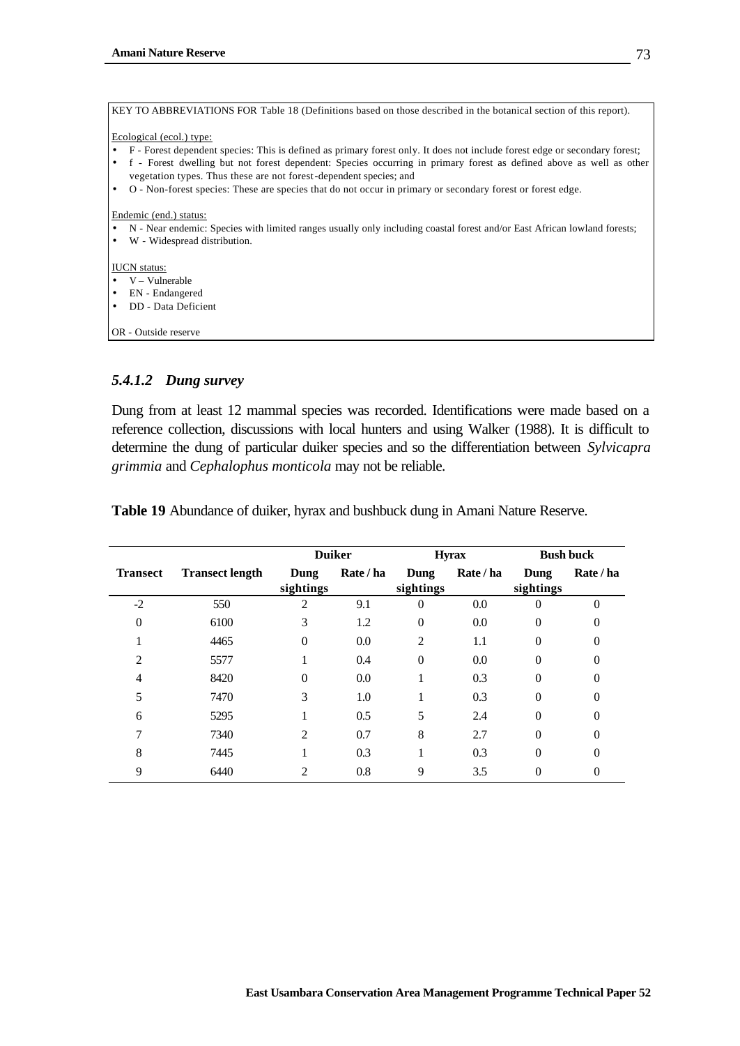KEY TO ABBREVIATIONS FOR Table 18 (Definitions based on those described in the botanical section of this report).

Ecological (ecol.) type:

- F - Forest dependent species: This is defined as primary forest only. It does not include forest edge or secondary forest;
- f - Forest dwelling but not forest dependent: Species occurring in primary forest as defined above as well as other vegetation types. Thus these are not forest-dependent species; and
- O - Non-forest species: These are species that do not occur in primary or secondary forest or forest edge.

Endemic (end.) status:

- N - Near endemic: Species with limited ranges usually only including coastal forest and/or East African lowland forests;
- W - Widespread distribution.

IUCN status:

- V – Vulnerable
- EN - Endangered
- DD - Data Deficient

OR - Outside reserve

#### *5.4.1.2 Dung survey*

Dung from at least 12 mammal species was recorded. Identifications were made based on a reference collection, discussions with local hunters and using Walker (1988). It is difficult to determine the dung of particular duiker species and so the differentiation between *Sylvicapra grimmia* and *Cephalophus monticola* may not be reliable.

**Table 19** Abundance of duiker, hyrax and bushbuck dung in Amani Nature Reserve.

| | | Duiker | | Hyrax | | Bush buck | |
|---|---|---|---|---|---|---|---|
| **Transect** | **Transect length** | **Dung sightings** | **Rate / ha** | **Dung sightings** | **Rate / ha** | **Dung sightings** | **Rate / ha** |
| -2 | 550 | 2 | 9.1 | 0 | 0.0 | 0 | 0 |
| 0 | 6100 | 3 | 1.2 | 0 | 0.0 | 0 | 0 |
| 1 | 4465 | 0 | 0.0 | 2 | 1.1 | 0 | 0 |
| 2 | 5577 | 1 | 0.4 | 0 | 0.0 | 0 | 0 |
| 4 | 8420 | 0 | 0.0 | 1 | 0.3 | 0 | 0 |
| 5 | 7470 | 3 | 1.0 | 1 | 0.3 | 0 | 0 |
| 6 | 5295 | 1 | 0.5 | 5 | 2.4 | 0 | 0 |
| 7 | 7340 | 2 | 0.7 | 8 | 2.7 | 0 | 0 |
| 8 | 7445 | 1 | 0.3 | 1 | 0.3 | 0 | 0 |
| 9 | 6440 | 2 | 0.8 | 9 | 3.5 | 0 | 0 |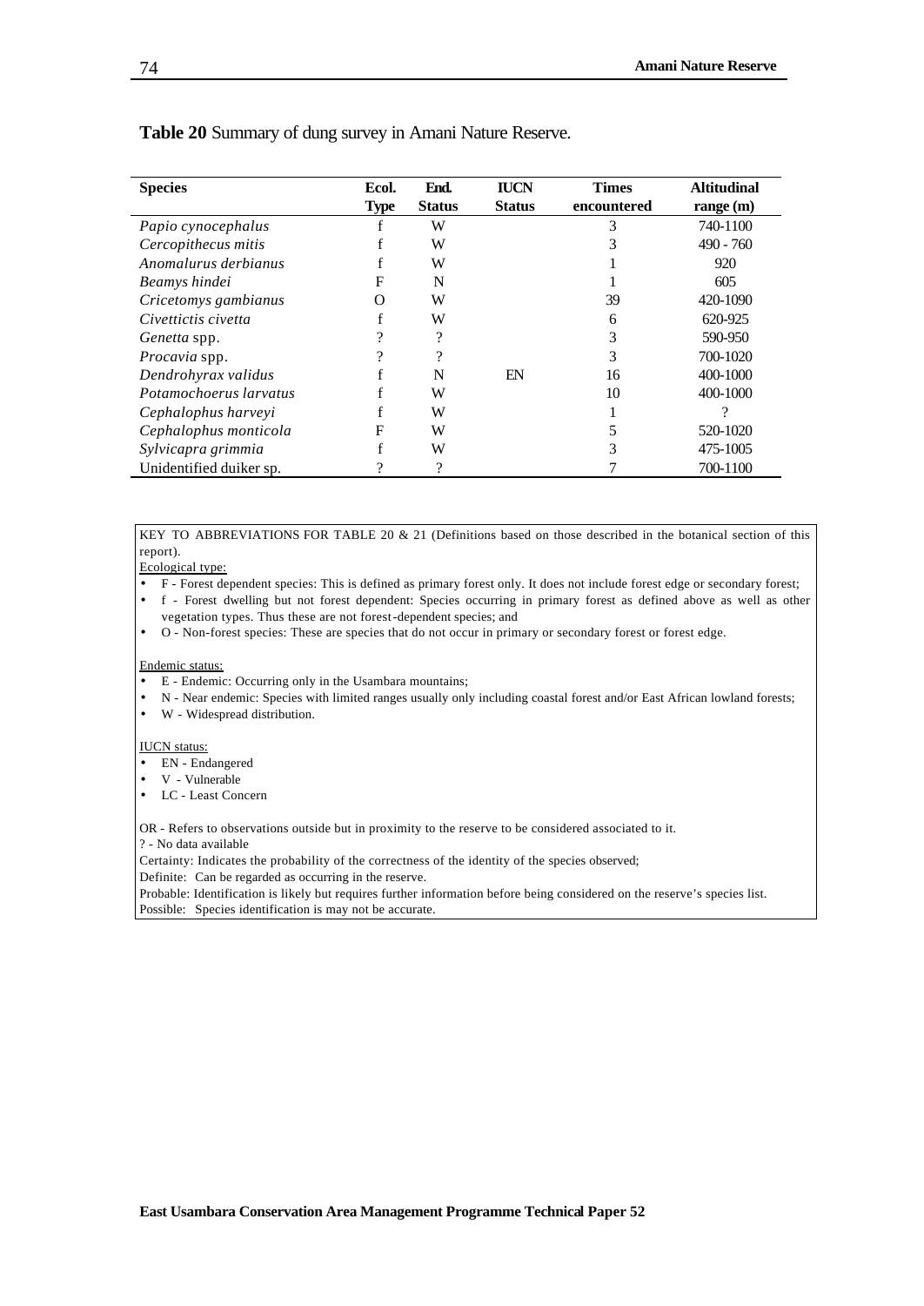**Table 20** Summary of dung survey in Amani Nature Reserve.

| Species | Ecol. Type | End. Status | IUCN Status | Times encountered | Altitudinal range (m) |
|---|---|---|---|---|---|
| *Papio cynocephalus* | f | W | | 3 | 740-1100 |
| *Cercopithecus mitis* | f | W | | 3 | 490 - 760 |
| *Anomalurus derbianus* | f | W | | 1 | 920 |
| *Beamys hindei* | F | N | | 1 | 605 |
| *Cricetomys gambianus* | O | W | | 39 | 420-1090 |
| *Civettictis civetta* | f | W | | 6 | 620-925 |
| *Genetta* spp. | ? | ? | | 3 | 590-950 |
| *Procavia* spp. | ? | ? | | 3 | 700-1020 |
| *Dendrohyrax validus* | f | N | EN | 16 | 400-1000 |
| *Potamochoerus larvatus* | f | W | | 10 | 400-1000 |
| *Cephalophus harveyi* | f | W | | 1 | ? |
| *Cephalophus monticola* | F | W | | 5 | 520-1020 |
| *Sylvicapra grimmia* | f | W | | 3 | 475-1005 |
| Unidentified duiker sp. | ? | ? | | 7 | 700-1100 |

KEY TO ABBREVIATIONS FOR TABLE 20 & 21 (Definitions based on those described in the botanical section of this report).

Ecological type:

- F - Forest dependent species: This is defined as primary forest only. It does not include forest edge or secondary forest;
- f - Forest dwelling but not forest dependent: Species occurring in primary forest as defined above as well as other vegetation types. Thus these are not forest-dependent species; and
- O - Non-forest species: These are species that do not occur in primary or secondary forest or forest edge.

Endemic status:

- E - Endemic: Occurring only in the Usambara mountains;
- N - Near endemic: Species with limited ranges usually only including coastal forest and/or East African lowland forests;
- W - Widespread distribution.

IUCN status:

- EN - Endangered
- V - Vulnerable
- LC - Least Concern

OR - Refers to observations outside but in proximity to the reserve to be considered associated to it.
? - No data available
Certainty: Indicates the probability of the correctness of the identity of the species observed;
Definite: Can be regarded as occurring in the reserve.
Probable: Identification is likely but requires further information before being considered on the reserve's species list.
Possible: Species identification is may not be accurate.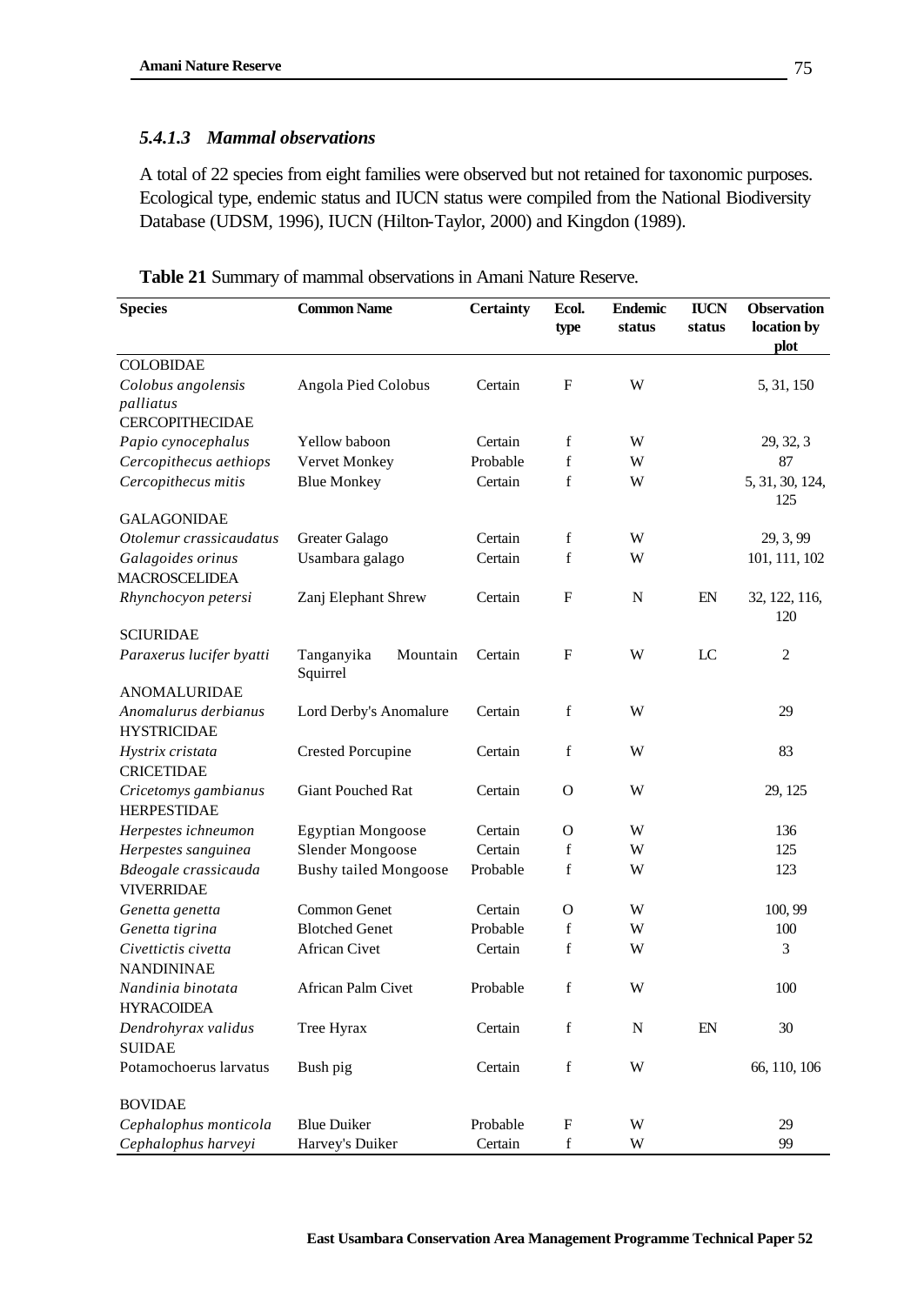#### *5.4.1.3 Mammal observations*

A total of 22 species from eight families were observed but not retained for taxonomic purposes. Ecological type, endemic status and IUCN status were compiled from the National Biodiversity Database (UDSM, 1996), IUCN (Hilton-Taylor, 2000) and Kingdon (1989).

**Table 21** Summary of mammal observations in Amani Nature Reserve.

| Species | Common Name | Certainty | Ecol. type | Endemic status | IUCN status | Observation location by plot |
|---|---|---|---|---|---|---|
| COLOBIDAE | | | | | | |
| *Colobus angolensis palliatus* | Angola Pied Colobus | Certain | F | W | | 5, 31, 150 |
| CERCOPITHECIDAE | | | | | | |
| *Papio cynocephalus* | Yellow baboon | Certain | f | W | | 29, 32, 3 |
| *Cercopithecus aethiops* | Vervet Monkey | Probable | f | W | | 87 |
| *Cercopithecus mitis* | Blue Monkey | Certain | f | W | | 5, 31, 30, 124, 125 |
| GALAGONIDAE | | | | | | |
| *Otolemur crassicaudatus* | Greater Galago | Certain | f | W | | 29, 3, 99 |
| *Galagoides orinus* | Usambara galago | Certain | f | W | | 101, 111, 102 |
| MACROSCELIDEA | | | | | | |
| *Rhynchocyon petersi* | Zanj Elephant Shrew | Certain | F | N | EN | 32, 122, 116, 120 |
| SCIURIDAE | | | | | | |
| *Paraxerus lucifer byatti* | Tanganyika Mountain Squirrel | Certain | F | W | LC | 2 |
| ANOMALURIDAE | | | | | | |
| *Anomalurus derbianus* | Lord Derby's Anomalure | Certain | f | W | | 29 |
| HYSTRICIDAE | | | | | | |
| *Hystrix cristata* | Crested Porcupine | Certain | f | W | | 83 |
| CRICETIDAE | | | | | | |
| *Cricetomys gambianus* | Giant Pouched Rat | Certain | O | W | | 29, 125 |
| HERPESTIDAE | | | | | | |
| *Herpestes ichneumon* | Egyptian Mongoose | Certain | O | W | | 136 |
| *Herpestes sanguinea* | Slender Mongoose | Certain | f | W | | 125 |
| *Bdeogale crassicauda* | Bushy tailed Mongoose | Probable | f | W | | 123 |
| VIVERRIDAE | | | | | | |
| *Genetta genetta* | Common Genet | Certain | O | W | | 100, 99 |
| *Genetta tigrina* | Blotched Genet | Probable | f | W | | 100 |
| *Civettictis civetta* | African Civet | Certain | f | W | | 3 |
| NANDININAE | | | | | | |
| *Nandinia binotata* | African Palm Civet | Probable | f | W | | 100 |
| HYRACOIDEA | | | | | | |
| *Dendrohyrax validus* | Tree Hyrax | Certain | f | N | EN | 30 |
| SUIDAE | | | | | | |
| Potamochoerus larvatus | Bush pig | Certain | f | W | | 66, 110, 106 |
| BOVIDAE | | | | | | |
| *Cephalophus monticola* | Blue Duiker | Probable | F | W | | 29 |
| *Cephalophus harveyi* | Harvey's Duiker | Certain | f | W | | 99 |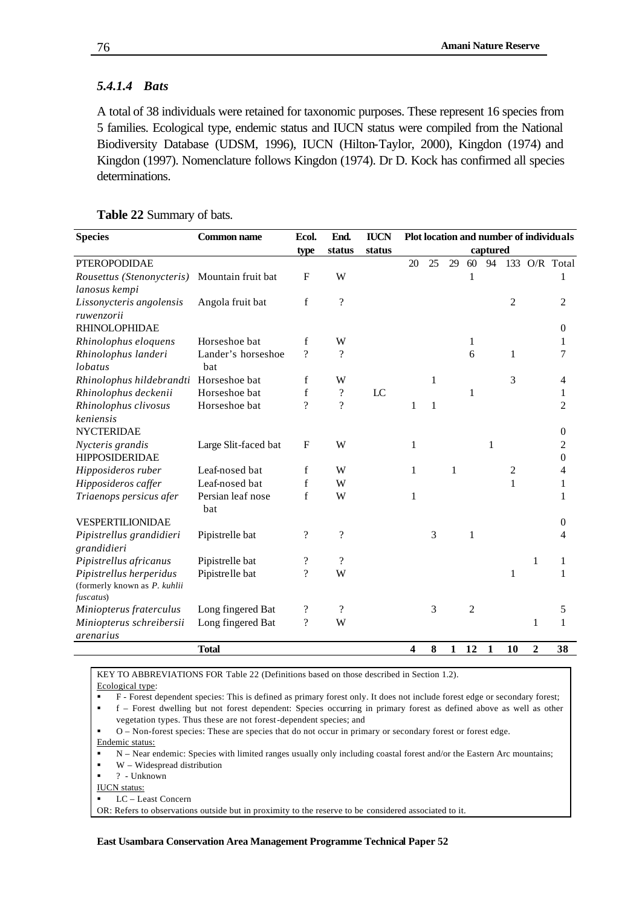### *5.4.1.4 Bats*

A total of 38 individuals were retained for taxonomic purposes. These represent 16 species from 5 families. Ecological type, endemic status and IUCN status were compiled from the National Biodiversity Database (UDSM, 1996), IUCN (Hilton-Taylor, 2000), Kingdon (1974) and Kingdon (1997). Nomenclature follows Kingdon (1974). Dr D. Kock has confirmed all species determinations.

**Table 22** Summary of bats.

| Species | Common name | Ecol. type | End. status | IUCN status | Plot location and number of individuals captured | | | | | | | |
|---|---|---|---|---|---|---|---|---|---|---|---|---|
| | | | | | 20 | 25 | 29 | 60 | 94 | 133 | O/R | Total |
| PTEROPODIDAE | | | | | | | | | | | | |
| *Rousettus (Stenonycteris) lanosus kempi* | Mountain fruit bat | F | W | | | | | 1 | | | | 1 |
| *Lissonycteris angolensis ruwenzorii* | Angola fruit bat | f | ? | | | | | | | 2 | | 2 |
| RHINOLOPHIDAE | | | | | | | | | | | | 0 |
| *Rhinolophus eloquens* | Horseshoe bat | f | W | | | | | 1 | | | | 1 |
| *Rhinolophus landeri lobatus* | Lander's horseshoe bat | ? | ? | | | | | 6 | | 1 | | 7 |
| *Rhinolophus hildebrandti* | Horseshoe bat | f | W | | | 1 | | | | 3 | | 4 |
| *Rhinolophus deckenii* | Horseshoe bat | f | ? | LC | | | | 1 | | | | 1 |
| *Rhinolophus clivosus keniensis* | Horseshoe bat | ? | ? | | 1 | 1 | | | | | | 2 |
| NYCTERIDAE | | | | | | | | | | | | 0 |
| *Nycteris grandis* | Large Slit-faced bat | F | W | | 1 | | | | 1 | | | 2 |
| HIPPOSIDERIDAE | | | | | | | | | | | | 0 |
| *Hipposideros ruber* | Leaf-nosed bat | f | W | | 1 | | 1 | | | 2 | | 4 |
| *Hipposideros caffer* | Leaf-nosed bat | f | W | | | | | | | 1 | | 1 |
| *Triaenops persicus afer* | Persian leaf nose bat | f | W | | 1 | | | | | | | 1 |
| VESPERTILIONIDAE | | | | | | | | | | | | 0 |
| *Pipistrellus grandidieri grandidieri* | Pipistrelle bat | ? | ? | | | 3 | | 1 | | | | 4 |
| *Pipistrellus africanus* | Pipistrelle bat | ? | ? | | | | | | | | 1 | 1 |
| *Pipistrellus herperidus* (formerly known as *P. kuhlii fuscatus*) | Pipistrelle bat | ? | W | | | | | | | 1 | | 1 |
| *Miniopterus fraterculus* | Long fingered Bat | ? | ? | | | 3 | | 2 | | | | 5 |
| *Miniopterus schreibersii arenarius* | Long fingered Bat | ? | W | | | | | | | | 1 | 1 |
| | **Total** | | | | **4** | **8** | **1** | **12** | **1** | **10** | **2** | **38** |

KEY TO ABBREVIATIONS FOR Table 22 (Definitions based on those described in Section 1.2).

Ecological type:
- F - Forest dependent species: This is defined as primary forest only. It does not include forest edge or secondary forest;
- f – Forest dwelling but not forest dependent: Species occurring in primary forest as defined above as well as other vegetation types. Thus these are not forest-dependent species; and
- O – Non-forest species: These are species that do not occur in primary or secondary forest or forest edge.

Endemic status:
- N – Near endemic: Species with limited ranges usually only including coastal forest and/or the Eastern Arc mountains;
- W – Widespread distribution
- ? - Unknown

IUCN status:
- LC – Least Concern

OR: Refers to observations outside but in proximity to the reserve to be considered associated to it.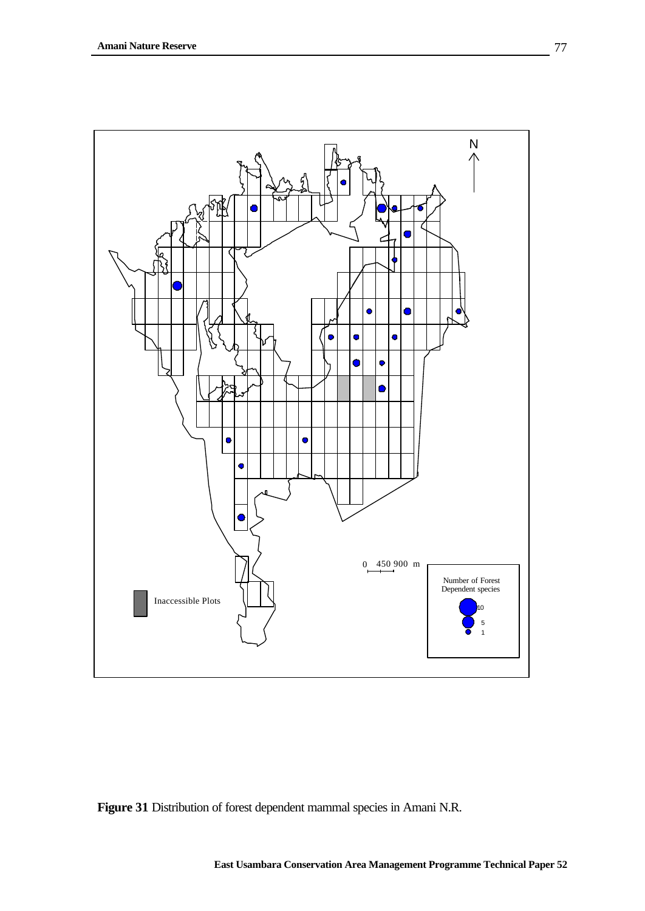**Figure 31** Distribution of forest dependent mammal species in Amani N.R.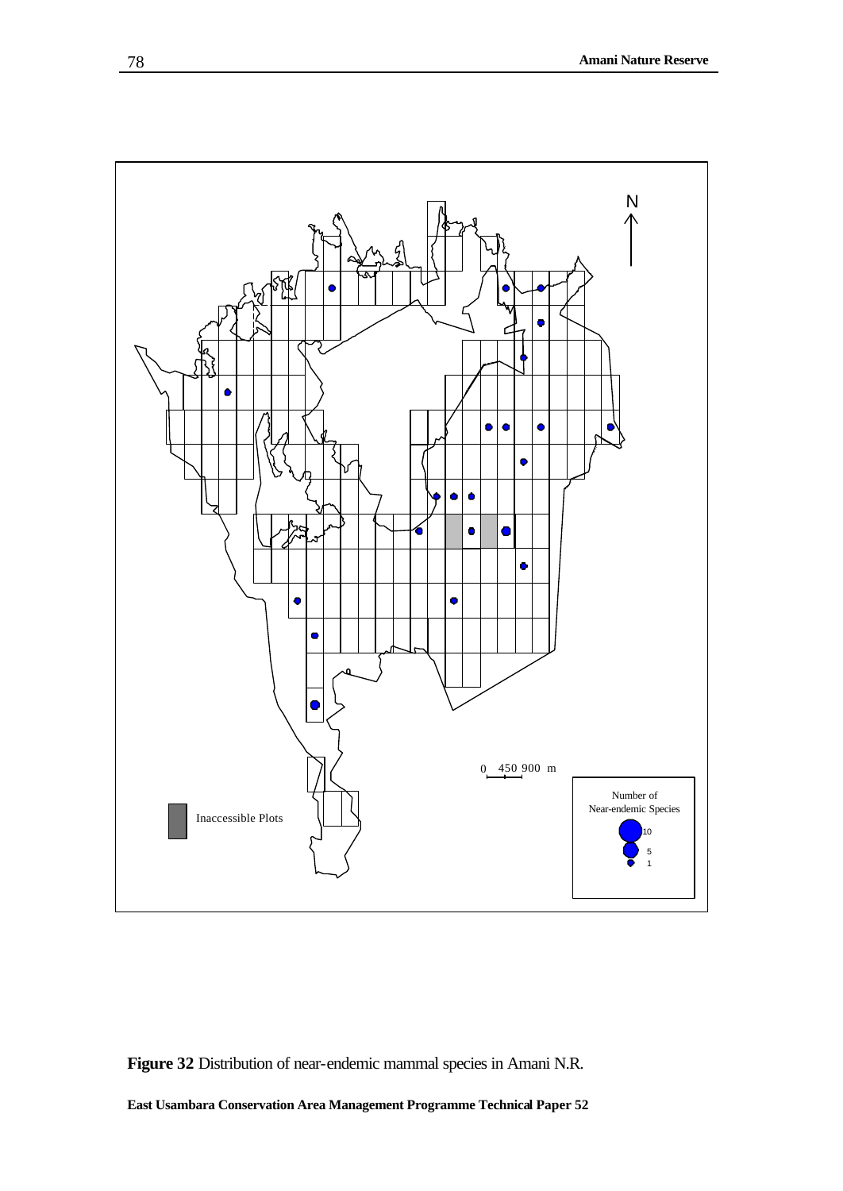**Figure 32** Distribution of near-endemic mammal species in Amani N.R.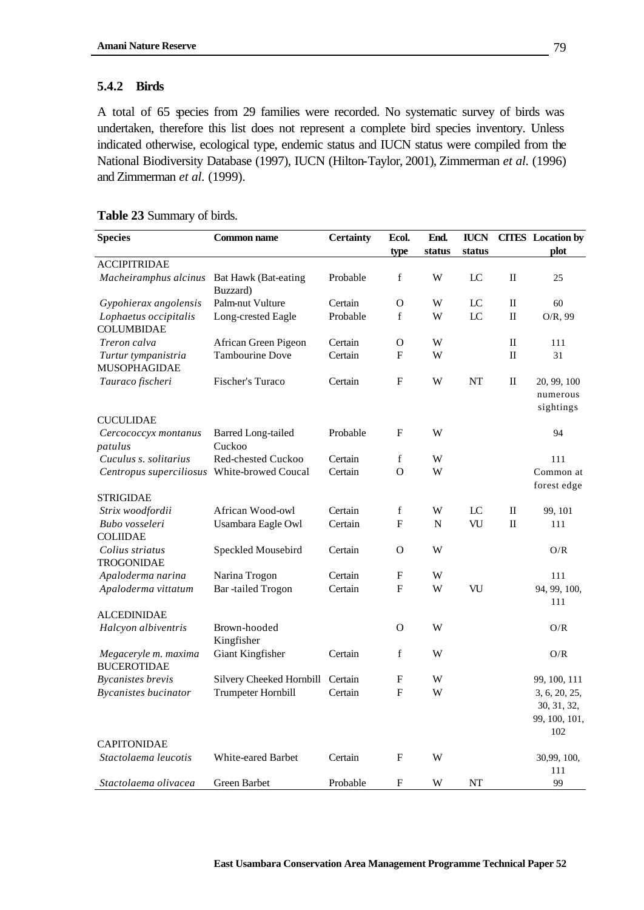### 5.4.2 Birds

A total of 65 species from 29 families were recorded. No systematic survey of birds was undertaken, therefore this list does not represent a complete bird species inventory. Unless indicated otherwise, ecological type, endemic status and IUCN status were compiled from the National Biodiversity Database (1997), IUCN (Hilton-Taylor, 2001), Zimmerman *et al.* (1996) and Zimmerman *et al.* (1999).

**Table 23** Summary of birds.

| Species | Common name | Certainty | Ecol. type | End. status | IUCN status | CITES | Location by plot |
|---|---|---|---|---|---|---|---|
| ACCIPITRIDAE | | | | | | | |
| *Macheiramphus alcinus* | Bat Hawk (Bat-eating Buzzard) | Probable | f | W | LC | II | 25 |
| *Gypohierax angolensis* | Palm-nut Vulture | Certain | O | W | LC | II | 60 |
| *Lophaetus occipitalis* | Long-crested Eagle | Probable | f | W | LC | II | O/R, 99 |
| COLUMBIDAE | | | | | | | |
| *Treron calva* | African Green Pigeon | Certain | O | W | | II | 111 |
| *Turtur tympanistria* | Tambourine Dove | Certain | F | W | | II | 31 |
| MUSOPHAGIDAE | | | | | | | |
| *Tauraco fischeri* | Fischer's Turaco | Certain | F | W | NT | II | 20, 99, 100 numerous sightings |
| CUCULIDAE | | | | | | | |
| *Cercococcyx montanus patulus* | Barred Long-tailed Cuckoo | Probable | F | W | | | 94 |
| *Cuculus s. solitarius* | Red-chested Cuckoo | Certain | f | W | | | 111 |
| *Centropus superciliosus* | White-browed Coucal | Certain | O | W | | | Common at forest edge |
| STRIGIDAE | | | | | | | |
| *Strix woodfordii* | African Wood-owl | Certain | f | W | LC | II | 99, 101 |
| *Bubo vosseleri* | Usambara Eagle Owl | Certain | F | N | VU | II | 111 |
| COLIIDAE | | | | | | | |
| *Colius striatus* | Speckled Mousebird | Certain | O | W | | | O/R |
| TROGONIDAE | | | | | | | |
| *Apaloderma narina* | Narina Trogon | Certain | F | W | | | 111 |
| *Apaloderma vittatum* | Bar-tailed Trogon | Certain | F | W | VU | | 94, 99, 100, 111 |
| ALCEDINIDAE | | | | | | | |
| *Halcyon albiventris* | Brown-hooded Kingfisher | | O | W | | | O/R |
| *Megaceryle m. maxima* | Giant Kingfisher | Certain | f | W | | | O/R |
| BUCEROTIDAE | | | | | | | |
| *Bycanistes brevis* | Silvery Cheeked Hornbill | Certain | F | W | | | 99, 100, 111 |
| *Bycanistes bucinator* | Trumpeter Hornbill | Certain | F | W | | | 3, 6, 20, 25, 30, 31, 32, 99, 100, 101, 102 |
| CAPITONIDAE | | | | | | | |
| *Stactolaema leucotis* | White-eared Barbet | Certain | F | W | | | 30,99, 100, 111 |
| *Stactolaema olivacea* | Green Barbet | Probable | F | W | NT | | 99 |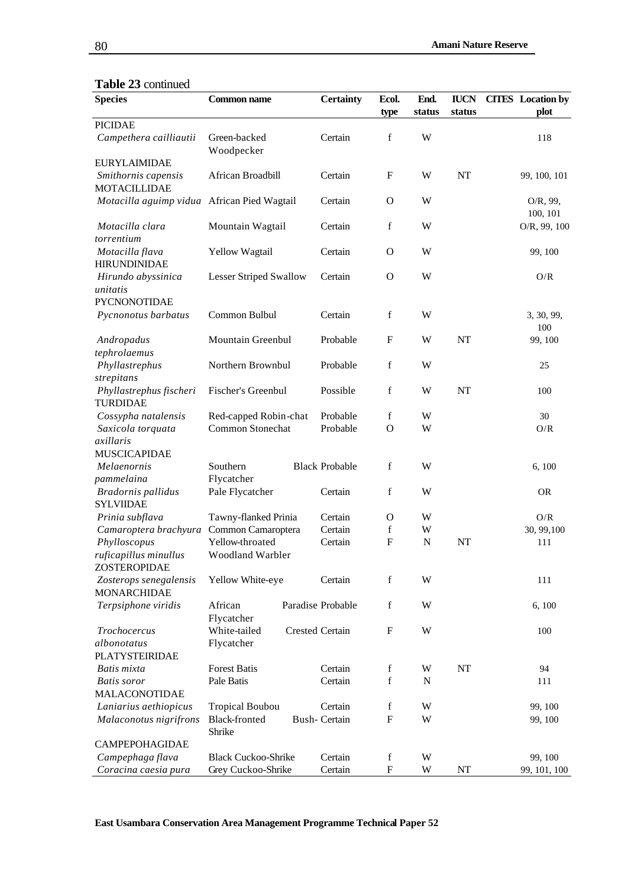**Table 23** continued

| Species | Common name | Certainty | Ecol. type | End. status | IUCN status | CITES | Location by plot |
|---|---|---|---|---|---|---|---|
| PICIDAE | | | | | | | |
| *Campethera cailliautii* | Green-backed Woodpecker | Certain | f | W | | | 118 |
| EURYLAIMIDAE | | | | | | | |
| *Smithornis capensis* | African Broadbill | Certain | F | W | NT | | 99, 100, 101 |
| MOTACILLIDAE | | | | | | | |
| *Motacilla aguimp vidua* | African Pied Wagtail | Certain | O | W | | | O/R, 99, 100, 101 |
| *Motacilla clara torrentium* | Mountain Wagtail | Certain | f | W | | | O/R, 99, 100 |
| *Motacilla flava* | Yellow Wagtail | Certain | O | W | | | 99, 100 |
| HIRUNDINIDAE | | | | | | | |
| *Hirundo abyssinica unitatis* | Lesser Striped Swallow | Certain | O | W | | | O/R |
| PYCNONOTIDAE | | | | | | | |
| *Pycnonotus barbatus* | Common Bulbul | Certain | f | W | | | 3, 30, 99, 100 |
| *Andropadus tephrolaemus* | Mountain Greenbul | Probable | F | W | NT | | 99, 100 |
| *Phyllastrephus strepitans* | Northern Brownbul | Probable | f | W | | | 25 |
| *Phyllastrephus fischeri* | Fischer's Greenbul | Possible | f | W | NT | | 100 |
| TURDIDAE | | | | | | | |
| *Cossypha natalensis* | Red-capped Robin-chat | Probable | f | W | | | 30 |
| *Saxicola torquata axillaris* | Common Stonechat | Probable | O | W | | | O/R |
| MUSCICAPIDAE | | | | | | | |
| *Melaenornis pammelaina* | Southern Black Flycatcher | Probable | f | W | | | 6, 100 |
| *Bradornis pallidus* | Pale Flycatcher | Certain | f | W | | | OR |
| SYLVIIDAE | | | | | | | |
| *Prinia subflava* | Tawny-flanked Prinia | Certain | O | W | | | O/R |
| *Camaroptera brachyura* | Common Camaroptera | Certain | f | W | | | 30, 99,100 |
| *Phylloscopus ruficapillus minullus* | Yellow-throated Woodland Warbler | Certain | F | N | NT | | 111 |
| ZOSTEROPIDAE | | | | | | | |
| *Zosterops senegalensis* | Yellow White-eye | Certain | f | W | | | 111 |
| MONARCHIDAE | | | | | | | |
| *Terpsiphone viridis* | African Paradise Flycatcher | Probable | f | W | | | 6, 100 |
| *Trochocercus albonotatus* | White-tailed Crested Flycatcher | Certain | F | W | | | 100 |
| PLATYSTEIRIDAE | | | | | | | |
| *Batis mixta* | Forest Batis | Certain | f | W | NT | | 94 |
| *Batis soror* | Pale Batis | Certain | f | N | | | 111 |
| MALACONOTIDAE | | | | | | | |
| *Laniarius aethiopicus* | Tropical Boubou | Certain | f | W | | | 99, 100 |
| *Malaconotus nigrifrons* | Black-fronted Bush-Shrike | Certain | F | W | | | 99, 100 |
| CAMPEPOHAGIDAE | | | | | | | |
| *Campephaga flava* | Black Cuckoo-Shrike | Certain | f | W | | | 99, 100 |
| *Coracina caesia pura* | Grey Cuckoo-Shrike | Certain | F | W | NT | | 99, 101, 100 |

**East Usambara Conservation Area Management Programme Technical Paper 52**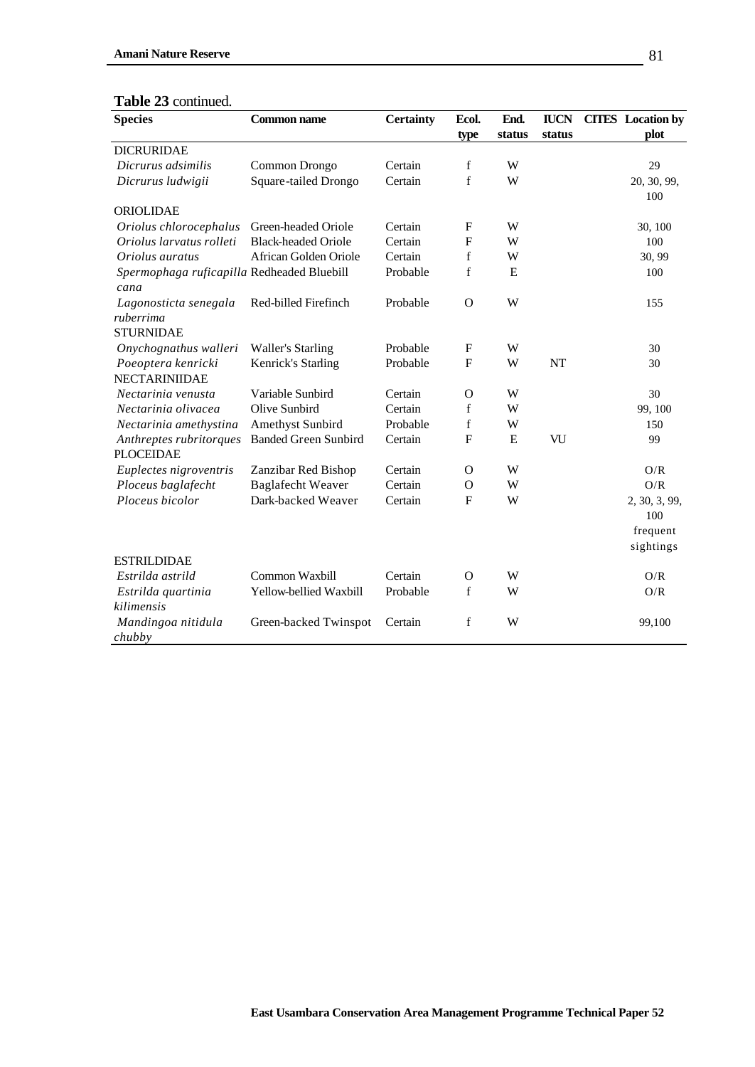**Table 23** continued.

| Species | Common name | Certainty | Ecol. type | End. status | IUCN status | CITES | Location by plot |
|---|---|---|---|---|---|---|---|
| DICRURIDAE | | | | | | | |
| *Dicrurus adsimilis* | Common Drongo | Certain | f | W | | | 29 |
| *Dicrurus ludwigii* | Square-tailed Drongo | Certain | f | W | | | 20, 30, 99, 100 |
| ORIOLIDAE | | | | | | | |
| *Oriolus chlorocephalus* | Green-headed Oriole | Certain | F | W | | | 30, 100 |
| *Oriolus larvatus rolleti* | Black-headed Oriole | Certain | F | W | | | 100 |
| *Oriolus auratus* | African Golden Oriole | Certain | f | W | | | 30, 99 |
| *Spermophaga ruficapilla cana* | Redheaded Bluebill | Probable | f | E | | | 100 |
| *Lagonosticta senegala ruberrima* | Red-billed Firefinch | Probable | O | W | | | 155 |
| STURNIDAE | | | | | | | |
| *Onychognathus walleri* | Waller's Starling | Probable | F | W | | | 30 |
| *Poeoptera kenricki* | Kenrick's Starling | Probable | F | W | NT | | 30 |
| NECTARINIIDAE | | | | | | | |
| *Nectarinia venusta* | Variable Sunbird | Certain | O | W | | | 30 |
| *Nectarinia olivacea* | Olive Sunbird | Certain | f | W | | | 99, 100 |
| *Nectarinia amethystina* | Amethyst Sunbird | Probable | f | W | | | 150 |
| *Anthreptes rubritorques* | Banded Green Sunbird | Certain | F | E | VU | | 99 |
| PLOCEIDAE | | | | | | | |
| *Euplectes nigroventris* | Zanzibar Red Bishop | Certain | O | W | | | O/R |
| *Ploceus baglafecht* | Baglafecht Weaver | Certain | O | W | | | O/R |
| *Ploceus bicolor* | Dark-backed Weaver | Certain | F | W | | | 2, 30, 3, 99, 100 frequent sightings |
| ESTRILDIDAE | | | | | | | |
| *Estrilda astrild* | Common Waxbill | Certain | O | W | | | O/R |
| *Estrilda quartinia kilimensis* | Yellow-bellied Waxbill | Probable | f | W | | | O/R |
| *Mandingoa nitidula chubby* | Green-backed Twinspot | Certain | f | W | | | 99,100 |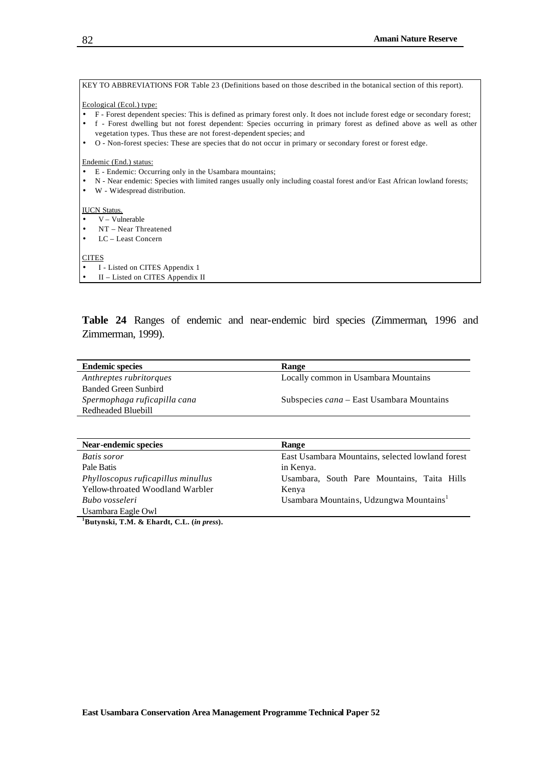KEY TO ABBREVIATIONS FOR Table 23 (Definitions based on those described in the botanical section of this report).

Ecological (Ecol.) type:

- F - Forest dependent species: This is defined as primary forest only. It does not include forest edge or secondary forest;
- f - Forest dwelling but not forest dependent: Species occurring in primary forest as defined above as well as other vegetation types. Thus these are not forest-dependent species; and
- O - Non-forest species: These are species that do not occur in primary or secondary forest or forest edge.

Endemic (End.) status:

- E - Endemic: Occurring only in the Usambara mountains;
- N - Near endemic: Species with limited ranges usually only including coastal forest and/or East African lowland forests;
- W - Widespread distribution.

IUCN Status.

- V – Vulnerable
- NT – Near Threatened
- LC – Least Concern

CITES

- I - Listed on CITES Appendix 1
- II – Listed on CITES Appendix II

**Table 24** Ranges of endemic and near-endemic bird species (Zimmerman, 1996 and Zimmerman, 1999).

| Endemic species | Range |
|---|---|
| *Anthreptes rubritorques* Banded Green Sunbird | Locally common in Usambara Mountains |
| *Spermophaga ruficapilla cana* Redheaded Bluebill | Subspecies *cana* – East Usambara Mountains |

| Near-endemic species | Range |
|---|---|
| *Batis soror* Pale Batis | East Usambara Mountains, selected lowland forest in Kenya. |
| *Phylloscopus ruficapillus minullus* Yellow-throated Woodland Warbler | Usambara, South Pare Mountains, Taita Hills Kenya |
| *Bubo vosseleri* Usambara Eagle Owl | Usambara Mountains, Udzungwa Mountains[1] |

[1]**Butynski, T.M. & Ehardt, C.L. (*in press*).**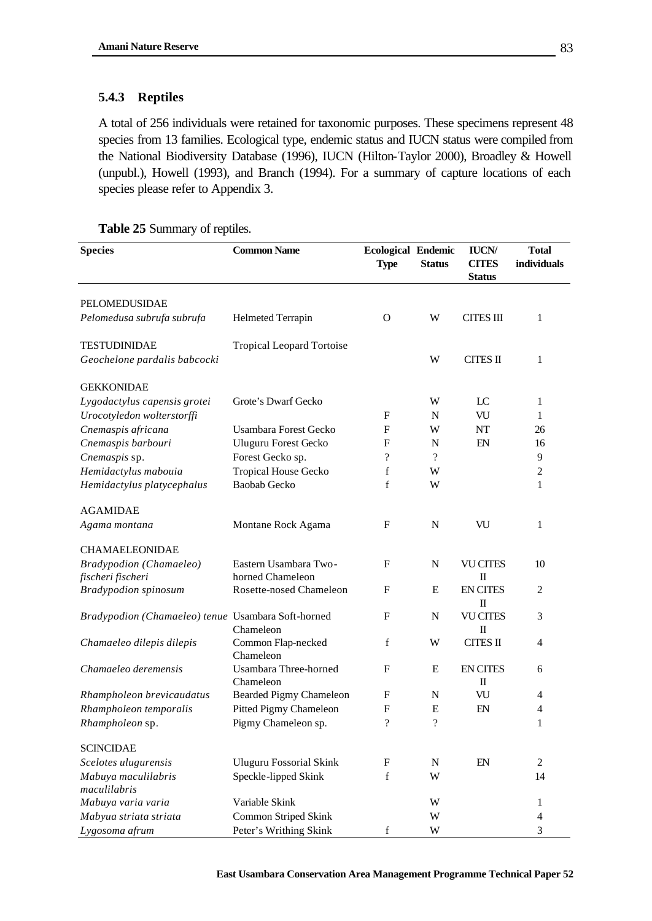### 5.4.3 Reptiles

A total of 256 individuals were retained for taxonomic purposes. These specimens represent 48 species from 13 families. Ecological type, endemic status and IUCN status were compiled from the National Biodiversity Database (1996), IUCN (Hilton-Taylor 2000), Broadley & Howell (unpubl.), Howell (1993), and Branch (1994). For a summary of capture locations of each species please refer to Appendix 3.

**Table 25** Summary of reptiles.

| Species | Common Name | Ecological Type | Endemic Status | IUCN/ CITES Status | Total individuals |
|---|---|---|---|---|---|
| PELOMEDUSIDAE | | | | | |
| *Pelomedusa subrufa subrufa* | Helmeted Terrapin | O | W | CITES III | 1 |
| TESTUDINIDAE | Tropical Leopard Tortoise | | | | |
| *Geochelone pardalis babcocki* | | | W | CITES II | 1 |
| GEKKONIDAE | | | | | |
| *Lygodactylus capensis grotei* | Grote's Dwarf Gecko | | W | LC | 1 |
| *Urocotyledon wolterstorffi* | | F | N | VU | 1 |
| *Cnemaspis africana* | Usambara Forest Gecko | F | W | NT | 26 |
| *Cnemaspis barbouri* | Uluguru Forest Gecko | F | N | EN | 16 |
| *Cnemaspis* sp. | Forest Gecko sp. | ? | ? | | 9 |
| *Hemidactylus mabouia* | Tropical House Gecko | f | W | | 2 |
| *Hemidactylus platycephalus* | Baobab Gecko | f | W | | 1 |
| AGAMIDAE | | | | | |
| *Agama montana* | Montane Rock Agama | F | N | VU | 1 |
| CHAMAELEONIDAE | | | | | |
| *Bradypodion (Chamaeleo) fischeri fischeri* | Eastern Usambara Two-horned Chameleon | F | N | VU CITES II | 10 |
| *Bradypodion spinosum* | Rosette-nosed Chameleon | F | E | EN CITES II | 2 |
| *Bradypodion (Chamaeleo) tenue* | Usambara Soft-horned Chameleon | F | N | VU CITES II | 3 |
| *Chamaeleo dilepis dilepis* | Common Flap-necked Chameleon | f | W | CITES II | 4 |
| *Chamaeleo deremensis* | Usambara Three-horned Chameleon | F | E | EN CITES II | 6 |
| *Rhampholeon brevicaudatus* | Bearded Pigmy Chameleon | F | N | VU | 4 |
| *Rhampholeon temporalis* | Pitted Pigmy Chameleon | F | E | EN | 4 |
| *Rhampholeon* sp. | Pigmy Chameleon sp. | ? | ? | | 1 |
| SCINCIDAE | | | | | |
| *Scelotes ulugurensis* | Uluguru Fossorial Skink | F | N | EN | 2 |
| *Mabuya maculilabris maculilabris* | Speckle-lipped Skink | f | W | | 14 |
| *Mabuya varia varia* | Variable Skink | | W | | 1 |
| *Mabyua striata striata* | Common Striped Skink | | W | | 4 |
| *Lygosoma afrum* | Peter's Writhing Skink | f | W | | 3 |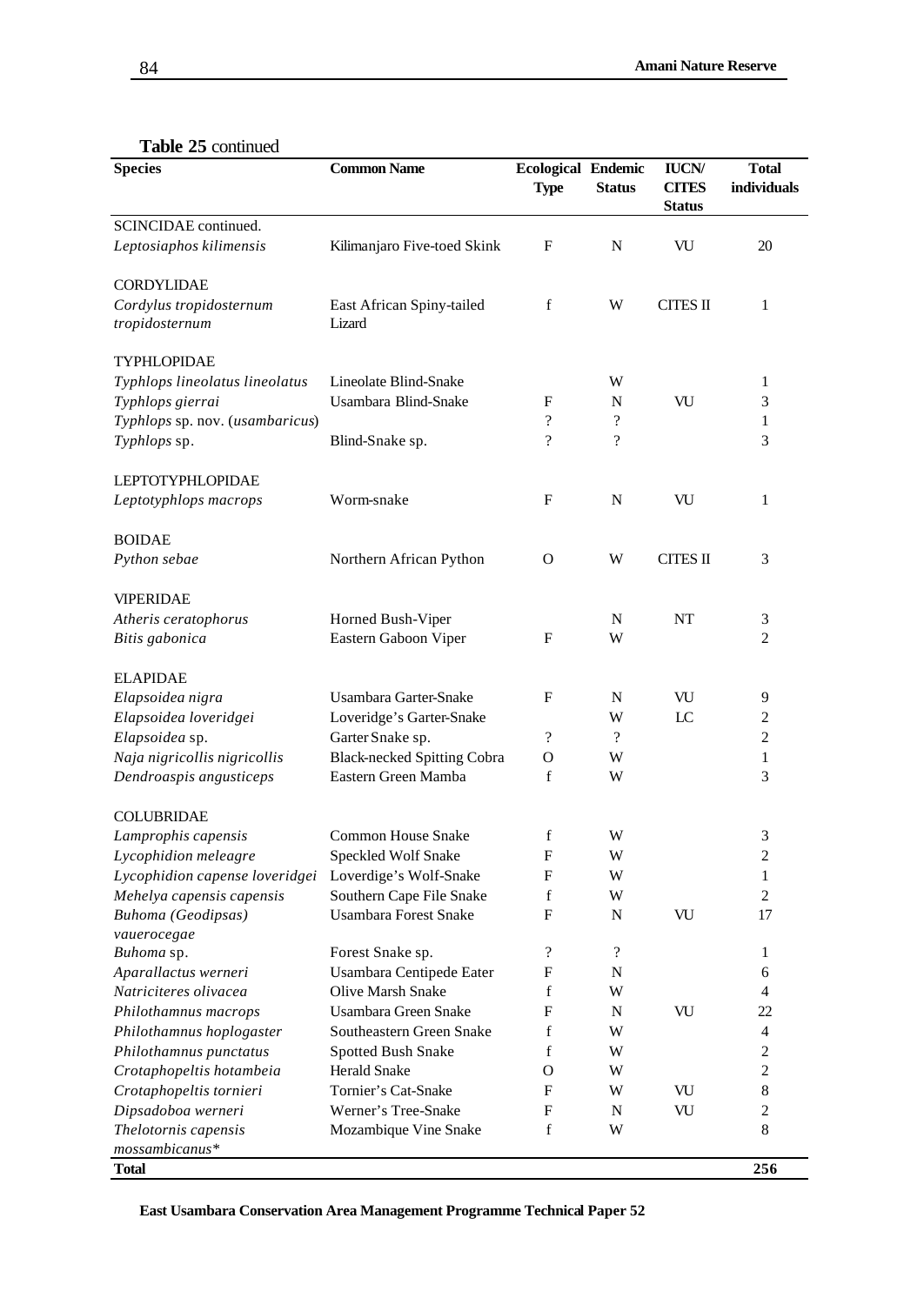**Table 25** continued

| Species | Common Name | Ecological Type | Endemic Status | IUCN/ CITES Status | Total individuals |
|---|---|---|---|---|---|
| SCINCIDAE continued. | | | | | |
| *Leptosiaphos kilimensis* | Kilimanjaro Five-toed Skink | F | N | VU | 20 |
| CORDYLIDAE | | | | | |
| *Cordylus tropidosternum tropidosternum* | East African Spiny-tailed Lizard | f | W | CITES II | 1 |
| TYPHLOPIDAE | | | | | |
| *Typhlops lineolatus lineolatus* | Lineolate Blind-Snake | | W | | 1 |
| *Typhlops gierrai* | Usambara Blind-Snake | F | N | VU | 3 |
| *Typhlops* sp. nov. (*usambaricus*) | | ? | ? | | 1 |
| *Typhlops* sp. | Blind-Snake sp. | ? | ? | | 3 |
| LEPTOTYPHLOPIDAE | | | | | |
| *Leptotyphlops macrops* | Worm-snake | F | N | VU | 1 |
| BOIDAE | | | | | |
| *Python sebae* | Northern African Python | O | W | CITES II | 3 |
| VIPERIDAE | | | | | |
| *Atheris ceratophorus* | Horned Bush-Viper | | N | NT | 3 |
| *Bitis gabonica* | Eastern Gaboon Viper | F | W | | 2 |
| ELAPIDAE | | | | | |
| *Elapsoidea nigra* | Usambara Garter-Snake | F | N | VU | 9 |
| *Elapsoidea loveridgei* | Loveridge's Garter-Snake | | W | LC | 2 |
| *Elapsoidea* sp. | Garter Snake sp. | ? | ? | | 2 |
| *Naja nigricollis nigricollis* | Black-necked Spitting Cobra | O | W | | 1 |
| *Dendroaspis angusticeps* | Eastern Green Mamba | f | W | | 3 |
| COLUBRIDAE | | | | | |
| *Lamprophis capensis* | Common House Snake | f | W | | 3 |
| *Lycophidion meleagre* | Speckled Wolf Snake | F | W | | 2 |
| *Lycophidion capense loveridgei* | Loverdige's Wolf-Snake | F | W | | 1 |
| *Mehelya capensis capensis* | Southern Cape File Snake | f | W | | 2 |
| *Buhoma (Geodipsas) vauerocegae* | Usambara Forest Snake | F | N | VU | 17 |
| *Buhoma* sp. | Forest Snake sp. | ? | ? | | 1 |
| *Aparallactus werneri* | Usambara Centipede Eater | F | N | | 6 |
| *Natriciteres olivacea* | Olive Marsh Snake | f | W | | 4 |
| *Philothamnus macrops* | Usambara Green Snake | F | N | VU | 22 |
| *Philothamnus hoplogaster* | Southeastern Green Snake | f | W | | 4 |
| *Philothamnus punctatus* | Spotted Bush Snake | f | W | | 2 |
| *Crotaphopeltis hotambeia* | Herald Snake | O | W | | 2 |
| *Crotaphopeltis tornieri* | Tornier's Cat-Snake | F | W | VU | 8 |
| *Dipsadoboa werneri* | Werner's Tree-Snake | F | N | VU | 2 |
| *Thelotornis capensis mossambicanus** | Mozambique Vine Snake | f | W | | 8 |
| **Total** | | | | | **256** |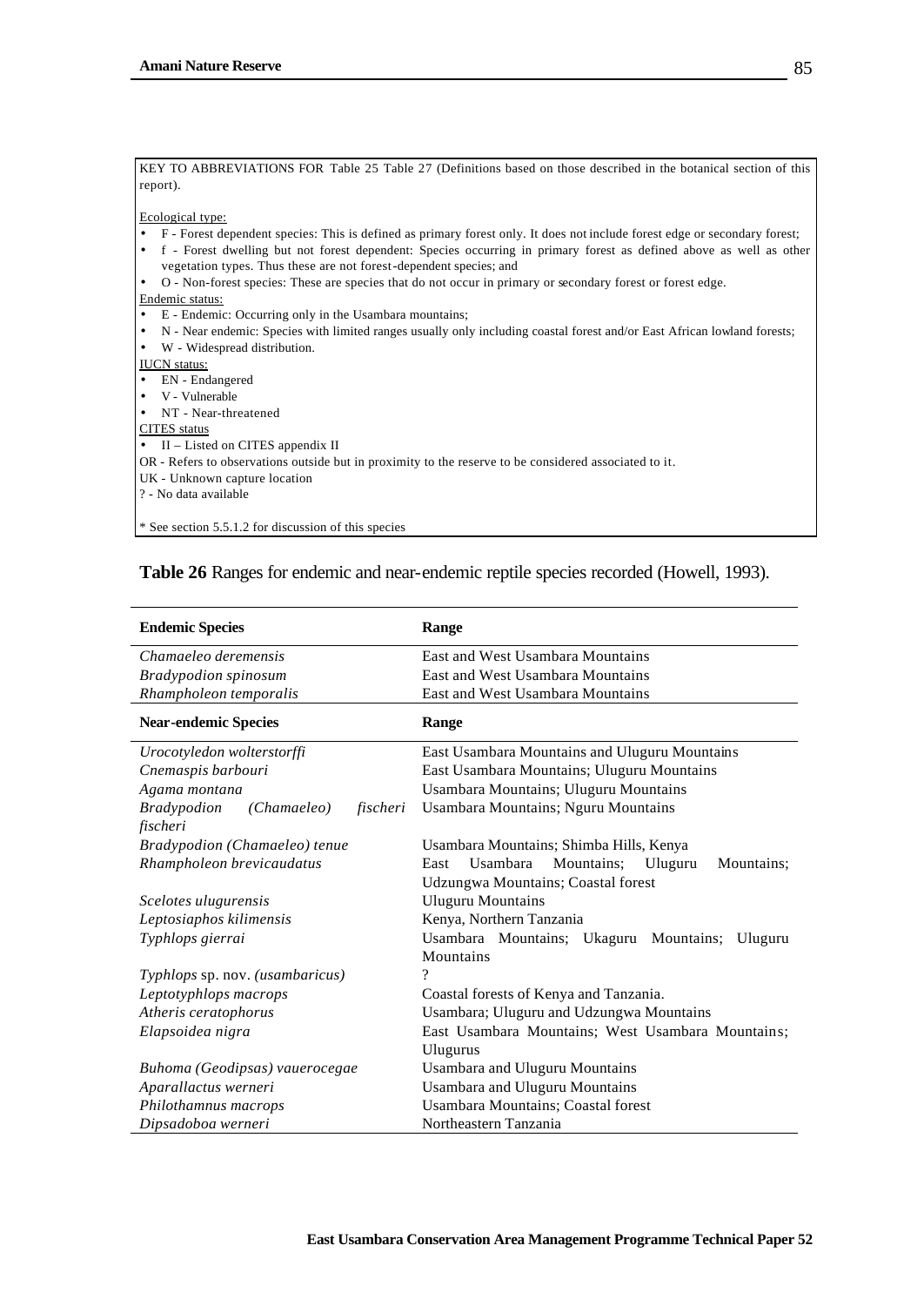KEY TO ABBREVIATIONS FOR Table 25 Table 27 (Definitions based on those described in the botanical section of this report).

Ecological type:

- F - Forest dependent species: This is defined as primary forest only. It does not include forest edge or secondary forest;
- f - Forest dwelling but not forest dependent: Species occurring in primary forest as defined above as well as other vegetation types. Thus these are not forest-dependent species; and
- O - Non-forest species: These are species that do not occur in primary or secondary forest or forest edge.

Endemic status:

- E - Endemic: Occurring only in the Usambara mountains;
- N - Near endemic: Species with limited ranges usually only including coastal forest and/or East African lowland forests;
- W - Widespread distribution.

IUCN status:

- EN - Endangered
- V - Vulnerable
- NT - Near-threatened

CITES status

- II – Listed on CITES appendix II

OR - Refers to observations outside but in proximity to the reserve to be considered associated to it.

UK - Unknown capture location

? - No data available

* See section 5.5.1.2 for discussion of this species

**Table 26** Ranges for endemic and near-endemic reptile species recorded (Howell, 1993).

| Endemic Species | Range |
|---|---|
| *Chamaeleo deremensis* | East and West Usambara Mountains |
| *Bradypodion spinosum* | East and West Usambara Mountains |
| *Rhampholeon temporalis* | East and West Usambara Mountains |
| **Near-endemic Species** | **Range** |
| *Urocotyledon wolterstorffi* | East Usambara Mountains and Uluguru Mountains |
| *Cnemaspis barbouri* | East Usambara Mountains; Uluguru Mountains |
| *Agama montana* | Usambara Mountains; Uluguru Mountains |
| *Bradypodion (Chamaeleo) fischeri fischeri* | Usambara Mountains; Nguru Mountains |
| *Bradypodion (Chamaeleo) tenue* | Usambara Mountains; Shimba Hills, Kenya |
| *Rhampholeon brevicaudatus* | East Usambara Mountains; Uluguru Mountains; Udzungwa Mountains; Coastal forest |
| *Scelotes ulugurensis* | Uluguru Mountains |
| *Leptosiaphos kilimensis* | Kenya, Northern Tanzania |
| *Typhlops gierrai* | Usambara Mountains; Ukaguru Mountains; Uluguru Mountains |
| *Typhlops* sp. nov. *(usambaricus)* | ? |
| *Leptotyphlops macrops* | Coastal forests of Kenya and Tanzania. |
| *Atheris ceratophorus* | Usambara; Uluguru and Udzungwa Mountains |
| *Elapsoidea nigra* | East Usambara Mountains; West Usambara Mountains; Ulugurus |
| *Buhoma (Geodipsas) vauerocegae* | Usambara and Uluguru Mountains |
| *Aparallactus werneri* | Usambara and Uluguru Mountains |
| *Philothamnus macrops* | Usambara Mountains; Coastal forest |
| *Dipsadoboa werneri* | Northeastern Tanzania |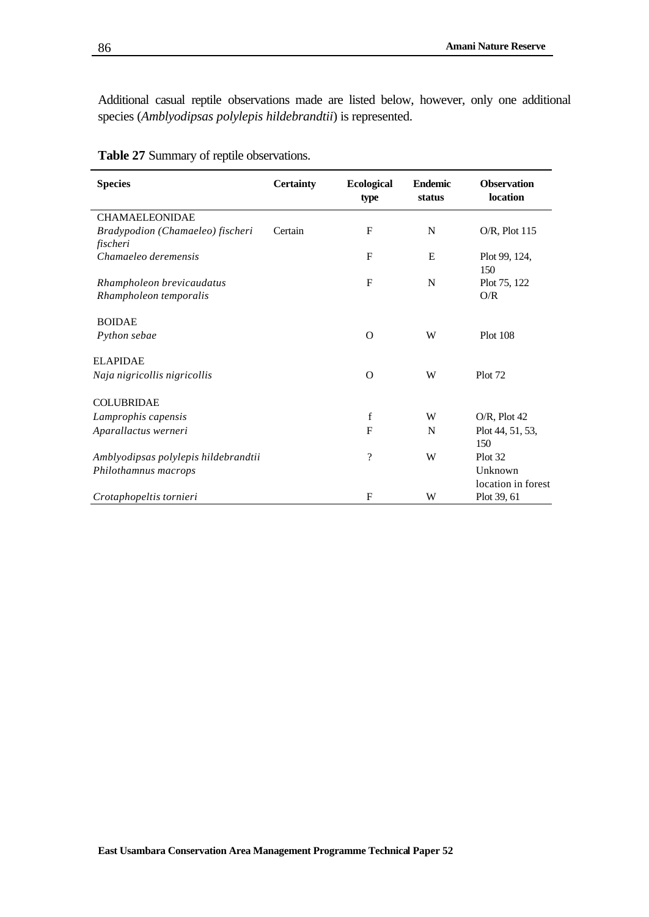Additional casual reptile observations made are listed below, however, only one additional species (*Amblyodipsas polylepis hildebrandtii*) is represented.

**Table 27** Summary of reptile observations.

| Species | Certainty | Ecological type | Endemic status | Observation location |
|---|---|---|---|---|
| CHAMAELEONIDAE | | | | |
| *Bradypodion (Chamaeleo) fischeri fischeri* | Certain | F | N | O/R, Plot 115 |
| *Chamaeleo deremensis* | | F | E | Plot 99, 124, 150 |
| *Rhampholeon brevicaudatus* | | F | N | Plot 75, 122 |
| *Rhampholeon temporalis* | | | | O/R |
| BOIDAE | | | | |
| *Python sebae* | | O | W | Plot 108 |
| ELAPIDAE | | | | |
| *Naja nigricollis nigricollis* | | O | W | Plot 72 |
| COLUBRIDAE | | | | |
| *Lamprophis capensis* | | f | W | O/R, Plot 42 |
| *Aparallactus werneri* | | F | N | Plot 44, 51, 53, 150 |
| *Amblyodipsas polylepis hildebrandtii* | | ? | W | Plot 32 |
| *Philothamnus macrops* | | | | Unknown location in forest |
| *Crotaphopeltis tornieri* | | F | W | Plot 39, 61 |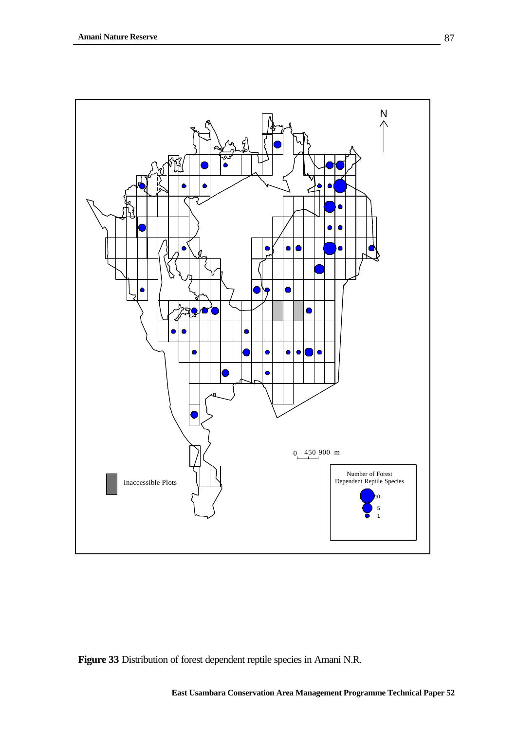N

0 450 900 m

Inaccessible Plots

Number of Forest Dependent Reptile Species

10

5

1

**Figure 33** Distribution of forest dependent reptile species in Amani N.R.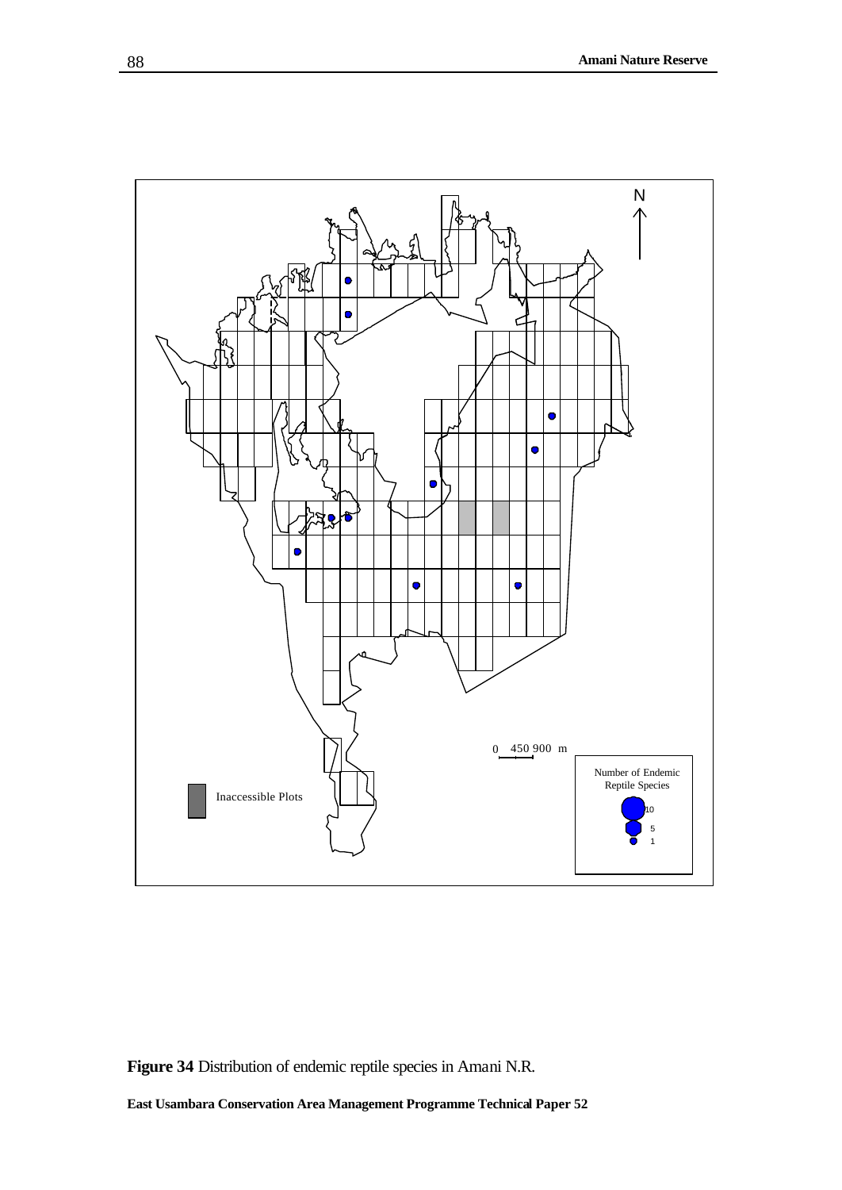**Figure 34** Distribution of endemic reptile species in Amani N.R.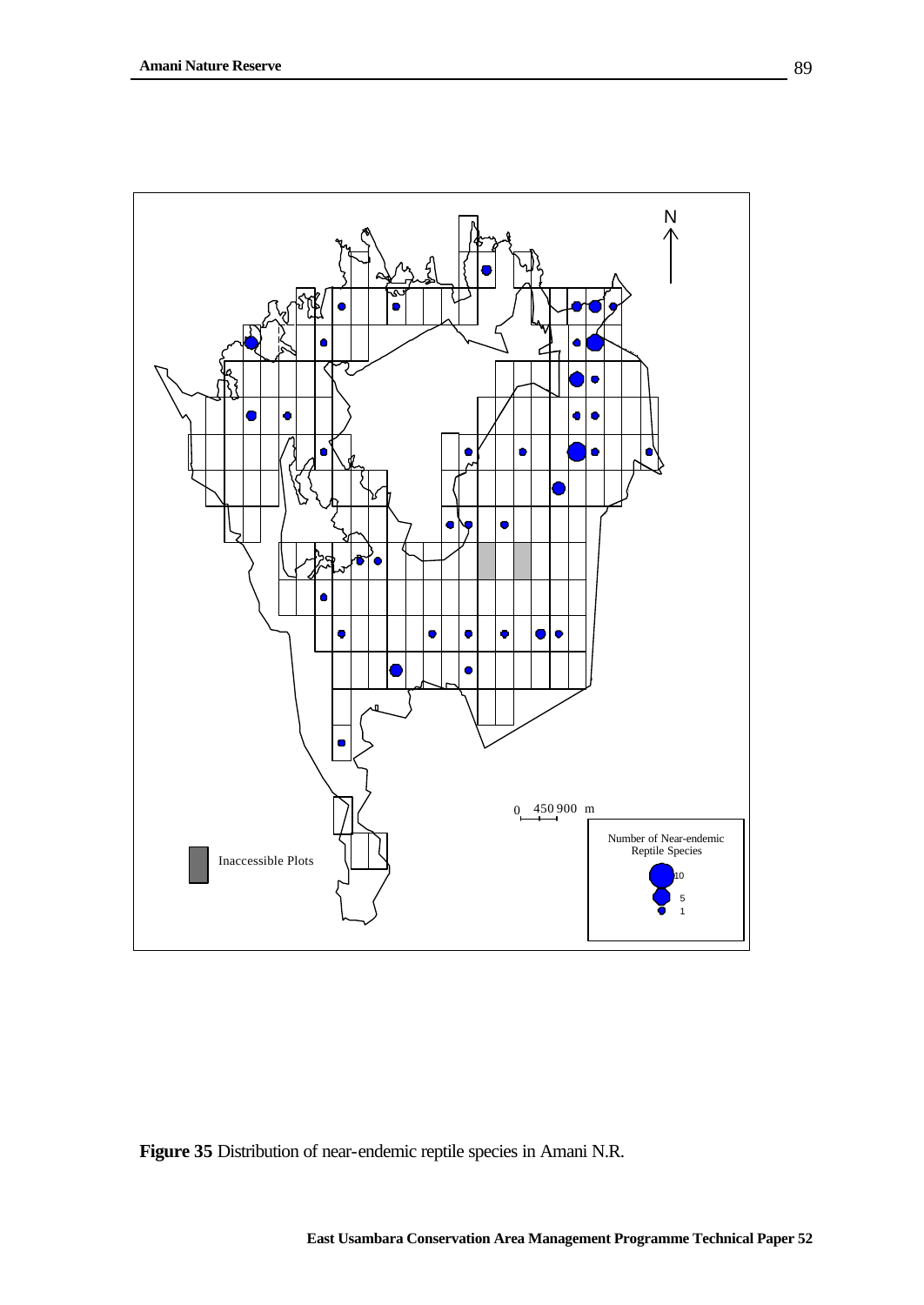**Figure 35** Distribution of near-endemic reptile species in Amani N.R.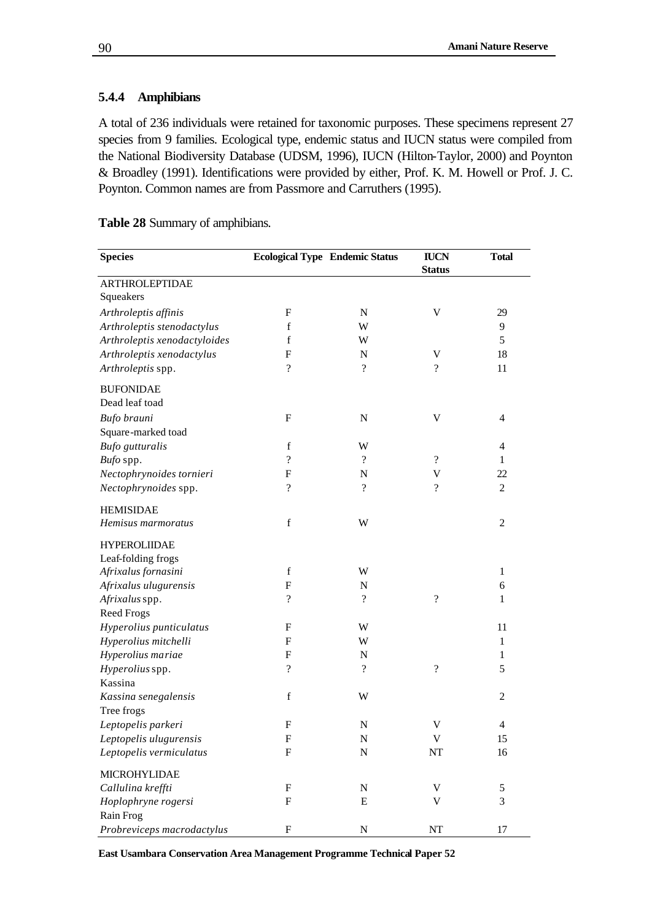### 5.4.4 Amphibians

A total of 236 individuals were retained for taxonomic purposes. These specimens represent 27 species from 9 families. Ecological type, endemic status and IUCN status were compiled from the National Biodiversity Database (UDSM, 1996), IUCN (Hilton-Taylor, 2000) and Poynton & Broadley (1991). Identifications were provided by either, Prof. K. M. Howell or Prof. J. C. Poynton. Common names are from Passmore and Carruthers (1995).

**Table 28** Summary of amphibians.

| Species | Ecological Type | Endemic Status | IUCN Status | Total |
|---|---|---|---|---|
| ARTHROLEPTIDAE | | | | |
| Squeakers | | | | |
| *Arthroleptis affinis* | F | N | V | 29 |
| *Arthroleptis stenodactylus* | f | W | | 9 |
| *Arthroleptis xenodactyloides* | f | W | | 5 |
| *Arthroleptis xenodactylus* | F | N | V | 18 |
| *Arthroleptis* spp. | ? | ? | ? | 11 |
| BUFONIDAE | | | | |
| Dead leaf toad | | | | |
| *Bufo brauni* | F | N | V | 4 |
| Square-marked toad | | | | |
| *Bufo gutturalis* | f | W | | 4 |
| *Bufo* spp. | ? | ? | ? | 1 |
| *Nectophrynoides tornieri* | F | N | V | 22 |
| *Nectophrynoides* spp. | ? | ? | ? | 2 |
| HEMISIDAE | | | | |
| *Hemisus marmoratus* | f | W | | 2 |
| HYPEROLIIDAE | | | | |
| Leaf-folding frogs | | | | |
| *Afrixalus fornasini* | f | W | | 1 |
| *Afrixalus ulugurensis* | F | N | | 6 |
| *Afrixalus* spp. | ? | ? | ? | 1 |
| Reed Frogs | | | | |
| *Hyperolius punticulatus* | F | W | | 11 |
| *Hyperolius mitchelli* | F | W | | 1 |
| *Hyperolius mariae* | F | N | | 1 |
| *Hyperolius* spp. | ? | ? | ? | 5 |
| Kassina | | | | |
| *Kassina senegalensis* | f | W | | 2 |
| Tree frogs | | | | |
| *Leptopelis parkeri* | F | N | V | 4 |
| *Leptopelis ulugurensis* | F | N | V | 15 |
| *Leptopelis vermiculatus* | F | N | NT | 16 |
| MICROHYLIDAE | | | | |
| *Callulina kreffti* | F | N | V | 5 |
| *Hoplophryne rogersi* | F | E | V | 3 |
| Rain Frog | | | | |
| *Probreviceps macrodactylus* | F | N | NT | 17 |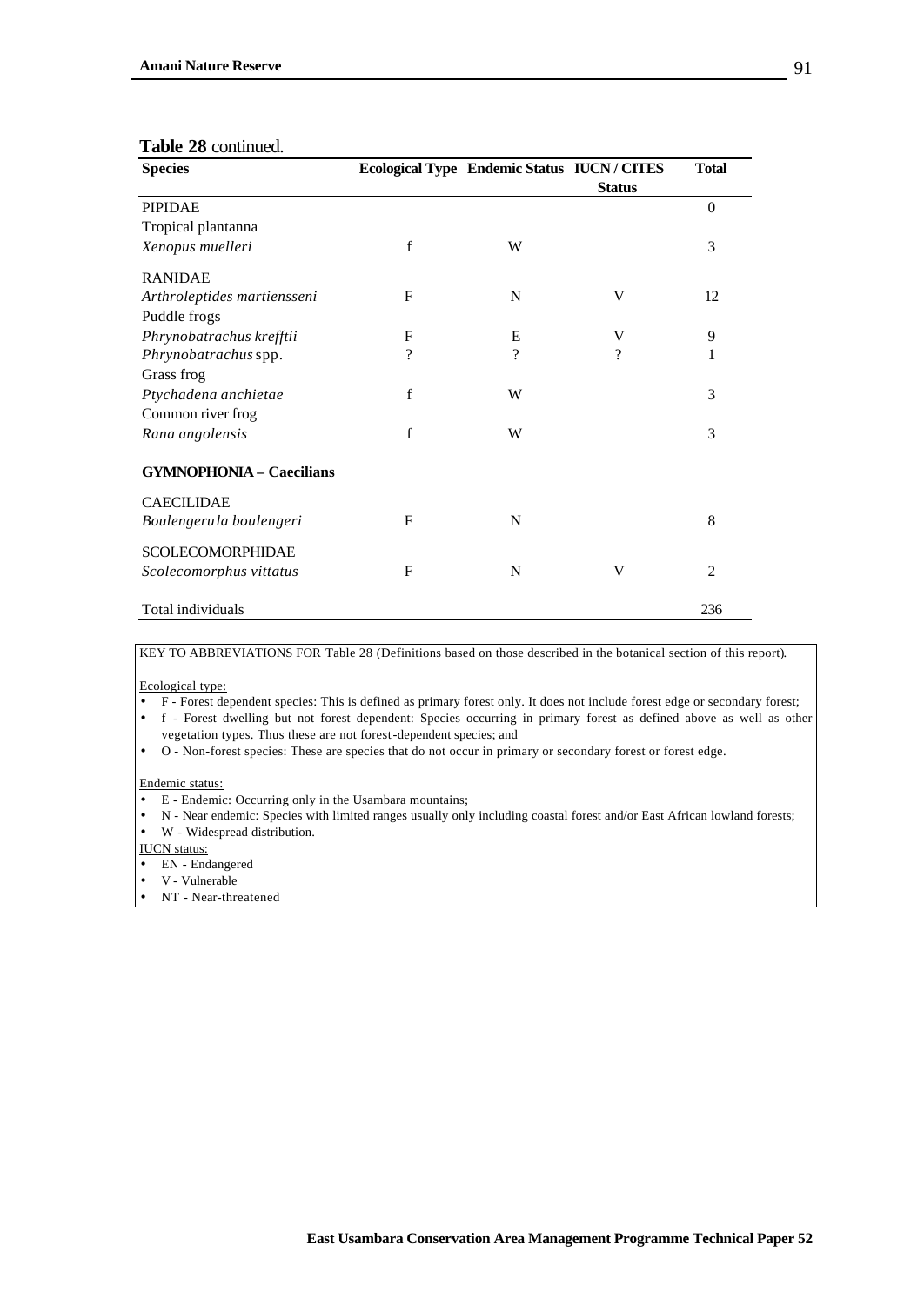**Table 28** continued.

| Species | Ecological Type | Endemic Status | IUCN / CITES Status | Total |
|---|---|---|---|---|
| PIPIDAE | | | | 0 |
| Tropical plantanna | | | | |
| *Xenopus muelleri* | f | W | | 3 |
| RANIDAE | | | | |
| *Arthroleptides martiensseni* | F | N | V | 12 |
| Puddle frogs | | | | |
| *Phrynobatrachus krefftii* | F | E | V | 9 |
| *Phrynobatrachus* spp. | ? | ? | ? | 1 |
| Grass frog | | | | |
| *Ptychadena anchietae* | f | W | | 3 |
| Common river frog | | | | |
| *Rana angolensis* | f | W | | 3 |
| **GYMNOPHONIA – Caecilians** | | | | |
| CAECILIDAE | | | | |
| *Boulengerula boulengeri* | F | N | | 8 |
| SCOLECOMORPHIDAE | | | | |
| *Scolecomorphus vittatus* | F | N | V | 2 |
| Total individuals | | | | 236 |

KEY TO ABBREVIATIONS FOR Table 28 (Definitions based on those described in the botanical section of this report).

Ecological type:

- F - Forest dependent species: This is defined as primary forest only. It does not include forest edge or secondary forest;
- f - Forest dwelling but not forest dependent: Species occurring in primary forest as defined above as well as other vegetation types. Thus these are not forest-dependent species; and
- O - Non-forest species: These are species that do not occur in primary or secondary forest or forest edge.

Endemic status:

- E - Endemic: Occurring only in the Usambara mountains;
- N - Near endemic: Species with limited ranges usually only including coastal forest and/or East African lowland forests;
- W - Widespread distribution.

IUCN status:

- EN - Endangered
- V - Vulnerable
- NT - Near-threatened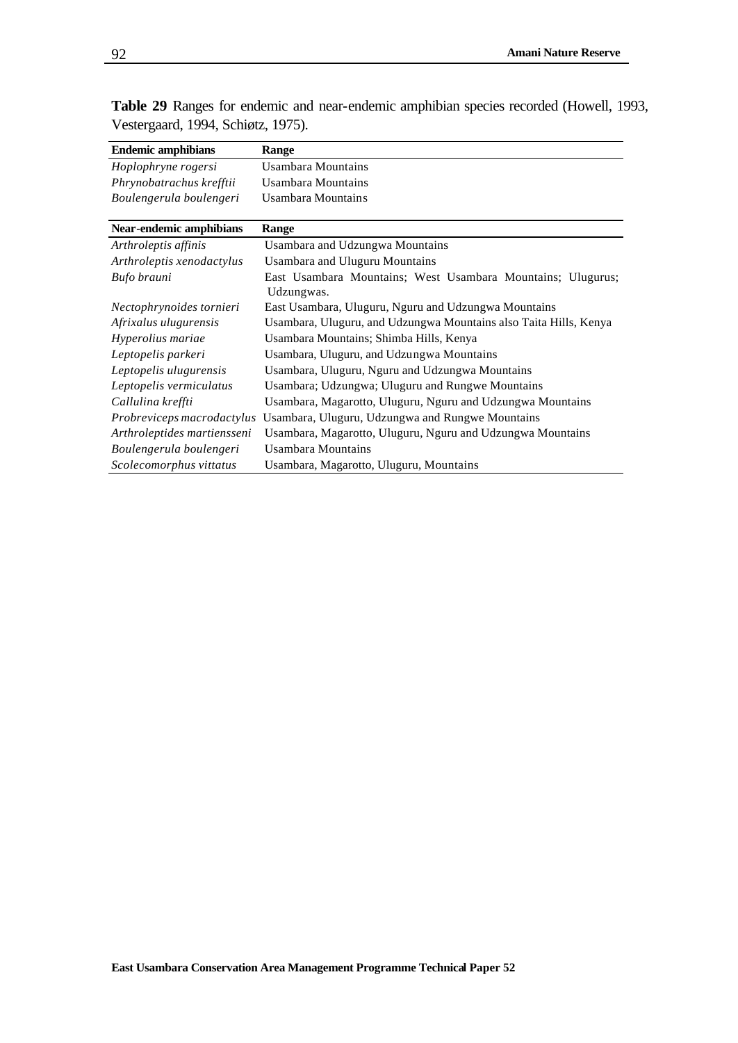**Table 29** Ranges for endemic and near-endemic amphibian species recorded (Howell, 1993, Vestergaard, 1994, Schiøtz, 1975).

| **Endemic amphibians** | **Range** |
|---|---|
| *Hoplophryne rogersi* | Usambara Mountains |
| *Phrynobatrachus krefftii* | Usambara Mountains |
| *Boulengerula boulengeri* | Usambara Mountains |

| **Near-endemic amphibians** | **Range** |
|---|---|
| *Arthroleptis affinis* | Usambara and Udzungwa Mountains |
| *Arthroleptis xenodactylus* | Usambara and Uluguru Mountains |
| *Bufo brauni* | East Usambara Mountains; West Usambara Mountains; Ulugurus; Udzungwas. |
| *Nectophrynoides tornieri* | East Usambara, Uluguru, Nguru and Udzungwa Mountains |
| *Afrixalus ulugurensis* | Usambara, Uluguru, and Udzungwa Mountains also Taita Hills, Kenya |
| *Hyperolius mariae* | Usambara Mountains; Shimba Hills, Kenya |
| *Leptopelis parkeri* | Usambara, Uluguru, and Udzungwa Mountains |
| *Leptopelis ulugurensis* | Usambara, Uluguru, Nguru and Udzungwa Mountains |
| *Leptopelis vermiculatus* | Usambara; Udzungwa; Uluguru and Rungwe Mountains |
| *Callulina kreffti* | Usambara, Magarotto, Uluguru, Nguru and Udzungwa Mountains |
| *Probreviceps macrodactylus* | Usambara, Uluguru, Udzungwa and Rungwe Mountains |
| *Arthroleptides martiensseni* | Usambara, Magarotto, Uluguru, Nguru and Udzungwa Mountains |
| *Boulengerula boulengeri* | Usambara Mountains |
| *Scolecomorphus vittatus* | Usambara, Magarotto, Uluguru, Mountains |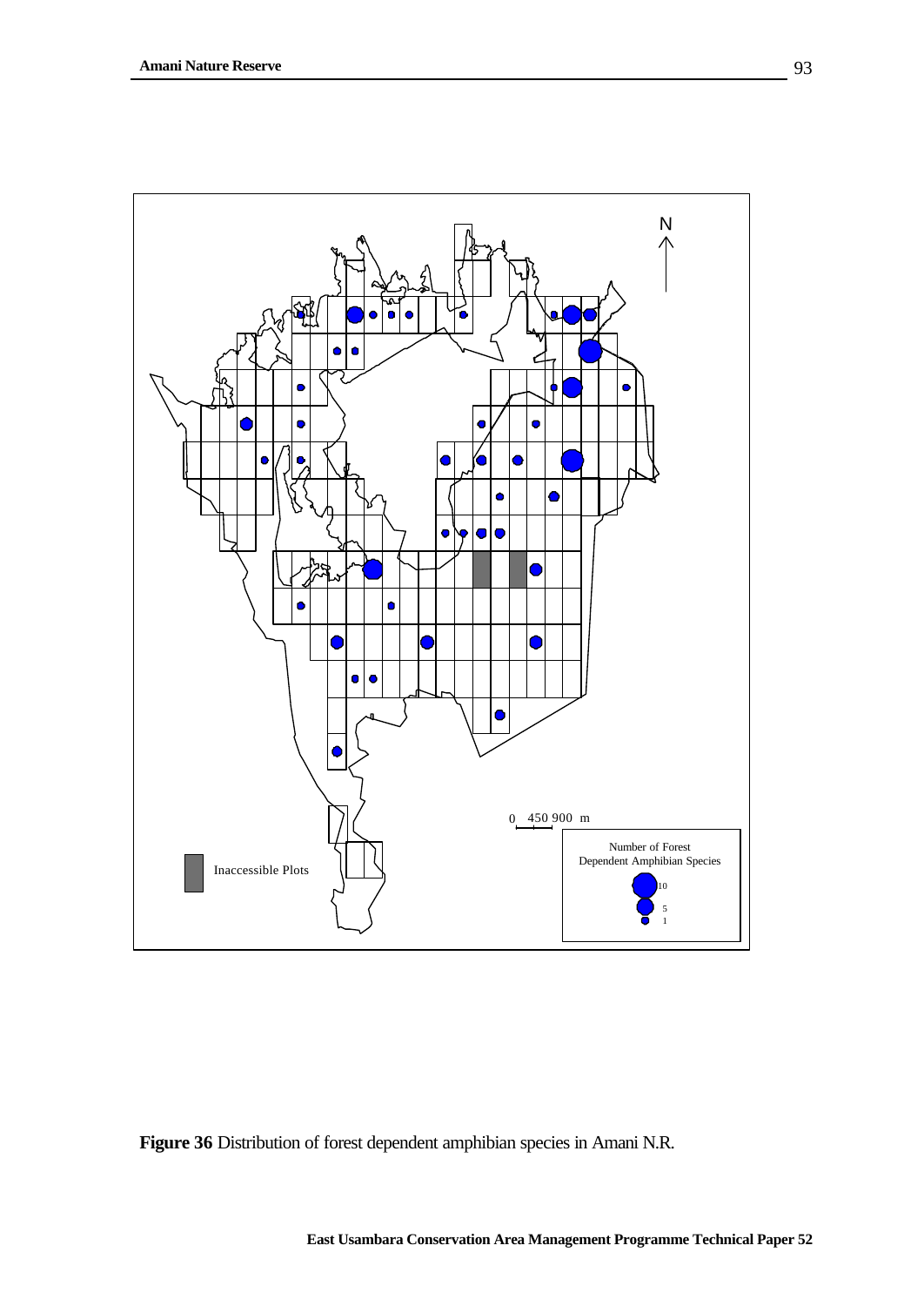**Figure 36** Distribution of forest dependent amphibian species in Amani N.R.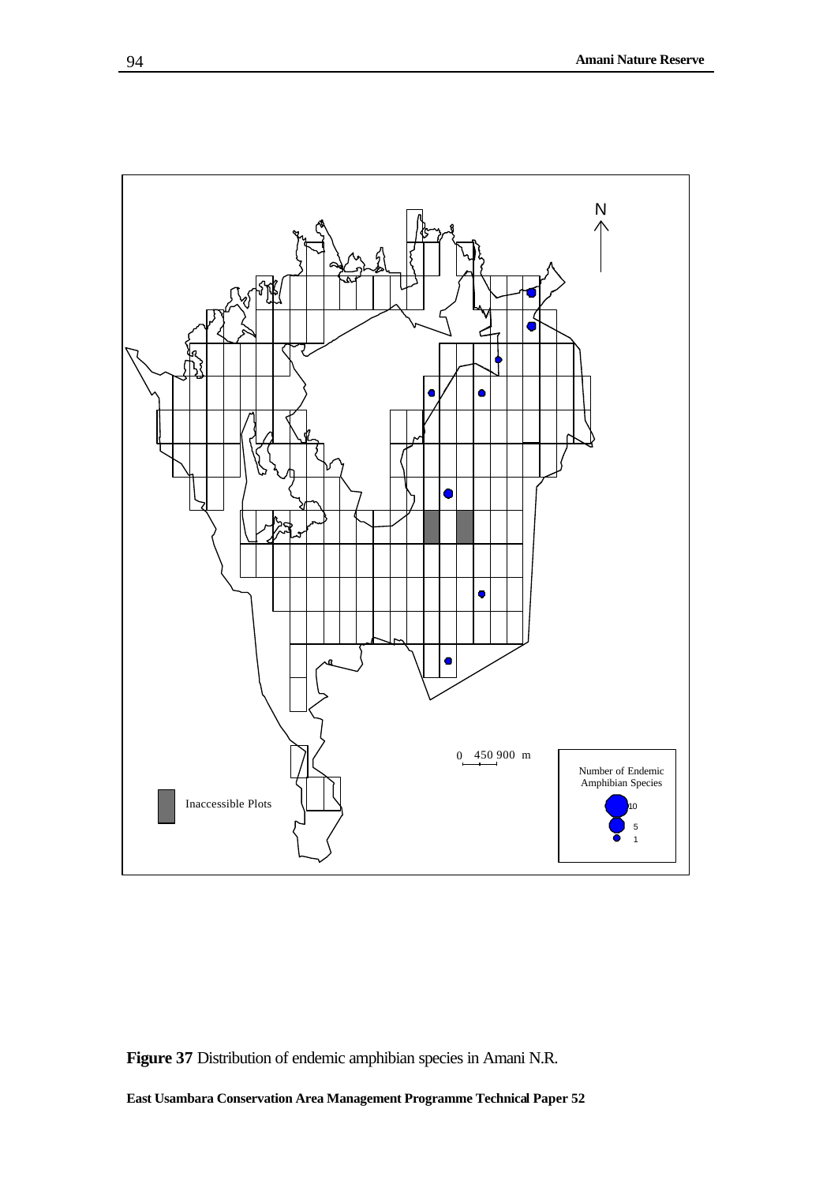**Figure 37** Distribution of endemic amphibian species in Amani N.R.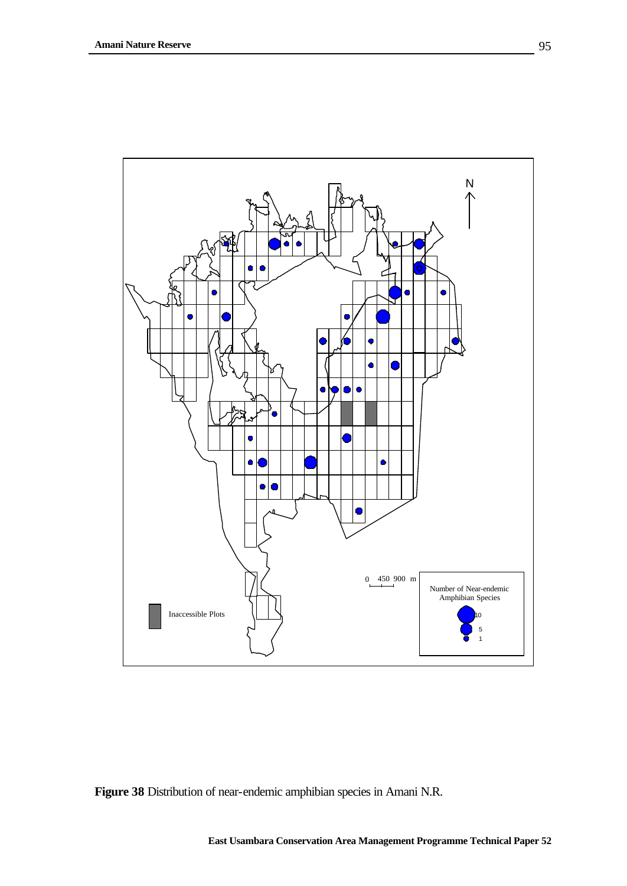N

0 450 900 m

Number of Near-endemic Amphibian Species

10

5

1

Inaccessible Plots

**Figure 38** Distribution of near-endemic amphibian species in Amani N.R.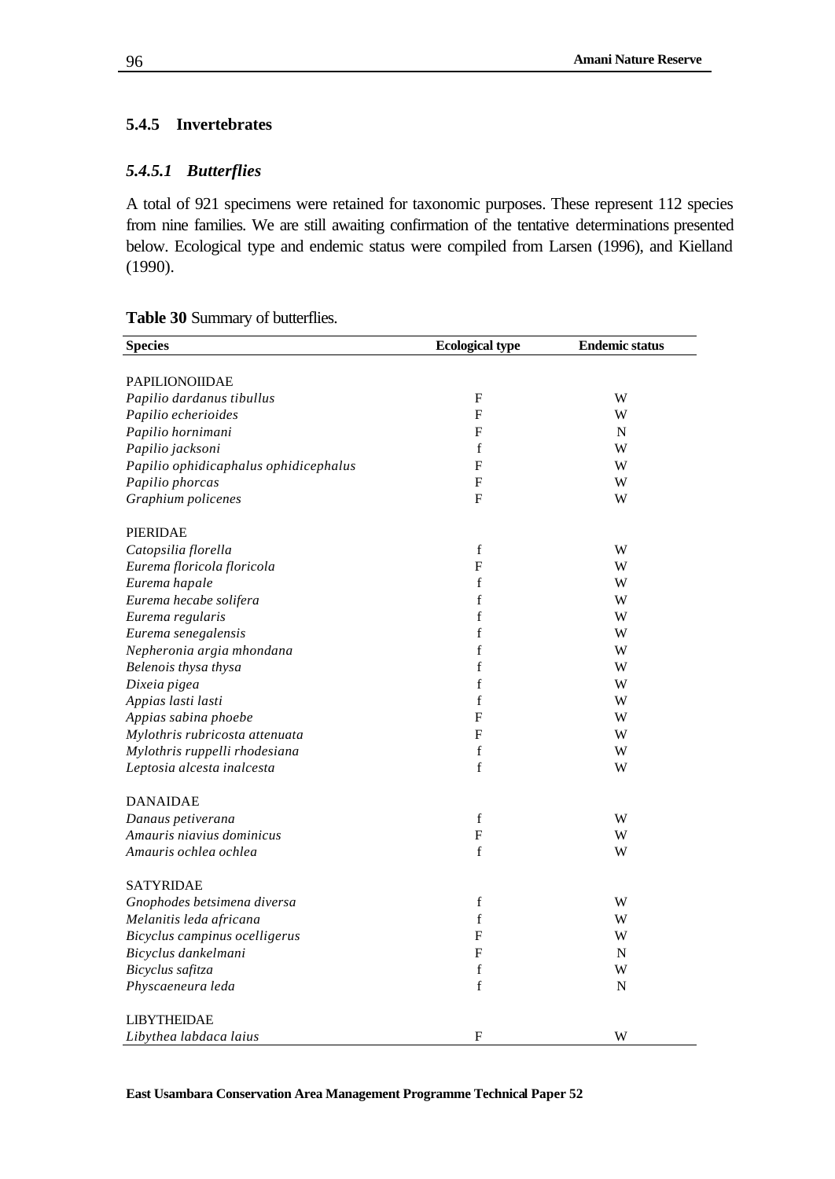### 5.4.5 Invertebrates

#### *5.4.5.1 Butterflies*

A total of 921 specimens were retained for taxonomic purposes. These represent 112 species from nine families. We are still awaiting confirmation of the tentative determinations presented below. Ecological type and endemic status were compiled from Larsen (1996), and Kielland (1990).

**Table 30** Summary of butterflies.

| Species | Ecological type | Endemic status |
|---|---|---|
| PAPILIONOIIDAE | | |
| *Papilio dardanus tibullus* | F | W |
| *Papilio echerioides* | F | W |
| *Papilio hornimani* | F | N |
| *Papilio jacksoni* | f | W |
| *Papilio ophidicaphalus ophidicephalus* | F | W |
| *Papilio phorcas* | F | W |
| *Graphium policenes* | F | W |
| PIERIDAE | | |
| *Catopsilia florella* | f | W |
| *Eurema floricola floricola* | F | W |
| *Eurema hapale* | f | W |
| *Eurema hecabe solifera* | f | W |
| *Eurema regularis* | f | W |
| *Eurema senegalensis* | f | W |
| *Nepheronia argia mhondana* | f | W |
| *Belenois thysa thysa* | f | W |
| *Dixeia pigea* | f | W |
| *Appias lasti lasti* | f | W |
| *Appias sabina phoebe* | F | W |
| *Mylothris rubricosta attenuata* | F | W |
| *Mylothris ruppelli rhodesiana* | f | W |
| *Leptosia alcesta inalcesta* | f | W |
| DANAIDAE | | |
| *Danaus petiverana* | f | W |
| *Amauris niavius dominicus* | F | W |
| *Amauris ochlea ochlea* | f | W |
| SATYRIDAE | | |
| *Gnophodes betsimena diversa* | f | W |
| *Melanitis leda africana* | f | W |
| *Bicyclus campinus ocelligerus* | F | W |
| *Bicyclus dankelmani* | F | N |
| *Bicyclus safitza* | f | W |
| *Physcaeneura leda* | f | N |
| LIBYTHEIDAE | | |
| *Libythea labdaca laius* | F | W |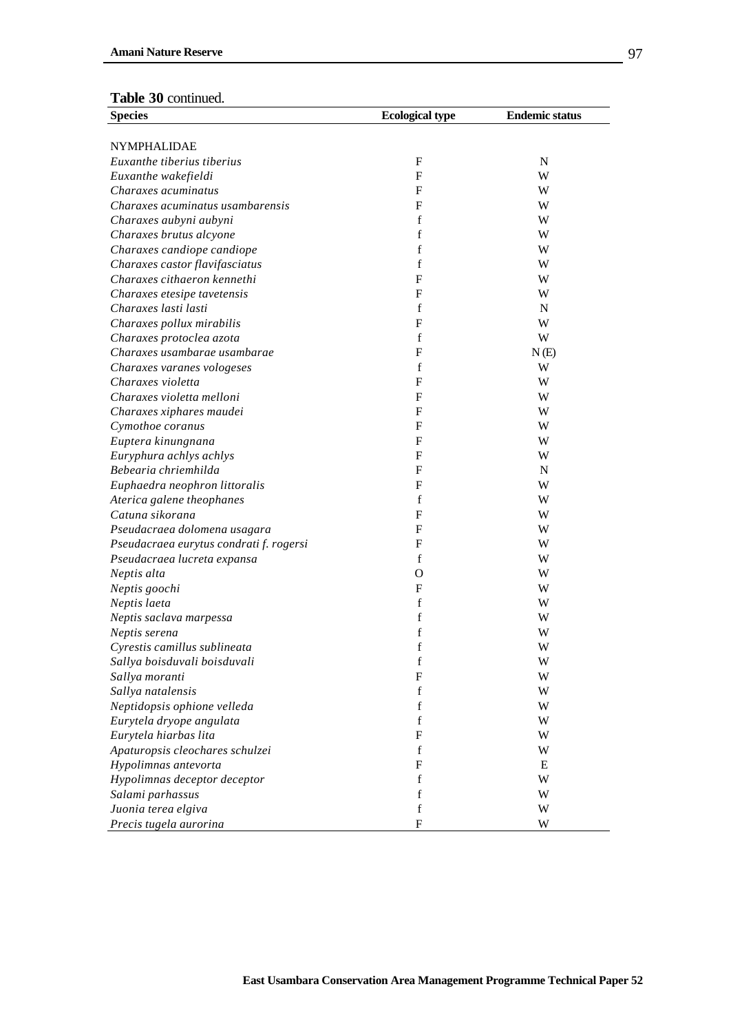**Table 30** continued.

| Species | Ecological type | Endemic status |
|---|---|---|
| NYMPHALIDAE | | |
| *Euxanthe tiberius tiberius* | F | N |
| *Euxanthe wakefieldi* | F | W |
| *Charaxes acuminatus* | F | W |
| *Charaxes acuminatus usambarensis* | F | W |
| *Charaxes aubyni aubyni* | f | W |
| *Charaxes brutus alcyone* | f | W |
| *Charaxes candiope candiope* | f | W |
| *Charaxes castor flavifasciatus* | f | W |
| *Charaxes cithaeron kennethi* | F | W |
| *Charaxes etesipe tavetensis* | F | W |
| *Charaxes lasti lasti* | f | N |
| *Charaxes pollux mirabilis* | F | W |
| *Charaxes protoclea azota* | f | W |
| *Charaxes usambarae usambarae* | F | N (E) |
| *Charaxes varanes vologeses* | f | W |
| *Charaxes violetta* | F | W |
| *Charaxes violetta melloni* | F | W |
| *Charaxes xiphares maudei* | F | W |
| *Cymothoe coranus* | F | W |
| *Euptera kinungnana* | F | W |
| *Euryphura achlys achlys* | F | W |
| *Bebearia chriemhilda* | F | N |
| *Euphaedra neophron littoralis* | F | W |
| *Aterica galene theophanes* | f | W |
| *Catuna sikorana* | F | W |
| *Pseudacraea dolomena usagara* | F | W |
| *Pseudacraea eurytus condrati f. rogersi* | F | W |
| *Pseudacraea lucreta expansa* | f | W |
| *Neptis alta* | O | W |
| *Neptis goochi* | F | W |
| *Neptis laeta* | f | W |
| *Neptis saclava marpessa* | f | W |
| *Neptis serena* | f | W |
| *Cyrestis camillus sublineata* | f | W |
| *Sallya boisduvali boisduvali* | f | W |
| *Sallya moranti* | F | W |
| *Sallya natalensis* | f | W |
| *Neptidopsis ophione velleda* | f | W |
| *Eurytela dryope angulata* | f | W |
| *Eurytela hiarbas lita* | F | W |
| *Apaturopsis cleochares schulzei* | f | W |
| *Hypolimnas antevorta* | F | E |
| *Hypolimnas deceptor deceptor* | f | W |
| *Salami parhassus* | f | W |
| *Juonia terea elgiva* | f | W |
| *Precis tugela aurorina* | F | W |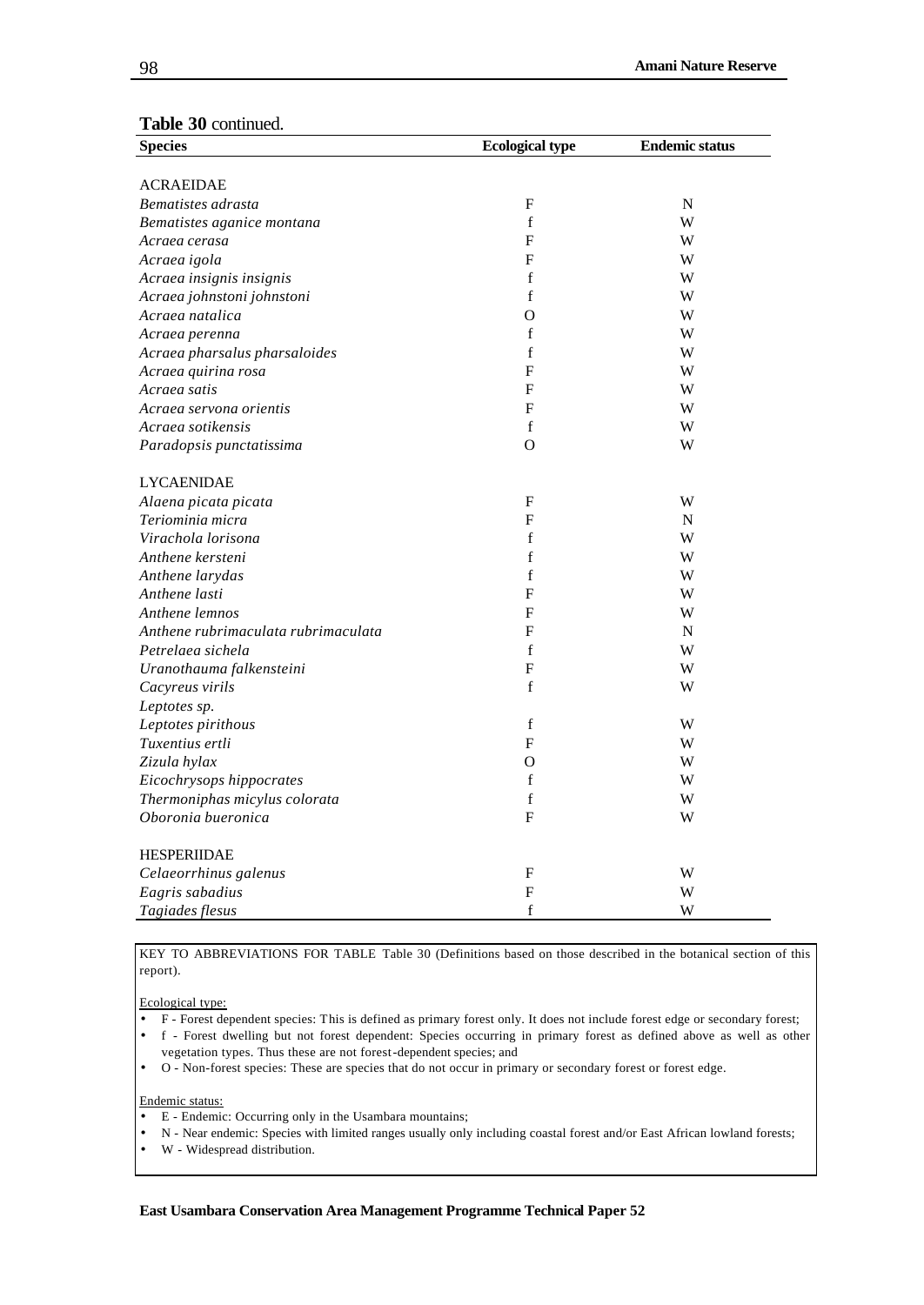**Table 30** continued.

| Species | Ecological type | Endemic status |
|---|---|---|
| ACRAEIDAE | | |
| *Bematistes adrasta* | F | N |
| *Bematistes aganice montana* | f | W |
| *Acraea cerasa* | F | W |
| *Acraea igola* | F | W |
| *Acraea insignis insignis* | f | W |
| *Acraea johnstoni johnstoni* | f | W |
| *Acraea natalica* | O | W |
| *Acraea perenna* | f | W |
| *Acraea pharsalus pharsaloides* | f | W |
| *Acraea quirina rosa* | F | W |
| *Acraea satis* | F | W |
| *Acraea servona orientis* | F | W |
| *Acraea sotikensis* | f | W |
| *Paradopsis punctatissima* | O | W |
| LYCAENIDAE | | |
| *Alaena picata picata* | F | W |
| *Teriominia micra* | F | N |
| *Virachola lorisona* | f | W |
| *Anthene kersteni* | f | W |
| *Anthene larydas* | f | W |
| *Anthene lasti* | F | W |
| *Anthene lemnos* | F | W |
| *Anthene rubrimaculata rubrimaculata* | F | N |
| *Petrelaea sichela* | f | W |
| *Uranothauma falkensteini* | F | W |
| *Cacyreus virils* | f | W |
| *Leptotes sp.* | | |
| *Leptotes pirithous* | f | W |
| *Tuxentius ertli* | F | W |
| *Zizula hylax* | O | W |
| *Eicochrysops hippocrates* | f | W |
| *Thermoniphas micylus colorata* | f | W |
| *Oboronia bueronica* | F | W |
| HESPERIIDAE | | |
| *Celaeorrhinus galenus* | F | W |
| *Eagris sabadius* | F | W |
| *Tagiades flesus* | f | W |

KEY TO ABBREVIATIONS FOR TABLE Table 30 (Definitions based on those described in the botanical section of this report).

Ecological type:

- F - Forest dependent species: This is defined as primary forest only. It does not include forest edge or secondary forest;
- f - Forest dwelling but not forest dependent: Species occurring in primary forest as defined above as well as other vegetation types. Thus these are not forest-dependent species; and
- O - Non-forest species: These are species that do not occur in primary or secondary forest or forest edge.

Endemic status:

- E - Endemic: Occurring only in the Usambara mountains;
- N - Near endemic: Species with limited ranges usually only including coastal forest and/or East African lowland forests;
- W - Widespread distribution.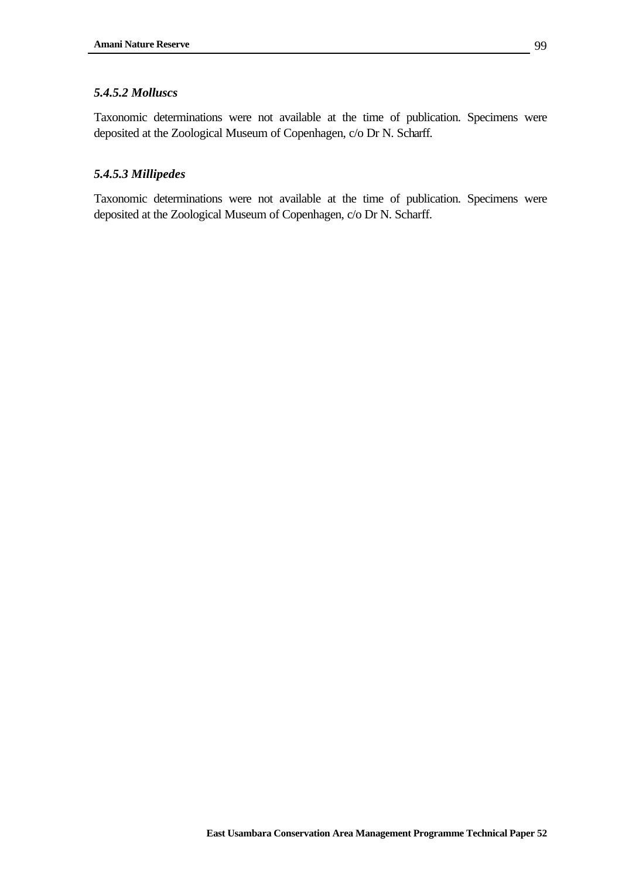#### *5.4.5.2 Molluscs*

Taxonomic determinations were not available at the time of publication. Specimens were deposited at the Zoological Museum of Copenhagen, c/o Dr N. Scharff.

#### *5.4.5.3 Millipedes*

Taxonomic determinations were not available at the time of publication. Specimens were deposited at the Zoological Museum of Copenhagen, c/o Dr N. Scharff.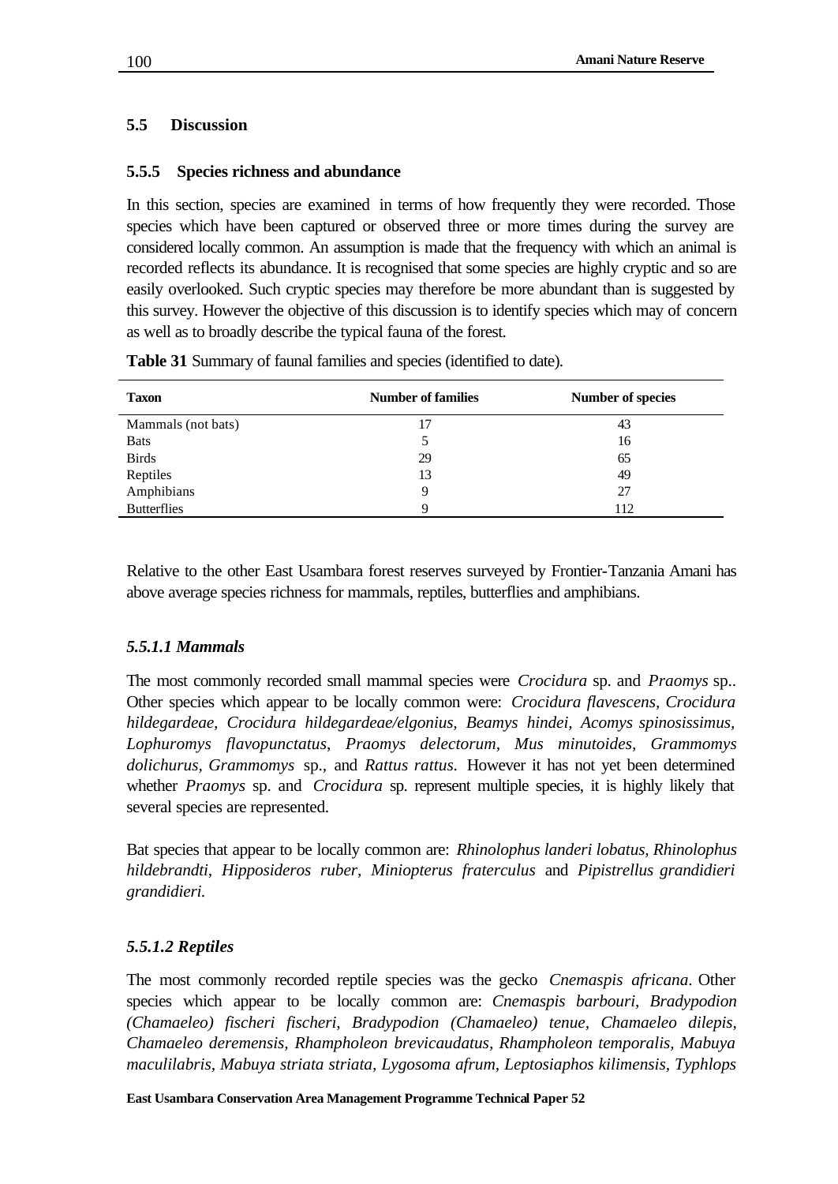## 5.5 Discussion

### 5.5.5 Species richness and abundance

In this section, species are examined in terms of how frequently they were recorded. Those species which have been captured or observed three or more times during the survey are considered locally common. An assumption is made that the frequency with which an animal is recorded reflects its abundance. It is recognised that some species are highly cryptic and so are easily overlooked. Such cryptic species may therefore be more abundant than is suggested by this survey. However the objective of this discussion is to identify species which may of concern as well as to broadly describe the typical fauna of the forest.

**Table 31** Summary of faunal families and species (identified to date).

| Taxon | Number of families | Number of species |
|---|---|---|
| Mammals (not bats) | 17 | 43 |
| Bats | 5 | 16 |
| Birds | 29 | 65 |
| Reptiles | 13 | 49 |
| Amphibians | 9 | 27 |
| Butterflies | 9 | 112 |

Relative to the other East Usambara forest reserves surveyed by Frontier-Tanzania Amani has above average species richness for mammals, reptiles, butterflies and amphibians.

#### *5.5.1.1 Mammals*

The most commonly recorded small mammal species were *Crocidura* sp. and *Praomys* sp.. Other species which appear to be locally common were: *Crocidura flavescens*, *Crocidura hildegardeae*, *Crocidura hildegardeae/elgonius*, *Beamys hindei*, *Acomys spinosissimus*, *Lophuromys flavopunctatus*, *Praomys delectorum*, *Mus minutoides*, *Grammomys dolichurus*, *Grammomys* sp., and *Rattus rattus*. However it has not yet been determined whether *Praomys* sp. and *Crocidura* sp. represent multiple species, it is highly likely that several species are represented.

Bat species that appear to be locally common are: *Rhinolophus landeri lobatus, Rhinolophus hildebrandti, Hipposideros ruber, Miniopterus fraterculus* and *Pipistrellus grandidieri grandidieri.*

#### *5.5.1.2 Reptiles*

The most commonly recorded reptile species was the gecko *Cnemaspis africana*. Other species which appear to be locally common are: *Cnemaspis barbouri, Bradypodion (Chamaeleo) fischeri fischeri, Bradypodion (Chamaeleo) tenue, Chamaeleo dilepis, Chamaeleo deremensis, Rhampholeon brevicaudatus, Rhampholeon temporalis, Mabuya maculilabris, Mabuya striata striata, Lygosoma afrum, Leptosiaphos kilimensis, Typhlops*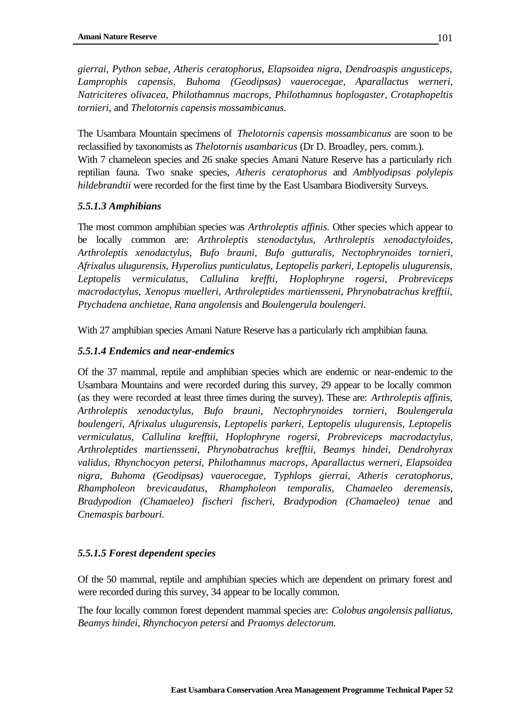*gierrai, Python sebae, Atheris ceratophorus, Elapsoidea nigra, Dendroaspis angusticeps, Lamprophis capensis, Buhoma (Geodipsas) vauerocegae, Aparallactus werneri, Natriciteres olivacea, Philothamnus macrops, Philothamnus hoplogaster, Crotaphopeltis tornieri*, and *Thelotornis capensis mossambicanus.*

The Usambara Mountain specimens of *Thelotornis capensis mossambicanus* are soon to be reclassified by taxonomists as *Thelotornis usambaricus* (Dr D. Broadley, pers. comm.).
With 7 chameleon species and 26 snake species Amani Nature Reserve has a particularly rich reptilian fauna. Two snake species, *Atheris ceratophorus* and *Amblyodipsas polylepis hildebrandtii* were recorded for the first time by the East Usambara Biodiversity Surveys.

#### *5.5.1.3 Amphibians*

The most common amphibian species was *Arthroleptis affinis.* Other species which appear to be locally common are: *Arthroleptis stenodactylus*, *Arthroleptis xenodactyloides*, *Arthroleptis xenodactylus*, *Bufo brauni*, *Bufo gutturalis, Nectophrynoides tornieri, Afrixalus ulugurensis, Hyperolius punticulatus, Leptopelis parkeri, Leptopelis ulugurensis, Leptopelis vermiculatus, Callulina kreffti, Hoplophryne rogersi, Probreviceps macrodactylus, Xenopus muelleri, Arthroleptides martiensseni*, *Phrynobatrachus krefftii*, *Ptychadena anchietae, Rana angolensis* and *Boulengerula boulengeri*.

With 27 amphibian species Amani Nature Reserve has a particularly rich amphibian fauna.

#### *5.5.1.4 Endemics and near-endemics*

Of the 37 mammal, reptile and amphibian species which are endemic or near-endemic to the Usambara Mountains and were recorded during this survey, 29 appear to be locally common (as they were recorded at least three times during the survey). These are: *Arthroleptis affinis, Arthroleptis xenodactylus, Bufo brauni, Nectophrynoides tornieri, Boulengerula boulengeri, Afrixalus ulugurensis, Leptopelis parkeri, Leptopelis ulugurensis, Leptopelis vermiculatus, Callulina krefftii, Hoplophryne rogersi, Probreviceps macrodactylus, Arthroleptides martiensseni, Phrynobatrachus krefftii, Beamys hindei*, *Dendrohyrax validus, Rhynchocyon petersi, Philothamnus macrops, Aparallactus werneri, Elapsoidea nigra, Buhoma (Geodipsas) vauerocegae, Typhlops gierrai, Atheris ceratophorus, Rhampholeon brevicaudatus, Rhampholeon temporalis, Chamaeleo deremensis, Bradypodion (Chamaeleo) fischeri fischeri, Bradypodion (Chamaeleo) tenue* and *Cnemaspis barbouri.*

#### *5.5.1.5 Forest dependent species*

Of the 50 mammal, reptile and amphibian species which are dependent on primary forest and were recorded during this survey, 34 appear to be locally common.

The four locally common forest dependent mammal species are: *Colobus angolensis palliatus, Beamys hindei, Rhynchocyon petersi* and *Praomys delectorum.*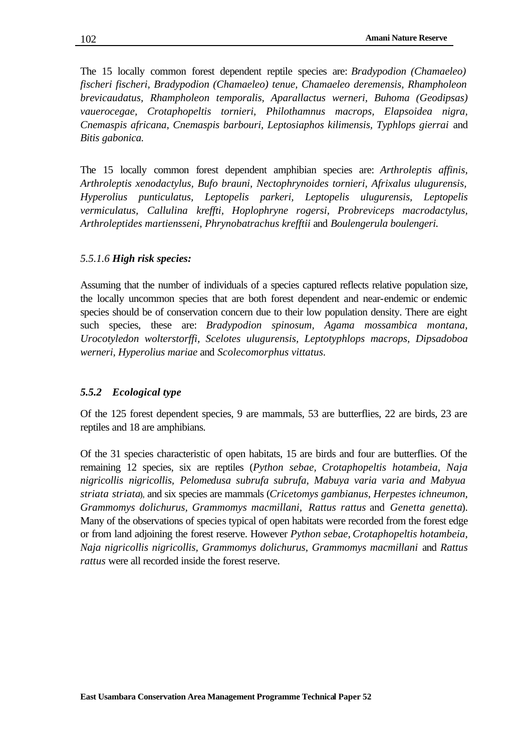The 15 locally common forest dependent reptile species are: *Bradypodion (Chamaeleo) fischeri fischeri, Bradypodion (Chamaeleo) tenue, Chamaeleo deremensis, Rhampholeon brevicaudatus, Rhampholeon temporalis, Aparallactus werneri, Buhoma (Geodipsas) vauerocegae, Crotaphopeltis tornieri, Philothamnus macrops, Elapsoidea nigra, Cnemaspis africana, Cnemaspis barbouri, Leptosiaphos kilimensis, Typhlops gierrai* and *Bitis gabonica.*

The 15 locally common forest dependent amphibian species are: *Arthroleptis affinis, Arthroleptis xenodactylus, Bufo brauni, Nectophrynoides tornieri, Afrixalus ulugurensis, Hyperolius punticulatus, Leptopelis parkeri, Leptopelis ulugurensis, Leptopelis vermiculatus, Callulina kreffti, Hoplophryne rogersi, Probreviceps macrodactylus, Arthroleptides martiensseni, Phrynobatrachus krefftii* and *Boulengerula boulengeri.*

#### *5.5.1.6* ***High risk species:***

Assuming that the number of individuals of a species captured reflects relative population size, the locally uncommon species that are both forest dependent and near-endemic or endemic species should be of conservation concern due to their low population density. There are eight such species, these are: *Bradypodion spinosum, Agama mossambica montana, Urocotyledon wolterstorffi, Scelotes ulugurensis, Leptotyphlops macrops, Dipsadoboa werneri, Hyperolius mariae* and *Scolecomorphus vittatus.*

### *5.5.2 Ecological type*

Of the 125 forest dependent species, 9 are mammals, 53 are butterflies, 22 are birds, 23 are reptiles and 18 are amphibians.

Of the 31 species characteristic of open habitats, 15 are birds and four are butterflies. Of the remaining 12 species, six are reptiles (*Python sebae, Crotaphopeltis hotambeia, Naja nigricollis nigricollis, Pelomedusa subrufa subrufa, Mabuya varia varia and Mabyua striata striata*), and six species are mammals (*Cricetomys gambianus*, *Herpestes ichneumon*, *Grammomys dolichurus, Grammomys macmillani, Rattus rattus* and *Genetta genetta*). Many of the observations of species typical of open habitats were recorded from the forest edge or from land adjoining the forest reserve. However *Python sebae, Crotaphopeltis hotambeia, Naja nigricollis nigricollis, Grammomys dolichurus, Grammomys macmillani* and *Rattus rattus* were all recorded inside the forest reserve.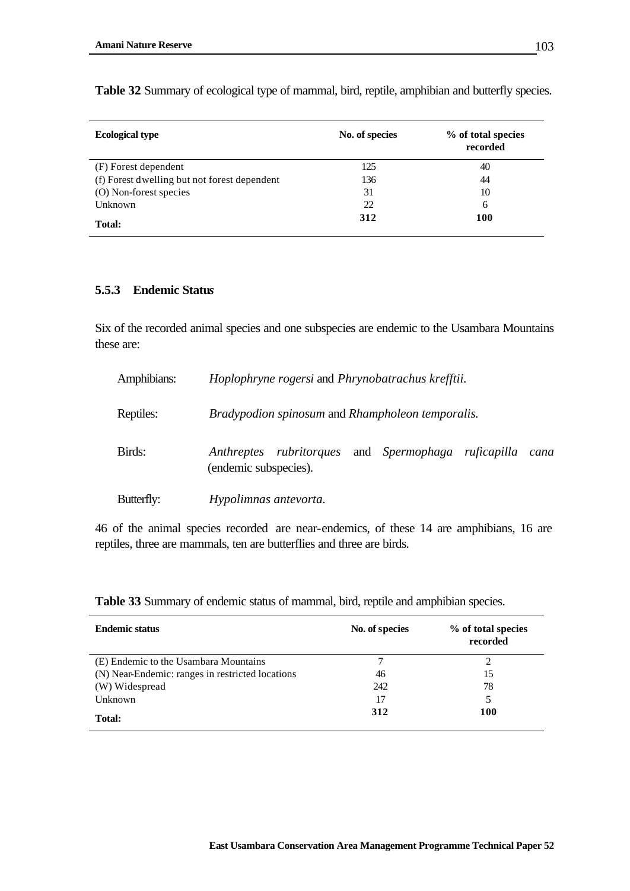**Table 32** Summary of ecological type of mammal, bird, reptile, amphibian and butterfly species.

| Ecological type | No. of species | % of total species recorded |
|---|---|---|
| (F) Forest dependent | 125 | 40 |
| (f) Forest dwelling but not forest dependent | 136 | 44 |
| (O) Non-forest species | 31 | 10 |
| Unknown | 22 | 6 |
| **Total:** | **312** | **100** |

### 5.5.3 Endemic Status

Six of the recorded animal species and one subspecies are endemic to the Usambara Mountains these are:

Amphibians: *Hoplophryne rogersi* and *Phrynobatrachus krefftii.*

Reptiles: *Bradypodion spinosum* and *Rhampholeon temporalis.*

Birds: *Anthreptes rubritorques* and *Spermophaga ruficapilla cana* (endemic subspecies).

Butterfly: *Hypolimnas antevorta.*

46 of the animal species recorded are near-endemics, of these 14 are amphibians, 16 are reptiles, three are mammals, ten are butterflies and three are birds.

**Table 33** Summary of endemic status of mammal, bird, reptile and amphibian species.

| Endemic status | No. of species | % of total species recorded |
|---|---|---|
| (E) Endemic to the Usambara Mountains | 7 | 2 |
| (N) Near-Endemic: ranges in restricted locations | 46 | 15 |
| (W) Widespread | 242 | 78 |
| Unknown | 17 | 5 |
| **Total:** | **312** | **100** |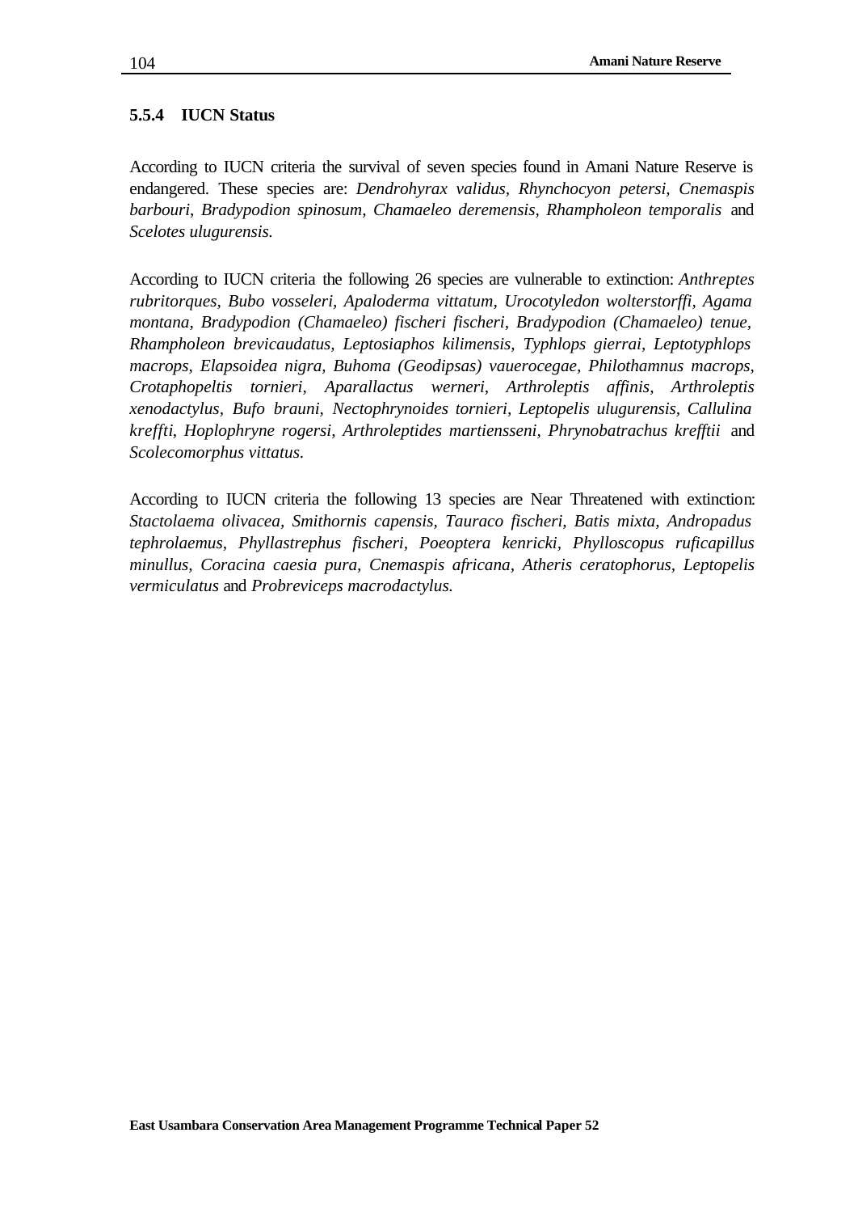### 5.5.4 IUCN Status

According to IUCN criteria the survival of seven species found in Amani Nature Reserve is endangered. These species are: *Dendrohyrax validus, Rhynchocyon petersi, Cnemaspis barbouri, Bradypodion spinosum, Chamaeleo deremensis, Rhampholeon temporalis* and *Scelotes ulugurensis.*

According to IUCN criteria the following 26 species are vulnerable to extinction: *Anthreptes rubritorques, Bubo vosseleri, Apaloderma vittatum, Urocotyledon wolterstorffi, Agama montana, Bradypodion (Chamaeleo) fischeri fischeri, Bradypodion (Chamaeleo) tenue, Rhampholeon brevicaudatus, Leptosiaphos kilimensis, Typhlops gierrai, Leptotyphlops macrops, Elapsoidea nigra, Buhoma (Geodipsas) vauerocegae, Philothamnus macrops, Crotaphopeltis tornieri, Aparallactus werneri, Arthroleptis affinis, Arthroleptis xenodactylus, Bufo brauni, Nectophrynoides tornieri, Leptopelis ulugurensis, Callulina kreffti, Hoplophryne rogersi, Arthroleptides martiensseni, Phrynobatrachus krefftii* and *Scolecomorphus vittatus.*

According to IUCN criteria the following 13 species are Near Threatened with extinction: *Stactolaema olivacea, Smithornis capensis, Tauraco fischeri, Batis mixta, Andropadus tephrolaemus, Phyllastrephus fischeri, Poeoptera kenricki, Phylloscopus ruficapillus minullus, Coracina caesia pura, Cnemaspis africana, Atheris ceratophorus, Leptopelis vermiculatus* and *Probreviceps macrodactylus.*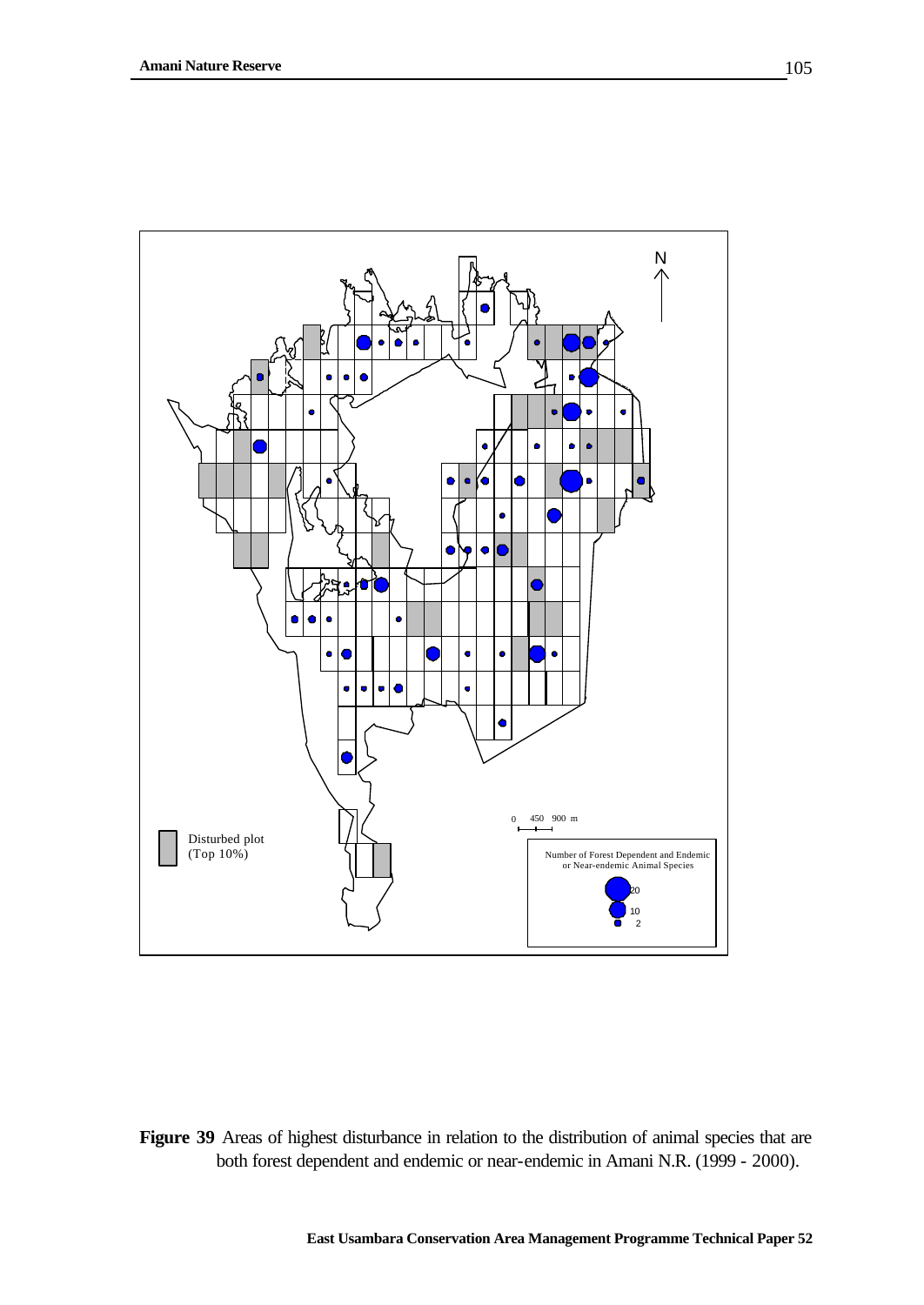Disturbed plot (Top 10%)

0 450 900 m

Number of Forest Dependent and Endemic or Near-endemic Animal Species

20

10

2

N

**Figure 39** Areas of highest disturbance in relation to the distribution of animal species that are both forest dependent and endemic or near-endemic in Amani N.R. (1999 - 2000).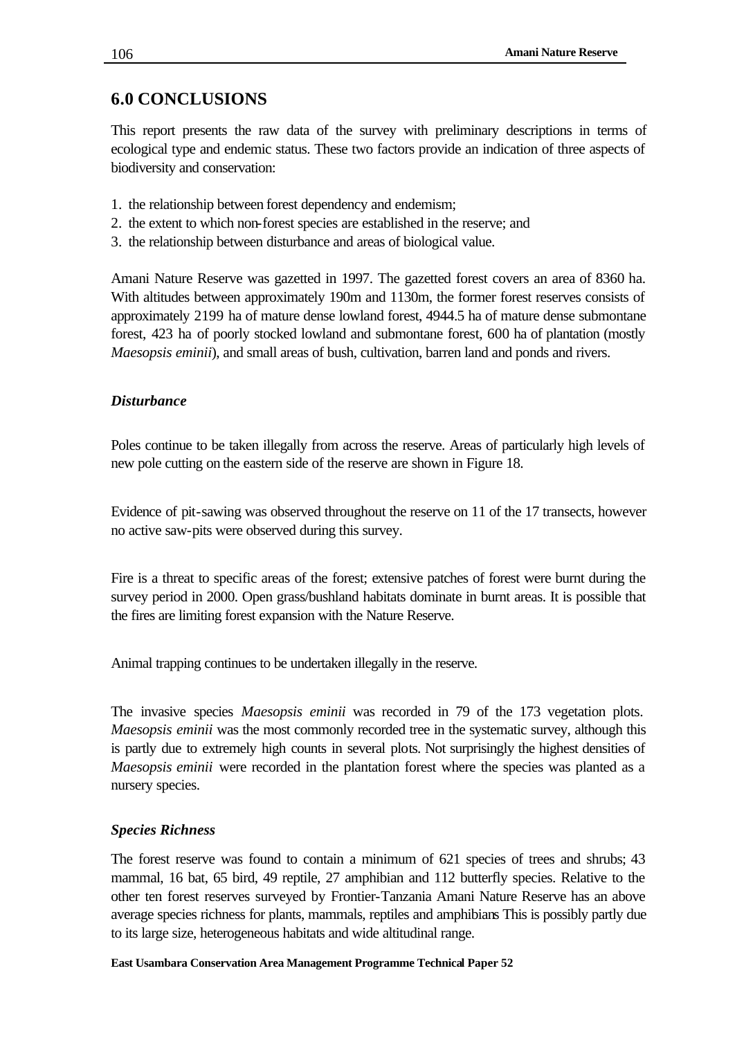## 6.0 CONCLUSIONS

This report presents the raw data of the survey with preliminary descriptions in terms of ecological type and endemic status. These two factors provide an indication of three aspects of biodiversity and conservation:

1. the relationship between forest dependency and endemism;
2. the extent to which non-forest species are established in the reserve; and
3. the relationship between disturbance and areas of biological value.

Amani Nature Reserve was gazetted in 1997. The gazetted forest covers an area of 8360 ha. With altitudes between approximately 190m and 1130m, the former forest reserves consists of approximately 2199 ha of mature dense lowland forest, 4944.5 ha of mature dense submontane forest, 423 ha of poorly stocked lowland and submontane forest, 600 ha of plantation (mostly *Maesopsis eminii*), and small areas of bush, cultivation, barren land and ponds and rivers.

### *Disturbance*

Poles continue to be taken illegally from across the reserve. Areas of particularly high levels of new pole cutting on the eastern side of the reserve are shown in Figure 18.

Evidence of pit-sawing was observed throughout the reserve on 11 of the 17 transects, however no active saw-pits were observed during this survey.

Fire is a threat to specific areas of the forest; extensive patches of forest were burnt during the survey period in 2000. Open grass/bushland habitats dominate in burnt areas. It is possible that the fires are limiting forest expansion with the Nature Reserve.

Animal trapping continues to be undertaken illegally in the reserve.

The invasive species *Maesopsis eminii* was recorded in 79 of the 173 vegetation plots. *Maesopsis eminii* was the most commonly recorded tree in the systematic survey, although this is partly due to extremely high counts in several plots. Not surprisingly the highest densities of *Maesopsis eminii* were recorded in the plantation forest where the species was planted as a nursery species.

### *Species Richness*

The forest reserve was found to contain a minimum of 621 species of trees and shrubs; 43 mammal, 16 bat, 65 bird, 49 reptile, 27 amphibian and 112 butterfly species. Relative to the other ten forest reserves surveyed by Frontier-Tanzania Amani Nature Reserve has an above average species richness for plants, mammals, reptiles and amphibians This is possibly partly due to its large size, heterogeneous habitats and wide altitudinal range.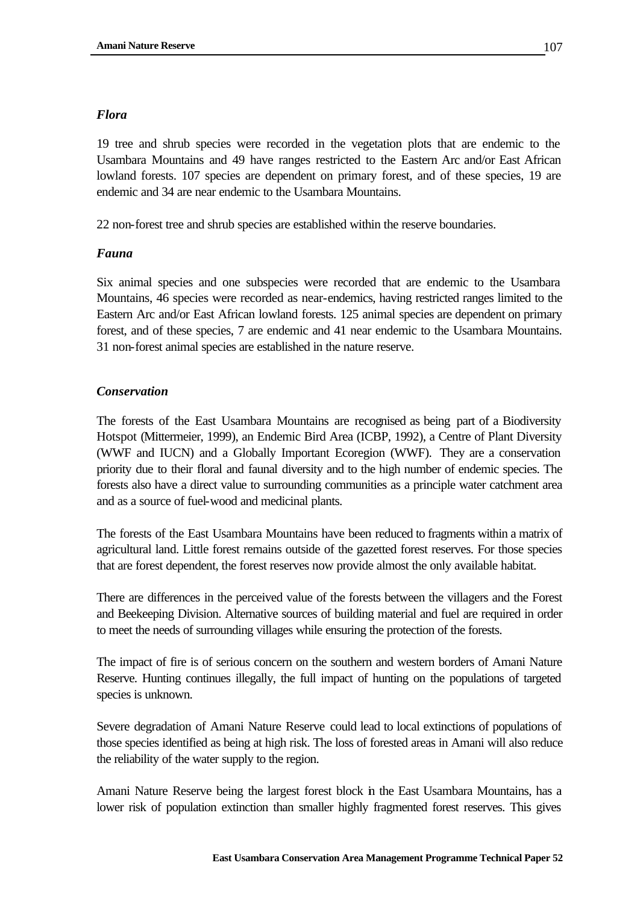### *Flora*

19 tree and shrub species were recorded in the vegetation plots that are endemic to the Usambara Mountains and 49 have ranges restricted to the Eastern Arc and/or East African lowland forests. 107 species are dependent on primary forest, and of these species, 19 are endemic and 34 are near endemic to the Usambara Mountains.

22 non-forest tree and shrub species are established within the reserve boundaries.

### *Fauna*

Six animal species and one subspecies were recorded that are endemic to the Usambara Mountains, 46 species were recorded as near-endemics, having restricted ranges limited to the Eastern Arc and/or East African lowland forests. 125 animal species are dependent on primary forest, and of these species, 7 are endemic and 41 near endemic to the Usambara Mountains. 31 non-forest animal species are established in the nature reserve.

### *Conservation*

The forests of the East Usambara Mountains are recognised as being part of a Biodiversity Hotspot (Mittermeier, 1999), an Endemic Bird Area (ICBP, 1992), a Centre of Plant Diversity (WWF and IUCN) and a Globally Important Ecoregion (WWF). They are a conservation priority due to their floral and faunal diversity and to the high number of endemic species. The forests also have a direct value to surrounding communities as a principle water catchment area and as a source of fuel-wood and medicinal plants.

The forests of the East Usambara Mountains have been reduced to fragments within a matrix of agricultural land. Little forest remains outside of the gazetted forest reserves. For those species that are forest dependent, the forest reserves now provide almost the only available habitat.

There are differences in the perceived value of the forests between the villagers and the Forest and Beekeeping Division. Alternative sources of building material and fuel are required in order to meet the needs of surrounding villages while ensuring the protection of the forests.

The impact of fire is of serious concern on the southern and western borders of Amani Nature Reserve. Hunting continues illegally, the full impact of hunting on the populations of targeted species is unknown.

Severe degradation of Amani Nature Reserve could lead to local extinctions of populations of those species identified as being at high risk. The loss of forested areas in Amani will also reduce the reliability of the water supply to the region.

Amani Nature Reserve being the largest forest block in the East Usambara Mountains, has a lower risk of population extinction than smaller highly fragmented forest reserves. This gives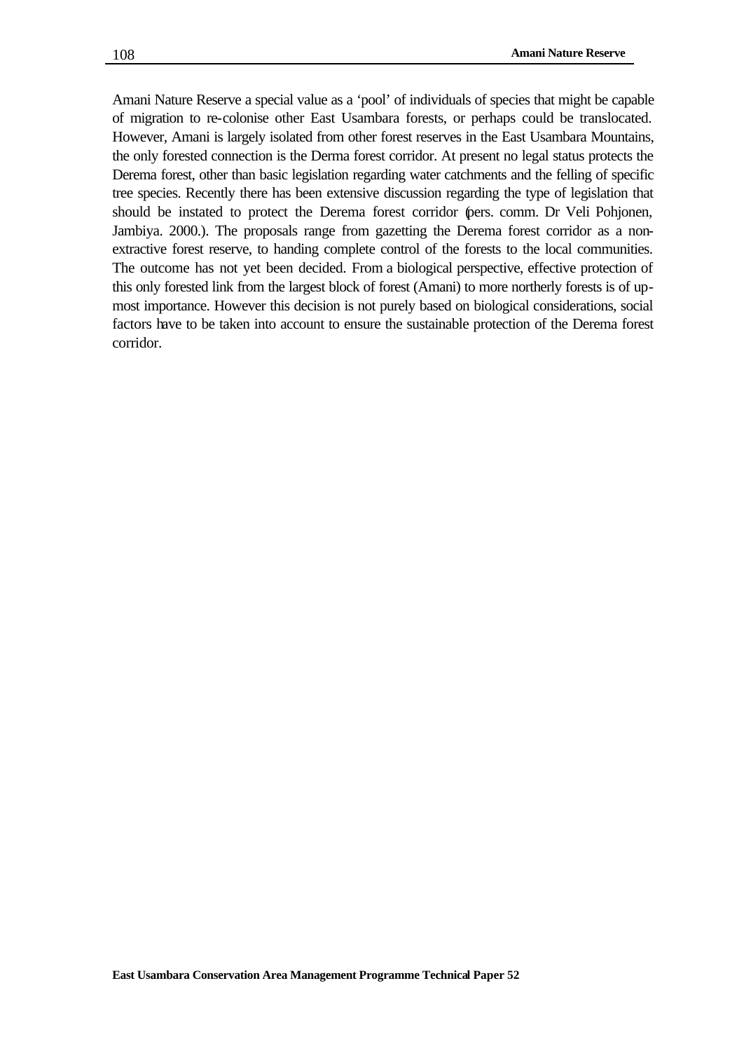Amani Nature Reserve a special value as a 'pool' of individuals of species that might be capable of migration to re-colonise other East Usambara forests, or perhaps could be translocated. However, Amani is largely isolated from other forest reserves in the East Usambara Mountains, the only forested connection is the Derma forest corridor. At present no legal status protects the Derema forest, other than basic legislation regarding water catchments and the felling of specific tree species. Recently there has been extensive discussion regarding the type of legislation that should be instated to protect the Derema forest corridor (pers. comm. Dr Veli Pohjonen, Jambiya. 2000.). The proposals range from gazetting the Derema forest corridor as a non-extractive forest reserve, to handing complete control of the forests to the local communities. The outcome has not yet been decided. From a biological perspective, effective protection of this only forested link from the largest block of forest (Amani) to more northerly forests is of up-most importance. However this decision is not purely based on biological considerations, social factors have to be taken into account to ensure the sustainable protection of the Derema forest corridor.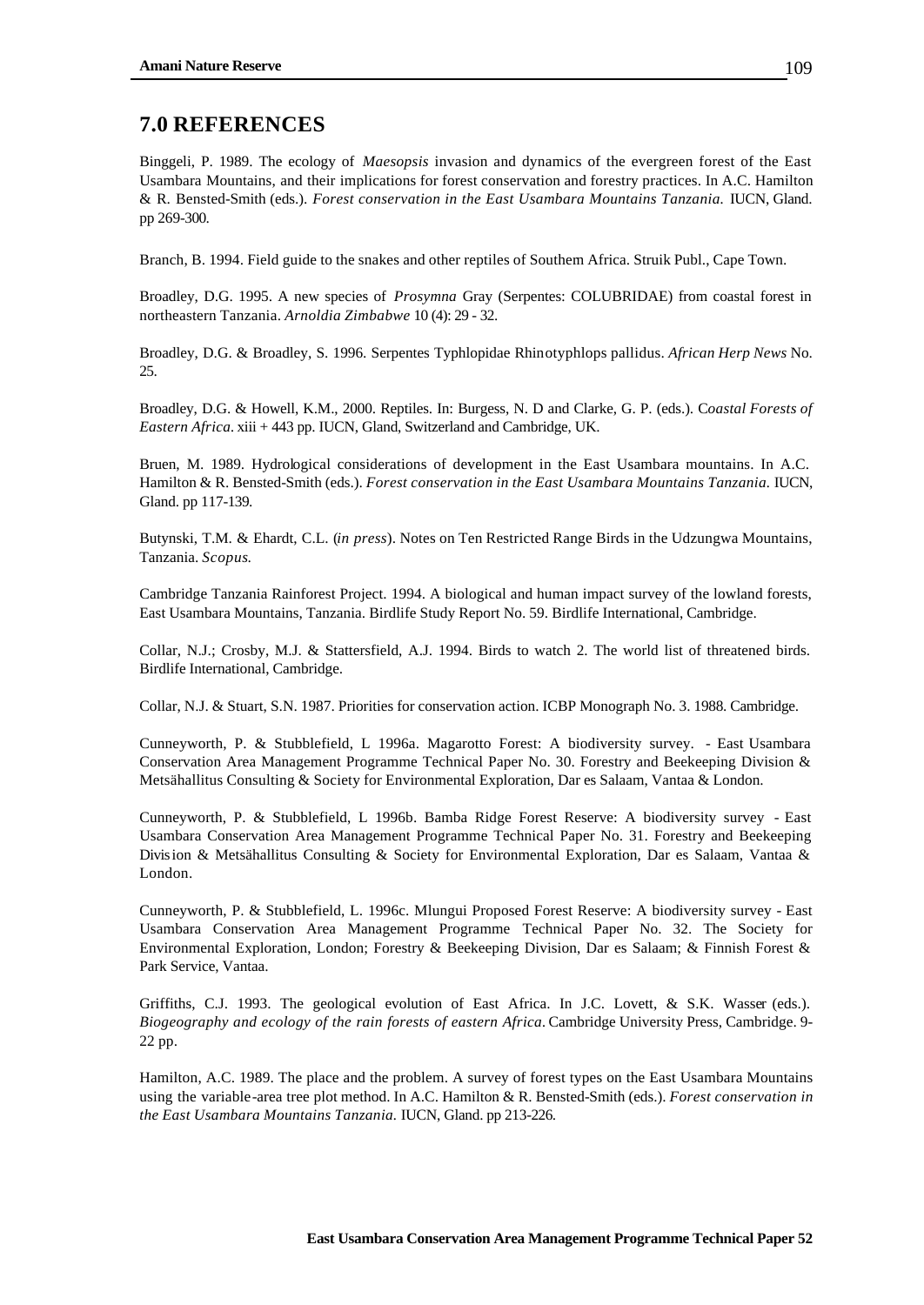## 7.0 REFERENCES

Binggeli, P. 1989. The ecology of *Maesopsis* invasion and dynamics of the evergreen forest of the East Usambara Mountains, and their implications for forest conservation and forestry practices. In A.C. Hamilton & R. Bensted-Smith (eds.). *Forest conservation in the East Usambara Mountains Tanzania.* IUCN, Gland. pp 269-300.

Branch, B. 1994. Field guide to the snakes and other reptiles of Southern Africa. Struik Publ., Cape Town.

Broadley, D.G. 1995. A new species of *Prosymna* Gray (Serpentes: COLUBRIDAE) from coastal forest in northeastern Tanzania. *Arnoldia Zimbabwe* 10 (4): 29 - 32.

Broadley, D.G. & Broadley, S. 1996. Serpentes Typhlopidae Rhinotyphlops pallidus. *African Herp News* No. 25.

Broadley, D.G. & Howell, K.M., 2000. Reptiles. In: Burgess, N. D and Clarke, G. P. (eds.). C*oastal Forests of Eastern Africa*. xiii + 443 pp. IUCN, Gland, Switzerland and Cambridge, UK.

Bruen, M. 1989. Hydrological considerations of development in the East Usambara mountains. In A.C. Hamilton & R. Bensted-Smith (eds.). *Forest conservation in the East Usambara Mountains Tanzania*. IUCN, Gland. pp 117-139.

Butynski, T.M. & Ehardt, C.L. (*in press*). Notes on Ten Restricted Range Birds in the Udzungwa Mountains, Tanzania. *Scopus.*

Cambridge Tanzania Rainforest Project. 1994. A biological and human impact survey of the lowland forests, East Usambara Mountains, Tanzania. Birdlife Study Report No. 59. Birdlife International, Cambridge.

Collar, N.J.; Crosby, M.J. & Stattersfield, A.J. 1994. Birds to watch 2. The world list of threatened birds. Birdlife International, Cambridge.

Collar, N.J. & Stuart, S.N. 1987. Priorities for conservation action. ICBP Monograph No. 3. 1988. Cambridge.

Cunneyworth, P. & Stubblefield, L 1996a. Magarotto Forest: A biodiversity survey. - East Usambara Conservation Area Management Programme Technical Paper No. 30. Forestry and Beekeeping Division & Metsähallitus Consulting & Society for Environmental Exploration, Dar es Salaam, Vantaa & London.

Cunneyworth, P. & Stubblefield, L 1996b. Bamba Ridge Forest Reserve: A biodiversity survey - East Usambara Conservation Area Management Programme Technical Paper No. 31. Forestry and Beekeeping Division & Metsähallitus Consulting & Society for Environmental Exploration, Dar es Salaam, Vantaa & London.

Cunneyworth, P. & Stubblefield, L. 1996c. Mlungui Proposed Forest Reserve: A biodiversity survey - East Usambara Conservation Area Management Programme Technical Paper No. 32. The Society for Environmental Exploration, London; Forestry & Beekeeping Division, Dar es Salaam; & Finnish Forest & Park Service, Vantaa.

Griffiths, C.J. 1993. The geological evolution of East Africa. In J.C. Lovett, & S.K. Wasser (eds.). *Biogeography and ecology of the rain forests of eastern Africa*. Cambridge University Press, Cambridge. 9-22 pp.

Hamilton, A.C. 1989. The place and the problem. A survey of forest types on the East Usambara Mountains using the variable-area tree plot method. In A.C. Hamilton & R. Bensted-Smith (eds.). *Forest conservation in the East Usambara Mountains Tanzania.* IUCN, Gland. pp 213-226.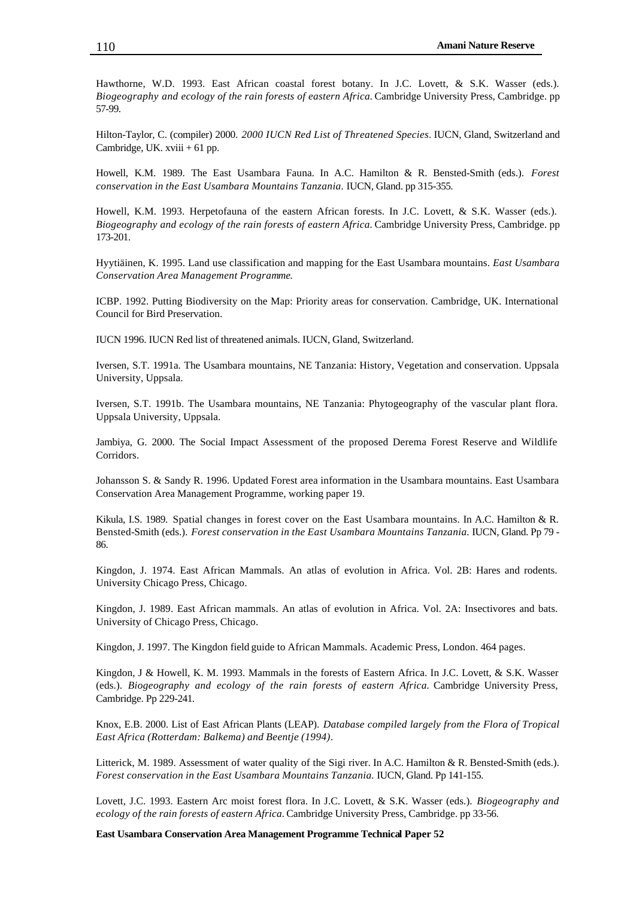Hawthorne, W.D. 1993. East African coastal forest botany. In J.C. Lovett, & S.K. Wasser (eds.). *Biogeography and ecology of the rain forests of eastern Africa*. Cambridge University Press, Cambridge. pp 57-99.

Hilton-Taylor, C. (compiler) 2000. *2000 IUCN Red List of Threatened Species*. IUCN, Gland, Switzerland and Cambridge, UK. xviii + 61 pp.

Howell, K.M. 1989. The East Usambara Fauna. In A.C. Hamilton & R. Bensted-Smith (eds.). *Forest conservation in the East Usambara Mountains Tanzania*. IUCN, Gland. pp 315-355.

Howell, K.M. 1993. Herpetofauna of the eastern African forests. In J.C. Lovett, & S.K. Wasser (eds.). *Biogeography and ecology of the rain forests of eastern Africa*. Cambridge University Press, Cambridge. pp 173-201.

Hyytiäinen, K. 1995. Land use classification and mapping for the East Usambara mountains. *East Usambara Conservation Area Management Programme.*

ICBP. 1992. Putting Biodiversity on the Map: Priority areas for conservation. Cambridge, UK. International Council for Bird Preservation.

IUCN 1996. IUCN Red list of threatened animals. IUCN, Gland, Switzerland.

Iversen, S.T. 1991a. The Usambara mountains, NE Tanzania: History, Vegetation and conservation. Uppsala University, Uppsala.

Iversen, S.T. 1991b. The Usambara mountains, NE Tanzania: Phytogeography of the vascular plant flora. Uppsala University, Uppsala.

Jambiya, G. 2000. The Social Impact Assessment of the proposed Derema Forest Reserve and Wildlife Corridors.

Johansson S. & Sandy R. 1996. Updated Forest area information in the Usambara mountains. East Usambara Conservation Area Management Programme, working paper 19.

Kikula, I.S. 1989. Spatial changes in forest cover on the East Usambara mountains. In A.C. Hamilton & R. Bensted-Smith (eds.). *Forest conservation in the East Usambara Mountains Tanzania*. IUCN, Gland. Pp 79 - 86.

Kingdon, J. 1974. East African Mammals. An atlas of evolution in Africa. Vol. 2B: Hares and rodents. University Chicago Press, Chicago.

Kingdon, J. 1989. East African mammals. An atlas of evolution in Africa. Vol. 2A: Insectivores and bats. University of Chicago Press, Chicago.

Kingdon, J. 1997. The Kingdon field guide to African Mammals. Academic Press, London. 464 pages.

Kingdon, J & Howell, K. M. 1993. Mammals in the forests of Eastern Africa. In J.C. Lovett, & S.K. Wasser (eds.). *Biogeography and ecology of the rain forests of eastern Africa*. Cambridge University Press, Cambridge. Pp 229-241.

Knox, E.B. 2000. List of East African Plants (LEAP). *Database compiled largely from the Flora of Tropical East Africa (Rotterdam: Balkema) and Beentje (1994)*.

Litterick, M. 1989. Assessment of water quality of the Sigi river. In A.C. Hamilton & R. Bensted-Smith (eds.). *Forest conservation in the East Usambara Mountains Tanzania.* IUCN, Gland. Pp 141-155.

Lovett, J.C. 1993. Eastern Arc moist forest flora. In J.C. Lovett, & S.K. Wasser (eds.). *Biogeography and ecology of the rain forests of eastern Africa*. Cambridge University Press, Cambridge. pp 33-56.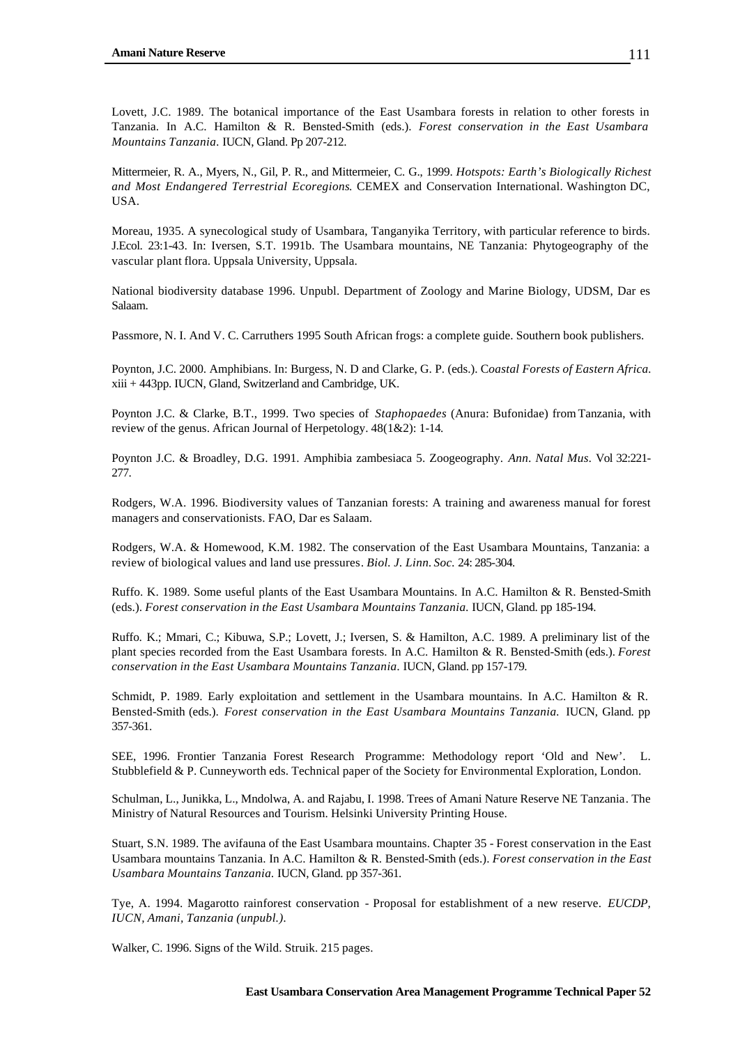Lovett, J.C. 1989. The botanical importance of the East Usambara forests in relation to other forests in Tanzania. In A.C. Hamilton & R. Bensted-Smith (eds.). *Forest conservation in the East Usambara Mountains Tanzania*. IUCN, Gland. Pp 207-212.

Mittermeier, R. A., Myers, N., Gil, P. R., and Mittermeier, C. G., 1999. *Hotspots: Earth's Biologically Richest and Most Endangered Terrestrial Ecoregions*. CEMEX and Conservation International. Washington DC, USA.

Moreau, 1935. A synecological study of Usambara, Tanganyika Territory, with particular reference to birds. J.Ecol. 23:1-43. In: Iversen, S.T. 1991b. The Usambara mountains, NE Tanzania: Phytogeography of the vascular plant flora. Uppsala University, Uppsala.

National biodiversity database 1996. Unpubl. Department of Zoology and Marine Biology, UDSM, Dar es Salaam.

Passmore, N. I. And V. C. Carruthers 1995 South African frogs: a complete guide. Southern book publishers.

Poynton, J.C. 2000. Amphibians. In: Burgess, N. D and Clarke, G. P. (eds.). C*oastal Forests of Eastern Africa*. xiii + 443pp. IUCN, Gland, Switzerland and Cambridge, UK.

Poynton J.C. & Clarke, B.T., 1999. Two species of *Staphopaedes* (Anura: Bufonidae) from Tanzania, with review of the genus. African Journal of Herpetology. 48(1&2): 1-14.

Poynton J.C. & Broadley, D.G. 1991. Amphibia zambesiaca 5. Zoogeography. *Ann. Natal Mus.* Vol 32:221-277.

Rodgers, W.A. 1996. Biodiversity values of Tanzanian forests: A training and awareness manual for forest managers and conservationists. FAO, Dar es Salaam.

Rodgers, W.A. & Homewood, K.M. 1982. The conservation of the East Usambara Mountains, Tanzania: a review of biological values and land use pressures. *Biol. J. Linn. Soc.* 24: 285-304.

Ruffo. K. 1989. Some useful plants of the East Usambara Mountains. In A.C. Hamilton & R. Bensted-Smith (eds.). *Forest conservation in the East Usambara Mountains Tanzania*. IUCN, Gland. pp 185-194.

Ruffo. K.; Mmari, C.; Kibuwa, S.P.; Lovett, J.; Iversen, S. & Hamilton, A.C. 1989. A preliminary list of the plant species recorded from the East Usambara forests. In A.C. Hamilton & R. Bensted-Smith (eds.). *Forest conservation in the East Usambara Mountains Tanzania*. IUCN, Gland. pp 157-179.

Schmidt, P. 1989. Early exploitation and settlement in the Usambara mountains. In A.C. Hamilton & R. Bensted-Smith (eds.). *Forest conservation in the East Usambara Mountains Tanzania.* IUCN, Gland. pp 357-361.

SEE, 1996. Frontier Tanzania Forest Research Programme: Methodology report 'Old and New'. L. Stubblefield & P. Cunneyworth eds. Technical paper of the Society for Environmental Exploration, London.

Schulman, L., Junikka, L., Mndolwa, A. and Rajabu, I. 1998. Trees of Amani Nature Reserve NE Tanzania. The Ministry of Natural Resources and Tourism. Helsinki University Printing House.

Stuart, S.N. 1989. The avifauna of the East Usambara mountains. Chapter 35 - Forest conservation in the East Usambara mountains Tanzania. In A.C. Hamilton & R. Bensted-Smith (eds.). *Forest conservation in the East Usambara Mountains Tanzania*. IUCN, Gland. pp 357-361.

Tye, A. 1994. Magarotto rainforest conservation - Proposal for establishment of a new reserve. *EUCDP, IUCN, Amani, Tanzania (unpubl.)*.

Walker, C. 1996. Signs of the Wild. Struik. 215 pages.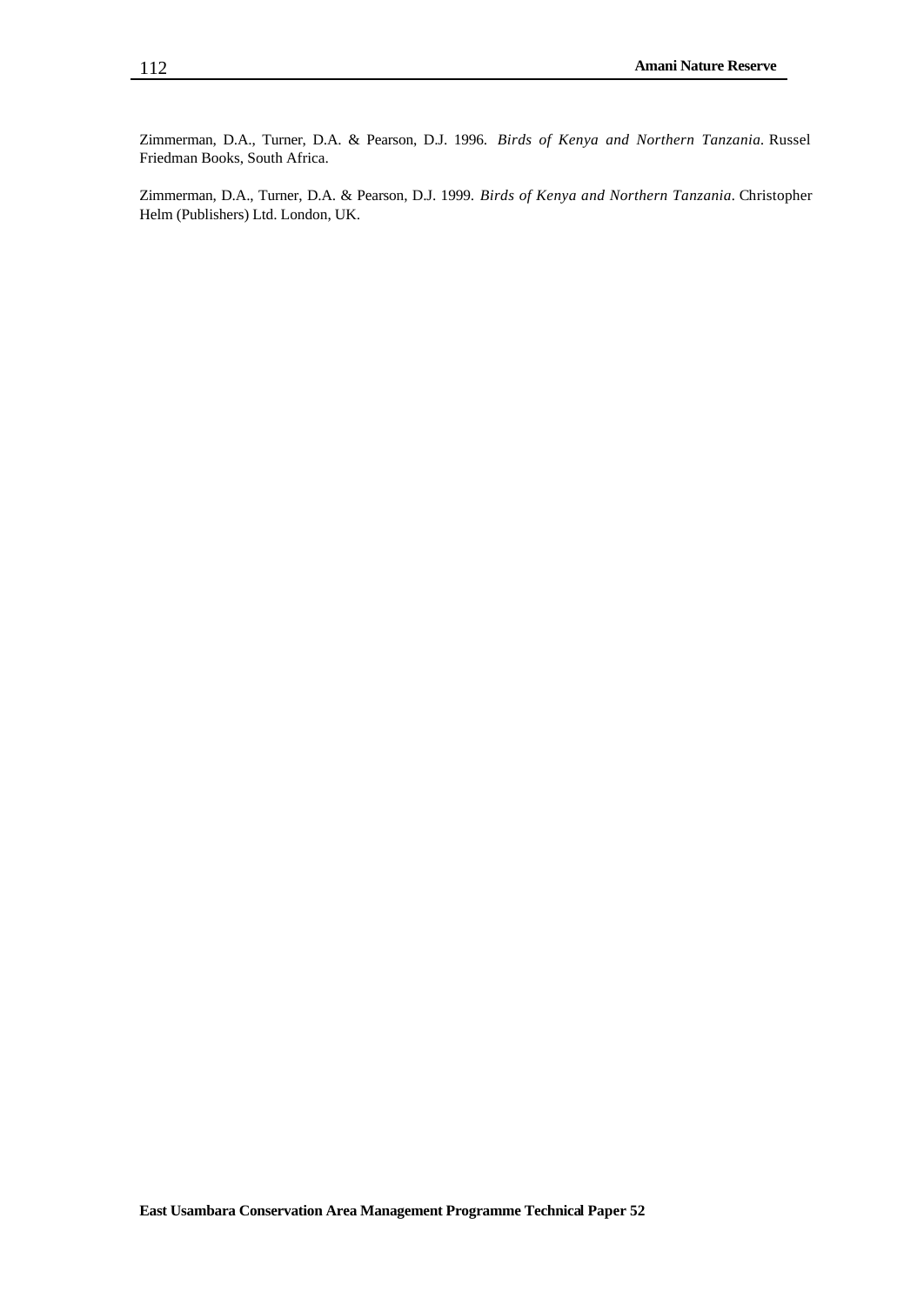Zimmerman, D.A., Turner, D.A. & Pearson, D.J. 1996. *Birds of Kenya and Northern Tanzania*. Russel Friedman Books, South Africa.

Zimmerman, D.A., Turner, D.A. & Pearson, D.J. 1999. *Birds of Kenya and Northern Tanzania*. Christopher Helm (Publishers) Ltd. London, UK.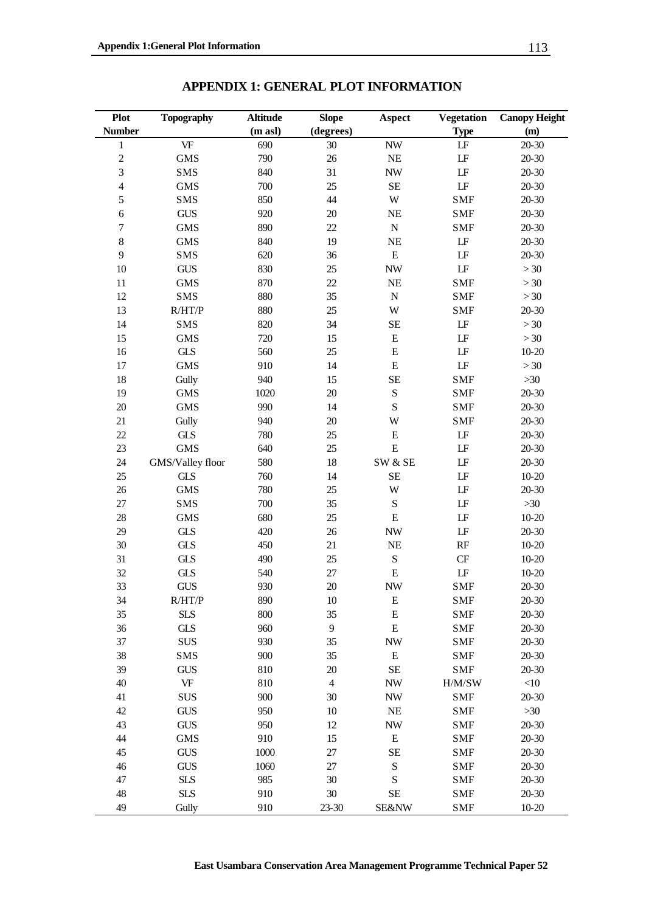# APPENDIX 1: GENERAL PLOT INFORMATION

| Plot Number | Topography | Altitude (m asl) | Slope (degrees) | Aspect | Vegetation Type | Canopy Height (m) |
|---|---|---|---|---|---|---|
| 1 | VF | 690 | 30 | NW | LF | 20-30 |
| 2 | GMS | 790 | 26 | NE | LF | 20-30 |
| 3 | SMS | 840 | 31 | NW | LF | 20-30 |
| 4 | GMS | 700 | 25 | SE | LF | 20-30 |
| 5 | SMS | 850 | 44 | W | SMF | 20-30 |
| 6 | GUS | 920 | 20 | NE | SMF | 20-30 |
| 7 | GMS | 890 | 22 | N | SMF | 20-30 |
| 8 | GMS | 840 | 19 | NE | LF | 20-30 |
| 9 | SMS | 620 | 36 | E | LF | 20-30 |
| 10 | GUS | 830 | 25 | NW | LF | > 30 |
| 11 | GMS | 870 | 22 | NE | SMF | > 30 |
| 12 | SMS | 880 | 35 | N | SMF | > 30 |
| 13 | R/HT/P | 880 | 25 | W | SMF | 20-30 |
| 14 | SMS | 820 | 34 | SE | LF | > 30 |
| 15 | GMS | 720 | 15 | E | LF | > 30 |
| 16 | GLS | 560 | 25 | E | LF | 10-20 |
| 17 | GMS | 910 | 14 | E | LF | > 30 |
| 18 | Gully | 940 | 15 | SE | SMF | >30 |
| 19 | GMS | 1020 | 20 | S | SMF | 20-30 |
| 20 | GMS | 990 | 14 | S | SMF | 20-30 |
| 21 | Gully | 940 | 20 | W | SMF | 20-30 |
| 22 | GLS | 780 | 25 | E | LF | 20-30 |
| 23 | GMS | 640 | 25 | E | LF | 20-30 |
| 24 | GMS/Valley floor | 580 | 18 | SW & SE | LF | 20-30 |
| 25 | GLS | 760 | 14 | SE | LF | 10-20 |
| 26 | GMS | 780 | 25 | W | LF | 20-30 |
| 27 | SMS | 700 | 35 | S | LF | >30 |
| 28 | GMS | 680 | 25 | E | LF | 10-20 |
| 29 | GLS | 420 | 26 | NW | LF | 20-30 |
| 30 | GLS | 450 | 21 | NE | RF | 10-20 |
| 31 | GLS | 490 | 25 | S | CF | 10-20 |
| 32 | GLS | 540 | 27 | E | LF | 10-20 |
| 33 | GUS | 930 | 20 | NW | SMF | 20-30 |
| 34 | R/HT/P | 890 | 10 | E | SMF | 20-30 |
| 35 | SLS | 800 | 35 | E | SMF | 20-30 |
| 36 | GLS | 960 | 9 | E | SMF | 20-30 |
| 37 | SUS | 930 | 35 | NW | SMF | 20-30 |
| 38 | SMS | 900 | 35 | E | SMF | 20-30 |
| 39 | GUS | 810 | 20 | SE | SMF | 20-30 |
| 40 | VF | 810 | 4 | NW | H/M/SW | <10 |
| 41 | SUS | 900 | 30 | NW | SMF | 20-30 |
| 42 | GUS | 950 | 10 | NE | SMF | >30 |
| 43 | GUS | 950 | 12 | NW | SMF | 20-30 |
| 44 | GMS | 910 | 15 | E | SMF | 20-30 |
| 45 | GUS | 1000 | 27 | SE | SMF | 20-30 |
| 46 | GUS | 1060 | 27 | S | SMF | 20-30 |
| 47 | SLS | 985 | 30 | S | SMF | 20-30 |
| 48 | SLS | 910 | 30 | SE | SMF | 20-30 |
| 49 | Gully | 910 | 23-30 | SE&NW | SMF | 10-20 |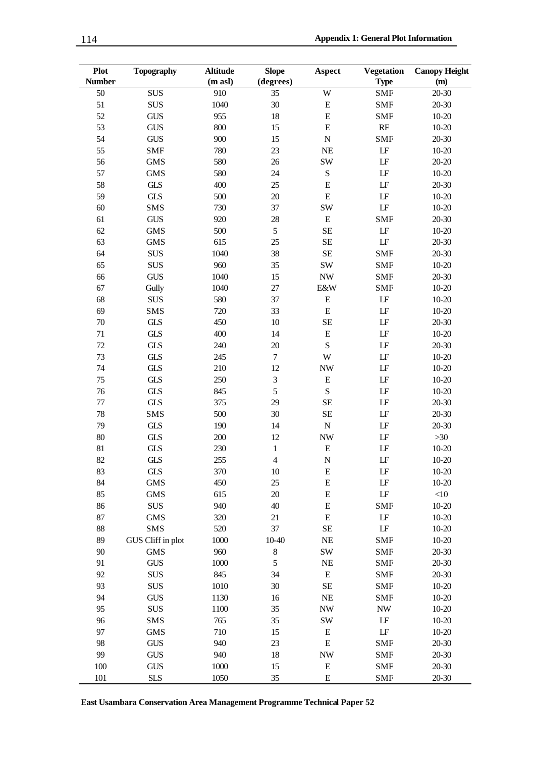| Plot Number | Topography | Altitude (m asl) | Slope (degrees) | Aspect | Vegetation Type | Canopy Height (m) |
|---|---|---|---|---|---|---|
| 50 | SUS | 910 | 35 | W | SMF | 20-30 |
| 51 | SUS | 1040 | 30 | E | SMF | 20-30 |
| 52 | GUS | 955 | 18 | E | SMF | 10-20 |
| 53 | GUS | 800 | 15 | E | RF | 10-20 |
| 54 | GUS | 900 | 15 | N | SMF | 20-30 |
| 55 | SMF | 780 | 23 | NE | LF | 10-20 |
| 56 | GMS | 580 | 26 | SW | LF | 20-20 |
| 57 | GMS | 580 | 24 | S | LF | 10-20 |
| 58 | GLS | 400 | 25 | E | LF | 20-30 |
| 59 | GLS | 500 | 20 | E | LF | 10-20 |
| 60 | SMS | 730 | 37 | SW | LF | 10-20 |
| 61 | GUS | 920 | 28 | E | SMF | 20-30 |
| 62 | GMS | 500 | 5 | SE | LF | 10-20 |
| 63 | GMS | 615 | 25 | SE | LF | 20-30 |
| 64 | SUS | 1040 | 38 | SE | SMF | 20-30 |
| 65 | SUS | 960 | 35 | SW | SMF | 10-20 |
| 66 | GUS | 1040 | 15 | NW | SMF | 20-30 |
| 67 | Gully | 1040 | 27 | E&W | SMF | 10-20 |
| 68 | SUS | 580 | 37 | E | LF | 10-20 |
| 69 | SMS | 720 | 33 | E | LF | 10-20 |
| 70 | GLS | 450 | 10 | SE | LF | 20-30 |
| 71 | GLS | 400 | 14 | E | LF | 10-20 |
| 72 | GLS | 240 | 20 | S | LF | 20-30 |
| 73 | GLS | 245 | 7 | W | LF | 10-20 |
| 74 | GLS | 210 | 12 | NW | LF | 10-20 |
| 75 | GLS | 250 | 3 | E | LF | 10-20 |
| 76 | GLS | 845 | 5 | S | LF | 10-20 |
| 77 | GLS | 375 | 29 | SE | LF | 20-30 |
| 78 | SMS | 500 | 30 | SE | LF | 20-30 |
| 79 | GLS | 190 | 14 | N | LF | 20-30 |
| 80 | GLS | 200 | 12 | NW | LF | >30 |
| 81 | GLS | 230 | 1 | E | LF | 10-20 |
| 82 | GLS | 255 | 4 | N | LF | 10-20 |
| 83 | GLS | 370 | 10 | E | LF | 10-20 |
| 84 | GMS | 450 | 25 | E | LF | 10-20 |
| 85 | GMS | 615 | 20 | E | LF | <10 |
| 86 | SUS | 940 | 40 | E | SMF | 10-20 |
| 87 | GMS | 320 | 21 | E | LF | 10-20 |
| 88 | SMS | 520 | 37 | SE | LF | 10-20 |
| 89 | GUS Cliff in plot | 1000 | 10-40 | NE | SMF | 10-20 |
| 90 | GMS | 960 | 8 | SW | SMF | 20-30 |
| 91 | GUS | 1000 | 5 | NE | SMF | 20-30 |
| 92 | SUS | 845 | 34 | E | SMF | 20-30 |
| 93 | SUS | 1010 | 30 | SE | SMF | 10-20 |
| 94 | GUS | 1130 | 16 | NE | SMF | 10-20 |
| 95 | SUS | 1100 | 35 | NW | NW | 10-20 |
| 96 | SMS | 765 | 35 | SW | LF | 10-20 |
| 97 | GMS | 710 | 15 | E | LF | 10-20 |
| 98 | GUS | 940 | 23 | E | SMF | 20-30 |
| 99 | GUS | 940 | 18 | NW | SMF | 20-30 |
| 100 | GUS | 1000 | 15 | E | SMF | 20-30 |
| 101 | SLS | 1050 | 35 | E | SMF | 20-30 |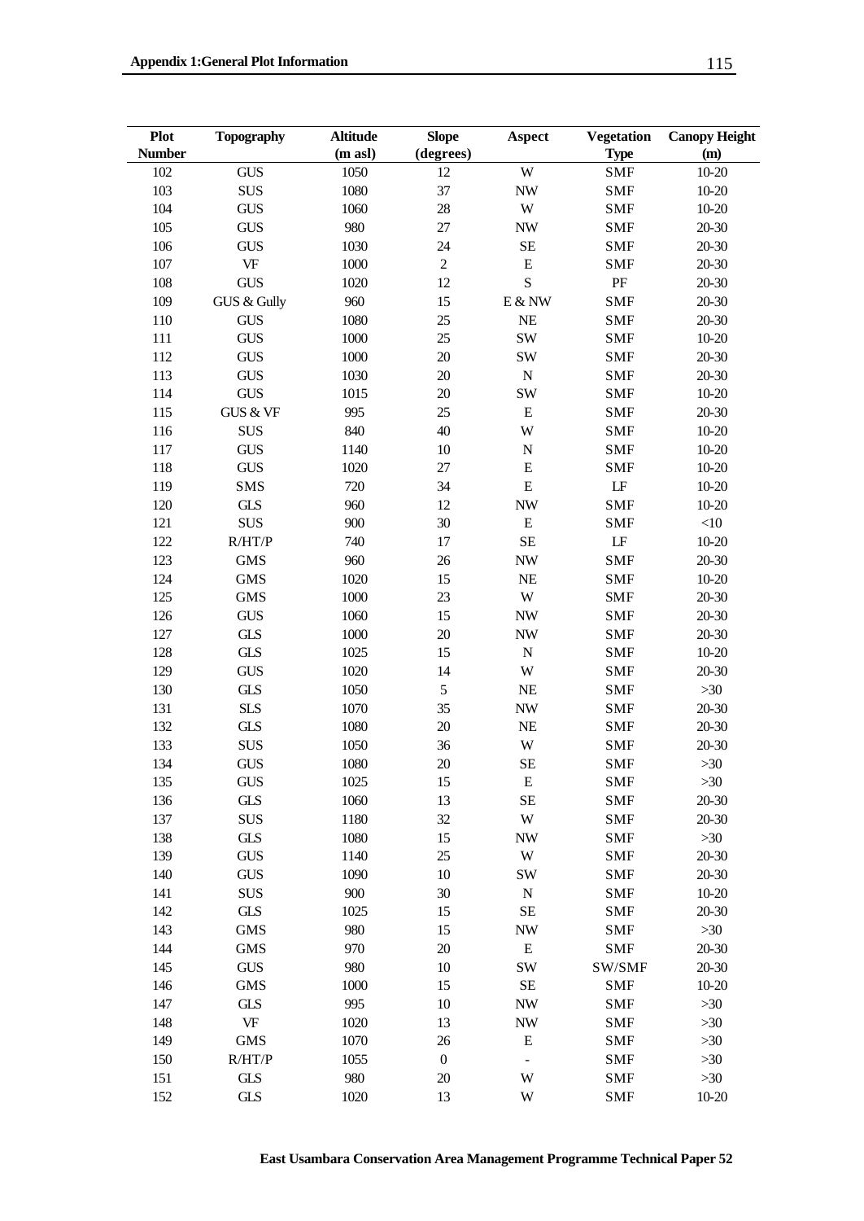| Plot Number | Topography | Altitude (m asl) | Slope (degrees) | Aspect | Vegetation Type | Canopy Height (m) |
|---|---|---|---|---|---|---|
| 102 | GUS | 1050 | 12 | W | SMF | 10-20 |
| 103 | SUS | 1080 | 37 | NW | SMF | 10-20 |
| 104 | GUS | 1060 | 28 | W | SMF | 10-20 |
| 105 | GUS | 980 | 27 | NW | SMF | 20-30 |
| 106 | GUS | 1030 | 24 | SE | SMF | 20-30 |
| 107 | VF | 1000 | 2 | E | SMF | 20-30 |
| 108 | GUS | 1020 | 12 | S | PF | 20-30 |
| 109 | GUS & Gully | 960 | 15 | E & NW | SMF | 20-30 |
| 110 | GUS | 1080 | 25 | NE | SMF | 20-30 |
| 111 | GUS | 1000 | 25 | SW | SMF | 10-20 |
| 112 | GUS | 1000 | 20 | SW | SMF | 20-30 |
| 113 | GUS | 1030 | 20 | N | SMF | 20-30 |
| 114 | GUS | 1015 | 20 | SW | SMF | 10-20 |
| 115 | GUS & VF | 995 | 25 | E | SMF | 20-30 |
| 116 | SUS | 840 | 40 | W | SMF | 10-20 |
| 117 | GUS | 1140 | 10 | N | SMF | 10-20 |
| 118 | GUS | 1020 | 27 | E | SMF | 10-20 |
| 119 | SMS | 720 | 34 | E | LF | 10-20 |
| 120 | GLS | 960 | 12 | NW | SMF | 10-20 |
| 121 | SUS | 900 | 30 | E | SMF | <10 |
| 122 | R/HT/P | 740 | 17 | SE | LF | 10-20 |
| 123 | GMS | 960 | 26 | NW | SMF | 20-30 |
| 124 | GMS | 1020 | 15 | NE | SMF | 10-20 |
| 125 | GMS | 1000 | 23 | W | SMF | 20-30 |
| 126 | GUS | 1060 | 15 | NW | SMF | 20-30 |
| 127 | GLS | 1000 | 20 | NW | SMF | 20-30 |
| 128 | GLS | 1025 | 15 | N | SMF | 10-20 |
| 129 | GUS | 1020 | 14 | W | SMF | 20-30 |
| 130 | GLS | 1050 | 5 | NE | SMF | >30 |
| 131 | SLS | 1070 | 35 | NW | SMF | 20-30 |
| 132 | GLS | 1080 | 20 | NE | SMF | 20-30 |
| 133 | SUS | 1050 | 36 | W | SMF | 20-30 |
| 134 | GUS | 1080 | 20 | SE | SMF | >30 |
| 135 | GUS | 1025 | 15 | E | SMF | >30 |
| 136 | GLS | 1060 | 13 | SE | SMF | 20-30 |
| 137 | SUS | 1180 | 32 | W | SMF | 20-30 |
| 138 | GLS | 1080 | 15 | NW | SMF | >30 |
| 139 | GUS | 1140 | 25 | W | SMF | 20-30 |
| 140 | GUS | 1090 | 10 | SW | SMF | 20-30 |
| 141 | SUS | 900 | 30 | N | SMF | 10-20 |
| 142 | GLS | 1025 | 15 | SE | SMF | 20-30 |
| 143 | GMS | 980 | 15 | NW | SMF | >30 |
| 144 | GMS | 970 | 20 | E | SMF | 20-30 |
| 145 | GUS | 980 | 10 | SW | SW/SMF | 20-30 |
| 146 | GMS | 1000 | 15 | SE | SMF | 10-20 |
| 147 | GLS | 995 | 10 | NW | SMF | >30 |
| 148 | VF | 1020 | 13 | NW | SMF | >30 |
| 149 | GMS | 1070 | 26 | E | SMF | >30 |
| 150 | R/HT/P | 1055 | 0 | - | SMF | >30 |
| 151 | GLS | 980 | 20 | W | SMF | >30 |
| 152 | GLS | 1020 | 13 | W | SMF | 10-20 |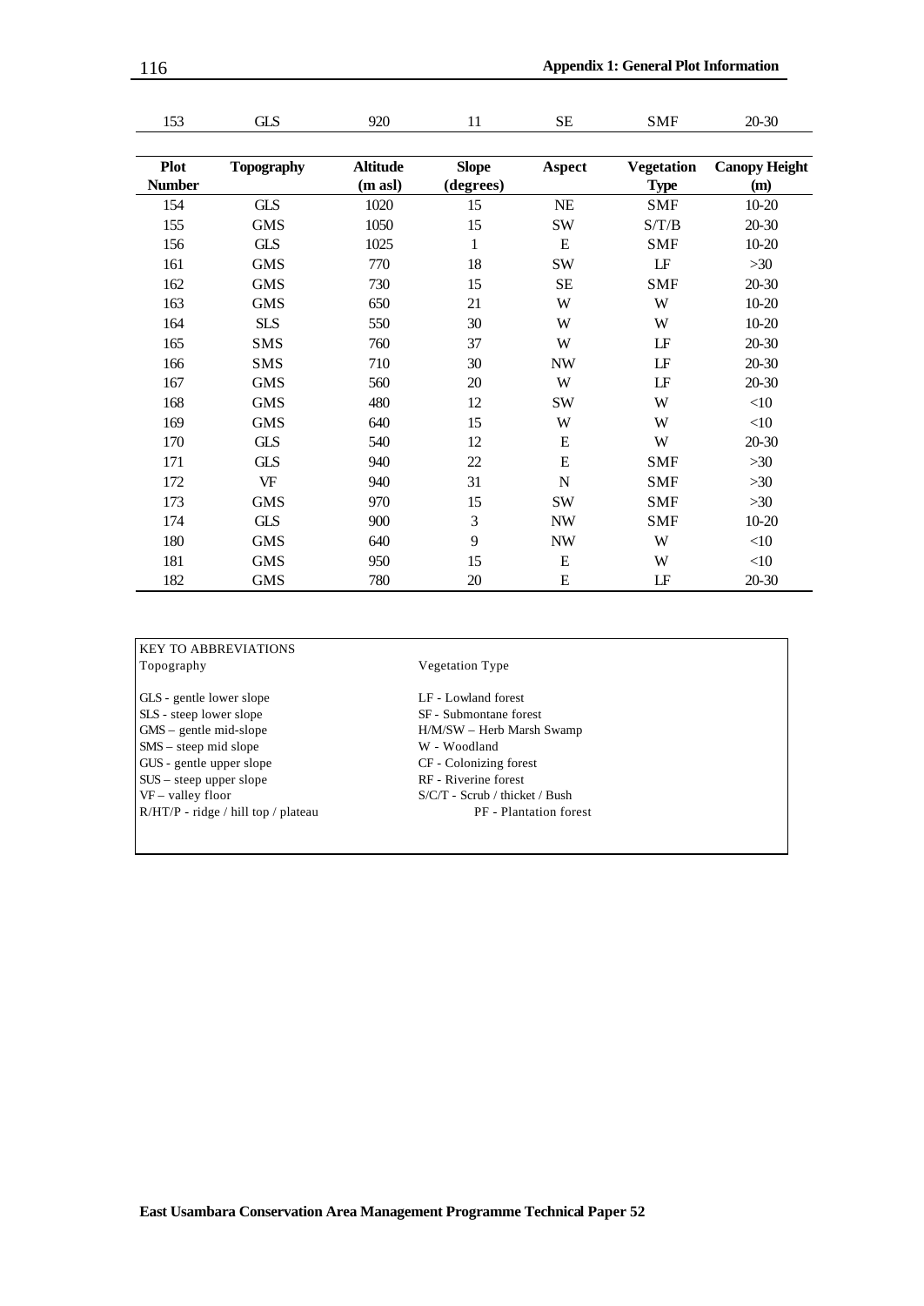| Plot Number | Topography | Altitude (m asl) | Slope (degrees) | Aspect | Vegetation Type | Canopy Height (m) |
|---|---|---|---|---|---|---|
| 153 | GLS | 920 | 11 | SE | SMF | 20-30 |
| 154 | GLS | 1020 | 15 | NE | SMF | 10-20 |
| 155 | GMS | 1050 | 15 | SW | S/T/B | 20-30 |
| 156 | GLS | 1025 | 1 | E | SMF | 10-20 |
| 161 | GMS | 770 | 18 | SW | LF | >30 |
| 162 | GMS | 730 | 15 | SE | SMF | 20-30 |
| 163 | GMS | 650 | 21 | W | W | 10-20 |
| 164 | SLS | 550 | 30 | W | W | 10-20 |
| 165 | SMS | 760 | 37 | W | LF | 20-30 |
| 166 | SMS | 710 | 30 | NW | LF | 20-30 |
| 167 | GMS | 560 | 20 | W | LF | 20-30 |
| 168 | GMS | 480 | 12 | SW | W | <10 |
| 169 | GMS | 640 | 15 | W | W | <10 |
| 170 | GLS | 540 | 12 | E | W | 20-30 |
| 171 | GLS | 940 | 22 | E | SMF | >30 |
| 172 | VF | 940 | 31 | N | SMF | >30 |
| 173 | GMS | 970 | 15 | SW | SMF | >30 |
| 174 | GLS | 900 | 3 | NW | SMF | 10-20 |
| 180 | GMS | 640 | 9 | NW | W | <10 |
| 181 | GMS | 950 | 15 | E | W | <10 |
| 182 | GMS | 780 | 20 | E | LF | 20-30 |

KEY TO ABBREVIATIONS

**Topography**

- GLS - gentle lower slope
- SLS - steep lower slope
- GMS – gentle mid-slope
- SMS – steep mid slope
- GUS - gentle upper slope
- SUS – steep upper slope
- VF – valley floor
- R/HT/P - ridge / hill top / plateau

**Vegetation Type**

- LF - Lowland forest
- SF - Submontane forest
- H/M/SW – Herb Marsh Swamp
- W - Woodland
- CF - Colonizing forest
- RF - Riverine forest
- S/C/T - Scrub / thicket / Bush
- PF - Plantation forest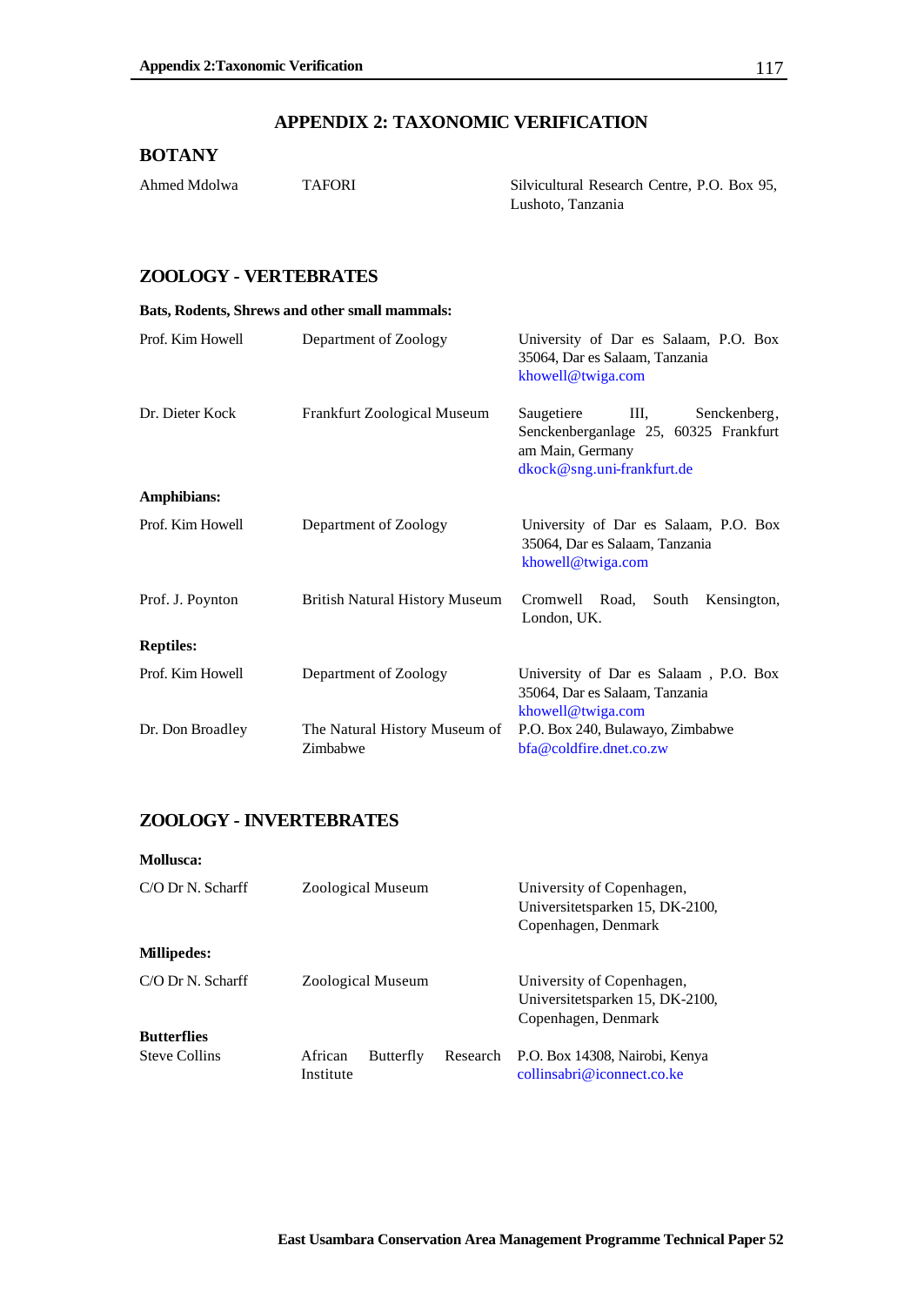# APPENDIX 2: TAXONOMIC VERIFICATION

## BOTANY

| | | |
|---|---|---|
| Ahmed Mdolwa | TAFORI | Silvicultural Research Centre, P.O. Box 95, Lushoto, Tanzania |

## ZOOLOGY - VERTEBRATES

**Bats, Rodents, Shrews and other small mammals:**

| | | |
|---|---|---|
| Prof. Kim Howell | Department of Zoology | University of Dar es Salaam, P.O. Box 35064, Dar es Salaam, Tanzania khowell@twiga.com |
| Dr. Dieter Kock | Frankfurt Zoological Museum | Saugetiere III, Senckenberg, Senckenberganlage 25, 60325 Frankfurt am Main, Germany dkock@sng.uni-frankfurt.de |

**Amphibians:**

| | | |
|---|---|---|
| Prof. Kim Howell | Department of Zoology | University of Dar es Salaam, P.O. Box 35064, Dar es Salaam, Tanzania khowell@twiga.com |
| Prof. J. Poynton | British Natural History Museum | Cromwell Road, South Kensington, London, UK. |

**Reptiles:**

| | | |
|---|---|---|
| Prof. Kim Howell | Department of Zoology | University of Dar es Salaam , P.O. Box 35064, Dar es Salaam, Tanzania khowell@twiga.com |
| Dr. Don Broadley | The Natural History Museum of Zimbabwe | P.O. Box 240, Bulawayo, Zimbabwe bfa@coldfire.dnet.co.zw |

## ZOOLOGY - INVERTEBRATES

**Mollusca:**

| | | |
|---|---|---|
| C/O Dr N. Scharff | Zoological Museum | University of Copenhagen, Universitetsparken 15, DK-2100, Copenhagen, Denmark |

**Millipedes:**

| | | |
|---|---|---|
| C/O Dr N. Scharff | Zoological Museum | University of Copenhagen, Universitetsparken 15, DK-2100, Copenhagen, Denmark |

**Butterflies**

| | | |
|---|---|---|
| Steve Collins | African Butterfly Research Institute | P.O. Box 14308, Nairobi, Kenya collinsabri@iconnect.co.ke |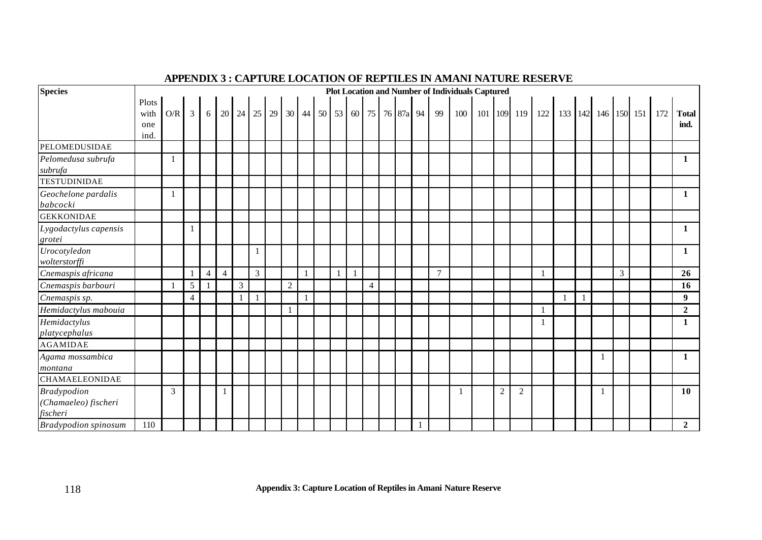## APPENDIX 3 : CAPTURE LOCATION OF REPTILES IN AMANI NATURE RESERVE

| Species | Plot Location and Number of Individuals Captured | | | | | | | | | | | | | | | | | | | | | | | | | | | | | |
|---|---|---|---|---|---|---|---|---|---|---|---|---|---|---|---|---|---|---|---|---|---|---|---|---|---|---|---|---|---|---|
| | Plots with one ind. | O/R | 3 | 6 | 20 | 24 | 25 | 29 | 30 | 44 | 50 | 53 | 60 | 75 | 76 | 87a | 94 | 99 | 100 | 101 | 109 | 119 | 122 | 133 | 142 | 146 | 150 | 151 | 172 | **Total ind.** |
| PELOMEDUSIDAE | | | | | | | | | | | | | | | | | | | | | | | | | | | | | | |
| *Pelomedusa subrufa subrufa* | | 1 | | | | | | | | | | | | | | | | | | | | | | | | | | | | **1** |
| TESTUDINIDAE | | | | | | | | | | | | | | | | | | | | | | | | | | | | | | |
| *Geochelone pardalis babcocki* | | 1 | | | | | | | | | | | | | | | | | | | | | | | | | | | | **1** |
| GEKKONIDAE | | | | | | | | | | | | | | | | | | | | | | | | | | | | | | |
| *Lygodactylus capensis grotei* | | | 1 | | | | | | | | | | | | | | | | | | | | | | | | | | | **1** |
| *Urocotyledon wolterstorffi* | | | | | | | 1 | | | | | | | | | | | | | | | | | | | | | | | **1** |
| *Cnemaspis africana* | | | 1 | 4 | 4 | | 3 | | | 1 | | 1 | 1 | | | | | 7 | | | | | 1 | | | | 3 | | | **26** |
| *Cnemaspis barbouri* | | 1 | 5 | 1 | | 3 | | | 2 | | | | | 4 | | | | | | | | | | | | | | | | **16** |
| *Cnemaspis sp.* | | | 4 | | | 1 | 1 | | | 1 | | | | | | | | | | | | | | 1 | 1 | | | | | **9** |
| *Hemidactylus mabouia* | | | | | | | | | 1 | | | | | | | | | | | | | | 1 | | | | | | | **2** |
| *Hemidactylus platycephalus* | | | | | | | | | | | | | | | | | | | | | | | 1 | | | | | | | **1** |
| AGAMIDAE | | | | | | | | | | | | | | | | | | | | | | | | | | | | | | |
| *Agama mossambica montana* | | | | | | | | | | | | | | | | | | | | | | | | | | 1 | | | | **1** |
| CHAMAELEONIDAE | | | | | | | | | | | | | | | | | | | | | | | | | | | | | | |
| *Bradypodion (Chamaeleo) fischeri fischeri* | | 3 | | | 1 | | | | | | | | | | | | | | 1 | | 2 | 2 | | | | 1 | | | | **10** |
| *Bradypodion spinosum* | 110 | | | | | | | | | | | | | | | | 1 | | | | | | | | | | | | | **2** |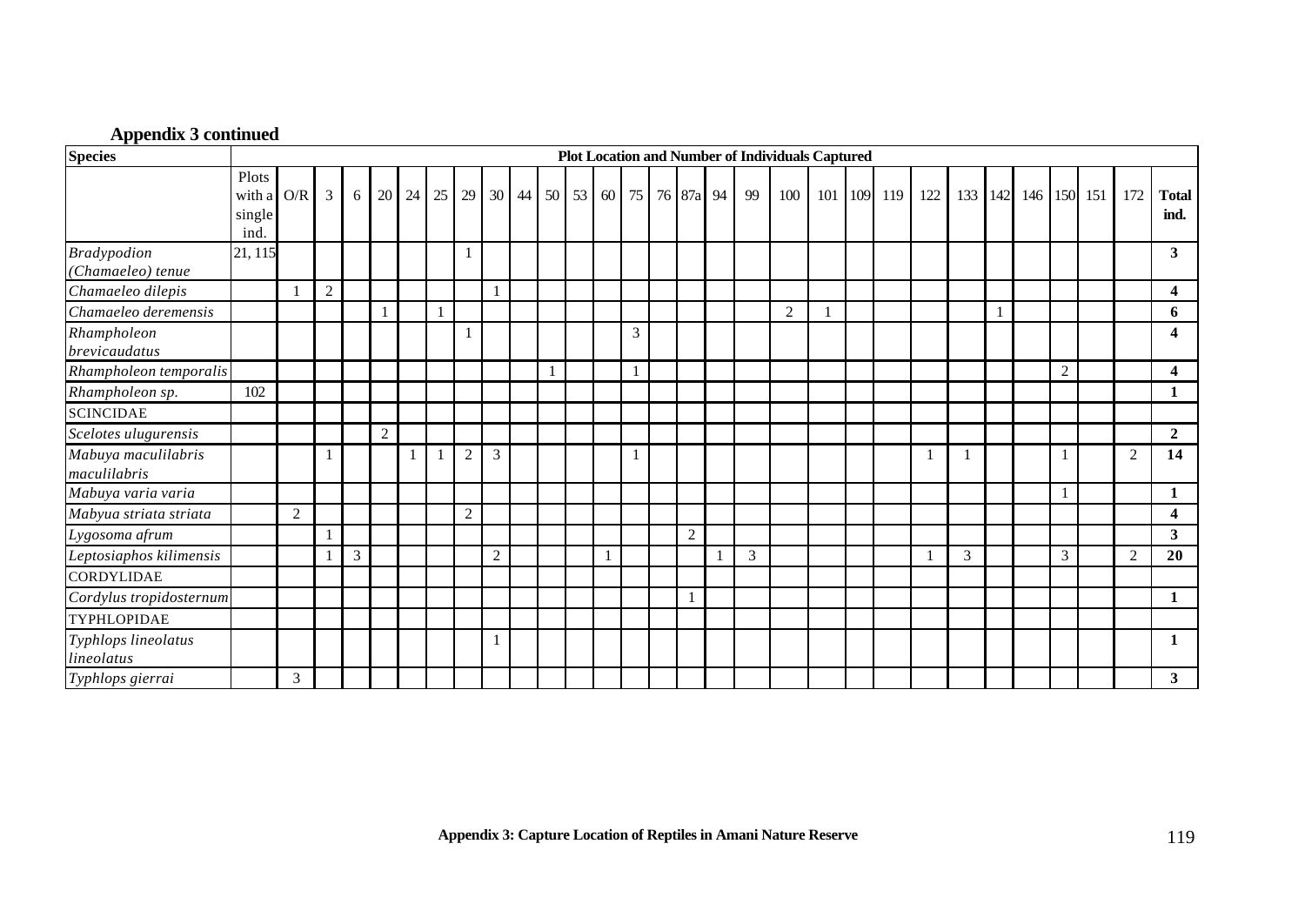**Appendix 3 continued**

| Species | Plot Location and Number of Individuals Captured | | | | | | | | | | | | | | | | | | | | | | | | | | | | | |
|---|---|---|---|---|---|---|---|---|---|---|---|---|---|---|---|---|---|---|---|---|---|---|---|---|---|---|---|---|---|---|
| | Plots with a single ind. | O/R | 3 | 6 | 20 | 24 | 25 | 29 | 30 | 44 | 50 | 53 | 60 | 75 | 76 | 87a | 94 | 99 | 100 | 101 | 109 | 119 | 122 | 133 | 142 | 146 | 150 | 151 | 172 | **Total ind.** |
| *Bradypodion (Chamaeleo) tenue* | 21, 115 | | | | | | | 1 | | | | | | | | | | | | | | | | | | | | | | **3** |
| *Chamaeleo dilepis* | | 1 | 2 | | | | | | 1 | | | | | | | | | | | | | | | | | | | | | **4** |
| *Chamaeleo deremensis* | | | | | 1 | | 1 | | | | | | | | | | | | 2 | 1 | | | | | 1 | | | | | **6** |
| *Rhampholeon brevicaudatus* | | | | | | | | 1 | | | | | | 3 | | | | | | | | | | | | | | | | **4** |
| *Rhampholeon temporalis* | | | | | | | | | | | 1 | | | 1 | | | | | | | | | | | | | 2 | | | **4** |
| *Rhampholeon sp.* | 102 | | | | | | | | | | | | | | | | | | | | | | | | | | | | | **1** |
| SCINCIDAE | | | | | | | | | | | | | | | | | | | | | | | | | | | | | | |
| *Scelotes ulugurensis* | | | | | 2 | | | | | | | | | | | | | | | | | | | | | | | | | **2** |
| *Mabuya maculilabris maculilabris* | | | 1 | | | 1 | 1 | 2 | 3 | | | | | 1 | | | | | | | | | 1 | 1 | | | 1 | | 2 | **14** |
| *Mabuya varia varia* | | | | | | | | | | | | | | | | | | | | | | | | | | | 1 | | | **1** |
| *Mabyua striata striata* | | 2 | | | | | | 2 | | | | | | | | | | | | | | | | | | | | | | **4** |
| *Lygosoma afrum* | | | 1 | | | | | | | | | | | | | 2 | | | | | | | | | | | | | | **3** |
| *Leptosiaphos kilimensis* | | | 1 | 3 | | | | | 2 | | | | 1 | | | | 1 | 3 | | | | | 1 | 3 | | | 3 | | 2 | **20** |
| CORDYLIDAE | | | | | | | | | | | | | | | | | | | | | | | | | | | | | | |
| *Cordylus tropidosternum* | | | | | | | | | | | | | | | | 1 | | | | | | | | | | | | | | **1** |
| TYPHLOPIDAE | | | | | | | | | | | | | | | | | | | | | | | | | | | | | | |
| *Typhlops lineolatus lineolatus* | | | | | | | | | 1 | | | | | | | | | | | | | | | | | | | | | **1** |
| *Typhlops gierrai* | | 3 | | | | | | | | | | | | | | | | | | | | | | | | | | | | **3** |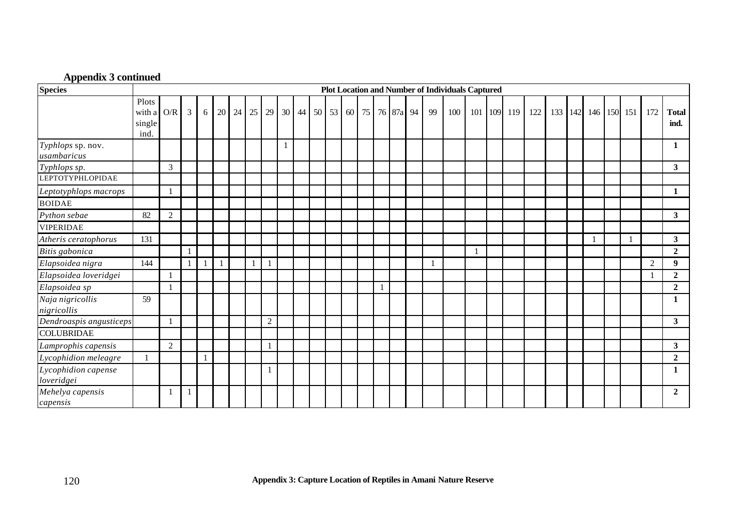**Appendix 3 continued**

| Species | Plot Location and Number of Individuals Captured | | | | | | | | | | | | | | | | | | | | | | | | | | | | | |
|---|---|---|---|---|---|---|---|---|---|---|---|---|---|---|---|---|---|---|---|---|---|---|---|---|---|---|---|---|---|---|
| | Plots with a single ind. | O/R | 3 | 6 | 20 | 24 | 25 | 29 | 30 | 44 | 50 | 53 | 60 | 75 | 76 | 87a | 94 | 99 | 100 | 101 | 109 | 119 | 122 | 133 | 142 | 146 | 150 | 151 | 172 | **Total ind.** |
| *Typhlops* sp. nov. *usambaricus* | | | | | | | | | 1 | | | | | | | | | | | | | | | | | | | | | **1** |
| *Typhlops sp.* | | 3 | | | | | | | | | | | | | | | | | | | | | | | | | | | | **3** |
| LEPTOTYPHLOPIDAE | | | | | | | | | | | | | | | | | | | | | | | | | | | | | | |
| *Leptotyphlops macrops* | | 1 | | | | | | | | | | | | | | | | | | | | | | | | | | | | **1** |
| BOIDAE | | | | | | | | | | | | | | | | | | | | | | | | | | | | | | |
| *Python sebae* | 82 | 2 | | | | | | | | | | | | | | | | | | | | | | | | | | | | **3** |
| VIPERIDAE | | | | | | | | | | | | | | | | | | | | | | | | | | | | | | |
| *Atheris ceratophorus* | 131 | | | | | | | | | | | | | | | | | | | | | | | | | 1 | | 1 | | **3** |
| *Bitis gabonica* | | | 1 | | | | | | | | | | | | | | | | | 1 | | | | | | | | | | **2** |
| *Elapsoidea nigra* | 144 | | 1 | 1 | 1 | | 1 | 1 | | | | | | | | | | 1 | | | | | | | | | | | 2 | **9** |
| *Elapsoidea loveridgei* | | 1 | | | | | | | | | | | | | | | | | | | | | | | | | | | 1 | **2** |
| *Elapsoidea sp* | | 1 | | | | | | | | | | | | | 1 | | | | | | | | | | | | | | | **2** |
| *Naja nigricollis nigricollis* | 59 | | | | | | | | | | | | | | | | | | | | | | | | | | | | | **1** |
| *Dendroaspis angusticeps* | | 1 | | | | | | 2 | | | | | | | | | | | | | | | | | | | | | | **3** |
| COLUBRIDAE | | | | | | | | | | | | | | | | | | | | | | | | | | | | | | |
| *Lamprophis capensis* | | 2 | | | | | | 1 | | | | | | | | | | | | | | | | | | | | | | **3** |
| *Lycophidion meleagre* | 1 | | | 1 | | | | | | | | | | | | | | | | | | | | | | | | | | **2** |
| *Lycophidion capense loveridgei* | | | | | | | | 1 | | | | | | | | | | | | | | | | | | | | | | **1** |
| *Mehelya capensis capensis* | | 1 | 1 | | | | | | | | | | | | | | | | | | | | | | | | | | | **2** |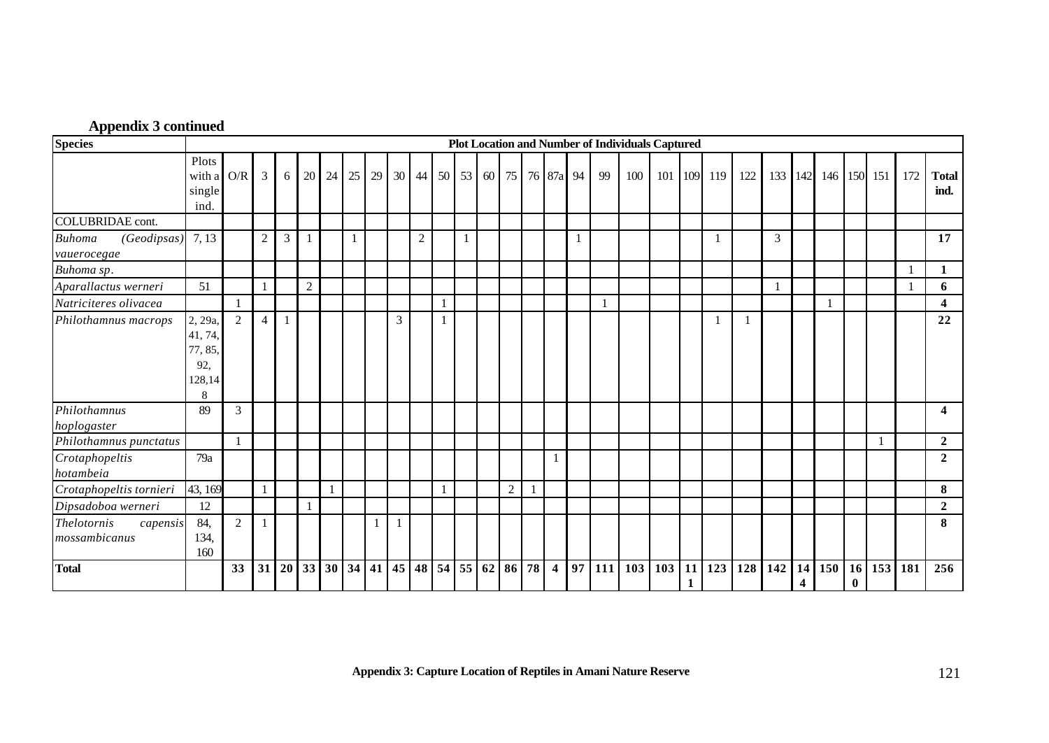**Appendix 3 continued**

| Species | Plot Location and Number of Individuals Captured | | | | | | | | | | | | | | | | | | | | | | | | | | | | | |
|---|---|---|---|---|---|---|---|---|---|---|---|---|---|---|---|---|---|---|---|---|---|---|---|---|---|---|---|---|---|---|
| | Plots with a single ind. | O/R | 3 | 6 | 20 | 24 | 25 | 29 | 30 | 44 | 50 | 53 | 60 | 75 | 76 | 87a | 94 | 99 | 100 | 101 | 109 | 119 | 122 | 133 | 142 | 146 | 150 | 151 | 172 | **Total ind.** |
| COLUBRIDAE cont. | | | | | | | | | | | | | | | | | | | | | | | | | | | | | | |
| *Buhoma (Geodipsas) vauerocegae* | 7, 13 | | 2 | 3 | 1 | | 1 | | | 2 | | 1 | | | | | 1 | | | | | 1 | | 3 | | | | | | **17** |
| *Buhoma sp.* | | | | | | | | | | | | | | | | | | | | | | | | | | | | | 1 | **1** |
| *Aparallactus werneri* | 51 | | 1 | | 2 | | | | | | | | | | | | | | | | | | | 1 | | | | | 1 | **6** |
| *Natriciteres olivacea* | | 1 | | | | | | | | | 1 | | | | | | | 1 | | | | | | | | 1 | | | | **4** |
| *Philothamnus macrops* | 2, 29a, 41, 74, 77, 85, 92, 128,148 | 2 | 4 | 1 | | | | | 3 | | 1 | | | | | | | | | | | 1 | 1 | | | | | | | **22** |
| *Philothamnus hoplogaster* | 89 | 3 | | | | | | | | | | | | | | | | | | | | | | | | | | | | **4** |
| *Philothamnus punctatus* | | 1 | | | | | | | | | | | | | | | | | | | | | | | | | | 1 | | **2** |
| *Crotaphopeltis hotambeia* | 79a | | | | | | | | | | | | | | | 1 | | | | | | | | | | | | | | **2** |
| *Crotaphopeltis tornieri* | 43, 169 | | 1 | | | 1 | | | | | 1 | | | 2 | 1 | | | | | | | | | | | | | | | **8** |
| *Dipsadoboa werneri* | 12 | | | | 1 | | | | | | | | | | | | | | | | | | | | | | | | | **2** |
| *Thelotornis capensis mossambicanus* | 84, 134, 160 | 2 | 1 | | | | | 1 | 1 | | | | | | | | | | | | | | | | | | | | | **8** |
| **Total** | | **33** | **31** | **20** | **33** | **30** | **34** | **41** | **45** | **48** | **54** | **55** | **62** | **86** | **78** | **4** | **97** | **111** | **103** | **103** | **111** | **123** | **128** | **142** | **144** | **150** | **160** | **153** | **181** | **256** |

**Appendix 3: Capture Location of Reptiles in Amani Nature Reserve**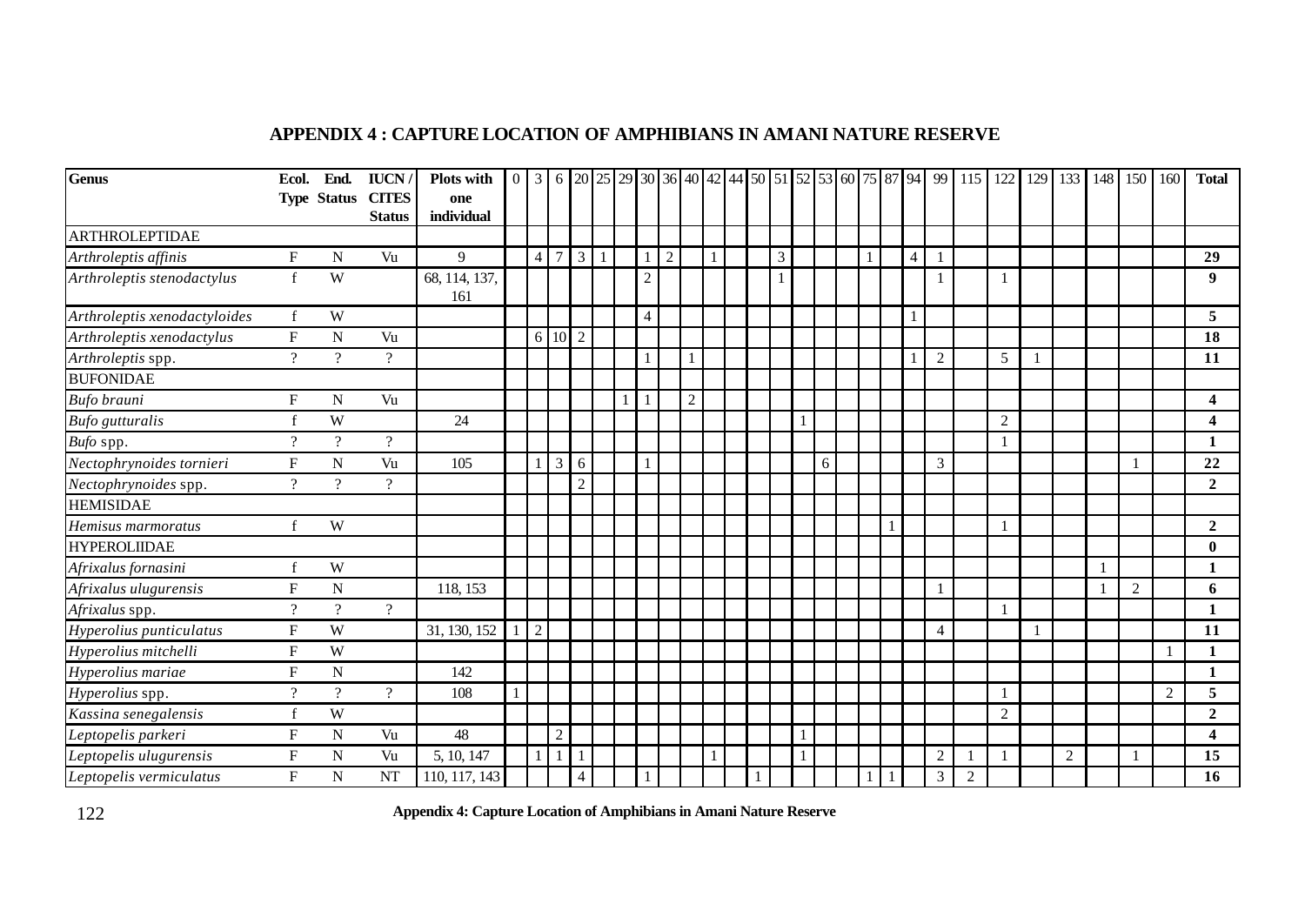## APPENDIX 4 : CAPTURE LOCATION OF AMPHIBIANS IN AMANI NATURE RESERVE

| Genus | Ecol. Type | End. Status | IUCN / CITES Status | Plots with one individual | 0 | 3 | 6 | 20 | 25 | 29 | 30 | 36 | 40 | 42 | 44 | 50 | 51 | 52 | 53 | 60 | 75 | 87 | 94 | 99 | 115 | 122 | 129 | 133 | 148 | 150 | 160 | Total |
|---|---|---|---|---|---|---|---|---|---|---|---|---|---|---|---|---|---|---|---|---|---|---|---|---|---|---|---|---|---|---|---|---|
| ARTHROLEPTIDAE | | | | | | | | | | | | | | | | | | | | | | | | | | | | | | | | |
| *Arthroleptis affinis* | F | N | Vu | 9 | | 4 | 7 | 3 | 1 | | 1 | 2 | | 1 | | | 3 | | | | 1 | | 4 | 1 | | | | | | | | **29** |
| *Arthroleptis stenodactylus* | f | W | | 68, 114, 137, 161 | | | | | | | 2 | | | | | | 1 | | | | | | | 1 | | 1 | | | | | | **9** |
| *Arthroleptis xenodactyloides* | f | W | | | | | | | | | 4 | | | | | | | | | | | | 1 | | | | | | | | | **5** |
| *Arthroleptis xenodactylus* | F | N | Vu | | | 6 | 10 | 2 | | | | | | | | | | | | | | | | | | | | | | | | **18** |
| *Arthroleptis* spp. | ? | ? | ? | | | | | | | | 1 | | 1 | | | | | | | | | | 1 | 2 | | 5 | 1 | | | | | **11** |
| BUFONIDAE | | | | | | | | | | | | | | | | | | | | | | | | | | | | | | | | |
| *Bufo brauni* | F | N | Vu | | | | | | | 1 | 1 | | 2 | | | | | | | | | | | | | | | | | | | **4** |
| *Bufo gutturalis* | f | W | | 24 | | | | | | | | | | | | | | 1 | | | | | | | | 2 | | | | | | **4** |
| *Bufo* spp. | ? | ? | ? | | | | | | | | | | | | | | | | | | | | | | | 1 | | | | | | **1** |
| *Nectophrynoides tornieri* | F | N | Vu | 105 | | 1 | 3 | 6 | | | 1 | | | | | | | | 6 | | | | | 3 | | | | | | 1 | | **22** |
| *Nectophrynoides* spp. | ? | ? | ? | | | | | 2 | | | | | | | | | | | | | | | | | | | | | | | | **2** |
| HEMISIDAE | | | | | | | | | | | | | | | | | | | | | | | | | | | | | | | | |
| *Hemisus marmoratus* | f | W | | | | | | | | | | | | | | | | | | | | 1 | | | | 1 | | | | | | **2** |
| HYPEROLIIDAE | | | | | | | | | | | | | | | | | | | | | | | | | | | | | | | | **0** |
| *Afrixalus fornasini* | f | W | | | | | | | | | | | | | | | | | | | | | | | | | | | 1 | | | **1** |
| *Afrixalus ulugurensis* | F | N | | 118, 153 | | | | | | | | | | | | | | | | | | | | 1 | | | | | 1 | 2 | | **6** |
| *Afrixalus* spp. | ? | ? | ? | | | | | | | | | | | | | | | | | | | | | | | 1 | | | | | | **1** |
| *Hyperolius punticulatus* | F | W | | 31, 130, 152 | 1 | 2 | | | | | | | | | | | | | | | | | | 4 | | | 1 | | | | | **11** |
| *Hyperolius mitchelli* | F | W | | | | | | | | | | | | | | | | | | | | | | | | | | | | | 1 | **1** |
| *Hyperolius mariae* | F | N | | 142 | | | | | | | | | | | | | | | | | | | | | | | | | | | | **1** |
| *Hyperolius* spp. | ? | ? | ? | 108 | 1 | | | | | | | | | | | | | | | | | | | | | 1 | | | | | 2 | **5** |
| *Kassina senegalensis* | f | W | | | | | | | | | | | | | | | | | | | | | | | | 2 | | | | | | **2** |
| *Leptopelis parkeri* | F | N | Vu | 48 | | | 2 | | | | | | | | | | | 1 | | | | | | | | | | | | | | **4** |
| *Leptopelis ulugurensis* | F | N | Vu | 5, 10, 147 | | 1 | 1 | 1 | | | | | | 1 | | | | 1 | | | | | | 2 | 1 | 1 | | 2 | | 1 | | **15** |
| *Leptopelis vermiculatus* | F | N | NT | 110, 117, 143 | | | | 4 | | | 1 | | | | | 1 | | | | | 1 | 1 | | 3 | 2 | | | | | | | **16** |

**Appendix 4: Capture Location of Amphibians in Amani Nature Reserve**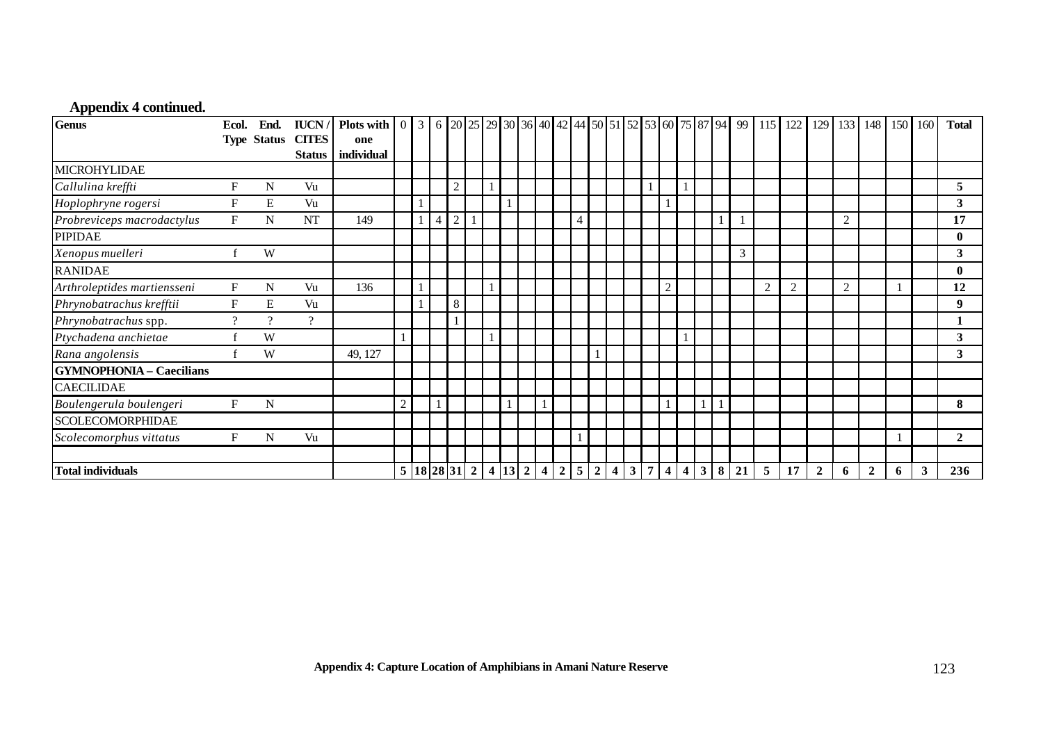**Appendix 4 continued.**

| Genus | Ecol. Type | End. Status | IUCN / CITES Status | Plots with one individual | 0 | 3 | 6 | 20 | 25 | 29 | 30 | 36 | 40 | 42 | 44 | 50 | 51 | 52 | 53 | 60 | 75 | 87 | 94 | 99 | 115 | 122 | 129 | 133 | 148 | 150 | 160 | Total |
|---|---|---|---|---|---|---|---|---|---|---|---|---|---|---|---|---|---|---|---|---|---|---|---|---|---|---|---|---|---|---|---|---|
| MICROHYLIDAE | | | | | | | | | | | | | | | | | | | | | | | | | | | | | | | | |
| *Callulina kreffti* | F | N | Vu | | | | | 2 | | 1 | | | | | | | | | 1 | | 1 | | | | | | | | | | | **5** |
| *Hoplophryne rogersi* | F | E | Vu | | | 1 | | | | | 1 | | | | | | | | | 1 | | | | | | | | | | | | **3** |
| *Probreviceps macrodactylus* | F | N | NT | 149 | | 1 | 4 | 2 | 1 | | | | | | 4 | | | | | | | | 1 | 1 | | | | 2 | | | | **17** |
| PIPIDAE | | | | | | | | | | | | | | | | | | | | | | | | | | | | | | | | **0** |
| *Xenopus muelleri* | f | W | | | | | | | | | | | | | | | | | | | | | | 3 | | | | | | | | **3** |
| RANIDAE | | | | | | | | | | | | | | | | | | | | | | | | | | | | | | | | **0** |
| *Arthroleptides martiensseni* | F | N | Vu | 136 | | 1 | | | | 1 | | | | | | | | | | 2 | | | | | 2 | 2 | | 2 | | 1 | | **12** |
| *Phrynobatrachus krefftii* | F | E | Vu | | | 1 | | 8 | | | | | | | | | | | | | | | | | | | | | | | | **9** |
| *Phrynobatrachus* spp. | ? | ? | ? | | | | | 1 | | | | | | | | | | | | | | | | | | | | | | | | **1** |
| *Ptychadena anchietae* | f | W | | | 1 | | | | | 1 | | | | | | | | | | | 1 | | | | | | | | | | | **3** |
| *Rana angolensis* | f | W | | 49, 127 | | | | | | | | | | | | 1 | | | | | | | | | | | | | | | | **3** |
| **GYMNOPHONIA – Caecilians** | | | | | | | | | | | | | | | | | | | | | | | | | | | | | | | | |
| CAECILIDAE | | | | | | | | | | | | | | | | | | | | | | | | | | | | | | | | |
| *Boulengerula boulengeri* | F | N | | | 2 | | 1 | | | | 1 | | 1 | | | | | | | 1 | | 1 | 1 | | | | | | | | | **8** |
| SCOLECOMORPHIDAE | | | | | | | | | | | | | | | | | | | | | | | | | | | | | | | | |
| *Scolecomorphus vittatus* | F | N | Vu | | | | | | | | | | | | 1 | | | | | | | | | | | | | | | 1 | | **2** |
| | | | | | | | | | | | | | | | | | | | | | | | | | | | | | | | | |
| **Total individuals** | | | | | **5** | **18** | **28** | **31** | **2** | **4** | **13** | **2** | **4** | **2** | **5** | **2** | **4** | **3** | **7** | **4** | **4** | **3** | **8** | **21** | **5** | **17** | **2** | **6** | **2** | **6** | **3** | **236** |

**Appendix 4: Capture Location of Amphibians in Amani Nature Reserve**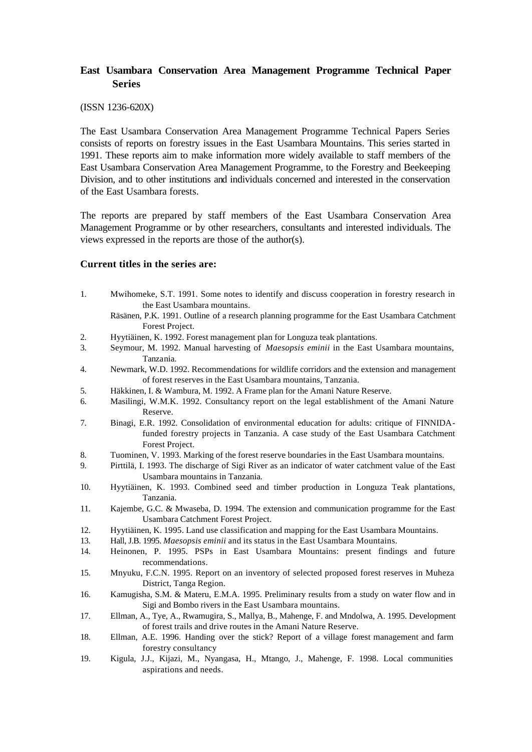**East Usambara Conservation Area Management Programme Technical Paper Series**

(ISSN 1236-620X)

The East Usambara Conservation Area Management Programme Technical Papers Series consists of reports on forestry issues in the East Usambara Mountains. This series started in 1991. These reports aim to make information more widely available to staff members of the East Usambara Conservation Area Management Programme, to the Forestry and Beekeeping Division, and to other institutions and individuals concerned and interested in the conservation of the East Usambara forests.

The reports are prepared by staff members of the East Usambara Conservation Area Management Programme or by other researchers, consultants and interested individuals. The views expressed in the reports are those of the author(s).

**Current titles in the series are:**

1. Mwihomeke, S.T. 1991. Some notes to identify and discuss cooperation in forestry research in the East Usambara mountains.
   Räsänen, P.K. 1991. Outline of a research planning programme for the East Usambara Catchment Forest Project.
2. Hyytiäinen, K. 1992. Forest management plan for Longuza teak plantations.
3. Seymour, M. 1992. Manual harvesting of *Maesopsis eminii* in the East Usambara mountains, Tanzania.
4. Newmark, W.D. 1992. Recommendations for wildlife corridors and the extension and management of forest reserves in the East Usambara mountains, Tanzania.
5. Häkkinen, I. & Wambura, M. 1992. A Frame plan for the Amani Nature Reserve.
6. Masilingi, W.M.K. 1992. Consultancy report on the legal establishment of the Amani Nature Reserve.
7. Binagi, E.R. 1992. Consolidation of environmental education for adults: critique of FINNIDA-funded forestry projects in Tanzania. A case study of the East Usambara Catchment Forest Project.
8. Tuominen, V. 1993. Marking of the forest reserve boundaries in the East Usambara mountains.
9. Pirttilä, I. 1993. The discharge of Sigi River as an indicator of water catchment value of the East Usambara mountains in Tanzania.
10. Hyytiäinen, K. 1993. Combined seed and timber production in Longuza Teak plantations, Tanzania.
11. Kajembe, G.C. & Mwaseba, D. 1994. The extension and communication programme for the East Usambara Catchment Forest Project.
12. Hyytiäinen, K. 1995. Land use classification and mapping for the East Usambara Mountains.
13. Hall, J.B. 1995. *Maesopsis eminii* and its status in the East Usambara Mountains.
14. Heinonen, P. 1995. PSPs in East Usambara Mountains: present findings and future recommendations.
15. Mnyuku, F.C.N. 1995. Report on an inventory of selected proposed forest reserves in Muheza District, Tanga Region.
16. Kamugisha, S.M. & Materu, E.M.A. 1995. Preliminary results from a study on water flow and in Sigi and Bombo rivers in the East Usambara mountains.
17. Ellman, A., Tye, A., Rwamugira, S., Mallya, B., Mahenge, F. and Mndolwa, A. 1995. Development of forest trails and drive routes in the Amani Nature Reserve.
18. Ellman, A.E. 1996. Handing over the stick? Report of a village forest management and farm forestry consultancy
19. Kigula, J.J., Kijazi, M., Nyangasa, H., Mtango, J., Mahenge, F. 1998. Local communities aspirations and needs.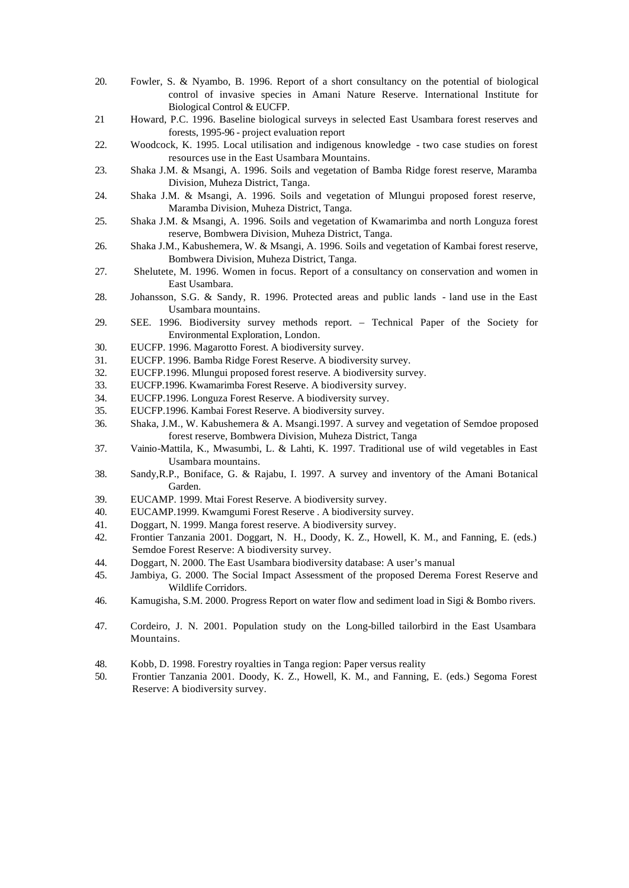20. Fowler, S. & Nyambo, B. 1996. Report of a short consultancy on the potential of biological control of invasive species in Amani Nature Reserve. International Institute for Biological Control & EUCFP.
21 Howard, P.C. 1996. Baseline biological surveys in selected East Usambara forest reserves and forests, 1995-96 - project evaluation report
22. Woodcock, K. 1995. Local utilisation and indigenous knowledge - two case studies on forest resources use in the East Usambara Mountains.
23. Shaka J.M. & Msangi, A. 1996. Soils and vegetation of Bamba Ridge forest reserve, Maramba Division, Muheza District, Tanga.
24. Shaka J.M. & Msangi, A. 1996. Soils and vegetation of Mlungui proposed forest reserve, Maramba Division, Muheza District, Tanga.
25. Shaka J.M. & Msangi, A. 1996. Soils and vegetation of Kwamarimba and north Longuza forest reserve, Bombwera Division, Muheza District, Tanga.
26. Shaka J.M., Kabushemera, W. & Msangi, A. 1996. Soils and vegetation of Kambai forest reserve, Bombwera Division, Muheza District, Tanga.
27. Shelutete, M. 1996. Women in focus. Report of a consultancy on conservation and women in East Usambara.
28. Johansson, S.G. & Sandy, R. 1996. Protected areas and public lands - land use in the East Usambara mountains.
29. SEE. 1996. Biodiversity survey methods report. – Technical Paper of the Society for Environmental Exploration, London.
30. EUCFP. 1996. Magarotto Forest. A biodiversity survey.
31. EUCFP. 1996. Bamba Ridge Forest Reserve. A biodiversity survey.
32. EUCFP.1996. Mlungui proposed forest reserve. A biodiversity survey.
33. EUCFP.1996. Kwamarimba Forest Reserve. A biodiversity survey.
34. EUCFP.1996. Longuza Forest Reserve. A biodiversity survey.
35. EUCFP.1996. Kambai Forest Reserve. A biodiversity survey.
36. Shaka, J.M., W. Kabushemera & A. Msangi.1997. A survey and vegetation of Semdoe proposed forest reserve, Bombwera Division, Muheza District, Tanga
37. Vainio-Mattila, K., Mwasumbi, L. & Lahti, K. 1997. Traditional use of wild vegetables in East Usambara mountains.
38. Sandy,R.P., Boniface, G. & Rajabu, I. 1997. A survey and inventory of the Amani Botanical Garden.
39. EUCAMP. 1999. Mtai Forest Reserve. A biodiversity survey.
40. EUCAMP.1999. Kwamgumi Forest Reserve . A biodiversity survey.
41. Doggart, N. 1999. Manga forest reserve. A biodiversity survey.
42. Frontier Tanzania 2001. Doggart, N. H., Doody, K. Z., Howell, K. M., and Fanning, E. (eds.) Semdoe Forest Reserve: A biodiversity survey.
44. Doggart, N. 2000. The East Usambara biodiversity database: A user's manual
45. Jambiya, G. 2000. The Social Impact Assessment of the proposed Derema Forest Reserve and Wildlife Corridors.
46. Kamugisha, S.M. 2000. Progress Report on water flow and sediment load in Sigi & Bombo rivers.
47. Cordeiro, J. N. 2001. Population study on the Long-billed tailorbird in the East Usambara Mountains.
48. Kobb, D. 1998. Forestry royalties in Tanga region: Paper versus reality
50. Frontier Tanzania 2001. Doody, K. Z., Howell, K. M., and Fanning, E. (eds.) Segoma Forest Reserve: A biodiversity survey.